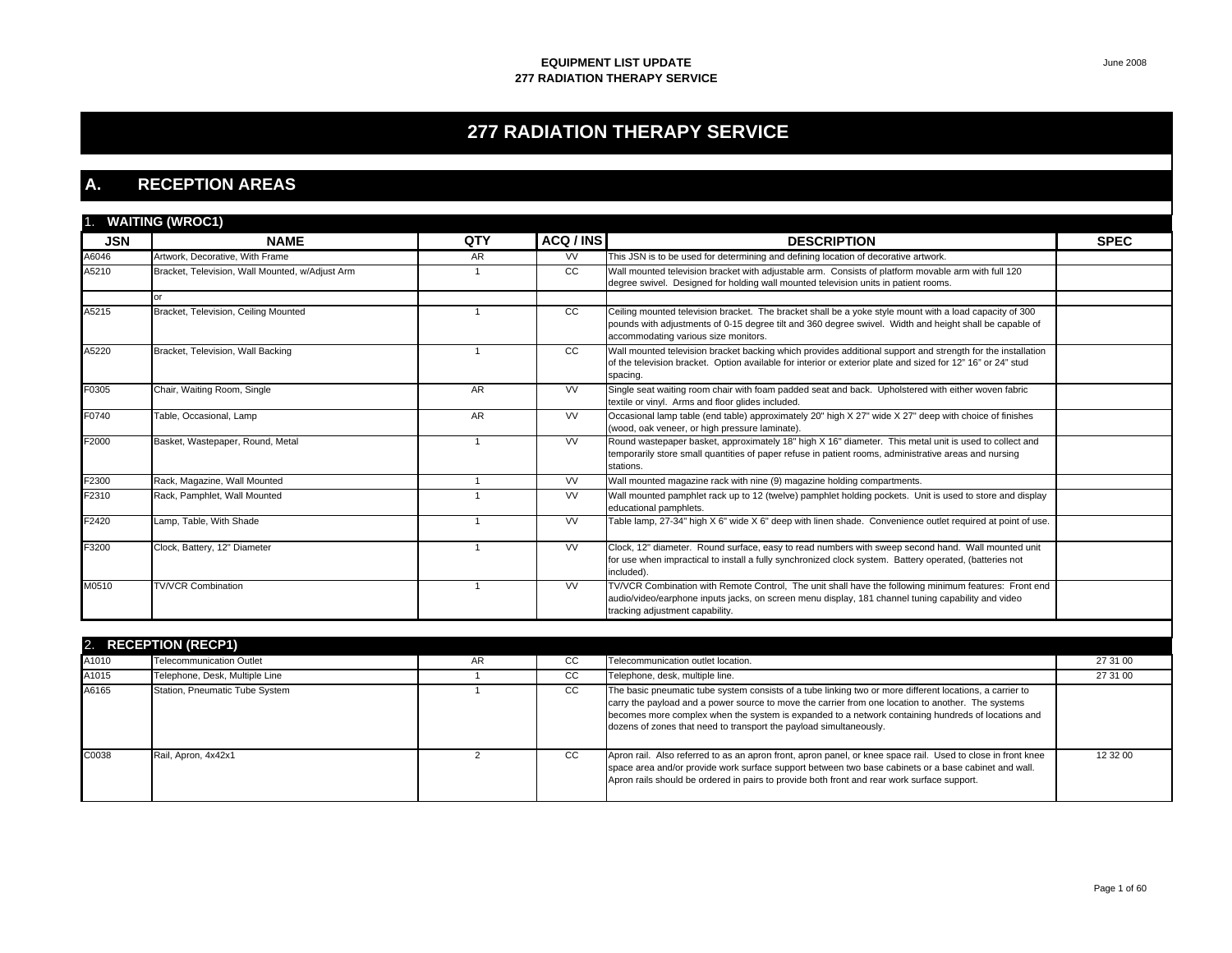# 277 RADIATION THERAPY SERVICE

## A. RECEPTION AREAS

### 1. WAITING (WROC1)

| JSN | NAME | QTY | ACQ / INS | DESCRIPTION | SPEC |
|---|---|---|---|---|---|
| A6046 | Artwork, Decorative, With Frame | AR | VV | This JSN is to be used for determining and defining location of decorative artwork. | |
| A5210 | Bracket, Television, Wall Mounted, w/Adjust Arm | 1 | CC | Wall mounted television bracket with adjustable arm. Consists of platform movable arm with full 120 degree swivel. Designed for holding wall mounted television units in patient rooms. | |
| | or | | | | |
| A5215 | Bracket, Television, Ceiling Mounted | 1 | CC | Ceiling mounted television bracket. The bracket shall be a yoke style mount with a load capacity of 300 pounds with adjustments of 0-15 degree tilt and 360 degree swivel. Width and height shall be capable of accommodating various size monitors. | |
| A5220 | Bracket, Television, Wall Backing | 1 | CC | Wall mounted television bracket backing which provides additional support and strength for the installation of the television bracket. Option available for interior or exterior plate and sized for 12" 16" or 24" stud spacing. | |
| F0305 | Chair, Waiting Room, Single | AR | VV | Single seat waiting room chair with foam padded seat and back. Upholstered with either woven fabric textile or vinyl. Arms and floor glides included. | |
| F0740 | Table, Occasional, Lamp | AR | VV | Occasional lamp table (end table) approximately 20" high X 27" wide X 27" deep with choice of finishes (wood, oak veneer, or high pressure laminate). | |
| F2000 | Basket, Wastepaper, Round, Metal | 1 | VV | Round wastepaper basket, approximately 18" high X 16" diameter. This metal unit is used to collect and temporarily store small quantities of paper refuse in patient rooms, administrative areas and nursing stations. | |
| F2300 | Rack, Magazine, Wall Mounted | 1 | VV | Wall mounted magazine rack with nine (9) magazine holding compartments. | |
| F2310 | Rack, Pamphlet, Wall Mounted | 1 | VV | Wall mounted pamphlet rack up to 12 (twelve) pamphlet holding pockets. Unit is used to store and display educational pamphlets. | |
| F2420 | Lamp, Table, With Shade | 1 | VV | Table lamp, 27-34" high X 6" wide X 6" deep with linen shade. Convenience outlet required at point of use. | |
| F3200 | Clock, Battery, 12" Diameter | 1 | VV | Clock, 12" diameter. Round surface, easy to read numbers with sweep second hand. Wall mounted unit for use when impractical to install a fully synchronized clock system. Battery operated, (batteries not included). | |
| M0510 | TV/VCR Combination | 1 | VV | TV/VCR Combination with Remote Control, The unit shall have the following minimum features: Front end audio/video/earphone inputs jacks, on screen menu display, 181 channel tuning capability and video tracking adjustment capability. | |

### 2. RECEPTION (RECP1)

| JSN | NAME | QTY | ACQ / INS | DESCRIPTION | SPEC |
|---|---|---|---|---|---|
| A1010 | Telecommunication Outlet | AR | CC | Telecommunication outlet location. | 27 31 00 |
| A1015 | Telephone, Desk, Multiple Line | 1 | CC | Telephone, desk, multiple line. | 27 31 00 |
| A6165 | Station, Pneumatic Tube System | 1 | CC | The basic pneumatic tube system consists of a tube linking two or more different locations, a carrier to carry the payload and a power source to move the carrier from one location to another. The systems becomes more complex when the system is expanded to a network containing hundreds of locations and dozens of zones that need to transport the payload simultaneously. | |
| C0038 | Rail, Apron, 4x42x1 | 2 | CC | Apron rail. Also referred to as an apron front, apron panel, or knee space rail. Used to close in front knee space area and/or provide work surface support between two base cabinets or a base cabinet and wall. Apron rails should be ordered in pairs to provide both front and rear work surface support. | 12 32 00 |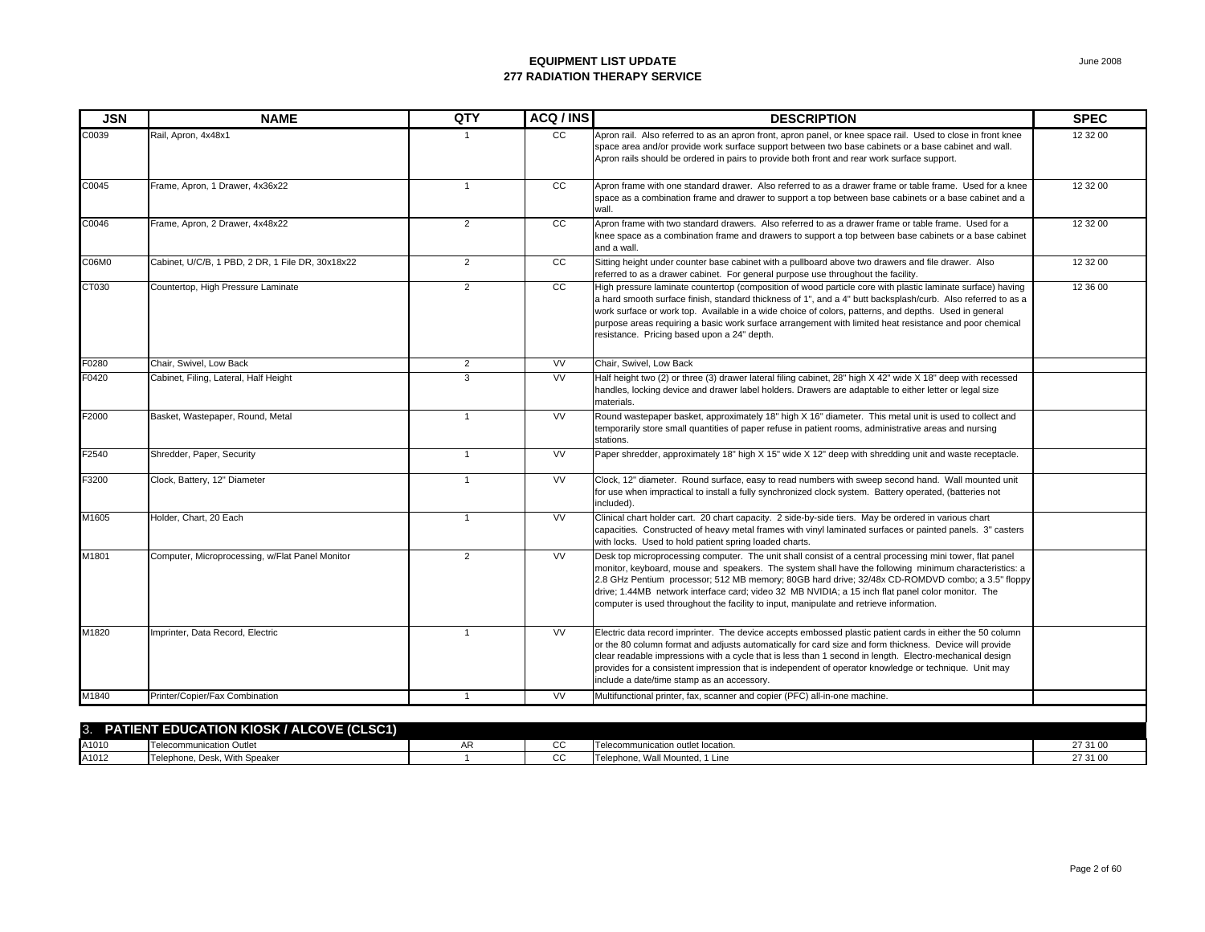# EQUIPMENT LIST UPDATE
## 277 RADIATION THERAPY SERVICE

June 2008

| JSN | NAME | QTY | ACQ / INS | DESCRIPTION | SPEC |
|---|---|---|---|---|---|
| C0039 | Rail, Apron, 4x48x1 | 1 | CC | Apron rail. Also referred to as an apron front, apron panel, or knee space rail. Used to close in front knee space area and/or provide work surface support between two base cabinets or a base cabinet and wall. Apron rails should be ordered in pairs to provide both front and rear work surface support. | 12 32 00 |
| C0045 | Frame, Apron, 1 Drawer, 4x36x22 | 1 | CC | Apron frame with one standard drawer. Also referred to as a drawer frame or table frame. Used for a knee space as a combination frame and drawer to support a top between base cabinets or a base cabinet and a wall. | 12 32 00 |
| C0046 | Frame, Apron, 2 Drawer, 4x48x22 | 2 | CC | Apron frame with two standard drawers. Also referred to as a drawer frame or table frame. Used for a knee space as a combination frame and drawers to support a top between base cabinets or a base cabinet and a wall. | 12 32 00 |
| C06M0 | Cabinet, U/C/B, 1 PBD, 2 DR, 1 File DR, 30x18x22 | 2 | CC | Sitting height under counter base cabinet with a pullboard above two drawers and file drawer. Also referred to as a drawer cabinet. For general purpose use throughout the facility. | 12 32 00 |
| CT030 | Countertop, High Pressure Laminate | 2 | CC | High pressure laminate countertop (composition of wood particle core with plastic laminate surface) having a hard smooth surface finish, standard thickness of 1", and a 4" butt backsplash/curb. Also referred to as a work surface or work top. Available in a wide choice of colors, patterns, and depths. Used in general purpose areas requiring a basic work surface arrangement with limited heat resistance and poor chemical resistance. Pricing based upon a 24" depth. | 12 36 00 |
| F0280 | Chair, Swivel, Low Back | 2 | VV | Chair, Swivel, Low Back | |
| F0420 | Cabinet, Filing, Lateral, Half Height | 3 | VV | Half height two (2) or three (3) drawer lateral filing cabinet, 28" high X 42" wide X 18" deep with recessed handles, locking device and drawer label holders. Drawers are adaptable to either letter or legal size materials. | |
| F2000 | Basket, Wastepaper, Round, Metal | 1 | VV | Round wastepaper basket, approximately 18" high X 16" diameter. This metal unit is used to collect and temporarily store small quantities of paper refuse in patient rooms, administrative areas and nursing stations. | |
| F2540 | Shredder, Paper, Security | 1 | VV | Paper shredder, approximately 18" high X 15" wide X 12" deep with shredding unit and waste receptacle. | |
| F3200 | Clock, Battery, 12" Diameter | 1 | VV | Clock, 12" diameter. Round surface, easy to read numbers with sweep second hand. Wall mounted unit for use when impractical to install a fully synchronized clock system. Battery operated, (batteries not included). | |
| M1605 | Holder, Chart, 20 Each | 1 | VV | Clinical chart holder cart. 20 chart capacity. 2 side-by-side tiers. May be ordered in various chart capacities. Constructed of heavy metal frames with vinyl laminated surfaces or painted panels. 3" casters with locks. Used to hold patient spring loaded charts. | |
| M1801 | Computer, Microprocessing, w/Flat Panel Monitor | 2 | VV | Desk top microprocessing computer. The unit shall consist of a central processing mini tower, flat panel monitor, keyboard, mouse and speakers. The system shall have the following minimum characteristics: a 2.8 GHz Pentium processor; 512 MB memory; 80GB hard drive; 32/48x CD-ROMDVD combo; a 3.5" floppy drive; 1.44MB network interface card; video 32 MB NVIDIA; a 15 inch flat panel color monitor. The computer is used throughout the facility to input, manipulate and retrieve information. | |
| M1820 | Imprinter, Data Record, Electric | 1 | VV | Electric data record imprinter. The device accepts embossed plastic patient cards in either the 50 column or the 80 column format and adjusts automatically for card size and form thickness. Device will provide clear readable impressions with a cycle that is less than 1 second in length. Electro-mechanical design provides for a consistent impression that is independent of operator knowledge or technique. Unit may include a date/time stamp as an accessory. | |
| M1840 | Printer/Copier/Fax Combination | 1 | VV | Multifunctional printer, fax, scanner and copier (PFC) all-in-one machine. | |
| **3. PATIENT EDUCATION KIOSK / ALCOVE (CLSC1)** | | | | | |
| A1010 | Telecommunication Outlet | AR | CC | Telecommunication outlet location. | 27 31 00 |
| A1012 | Telephone, Desk, With Speaker | 1 | CC | Telephone, Wall Mounted, 1 Line | 27 31 00 |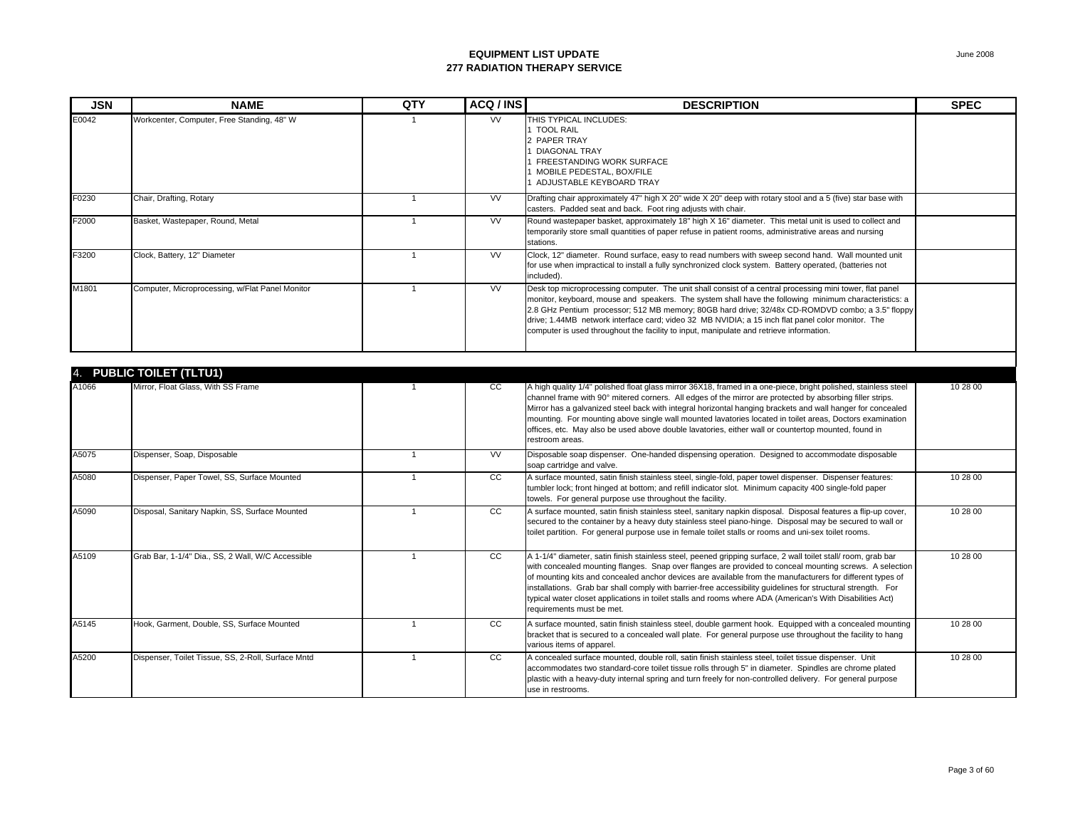# EQUIPMENT LIST UPDATE
## 277 RADIATION THERAPY SERVICE

June 2008

| JSN | NAME | QTY | ACQ / INS | DESCRIPTION | SPEC |
|---|---|---|---|---|---|
| E0042 | Workcenter, Computer, Free Standing, 48" W | 1 | VV | THIS TYPICAL INCLUDES:<br>1 TOOL RAIL<br>2 PAPER TRAY<br>1 DIAGONAL TRAY<br>1 FREESTANDING WORK SURFACE<br>1 MOBILE PEDESTAL, BOX/FILE<br>1 ADJUSTABLE KEYBOARD TRAY | |
| F0230 | Chair, Drafting, Rotary | 1 | VV | Drafting chair approximately 47" high X 20" wide X 20" deep with rotary stool and a 5 (five) star base with casters. Padded seat and back. Foot ring adjusts with chair. | |
| F2000 | Basket, Wastepaper, Round, Metal | 1 | VV | Round wastepaper basket, approximately 18" high X 16" diameter. This metal unit is used to collect and temporarily store small quantities of paper refuse in patient rooms, administrative areas and nursing stations. | |
| F3200 | Clock, Battery, 12" Diameter | 1 | VV | Clock, 12" diameter. Round surface, easy to read numbers with sweep second hand. Wall mounted unit for use when impractical to install a fully synchronized clock system. Battery operated, (batteries not included). | |
| M1801 | Computer, Microprocessing, w/Flat Panel Monitor | 1 | VV | Desk top microprocessing computer. The unit shall consist of a central processing mini tower, flat panel monitor, keyboard, mouse and speakers. The system shall have the following minimum characteristics: a 2.8 GHz Pentium processor; 512 MB memory; 80GB hard drive; 32/48x CD-ROMDVD combo; a 3.5" floppy drive; 1.44MB network interface card; video 32 MB NVIDIA; a 15 inch flat panel color monitor. The computer is used throughout the facility to input, manipulate and retrieve information. | |
| **4. PUBLIC TOILET (TLTU1)** | | | | | |
| A1066 | Mirror, Float Glass, With SS Frame | 1 | CC | A high quality 1/4" polished float glass mirror 36X18, framed in a one-piece, bright polished, stainless steel channel frame with 90° mitered corners. All edges of the mirror are protected by absorbing filler strips. Mirror has a galvanized steel back with integral horizontal hanging brackets and wall hanger for concealed mounting. For mounting above single wall mounted lavatories located in toilet areas, Doctors examination offices, etc. May also be used above double lavatories, either wall or countertop mounted, found in restroom areas. | 10 28 00 |
| A5075 | Dispenser, Soap, Disposable | 1 | VV | Disposable soap dispenser. One-handed dispensing operation. Designed to accommodate disposable soap cartridge and valve. | |
| A5080 | Dispenser, Paper Towel, SS, Surface Mounted | 1 | CC | A surface mounted, satin finish stainless steel, single-fold, paper towel dispenser. Dispenser features: tumbler lock; front hinged at bottom; and refill indicator slot. Minimum capacity 400 single-fold paper towels. For general purpose use throughout the facility. | 10 28 00 |
| A5090 | Disposal, Sanitary Napkin, SS, Surface Mounted | 1 | CC | A surface mounted, satin finish stainless steel, sanitary napkin disposal. Disposal features a flip-up cover, secured to the container by a heavy duty stainless steel piano-hinge. Disposal may be secured to wall or toilet partition. For general purpose use in female toilet stalls or rooms and uni-sex toilet rooms. | 10 28 00 |
| A5109 | Grab Bar, 1-1/4" Dia., SS, 2 Wall, W/C Accessible | 1 | CC | A 1-1/4" diameter, satin finish stainless steel, peened gripping surface, 2 wall toilet stall/ room, grab bar with concealed mounting flanges. Snap over flanges are provided to conceal mounting screws. A selection of mounting kits and concealed anchor devices are available from the manufacturers for different types of installations. Grab bar shall comply with barrier-free accessibility guidelines for structural strength. For typical water closet applications in toilet stalls and rooms where ADA (American's With Disabilities Act) requirements must be met. | 10 28 00 |
| A5145 | Hook, Garment, Double, SS, Surface Mounted | 1 | CC | A surface mounted, satin finish stainless steel, double garment hook. Equipped with a concealed mounting bracket that is secured to a concealed wall plate. For general purpose use throughout the facility to hang various items of apparel. | 10 28 00 |
| A5200 | Dispenser, Toilet Tissue, SS, 2-Roll, Surface Mntd | 1 | CC | A concealed surface mounted, double roll, satin finish stainless steel, toilet tissue dispenser. Unit accommodates two standard-core toilet tissue rolls through 5" in diameter. Spindles are chrome plated plastic with a heavy-duty internal spring and turn freely for non-controlled delivery. For general purpose use in restrooms. | 10 28 00 |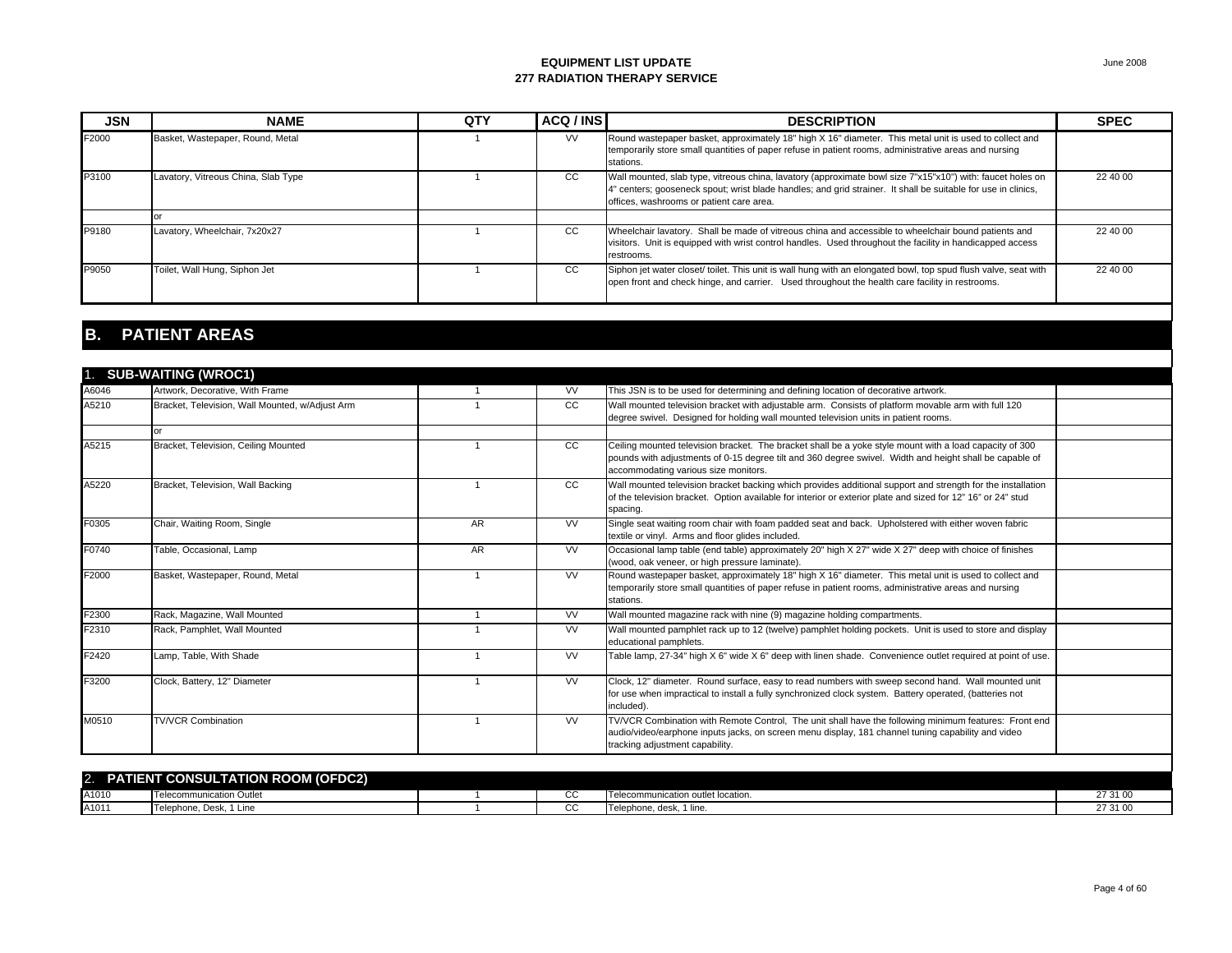# EQUIPMENT LIST UPDATE
## 277 RADIATION THERAPY SERVICE

| JSN | NAME | QTY | ACQ / INS | DESCRIPTION | SPEC |
|---|---|---|---|---|---|
| F2000 | Basket, Wastepaper, Round, Metal | 1 | VV | Round wastepaper basket, approximately 18" high X 16" diameter. This metal unit is used to collect and temporarily store small quantities of paper refuse in patient rooms, administrative areas and nursing stations. | |
| P3100 | Lavatory, Vitreous China, Slab Type | 1 | CC | Wall mounted, slab type, vitreous china, lavatory (approximate bowl size 7"x15"x10") with: faucet holes on 4" centers; gooseneck spout; wrist blade handles; and grid strainer. It shall be suitable for use in clinics, offices, washrooms or patient care area. | 22 40 00 |
| | or | | | | |
| P9180 | Lavatory, Wheelchair, 7x20x27 | 1 | CC | Wheelchair lavatory. Shall be made of vitreous china and accessible to wheelchair bound patients and visitors. Unit is equipped with wrist control handles. Used throughout the facility in handicapped access restrooms. | 22 40 00 |
| P9050 | Toilet, Wall Hung, Siphon Jet | 1 | CC | Siphon jet water closet/ toilet. This unit is wall hung with an elongated bowl, top spud flush valve, seat with open front and check hinge, and carrier. Used throughout the health care facility in restrooms. | 22 40 00 |

## B. PATIENT AREAS

### 1. SUB-WAITING (WROC1)

| JSN | NAME | QTY | ACQ / INS | DESCRIPTION | SPEC |
|---|---|---|---|---|---|
| A6046 | Artwork, Decorative, With Frame | 1 | VV | This JSN is to be used for determining and defining location of decorative artwork. | |
| A5210 | Bracket, Television, Wall Mounted, w/Adjust Arm | 1 | CC | Wall mounted television bracket with adjustable arm. Consists of platform movable arm with full 120 degree swivel. Designed for holding wall mounted television units in patient rooms. | |
| | or | | | | |
| A5215 | Bracket, Television, Ceiling Mounted | 1 | CC | Ceiling mounted television bracket. The bracket shall be a yoke style mount with a load capacity of 300 pounds with adjustments of 0-15 degree tilt and 360 degree swivel. Width and height shall be capable of accommodating various size monitors. | |
| A5220 | Bracket, Television, Wall Backing | 1 | CC | Wall mounted television bracket backing which provides additional support and strength for the installation of the television bracket. Option available for interior or exterior plate and sized for 12" 16" or 24" stud spacing. | |
| F0305 | Chair, Waiting Room, Single | AR | VV | Single seat waiting room chair with foam padded seat and back. Upholstered with either woven fabric textile or vinyl. Arms and floor glides included. | |
| F0740 | Table, Occasional, Lamp | AR | VV | Occasional lamp table (end table) approximately 20" high X 27" wide X 27" deep with choice of finishes (wood, oak veneer, or high pressure laminate). | |
| F2000 | Basket, Wastepaper, Round, Metal | 1 | VV | Round wastepaper basket, approximately 18" high X 16" diameter. This metal unit is used to collect and temporarily store small quantities of paper refuse in patient rooms, administrative areas and nursing stations. | |
| F2300 | Rack, Magazine, Wall Mounted | 1 | VV | Wall mounted magazine rack with nine (9) magazine holding compartments. | |
| F2310 | Rack, Pamphlet, Wall Mounted | 1 | VV | Wall mounted pamphlet rack up to 12 (twelve) pamphlet holding pockets. Unit is used to store and display educational pamphlets. | |
| F2420 | Lamp, Table, With Shade | 1 | VV | Table lamp, 27-34" high X 6" wide X 6" deep with linen shade. Convenience outlet required at point of use. | |
| F3200 | Clock, Battery, 12" Diameter | 1 | VV | Clock, 12" diameter. Round surface, easy to read numbers with sweep second hand. Wall mounted unit for use when impractical to install a fully synchronized clock system. Battery operated, (batteries not included). | |
| M0510 | TV/VCR Combination | 1 | VV | TV/VCR Combination with Remote Control, The unit shall have the following minimum features: Front end audio/video/earphone inputs jacks, on screen menu display, 181 channel tuning capability and video tracking adjustment capability. | |

### 2. PATIENT CONSULTATION ROOM (OFDC2)

| JSN | NAME | QTY | ACQ / INS | DESCRIPTION | SPEC |
|---|---|---|---|---|---|
| A1010 | Telecommunication Outlet | 1 | CC | Telecommunication outlet location. | 27 31 00 |
| A1011 | Telephone, Desk, 1 Line | 1 | CC | Telephone, desk, 1 line. | 27 31 00 |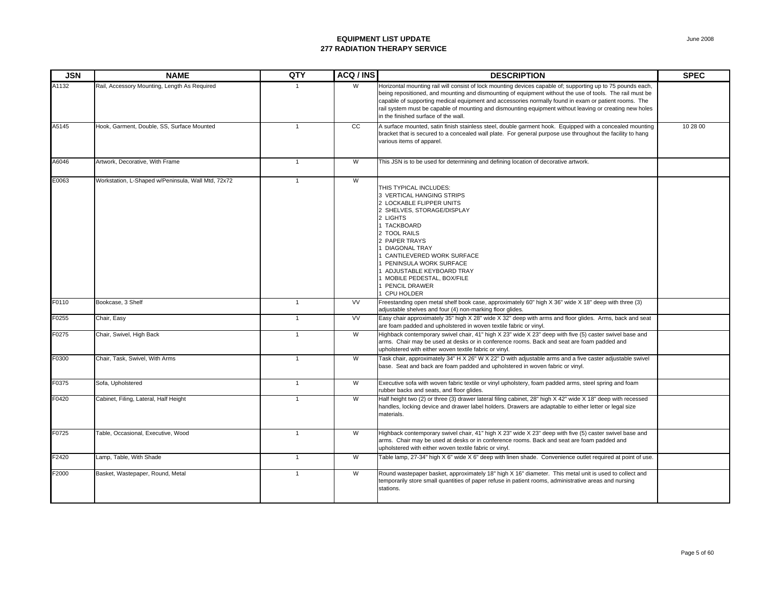# EQUIPMENT LIST UPDATE
## 277 RADIATION THERAPY SERVICE

June 2008

| JSN | NAME | QTY | ACQ / INS | DESCRIPTION | SPEC |
|---|---|---|---|---|---|
| A1132 | Rail, Accessory Mounting, Length As Required | 1 | W | Horizontal mounting rail will consist of lock mounting devices capable of; supporting up to 75 pounds each, being repositioned, and mounting and dismounting of equipment without the use of tools. The rail must be capable of supporting medical equipment and accessories normally found in exam or patient rooms. The rail system must be capable of mounting and dismounting equipment without leaving or creating new holes in the finished surface of the wall. | |
| A5145 | Hook, Garment, Double, SS, Surface Mounted | 1 | CC | A surface mounted, satin finish stainless steel, double garment hook. Equipped with a concealed mounting bracket that is secured to a concealed wall plate. For general purpose use throughout the facility to hang various items of apparel. | 10 28 00 |
| A6046 | Artwork, Decorative, With Frame | 1 | W | This JSN is to be used for determining and defining location of decorative artwork. | |
| E0063 | Workstation, L-Shaped w/Peninsula, Wall Mtd, 72x72 | 1 | W | THIS TYPICAL INCLUDES:<br>3 VERTICAL HANGING STRIPS<br>2 LOCKABLE FLIPPER UNITS<br>2 SHELVES, STORAGE/DISPLAY<br>2 LIGHTS<br>1 TACKBOARD<br>2 TOOL RAILS<br>2 PAPER TRAYS<br>1 DIAGONAL TRAY<br>1 CANTILEVERED WORK SURFACE<br>1 PENINSULA WORK SURFACE<br>1 ADJUSTABLE KEYBOARD TRAY<br>1 MOBILE PEDESTAL, BOX/FILE<br>1 PENCIL DRAWER<br>1 CPU HOLDER | |
| F0110 | Bookcase, 3 Shelf | 1 | VV | Freestanding open metal shelf book case, approximately 60" high X 36" wide X 18" deep with three (3) adjustable shelves and four (4) non-marking floor glides. | |
| F0255 | Chair, Easy | 1 | VV | Easy chair approximately 35" high X 28" wide X 32" deep with arms and floor glides. Arms, back and seat are foam padded and upholstered in woven textile fabric or vinyl. | |
| F0275 | Chair, Swivel, High Back | 1 | W | Highback contemporary swivel chair, 41" high X 23" wide X 23" deep with five (5) caster swivel base and arms. Chair may be used at desks or in conference rooms. Back and seat are foam padded and upholstered with either woven textile fabric or vinyl. | |
| F0300 | Chair, Task, Swivel, With Arms | 1 | W | Task chair, approximately 34" H X 26" W X 22" D with adjustable arms and a five caster adjustable swivel base. Seat and back are foam padded and upholstered in woven fabric or vinyl. | |
| F0375 | Sofa, Upholstered | 1 | W | Executive sofa with woven fabric textile or vinyl upholstery, foam padded arms, steel spring and foam rubber backs and seats, and floor glides. | |
| F0420 | Cabinet, Filing, Lateral, Half Height | 1 | W | Half height two (2) or three (3) drawer lateral filing cabinet, 28" high X 42" wide X 18" deep with recessed handles, locking device and drawer label holders. Drawers are adaptable to either letter or legal size materials. | |
| F0725 | Table, Occasional, Executive, Wood | 1 | W | Highback contemporary swivel chair, 41" high X 23" wide X 23" deep with five (5) caster swivel base and arms. Chair may be used at desks or in conference rooms. Back and seat are foam padded and upholstered with either woven textile fabric or vinyl. | |
| F2420 | Lamp, Table, With Shade | 1 | W | Table lamp, 27-34" high X 6" wide X 6" deep with linen shade. Convenience outlet required at point of use. | |
| F2000 | Basket, Wastepaper, Round, Metal | 1 | W | Round wastepaper basket, approximately 18" high X 16" diameter. This metal unit is used to collect and temporarily store small quantities of paper refuse in patient rooms, administrative areas and nursing stations. | |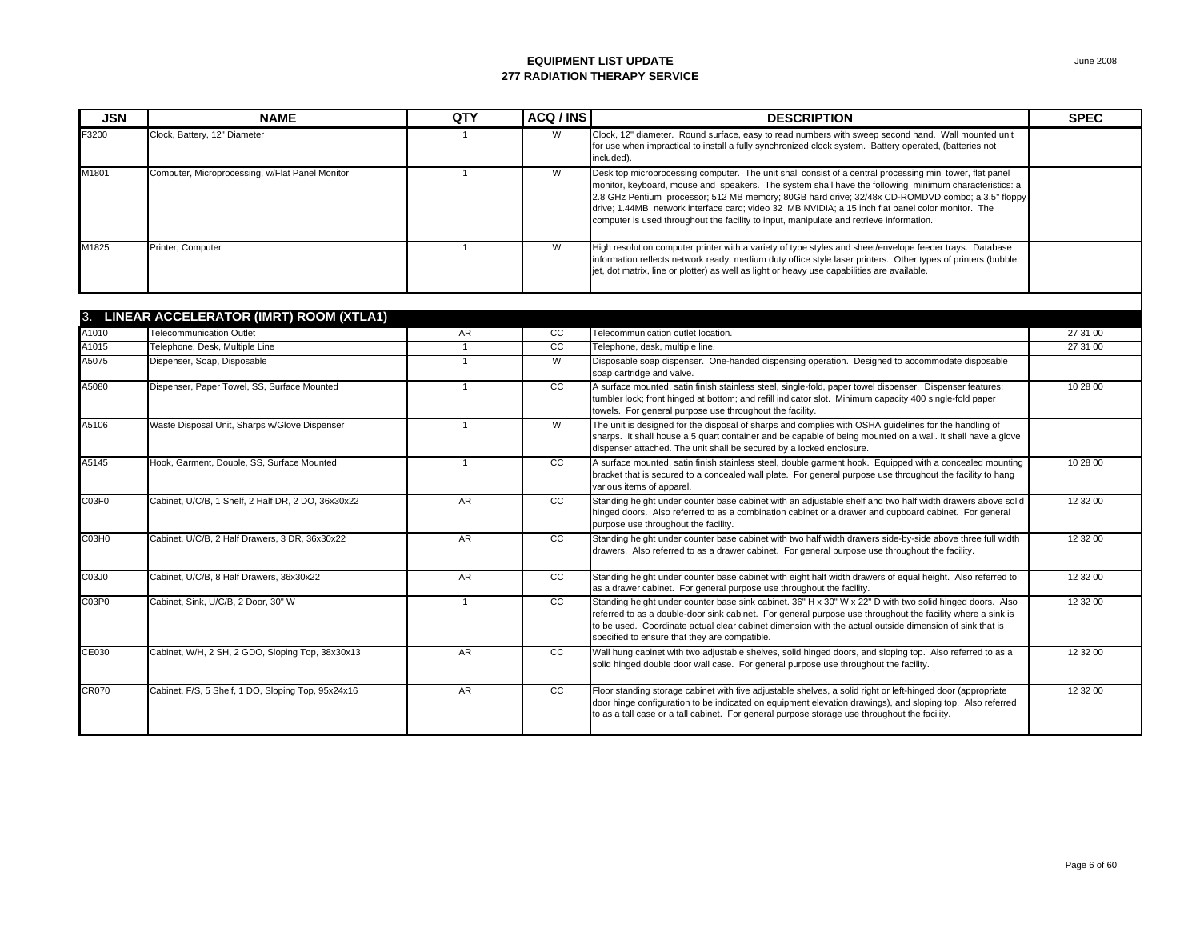# EQUIPMENT LIST UPDATE
## 277 RADIATION THERAPY SERVICE

| JSN | NAME | QTY | ACQ / INS | DESCRIPTION | SPEC |
|---|---|---|---|---|---|
| F3200 | Clock, Battery, 12" Diameter | 1 | W | Clock, 12" diameter. Round surface, easy to read numbers with sweep second hand. Wall mounted unit for use when impractical to install a fully synchronized clock system. Battery operated, (batteries not included). | |
| M1801 | Computer, Microprocessing, w/Flat Panel Monitor | 1 | W | Desk top microprocessing computer. The unit shall consist of a central processing mini tower, flat panel monitor, keyboard, mouse and speakers. The system shall have the following minimum characteristics: a 2.8 GHz Pentium processor; 512 MB memory; 80GB hard drive; 32/48x CD-ROMDVD combo; a 3.5" floppy drive; 1.44MB network interface card; video 32 MB NVIDIA; a 15 inch flat panel color monitor. The computer is used throughout the facility to input, manipulate and retrieve information. | |
| M1825 | Printer, Computer | 1 | W | High resolution computer printer with a variety of type styles and sheet/envelope feeder trays. Database information reflects network ready, medium duty office style laser printers. Other types of printers (bubble jet, dot matrix, line or plotter) as well as light or heavy use capabilities are available. | |

## 3. LINEAR ACCELERATOR (IMRT) ROOM (XTLA1)

| JSN | NAME | QTY | ACQ / INS | DESCRIPTION | SPEC |
|---|---|---|---|---|---|
| A1010 | Telecommunication Outlet | AR | CC | Telecommunication outlet location. | 27 31 00 |
| A1015 | Telephone, Desk, Multiple Line | 1 | CC | Telephone, desk, multiple line. | 27 31 00 |
| A5075 | Dispenser, Soap, Disposable | 1 | W | Disposable soap dispenser. One-handed dispensing operation. Designed to accommodate disposable soap cartridge and valve. | |
| A5080 | Dispenser, Paper Towel, SS, Surface Mounted | 1 | CC | A surface mounted, satin finish stainless steel, single-fold, paper towel dispenser. Dispenser features: tumbler lock; front hinged at bottom; and refill indicator slot. Minimum capacity 400 single-fold paper towels. For general purpose use throughout the facility. | 10 28 00 |
| A5106 | Waste Disposal Unit, Sharps w/Glove Dispenser | 1 | W | The unit is designed for the disposal of sharps and complies with OSHA guidelines for the handling of sharps. It shall house a 5 quart container and be capable of being mounted on a wall. It shall have a glove dispenser attached. The unit shall be secured by a locked enclosure. | |
| A5145 | Hook, Garment, Double, SS, Surface Mounted | 1 | CC | A surface mounted, satin finish stainless steel, double garment hook. Equipped with a concealed mounting bracket that is secured to a concealed wall plate. For general purpose use throughout the facility to hang various items of apparel. | 10 28 00 |
| C03F0 | Cabinet, U/C/B, 1 Shelf, 2 Half DR, 2 DO, 36x30x22 | AR | CC | Standing height under counter base cabinet with an adjustable shelf and two half width drawers above solid hinged doors. Also referred to as a combination cabinet or a drawer and cupboard cabinet. For general purpose use throughout the facility. | 12 32 00 |
| C03H0 | Cabinet, U/C/B, 2 Half Drawers, 3 DR, 36x30x22 | AR | CC | Standing height under counter base cabinet with two half width drawers side-by-side above three full width drawers. Also referred to as a drawer cabinet. For general purpose use throughout the facility. | 12 32 00 |
| C03J0 | Cabinet, U/C/B, 8 Half Drawers, 36x30x22 | AR | CC | Standing height under counter base cabinet with eight half width drawers of equal height. Also referred to as a drawer cabinet. For general purpose use throughout the facility. | 12 32 00 |
| C03P0 | Cabinet, Sink, U/C/B, 2 Door, 30" W | 1 | CC | Standing height under counter base sink cabinet. 36" H x 30" W x 22" D with two solid hinged doors. Also referred to as a double-door sink cabinet. For general purpose use throughout the facility where a sink is to be used. Coordinate actual clear cabinet dimension with the actual outside dimension of sink that is specified to ensure that they are compatible. | 12 32 00 |
| CE030 | Cabinet, W/H, 2 SH, 2 GDO, Sloping Top, 38x30x13 | AR | CC | Wall hung cabinet with two adjustable shelves, solid hinged doors, and sloping top. Also referred to as a solid hinged double door wall case. For general purpose use throughout the facility. | 12 32 00 |
| CR070 | Cabinet, F/S, 5 Shelf, 1 DO, Sloping Top, 95x24x16 | AR | CC | Floor standing storage cabinet with five adjustable shelves, a solid right or left-hinged door (appropriate door hinge configuration to be indicated on equipment elevation drawings), and sloping top. Also referred to as a tall case or a tall cabinet. For general purpose storage use throughout the facility. | 12 32 00 |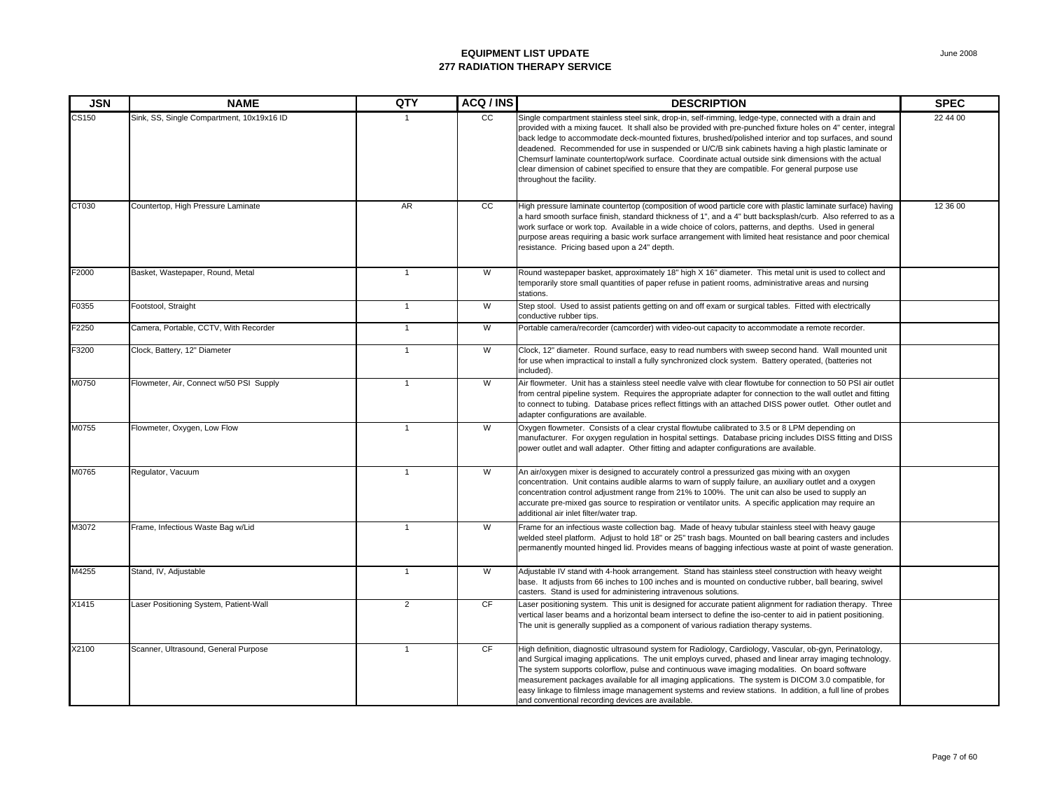# EQUIPMENT LIST UPDATE
## 277 RADIATION THERAPY SERVICE

June 2008

| JSN | NAME | QTY | ACQ / INS | DESCRIPTION | SPEC |
|---|---|---|---|---|---|
| CS150 | Sink, SS, Single Compartment, 10x19x16 ID | 1 | CC | Single compartment stainless steel sink, drop-in, self-rimming, ledge-type, connected with a drain and provided with a mixing faucet. It shall also be provided with pre-punched fixture holes on 4" center, integral back ledge to accommodate deck-mounted fixtures, brushed/polished interior and top surfaces, and sound deadened. Recommended for use in suspended or U/C/B sink cabinets having a high plastic laminate or Chemsurf laminate countertop/work surface. Coordinate actual outside sink dimensions with the actual clear dimension of cabinet specified to ensure that they are compatible. For general purpose use throughout the facility. | 22 44 00 |
| CT030 | Countertop, High Pressure Laminate | AR | CC | High pressure laminate countertop (composition of wood particle core with plastic laminate surface) having a hard smooth surface finish, standard thickness of 1", and a 4" butt backsplash/curb. Also referred to as a work surface or work top. Available in a wide choice of colors, patterns, and depths. Used in general purpose areas requiring a basic work surface arrangement with limited heat resistance and poor chemical resistance. Pricing based upon a 24" depth. | 12 36 00 |
| F2000 | Basket, Wastepaper, Round, Metal | 1 | W | Round wastepaper basket, approximately 18" high X 16" diameter. This metal unit is used to collect and temporarily store small quantities of paper refuse in patient rooms, administrative areas and nursing stations. | |
| F0355 | Footstool, Straight | 1 | W | Step stool. Used to assist patients getting on and off exam or surgical tables. Fitted with electrically conductive rubber tips. | |
| F2250 | Camera, Portable, CCTV, With Recorder | 1 | W | Portable camera/recorder (camcorder) with video-out capacity to accommodate a remote recorder. | |
| F3200 | Clock, Battery, 12" Diameter | 1 | W | Clock, 12" diameter. Round surface, easy to read numbers with sweep second hand. Wall mounted unit for use when impractical to install a fully synchronized clock system. Battery operated, (batteries not included). | |
| M0750 | Flowmeter, Air, Connect w/50 PSI Supply | 1 | W | Air flowmeter. Unit has a stainless steel needle valve with clear flowtube for connection to 50 PSI air outlet from central pipeline system. Requires the appropriate adapter for connection to the wall outlet and fitting to connect to tubing. Database prices reflect fittings with an attached DISS power outlet. Other outlet and adapter configurations are available. | |
| M0755 | Flowmeter, Oxygen, Low Flow | 1 | W | Oxygen flowmeter. Consists of a clear crystal flowtube calibrated to 3.5 or 8 LPM depending on manufacturer. For oxygen regulation in hospital settings. Database pricing includes DISS fitting and DISS power outlet and wall adapter. Other fitting and adapter configurations are available. | |
| M0765 | Regulator, Vacuum | 1 | W | An air/oxygen mixer is designed to accurately control a pressurized gas mixing with an oxygen concentration. Unit contains audible alarms to warn of supply failure, an auxiliary outlet and a oxygen concentration control adjustment range from 21% to 100%. The unit can also be used to supply an accurate pre-mixed gas source to respiration or ventilator units. A specific application may require an additional air inlet filter/water trap. | |
| M3072 | Frame, Infectious Waste Bag w/Lid | 1 | W | Frame for an infectious waste collection bag. Made of heavy tubular stainless steel with heavy gauge welded steel platform. Adjust to hold 18" or 25" trash bags. Mounted on ball bearing casters and includes permanently mounted hinged lid. Provides means of bagging infectious waste at point of waste generation. | |
| M4255 | Stand, IV, Adjustable | 1 | W | Adjustable IV stand with 4-hook arrangement. Stand has stainless steel construction with heavy weight base. It adjusts from 66 inches to 100 inches and is mounted on conductive rubber, ball bearing, swivel casters. Stand is used for administering intravenous solutions. | |
| X1415 | Laser Positioning System, Patient-Wall | 2 | CF | Laser positioning system. This unit is designed for accurate patient alignment for radiation therapy. Three vertical laser beams and a horizontal beam intersect to define the iso-center to aid in patient positioning. The unit is generally supplied as a component of various radiation therapy systems. | |
| X2100 | Scanner, Ultrasound, General Purpose | 1 | CF | High definition, diagnostic ultrasound system for Radiology, Cardiology, Vascular, ob-gyn, Perinatology, and Surgical imaging applications. The unit employs curved, phased and linear array imaging technology. The system supports colorflow, pulse and continuous wave imaging modalities. On board software measurement packages available for all imaging applications. The system is DICOM 3.0 compatible, for easy linkage to filmless image management systems and review stations. In addition, a full line of probes and conventional recording devices are available. | |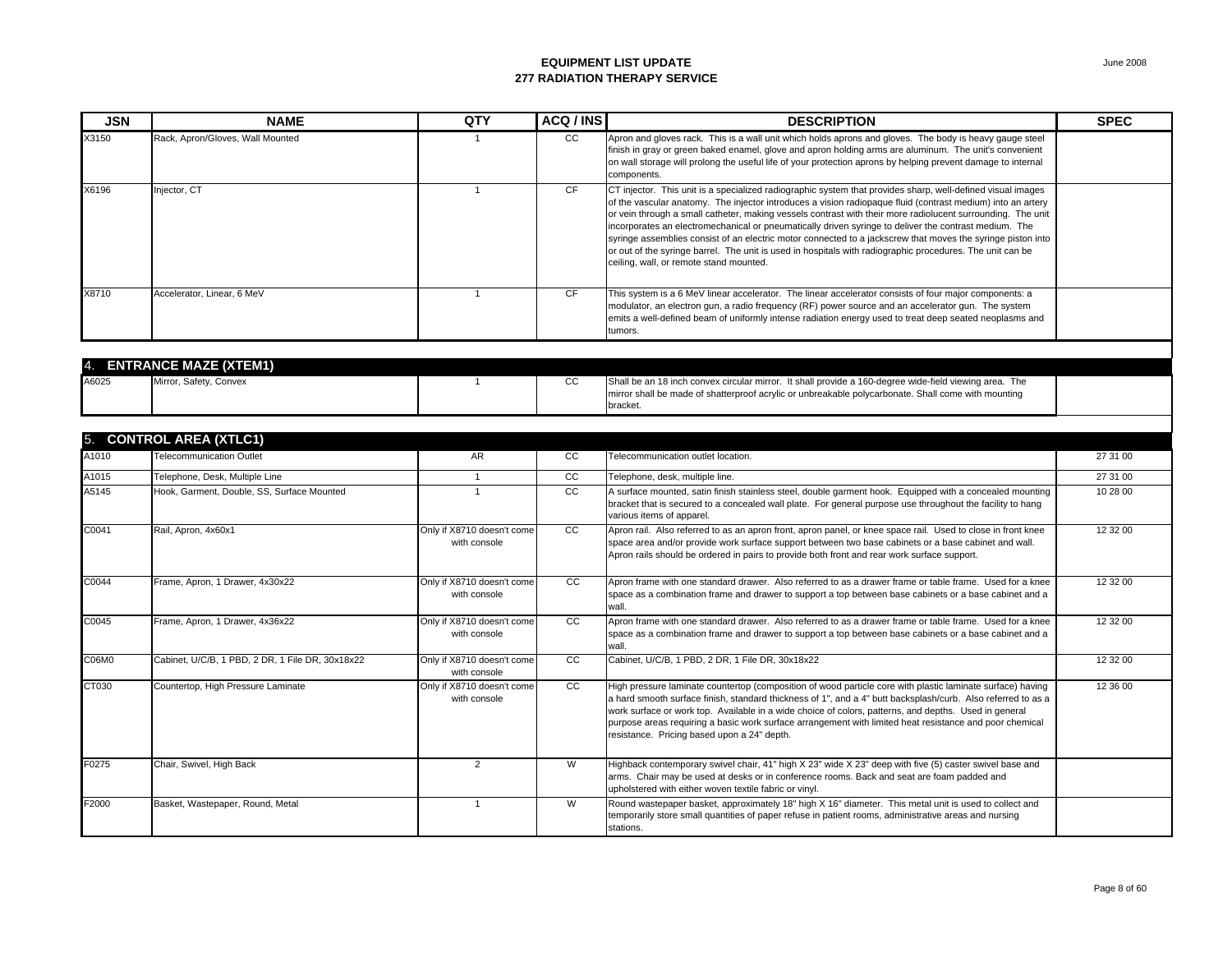# EQUIPMENT LIST UPDATE
## 277 RADIATION THERAPY SERVICE

June 2008

| JSN | NAME | QTY | ACQ / INS | DESCRIPTION | SPEC |
|---|---|---|---|---|---|
| X3150 | Rack, Apron/Gloves, Wall Mounted | 1 | CC | Apron and gloves rack. This is a wall unit which holds aprons and gloves. The body is heavy gauge steel finish in gray or green baked enamel, glove and apron holding arms are aluminum. The unit's convenient on wall storage will prolong the useful life of your protection aprons by helping prevent damage to internal components. | |
| X6196 | Injector, CT | 1 | CF | CT injector. This unit is a specialized radiographic system that provides sharp, well-defined visual images of the vascular anatomy. The injector introduces a vision radiopaque fluid (contrast medium) into an artery or vein through a small catheter, making vessels contrast with their more radiolucent surrounding. The unit incorporates an electromechanical or pneumatically driven syringe to deliver the contrast medium. The syringe assemblies consist of an electric motor connected to a jackscrew that moves the syringe piston into or out of the syringe barrel. The unit is used in hospitals with radiographic procedures. The unit can be ceiling, wall, or remote stand mounted. | |
| X8710 | Accelerator, Linear, 6 MeV | 1 | CF | This system is a 6 MeV linear accelerator. The linear accelerator consists of four major components: a modulator, an electron gun, a radio frequency (RF) power source and an accelerator gun. The system emits a well-defined beam of uniformly intense radiation energy used to treat deep seated neoplasms and tumors. | |

## 4. ENTRANCE MAZE (XTEM1)

| JSN | NAME | QTY | ACQ / INS | DESCRIPTION | SPEC |
|---|---|---|---|---|---|
| A6025 | Mirror, Safety, Convex | 1 | CC | Shall be an 18 inch convex circular mirror. It shall provide a 160-degree wide-field viewing area. The mirror shall be made of shatterproof acrylic or unbreakable polycarbonate. Shall come with mounting bracket. | |

## 5. CONTROL AREA (XTLC1)

| JSN | NAME | QTY | ACQ / INS | DESCRIPTION | SPEC |
|---|---|---|---|---|---|
| A1010 | Telecommunication Outlet | AR | CC | Telecommunication outlet location. | 27 31 00 |
| A1015 | Telephone, Desk, Multiple Line | 1 | CC | Telephone, desk, multiple line. | 27 31 00 |
| A5145 | Hook, Garment, Double, SS, Surface Mounted | 1 | CC | A surface mounted, satin finish stainless steel, double garment hook. Equipped with a concealed mounting bracket that is secured to a concealed wall plate. For general purpose use throughout the facility to hang various items of apparel. | 10 28 00 |
| C0041 | Rail, Apron, 4x60x1 | Only if X8710 doesn't come with console | CC | Apron rail. Also referred to as an apron front, apron panel, or knee space rail. Used to close in front knee space area and/or provide work surface support between two base cabinets or a base cabinet and wall. Apron rails should be ordered in pairs to provide both front and rear work surface support. | 12 32 00 |
| C0044 | Frame, Apron, 1 Drawer, 4x30x22 | Only if X8710 doesn't come with console | CC | Apron frame with one standard drawer. Also referred to as a drawer frame or table frame. Used for a knee space as a combination frame and drawer to support a top between base cabinets or a base cabinet and a wall. | 12 32 00 |
| C0045 | Frame, Apron, 1 Drawer, 4x36x22 | Only if X8710 doesn't come with console | CC | Apron frame with one standard drawer. Also referred to as a drawer frame or table frame. Used for a knee space as a combination frame and drawer to support a top between base cabinets or a base cabinet and a wall. | 12 32 00 |
| C06M0 | Cabinet, U/C/B, 1 PBD, 2 DR, 1 File DR, 30x18x22 | Only if X8710 doesn't come with console | CC | Cabinet, U/C/B, 1 PBD, 2 DR, 1 File DR, 30x18x22 | 12 32 00 |
| CT030 | Countertop, High Pressure Laminate | Only if X8710 doesn't come with console | CC | High pressure laminate countertop (composition of wood particle core with plastic laminate surface) having a hard smooth surface finish, standard thickness of 1", and a 4" butt backsplash/curb. Also referred to as a work surface or work top. Available in a wide choice of colors, patterns, and depths. Used in general purpose areas requiring a basic work surface arrangement with limited heat resistance and poor chemical resistance. Pricing based upon a 24" depth. | 12 36 00 |
| F0275 | Chair, Swivel, High Back | 2 | W | Highback contemporary swivel chair, 41" high X 23" wide X 23" deep with five (5) caster swivel base and arms. Chair may be used at desks or in conference rooms. Back and seat are foam padded and upholstered with either woven textile fabric or vinyl. | |
| F2000 | Basket, Wastepaper, Round, Metal | 1 | W | Round wastepaper basket, approximately 18" high X 16" diameter. This metal unit is used to collect and temporarily store small quantities of paper refuse in patient rooms, administrative areas and nursing stations. | |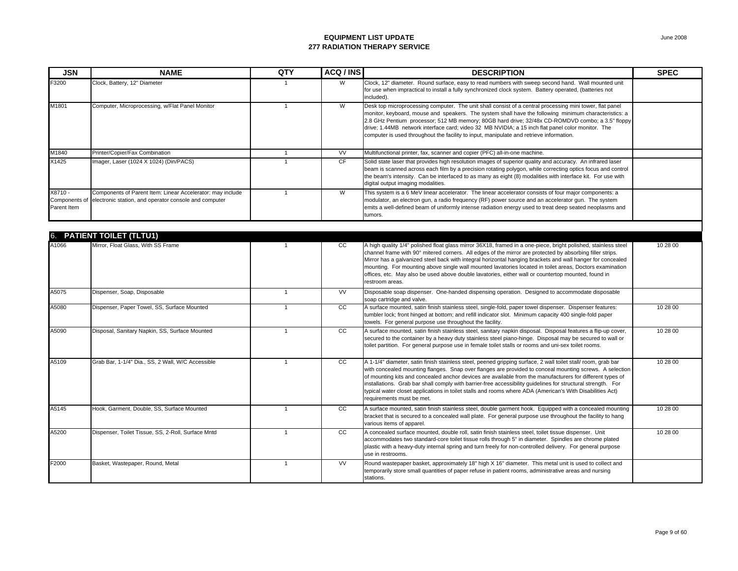**EQUIPMENT LIST UPDATE**
**277 RADIATION THERAPY SERVICE**

June 2008

| JSN | NAME | QTY | ACQ / INS | DESCRIPTION | SPEC |
|---|---|---|---|---|---|
| F3200 | Clock, Battery, 12" Diameter | 1 | W | Clock, 12" diameter. Round surface, easy to read numbers with sweep second hand. Wall mounted unit for use when impractical to install a fully synchronized clock system. Battery operated, (batteries not included). | |
| M1801 | Computer, Microprocessing, w/Flat Panel Monitor | 1 | W | Desk top microprocessing computer. The unit shall consist of a central processing mini tower, flat panel monitor, keyboard, mouse and speakers. The system shall have the following minimum characteristics: a 2.8 GHz Pentium processor; 512 MB memory; 80GB hard drive; 32/48x CD-ROMDVD combo; a 3.5" floppy drive; 1.44MB network interface card; video 32 MB NVIDIA; a 15 inch flat panel color monitor. The computer is used throughout the facility to input, manipulate and retrieve information. | |
| M1840 | Printer/Copier/Fax Combination | 1 | VV | Multifunctional printer, fax, scanner and copier (PFC) all-in-one machine. | |
| X1425 | Imager, Laser (1024 X 1024) (Din/PACS) | 1 | CF | Solid state laser that provides high resolution images of superior quality and accuracy. An infrared laser beam is scanned across each film by a precision rotating polygon, while correcting optics focus and control the beam's intensity. Can be interfaced to as many as eight (8) modalities with interface kit. For use with digital output imaging modalities. | |
| X8710 - Components of Parent Item | Components of Parent Item: Linear Accelerator: may include electronic station, and operator console and computer | 1 | W | This system is a 6 MeV linear accelerator. The linear accelerator consists of four major components: a modulator, an electron gun, a radio frequency (RF) power source and an accelerator gun. The system emits a well-defined beam of uniformly intense radiation energy used to treat deep seated neoplasms and tumors. | |

## 6. PATIENT TOILET (TLTU1)

| JSN | NAME | QTY | ACQ / INS | DESCRIPTION | SPEC |
|---|---|---|---|---|---|
| A1066 | Mirror, Float Glass, With SS Frame | 1 | CC | A high quality 1/4" polished float glass mirror 36X18, framed in a one-piece, bright polished, stainless steel channel frame with 90° mitered corners. All edges of the mirror are protected by absorbing filler strips. Mirror has a galvanized steel back with integral horizontal hanging brackets and wall hanger for concealed mounting. For mounting above single wall mounted lavatories located in toilet areas, Doctors examination offices, etc. May also be used above double lavatories, either wall or countertop mounted, found in restroom areas. | 10 28 00 |
| A5075 | Dispenser, Soap, Disposable | 1 | VV | Disposable soap dispenser. One-handed dispensing operation. Designed to accommodate disposable soap cartridge and valve. | |
| A5080 | Dispenser, Paper Towel, SS, Surface Mounted | 1 | CC | A surface mounted, satin finish stainless steel, single-fold, paper towel dispenser. Dispenser features: tumbler lock; front hinged at bottom; and refill indicator slot. Minimum capacity 400 single-fold paper towels. For general purpose use throughout the facility. | 10 28 00 |
| A5090 | Disposal, Sanitary Napkin, SS, Surface Mounted | 1 | CC | A surface mounted, satin finish stainless steel, sanitary napkin disposal. Disposal features a flip-up cover, secured to the container by a heavy duty stainless steel piano-hinge. Disposal may be secured to wall or toilet partition. For general purpose use in female toilet stalls or rooms and uni-sex toilet rooms. | 10 28 00 |
| A5109 | Grab Bar, 1-1/4" Dia., SS, 2 Wall, W/C Accessible | 1 | CC | A 1-1/4" diameter, satin finish stainless steel, peened gripping surface, 2 wall toilet stall/ room, grab bar with concealed mounting flanges. Snap over flanges are provided to conceal mounting screws. A selection of mounting kits and concealed anchor devices are available from the manufacturers for different types of installations. Grab bar shall comply with barrier-free accessibility guidelines for structural strength. For typical water closet applications in toilet stalls and rooms where ADA (American's With Disabilities Act) requirements must be met. | 10 28 00 |
| A5145 | Hook, Garment, Double, SS, Surface Mounted | 1 | CC | A surface mounted, satin finish stainless steel, double garment hook. Equipped with a concealed mounting bracket that is secured to a concealed wall plate. For general purpose use throughout the facility to hang various items of apparel. | 10 28 00 |
| A5200 | Dispenser, Toilet Tissue, SS, 2-Roll, Surface Mntd | 1 | CC | A concealed surface mounted, double roll, satin finish stainless steel, toilet tissue dispenser. Unit accommodates two standard-core toilet tissue rolls through 5" in diameter. Spindles are chrome plated plastic with a heavy-duty internal spring and turn freely for non-controlled delivery. For general purpose use in restrooms. | 10 28 00 |
| F2000 | Basket, Wastepaper, Round, Metal | 1 | VV | Round wastepaper basket, approximately 18" high X 16" diameter. This metal unit is used to collect and temporarily store small quantities of paper refuse in patient rooms, administrative areas and nursing stations. | |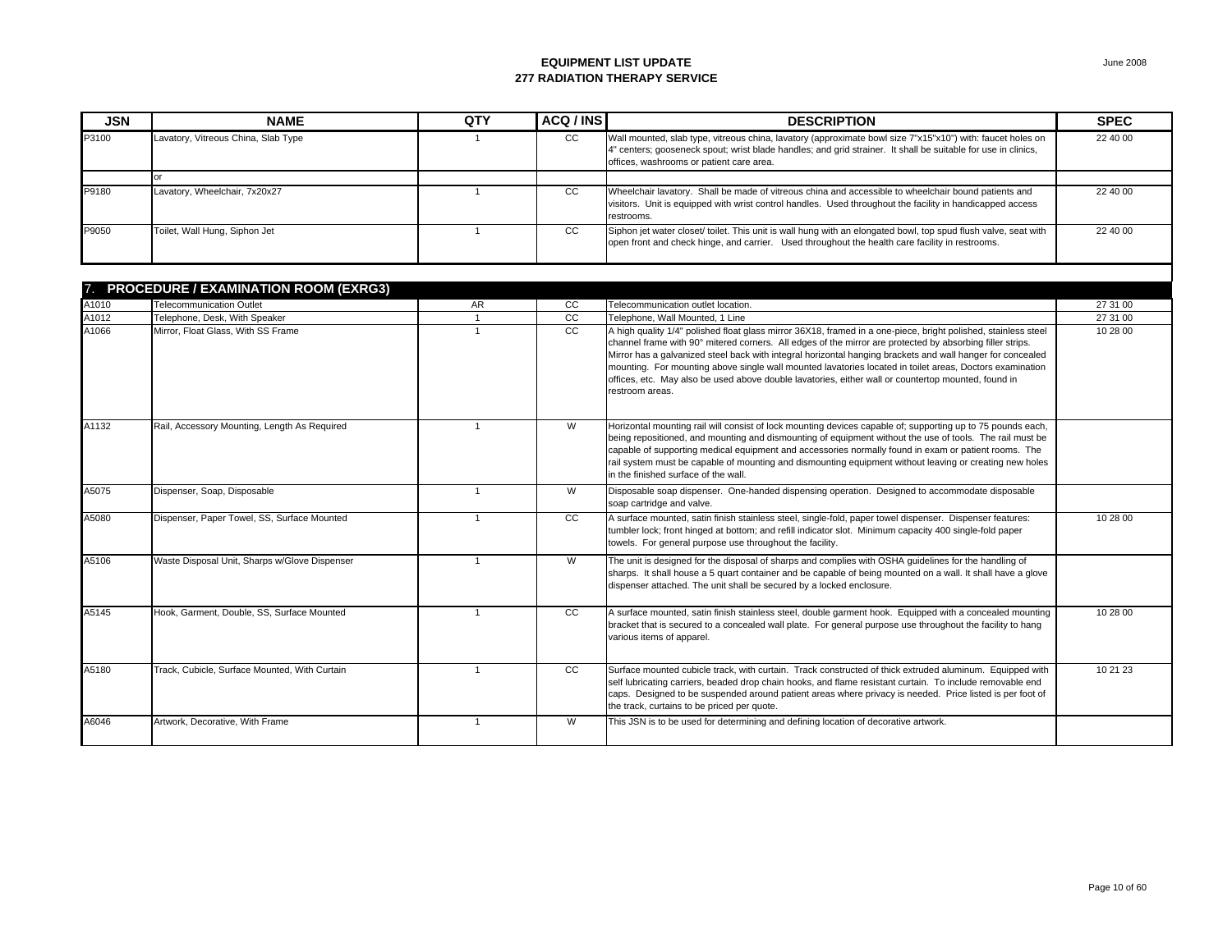# EQUIPMENT LIST UPDATE
## 277 RADIATION THERAPY SERVICE

| JSN | NAME | QTY | ACQ / INS | DESCRIPTION | SPEC |
|---|---|---|---|---|---|
| P3100 | Lavatory, Vitreous China, Slab Type | 1 | CC | Wall mounted, slab type, vitreous china, lavatory (approximate bowl size 7"x15"x10") with: faucet holes on 4" centers; gooseneck spout; wrist blade handles; and grid strainer. It shall be suitable for use in clinics, offices, washrooms or patient care area. | 22 40 00 |
| | or | | | | |
| P9180 | Lavatory, Wheelchair, 7x20x27 | 1 | CC | Wheelchair lavatory. Shall be made of vitreous china and accessible to wheelchair bound patients and visitors. Unit is equipped with wrist control handles. Used throughout the facility in handicapped access restrooms. | 22 40 00 |
| P9050 | Toilet, Wall Hung, Siphon Jet | 1 | CC | Siphon jet water closet/ toilet. This unit is wall hung with an elongated bowl, top spud flush valve, seat with open front and check hinge, and carrier. Used throughout the health care facility in restrooms. | 22 40 00 |

### 7. PROCEDURE / EXAMINATION ROOM (EXRG3)

| JSN | NAME | QTY | ACQ / INS | DESCRIPTION | SPEC |
|---|---|---|---|---|---|
| A1010 | Telecommunication Outlet | AR | CC | Telecommunication outlet location. | 27 31 00 |
| A1012 | Telephone, Desk, With Speaker | 1 | CC | Telephone, Wall Mounted, 1 Line | 27 31 00 |
| A1066 | Mirror, Float Glass, With SS Frame | 1 | CC | A high quality 1/4" polished float glass mirror 36X18, framed in a one-piece, bright polished, stainless steel channel frame with 90° mitered corners. All edges of the mirror are protected by absorbing filler strips. Mirror has a galvanized steel back with integral horizontal hanging brackets and wall hanger for concealed mounting. For mounting above single wall mounted lavatories located in toilet areas, Doctors examination offices, etc. May also be used above double lavatories, either wall or countertop mounted, found in restroom areas. | 10 28 00 |
| A1132 | Rail, Accessory Mounting, Length As Required | 1 | W | Horizontal mounting rail will consist of lock mounting devices capable of; supporting up to 75 pounds each, being repositioned, and mounting and dismounting of equipment without the use of tools. The rail must be capable of supporting medical equipment and accessories normally found in exam or patient rooms. The rail system must be capable of mounting and dismounting equipment without leaving or creating new holes in the finished surface of the wall. | |
| A5075 | Dispenser, Soap, Disposable | 1 | W | Disposable soap dispenser. One-handed dispensing operation. Designed to accommodate disposable soap cartridge and valve. | |
| A5080 | Dispenser, Paper Towel, SS, Surface Mounted | 1 | CC | A surface mounted, satin finish stainless steel, single-fold, paper towel dispenser. Dispenser features: tumbler lock; front hinged at bottom; and refill indicator slot. Minimum capacity 400 single-fold paper towels. For general purpose use throughout the facility. | 10 28 00 |
| A5106 | Waste Disposal Unit, Sharps w/Glove Dispenser | 1 | W | The unit is designed for the disposal of sharps and complies with OSHA guidelines for the handling of sharps. It shall house a 5 quart container and be capable of being mounted on a wall. It shall have a glove dispenser attached. The unit shall be secured by a locked enclosure. | |
| A5145 | Hook, Garment, Double, SS, Surface Mounted | 1 | CC | A surface mounted, satin finish stainless steel, double garment hook. Equipped with a concealed mounting bracket that is secured to a concealed wall plate. For general purpose use throughout the facility to hang various items of apparel. | 10 28 00 |
| A5180 | Track, Cubicle, Surface Mounted, With Curtain | 1 | CC | Surface mounted cubicle track, with curtain. Track constructed of thick extruded aluminum. Equipped with self lubricating carriers, beaded drop chain hooks, and flame resistant curtain. To include removable end caps. Designed to be suspended around patient areas where privacy is needed. Price listed is per foot of the track, curtains to be priced per quote. | 10 21 23 |
| A6046 | Artwork, Decorative, With Frame | 1 | W | This JSN is to be used for determining and defining location of decorative artwork. | |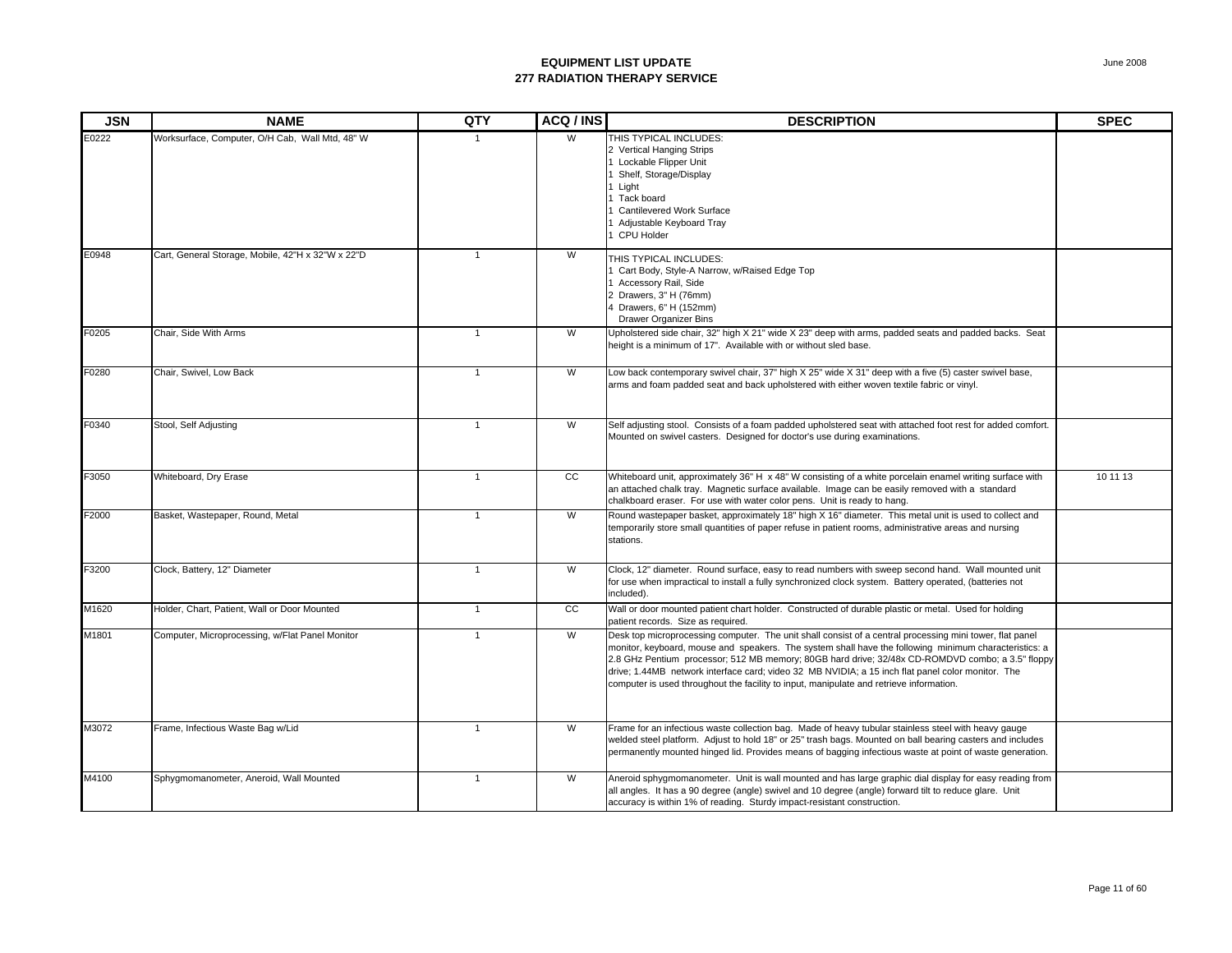# EQUIPMENT LIST UPDATE
## 277 RADIATION THERAPY SERVICE

| JSN | NAME | QTY | ACQ / INS | DESCRIPTION | SPEC |
|---|---|---|---|---|---|
| E0222 | Worksurface, Computer, O/H Cab, Wall Mtd, 48" W | 1 | W | THIS TYPICAL INCLUDES:<br>2 Vertical Hanging Strips<br>1 Lockable Flipper Unit<br>1 Shelf, Storage/Display<br>1 Light<br>1 Tack board<br>1 Cantilevered Work Surface<br>1 Adjustable Keyboard Tray<br>1 CPU Holder | |
| E0948 | Cart, General Storage, Mobile, 42"H x 32"W x 22"D | 1 | W | THIS TYPICAL INCLUDES:<br>1 Cart Body, Style-A Narrow, w/Raised Edge Top<br>1 Accessory Rail, Side<br>2 Drawers, 3" H (76mm)<br>4 Drawers, 6" H (152mm)<br>Drawer Organizer Bins | |
| F0205 | Chair, Side With Arms | 1 | W | Upholstered side chair, 32" high X 21" wide X 23" deep with arms, padded seats and padded backs. Seat height is a minimum of 17". Available with or without sled base. | |
| F0280 | Chair, Swivel, Low Back | 1 | W | Low back contemporary swivel chair, 37" high X 25" wide X 31" deep with a five (5) caster swivel base, arms and foam padded seat and back upholstered with either woven textile fabric or vinyl. | |
| F0340 | Stool, Self Adjusting | 1 | W | Self adjusting stool. Consists of a foam padded upholstered seat with attached foot rest for added comfort. Mounted on swivel casters. Designed for doctor's use during examinations. | |
| F3050 | Whiteboard, Dry Erase | 1 | CC | Whiteboard unit, approximately 36" H x 48" W consisting of a white porcelain enamel writing surface with an attached chalk tray. Magnetic surface available. Image can be easily removed with a standard chalkboard eraser. For use with water color pens. Unit is ready to hang. | 10 11 13 |
| F2000 | Basket, Wastepaper, Round, Metal | 1 | W | Round wastepaper basket, approximately 18" high X 16" diameter. This metal unit is used to collect and temporarily store small quantities of paper refuse in patient rooms, administrative areas and nursing stations. | |
| F3200 | Clock, Battery, 12" Diameter | 1 | W | Clock, 12" diameter. Round surface, easy to read numbers with sweep second hand. Wall mounted unit for use when impractical to install a fully synchronized clock system. Battery operated, (batteries not included). | |
| M1620 | Holder, Chart, Patient, Wall or Door Mounted | 1 | CC | Wall or door mounted patient chart holder. Constructed of durable plastic or metal. Used for holding patient records. Size as required. | |
| M1801 | Computer, Microprocessing, w/Flat Panel Monitor | 1 | W | Desk top microprocessing computer. The unit shall consist of a central processing mini tower, flat panel monitor, keyboard, mouse and speakers. The system shall have the following minimum characteristics: a 2.8 GHz Pentium processor; 512 MB memory; 80GB hard drive; 32/48x CD-ROMDVD combo; a 3.5" floppy drive; 1.44MB network interface card; video 32 MB NVIDIA; a 15 inch flat panel color monitor. The computer is used throughout the facility to input, manipulate and retrieve information. | |
| M3072 | Frame, Infectious Waste Bag w/Lid | 1 | W | Frame for an infectious waste collection bag. Made of heavy tubular stainless steel with heavy gauge welded steel platform. Adjust to hold 18" or 25" trash bags. Mounted on ball bearing casters and includes permanently mounted hinged lid. Provides means of bagging infectious waste at point of waste generation. | |
| M4100 | Sphygmomanometer, Aneroid, Wall Mounted | 1 | W | Aneroid sphygmomanometer. Unit is wall mounted and has large graphic dial display for easy reading from all angles. It has a 90 degree (angle) swivel and 10 degree (angle) forward tilt to reduce glare. Unit accuracy is within 1% of reading. Sturdy impact-resistant construction. | |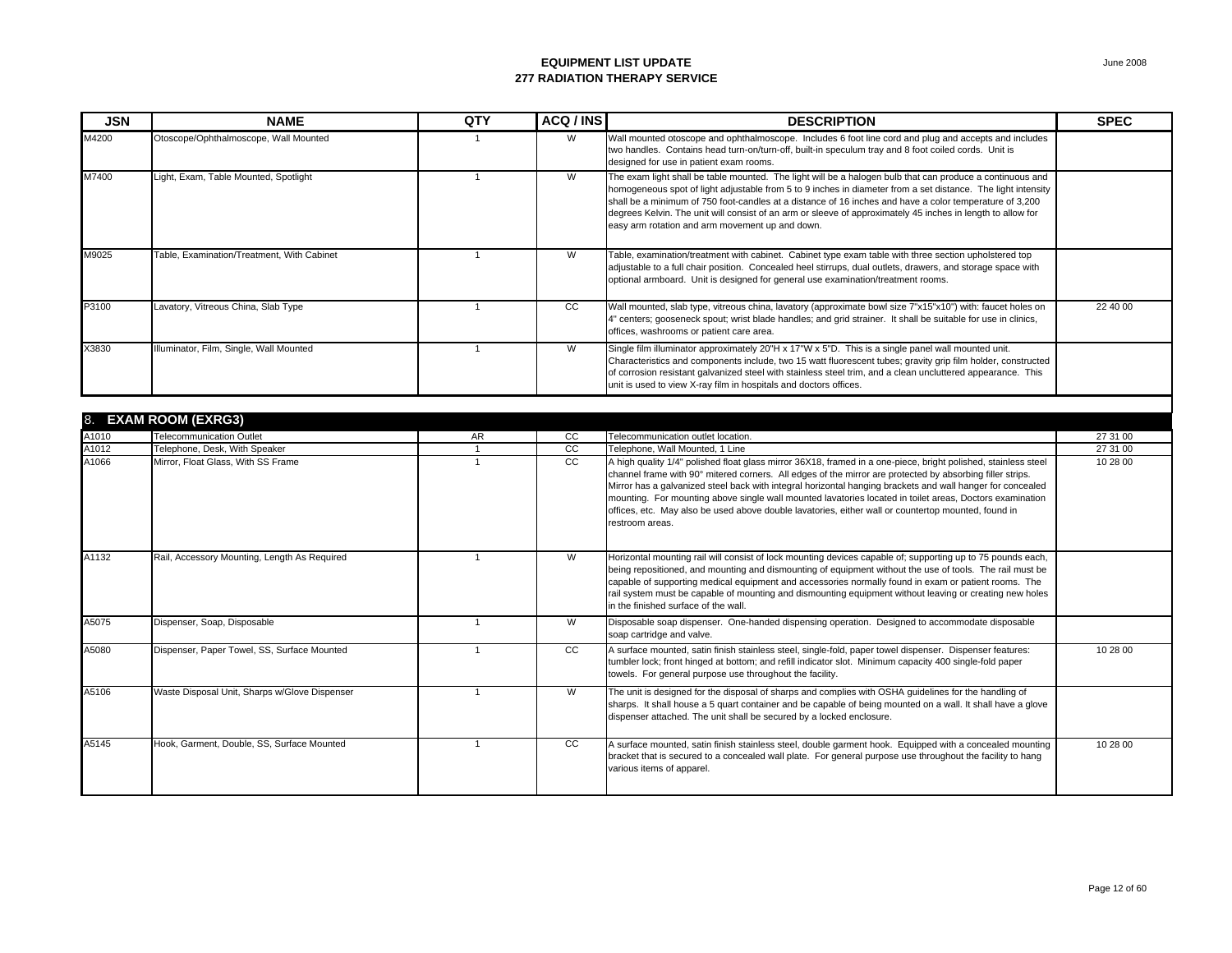# EQUIPMENT LIST UPDATE
## 277 RADIATION THERAPY SERVICE

June 2008

| JSN | NAME | QTY | ACQ / INS | DESCRIPTION | SPEC |
|---|---|---|---|---|---|
| M4200 | Otoscope/Ophthalmoscope, Wall Mounted | 1 | W | Wall mounted otoscope and ophthalmoscope. Includes 6 foot line cord and plug and accepts and includes two handles. Contains head turn-on/turn-off, built-in speculum tray and 8 foot coiled cords. Unit is designed for use in patient exam rooms. | |
| M7400 | Light, Exam, Table Mounted, Spotlight | 1 | W | The exam light shall be table mounted. The light will be a halogen bulb that can produce a continuous and homogeneous spot of light adjustable from 5 to 9 inches in diameter from a set distance. The light intensity shall be a minimum of 750 foot-candles at a distance of 16 inches and have a color temperature of 3,200 degrees Kelvin. The unit will consist of an arm or sleeve of approximately 45 inches in length to allow for easy arm rotation and arm movement up and down. | |
| M9025 | Table, Examination/Treatment, With Cabinet | 1 | W | Table, examination/treatment with cabinet. Cabinet type exam table with three section upholstered top adjustable to a full chair position. Concealed heel stirrups, dual outlets, drawers, and storage space with optional armboard. Unit is designed for general use examination/treatment rooms. | |
| P3100 | Lavatory, Vitreous China, Slab Type | 1 | CC | Wall mounted, slab type, vitreous china, lavatory (approximate bowl size 7"x15"x10") with: faucet holes on 4" centers; gooseneck spout; wrist blade handles; and grid strainer. It shall be suitable for use in clinics, offices, washrooms or patient care area. | 22 40 00 |
| X3830 | Illuminator, Film, Single, Wall Mounted | 1 | W | Single film illuminator approximately 20"H x 17"W x 5"D. This is a single panel wall mounted unit. Characteristics and components include, two 15 watt fluorescent tubes; gravity grip film holder, constructed of corrosion resistant galvanized steel with stainless steel trim, and a clean uncluttered appearance. This unit is used to view X-ray film in hospitals and doctors offices. | |

## 8. EXAM ROOM (EXRG3)

| JSN | NAME | QTY | ACQ / INS | DESCRIPTION | SPEC |
|---|---|---|---|---|---|
| A1010 | Telecommunication Outlet | AR | CC | Telecommunication outlet location. | 27 31 00 |
| A1012 | Telephone, Desk, With Speaker | 1 | CC | Telephone, Wall Mounted, 1 Line | 27 31 00 |
| A1066 | Mirror, Float Glass, With SS Frame | 1 | CC | A high quality 1/4" polished float glass mirror 36X18, framed in a one-piece, bright polished, stainless steel channel frame with 90° mitered corners. All edges of the mirror are protected by absorbing filler strips. Mirror has a galvanized steel back with integral horizontal hanging brackets and wall hanger for concealed mounting. For mounting above single wall mounted lavatories located in toilet areas, Doctors examination offices, etc. May also be used above double lavatories, either wall or countertop mounted, found in restroom areas. | 10 28 00 |
| A1132 | Rail, Accessory Mounting, Length As Required | 1 | W | Horizontal mounting rail will consist of lock mounting devices capable of; supporting up to 75 pounds each, being repositioned, and mounting and dismounting of equipment without the use of tools. The rail must be capable of supporting medical equipment and accessories normally found in exam or patient rooms. The rail system must be capable of mounting and dismounting equipment without leaving or creating new holes in the finished surface of the wall. | |
| A5075 | Dispenser, Soap, Disposable | 1 | W | Disposable soap dispenser. One-handed dispensing operation. Designed to accommodate disposable soap cartridge and valve. | |
| A5080 | Dispenser, Paper Towel, SS, Surface Mounted | 1 | CC | A surface mounted, satin finish stainless steel, single-fold, paper towel dispenser. Dispenser features: tumbler lock; front hinged at bottom; and refill indicator slot. Minimum capacity 400 single-fold paper towels. For general purpose use throughout the facility. | 10 28 00 |
| A5106 | Waste Disposal Unit, Sharps w/Glove Dispenser | 1 | W | The unit is designed for the disposal of sharps and complies with OSHA guidelines for the handling of sharps. It shall house a 5 quart container and be capable of being mounted on a wall. It shall have a glove dispenser attached. The unit shall be secured by a locked enclosure. | |
| A5145 | Hook, Garment, Double, SS, Surface Mounted | 1 | CC | A surface mounted, satin finish stainless steel, double garment hook. Equipped with a concealed mounting bracket that is secured to a concealed wall plate. For general purpose use throughout the facility to hang various items of apparel. | 10 28 00 |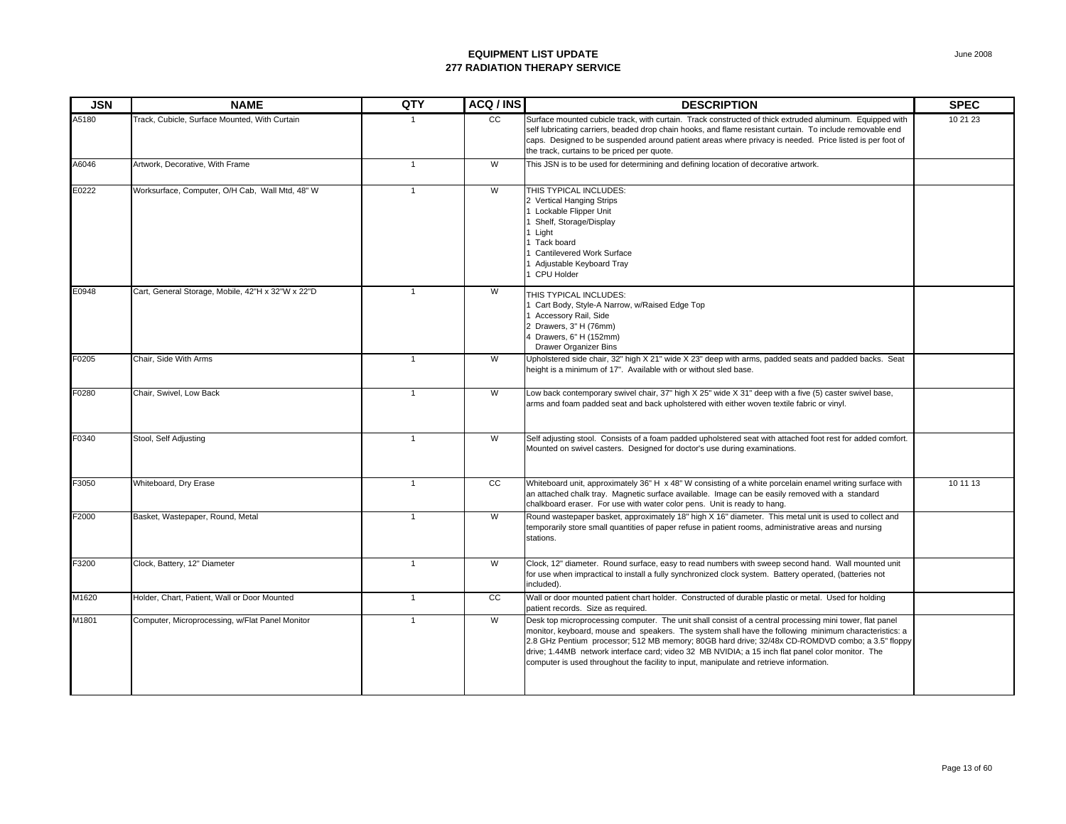**EQUIPMENT LIST UPDATE**
**277 RADIATION THERAPY SERVICE**

| JSN | NAME | QTY | ACQ / INS | DESCRIPTION | SPEC |
|---|---|---|---|---|---|
| A5180 | Track, Cubicle, Surface Mounted, With Curtain | 1 | CC | Surface mounted cubicle track, with curtain. Track constructed of thick extruded aluminum. Equipped with self lubricating carriers, beaded drop chain hooks, and flame resistant curtain. To include removable end caps. Designed to be suspended around patient areas where privacy is needed. Price listed is per foot of the track, curtains to be priced per quote. | 10 21 23 |
| A6046 | Artwork, Decorative, With Frame | 1 | W | This JSN is to be used for determining and defining location of decorative artwork. | |
| E0222 | Worksurface, Computer, O/H Cab, Wall Mtd, 48" W | 1 | W | THIS TYPICAL INCLUDES:<br>2 Vertical Hanging Strips<br>1 Lockable Flipper Unit<br>1 Shelf, Storage/Display<br>1 Light<br>1 Tack board<br>1 Cantilevered Work Surface<br>1 Adjustable Keyboard Tray<br>1 CPU Holder | |
| E0948 | Cart, General Storage, Mobile, 42"H x 32"W x 22"D | 1 | W | THIS TYPICAL INCLUDES:<br>1 Cart Body, Style-A Narrow, w/Raised Edge Top<br>1 Accessory Rail, Side<br>2 Drawers, 3" H (76mm)<br>4 Drawers, 6" H (152mm)<br>Drawer Organizer Bins | |
| F0205 | Chair, Side With Arms | 1 | W | Upholstered side chair, 32" high X 21" wide X 23" deep with arms, padded seats and padded backs. Seat height is a minimum of 17". Available with or without sled base. | |
| F0280 | Chair, Swivel, Low Back | 1 | W | Low back contemporary swivel chair, 37" high X 25" wide X 31" deep with a five (5) caster swivel base, arms and foam padded seat and back upholstered with either woven textile fabric or vinyl. | |
| F0340 | Stool, Self Adjusting | 1 | W | Self adjusting stool. Consists of a foam padded upholstered seat with attached foot rest for added comfort. Mounted on swivel casters. Designed for doctor's use during examinations. | |
| F3050 | Whiteboard, Dry Erase | 1 | CC | Whiteboard unit, approximately 36" H x 48" W consisting of a white porcelain enamel writing surface with an attached chalk tray. Magnetic surface available. Image can be easily removed with a standard chalkboard eraser. For use with water color pens. Unit is ready to hang. | 10 11 13 |
| F2000 | Basket, Wastepaper, Round, Metal | 1 | W | Round wastepaper basket, approximately 18" high X 16" diameter. This metal unit is used to collect and temporarily store small quantities of paper refuse in patient rooms, administrative areas and nursing stations. | |
| F3200 | Clock, Battery, 12" Diameter | 1 | W | Clock, 12" diameter. Round surface, easy to read numbers with sweep second hand. Wall mounted unit for use when impractical to install a fully synchronized clock system. Battery operated, (batteries not included). | |
| M1620 | Holder, Chart, Patient, Wall or Door Mounted | 1 | CC | Wall or door mounted patient chart holder. Constructed of durable plastic or metal. Used for holding patient records. Size as required. | |
| M1801 | Computer, Microprocessing, w/Flat Panel Monitor | 1 | W | Desk top microprocessing computer. The unit shall consist of a central processing mini tower, flat panel monitor, keyboard, mouse and speakers. The system shall have the following minimum characteristics: a 2.8 GHz Pentium processor; 512 MB memory; 80GB hard drive; 32/48x CD-ROMDVD combo; a 3.5" floppy drive; 1.44MB network interface card; video 32 MB NVIDIA; a 15 inch flat panel color monitor. The computer is used throughout the facility to input, manipulate and retrieve information. | |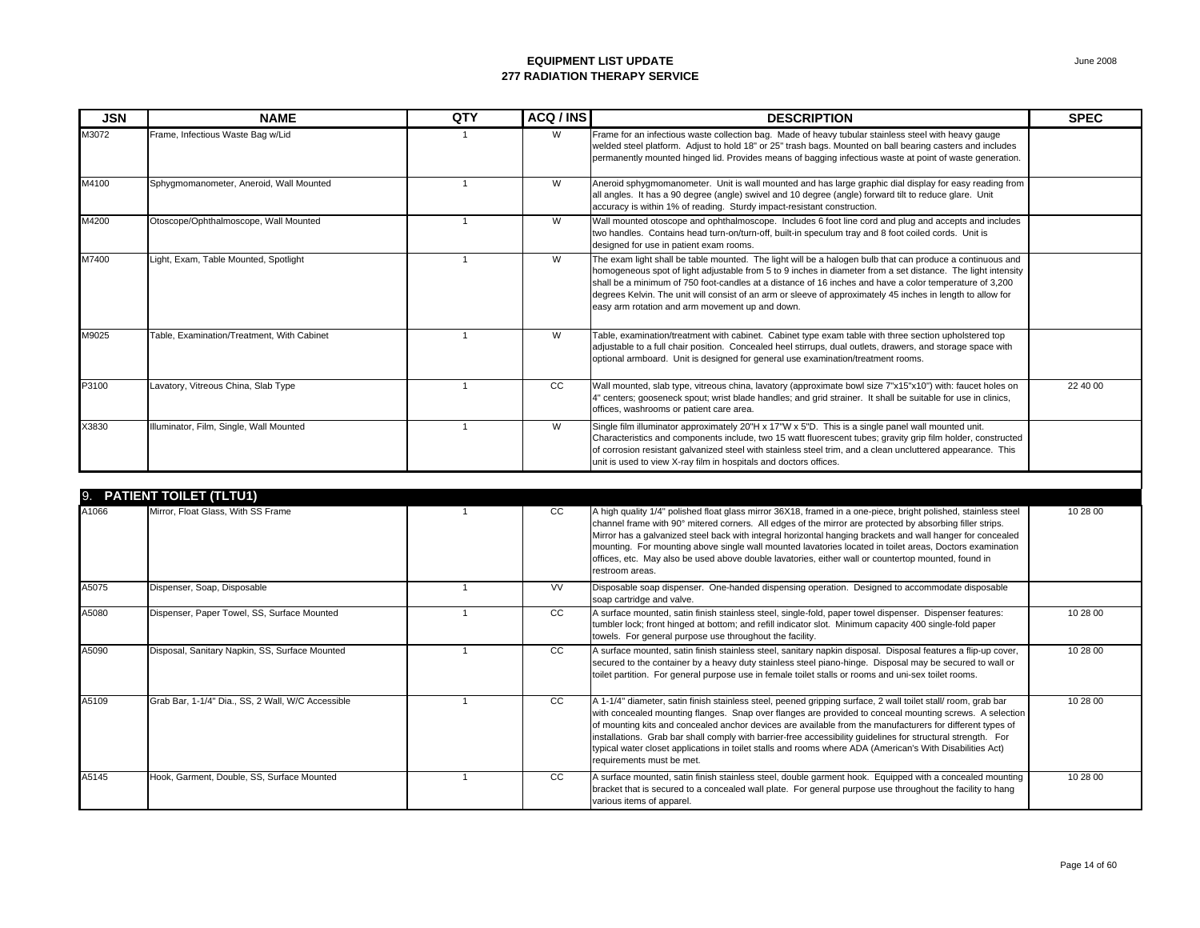# EQUIPMENT LIST UPDATE
## 277 RADIATION THERAPY SERVICE

| JSN | NAME | QTY | ACQ / INS | DESCRIPTION | SPEC |
|---|---|---|---|---|---|
| M3072 | Frame, Infectious Waste Bag w/Lid | 1 | W | Frame for an infectious waste collection bag. Made of heavy tubular stainless steel with heavy gauge welded steel platform. Adjust to hold 18" or 25" trash bags. Mounted on ball bearing casters and includes permanently mounted hinged lid. Provides means of bagging infectious waste at point of waste generation. | |
| M4100 | Sphygmomanometer, Aneroid, Wall Mounted | 1 | W | Aneroid sphygmomanometer. Unit is wall mounted and has large graphic dial display for easy reading from all angles. It has a 90 degree (angle) swivel and 10 degree (angle) forward tilt to reduce glare. Unit accuracy is within 1% of reading. Sturdy impact-resistant construction. | |
| M4200 | Otoscope/Ophthalmoscope, Wall Mounted | 1 | W | Wall mounted otoscope and ophthalmoscope. Includes 6 foot line cord and plug and accepts and includes two handles. Contains head turn-on/turn-off, built-in speculum tray and 8 foot coiled cords. Unit is designed for use in patient exam rooms. | |
| M7400 | Light, Exam, Table Mounted, Spotlight | 1 | W | The exam light shall be table mounted. The light will be a halogen bulb that can produce a continuous and homogeneous spot of light adjustable from 5 to 9 inches in diameter from a set distance. The light intensity shall be a minimum of 750 foot-candles at a distance of 16 inches and have a color temperature of 3,200 degrees Kelvin. The unit will consist of an arm or sleeve of approximately 45 inches in length to allow for easy arm rotation and arm movement up and down. | |
| M9025 | Table, Examination/Treatment, With Cabinet | 1 | W | Table, examination/treatment with cabinet. Cabinet type exam table with three section upholstered top adjustable to a full chair position. Concealed heel stirrups, dual outlets, drawers, and storage space with optional armboard. Unit is designed for general use examination/treatment rooms. | |
| P3100 | Lavatory, Vitreous China, Slab Type | 1 | CC | Wall mounted, slab type, vitreous china, lavatory (approximate bowl size 7"x15"x10") with: faucet holes on 4" centers; gooseneck spout; wrist blade handles; and grid strainer. It shall be suitable for use in clinics, offices, washrooms or patient care area. | 22 40 00 |
| X3830 | Illuminator, Film, Single, Wall Mounted | 1 | W | Single film illuminator approximately 20"H x 17"W x 5"D. This is a single panel wall mounted unit. Characteristics and components include, two 15 watt fluorescent tubes; gravity grip film holder, constructed of corrosion resistant galvanized steel with stainless steel trim, and a clean uncluttered appearance. This unit is used to view X-ray film in hospitals and doctors offices. | |
| **9. PATIENT TOILET (TLTU1)** | | | | | |
| A1066 | Mirror, Float Glass, With SS Frame | 1 | CC | A high quality 1/4" polished float glass mirror 36X18, framed in a one-piece, bright polished, stainless steel channel frame with 90° mitered corners. All edges of the mirror are protected by absorbing filler strips. Mirror has a galvanized steel back with integral horizontal hanging brackets and wall hanger for concealed mounting. For mounting above single wall mounted lavatories located in toilet areas, Doctors examination offices, etc. May also be used above double lavatories, either wall or countertop mounted, found in restroom areas. | 10 28 00 |
| A5075 | Dispenser, Soap, Disposable | 1 | VV | Disposable soap dispenser. One-handed dispensing operation. Designed to accommodate disposable soap cartridge and valve. | |
| A5080 | Dispenser, Paper Towel, SS, Surface Mounted | 1 | CC | A surface mounted, satin finish stainless steel, single-fold, paper towel dispenser. Dispenser features: tumbler lock; front hinged at bottom; and refill indicator slot. Minimum capacity 400 single-fold paper towels. For general purpose use throughout the facility. | 10 28 00 |
| A5090 | Disposal, Sanitary Napkin, SS, Surface Mounted | 1 | CC | A surface mounted, satin finish stainless steel, sanitary napkin disposal. Disposal features a flip-up cover, secured to the container by a heavy duty stainless steel piano-hinge. Disposal may be secured to wall or toilet partition. For general purpose use in female toilet stalls or rooms and uni-sex toilet rooms. | 10 28 00 |
| A5109 | Grab Bar, 1-1/4" Dia., SS, 2 Wall, W/C Accessible | 1 | CC | A 1-1/4" diameter, satin finish stainless steel, peened gripping surface, 2 wall toilet stall/ room, grab bar with concealed mounting flanges. Snap over flanges are provided to conceal mounting screws. A selection of mounting kits and concealed anchor devices are available from the manufacturers for different types of installations. Grab bar shall comply with barrier-free accessibility guidelines for structural strength. For typical water closet applications in toilet stalls and rooms where ADA (American's With Disabilities Act) requirements must be met. | 10 28 00 |
| A5145 | Hook, Garment, Double, SS, Surface Mounted | 1 | CC | A surface mounted, satin finish stainless steel, double garment hook. Equipped with a concealed mounting bracket that is secured to a concealed wall plate. For general purpose use throughout the facility to hang various items of apparel. | 10 28 00 |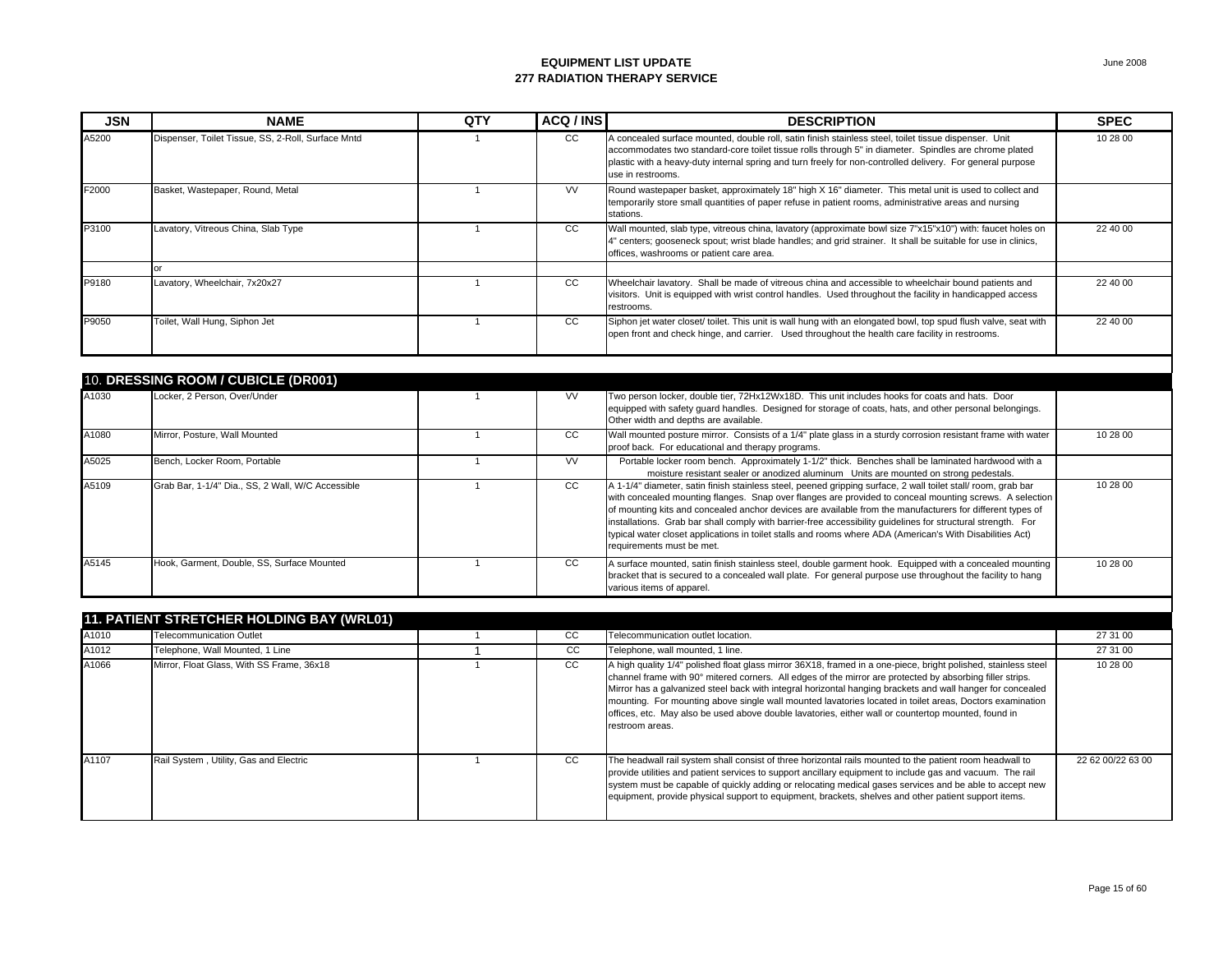# EQUIPMENT LIST UPDATE
## 277 RADIATION THERAPY SERVICE

June 2008

| JSN | NAME | QTY | ACQ / INS | DESCRIPTION | SPEC |
|---|---|---|---|---|---|
| A5200 | Dispenser, Toilet Tissue, SS, 2-Roll, Surface Mntd | 1 | CC | A concealed surface mounted, double roll, satin finish stainless steel, toilet tissue dispenser. Unit accommodates two standard-core toilet tissue rolls through 5" in diameter. Spindles are chrome plated plastic with a heavy-duty internal spring and turn freely for non-controlled delivery. For general purpose use in restrooms. | 10 28 00 |
| F2000 | Basket, Wastepaper, Round, Metal | 1 | VV | Round wastepaper basket, approximately 18" high X 16" diameter. This metal unit is used to collect and temporarily store small quantities of paper refuse in patient rooms, administrative areas and nursing stations. | |
| P3100 | Lavatory, Vitreous China, Slab Type | 1 | CC | Wall mounted, slab type, vitreous china, lavatory (approximate bowl size 7"x15"x10") with: faucet holes on 4" centers; gooseneck spout; wrist blade handles; and grid strainer. It shall be suitable for use in clinics, offices, washrooms or patient care area. | 22 40 00 |
| | or | | | | |
| P9180 | Lavatory, Wheelchair, 7x20x27 | 1 | CC | Wheelchair lavatory. Shall be made of vitreous china and accessible to wheelchair bound patients and visitors. Unit is equipped with wrist control handles. Used throughout the facility in handicapped access restrooms. | 22 40 00 |
| P9050 | Toilet, Wall Hung, Siphon Jet | 1 | CC | Siphon jet water closet/ toilet. This unit is wall hung with an elongated bowl, top spud flush valve, seat with open front and check hinge, and carrier. Used throughout the health care facility in restrooms. | 22 40 00 |
| **10. DRESSING ROOM / CUBICLE (DR001)** | | | | | |
| A1030 | Locker, 2 Person, Over/Under | 1 | VV | Two person locker, double tier, 72Hx12Wx18D. This unit includes hooks for coats and hats. Door equipped with safety guard handles. Designed for storage of coats, hats, and other personal belongings. Other width and depths are available. | |
| A1080 | Mirror, Posture, Wall Mounted | 1 | CC | Wall mounted posture mirror. Consists of a 1/4" plate glass in a sturdy corrosion resistant frame with water proof back. For educational and therapy programs. | 10 28 00 |
| A5025 | Bench, Locker Room, Portable | 1 | VV | Portable locker room bench. Approximately 1-1/2" thick. Benches shall be laminated hardwood with a moisture resistant sealer or anodized aluminum Units are mounted on strong pedestals. | |
| A5109 | Grab Bar, 1-1/4" Dia., SS, 2 Wall, W/C Accessible | 1 | CC | A 1-1/4" diameter, satin finish stainless steel, peened gripping surface, 2 wall toilet stall/ room, grab bar with concealed mounting flanges. Snap over flanges are provided to conceal mounting screws. A selection of mounting kits and concealed anchor devices are available from the manufacturers for different types of installations. Grab bar shall comply with barrier-free accessibility guidelines for structural strength. For typical water closet applications in toilet stalls and rooms where ADA (American's With Disabilities Act) requirements must be met. | 10 28 00 |
| A5145 | Hook, Garment, Double, SS, Surface Mounted | 1 | CC | A surface mounted, satin finish stainless steel, double garment hook. Equipped with a concealed mounting bracket that is secured to a concealed wall plate. For general purpose use throughout the facility to hang various items of apparel. | 10 28 00 |
| **11. PATIENT STRETCHER HOLDING BAY (WRL01)** | | | | | |
| A1010 | Telecommunication Outlet | 1 | CC | Telecommunication outlet location. | 27 31 00 |
| A1012 | Telephone, Wall Mounted, 1 Line | 1 | CC | Telephone, wall mounted, 1 line. | 27 31 00 |
| A1066 | Mirror, Float Glass, With SS Frame, 36x18 | 1 | CC | A high quality 1/4" polished float glass mirror 36X18, framed in a one-piece, bright polished, stainless steel channel frame with 90° mitered corners. All edges of the mirror are protected by absorbing filler strips. Mirror has a galvanized steel back with integral horizontal hanging brackets and wall hanger for concealed mounting. For mounting above single wall mounted lavatories located in toilet areas, Doctors examination offices, etc. May also be used above double lavatories, either wall or countertop mounted, found in restroom areas. | 10 28 00 |
| A1107 | Rail System , Utility, Gas and Electric | 1 | CC | The headwall rail system shall consist of three horizontal rails mounted to the patient room headwall to provide utilities and patient services to support ancillary equipment to include gas and vacuum. The rail system must be capable of quickly adding or relocating medical gases services and be able to accept new equipment, provide physical support to equipment, brackets, shelves and other patient support items. | 22 62 00/22 63 00 |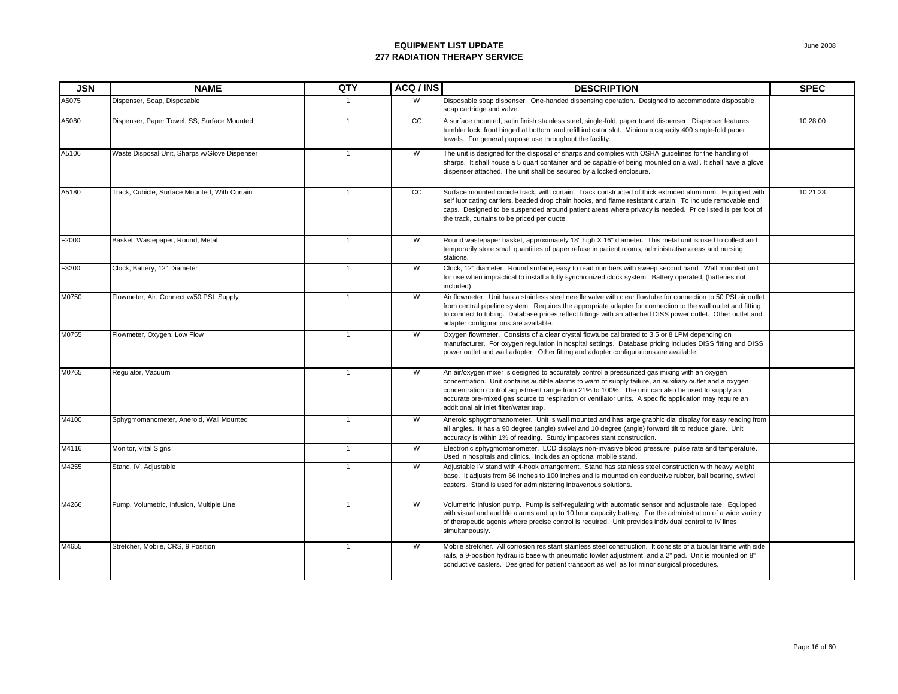# EQUIPMENT LIST UPDATE
## 277 RADIATION THERAPY SERVICE

June 2008

| JSN | NAME | QTY | ACQ / INS | DESCRIPTION | SPEC |
|---|---|---|---|---|---|
| A5075 | Dispenser, Soap, Disposable | 1 | W | Disposable soap dispenser. One-handed dispensing operation. Designed to accommodate disposable soap cartridge and valve. | |
| A5080 | Dispenser, Paper Towel, SS, Surface Mounted | 1 | CC | A surface mounted, satin finish stainless steel, single-fold, paper towel dispenser. Dispenser features: tumbler lock; front hinged at bottom; and refill indicator slot. Minimum capacity 400 single-fold paper towels. For general purpose use throughout the facility. | 10 28 00 |
| A5106 | Waste Disposal Unit, Sharps w/Glove Dispenser | 1 | W | The unit is designed for the disposal of sharps and complies with OSHA guidelines for the handling of sharps. It shall house a 5 quart container and be capable of being mounted on a wall. It shall have a glove dispenser attached. The unit shall be secured by a locked enclosure. | |
| A5180 | Track, Cubicle, Surface Mounted, With Curtain | 1 | CC | Surface mounted cubicle track, with curtain. Track constructed of thick extruded aluminum. Equipped with self lubricating carriers, beaded drop chain hooks, and flame resistant curtain. To include removable end caps. Designed to be suspended around patient areas where privacy is needed. Price listed is per foot of the track, curtains to be priced per quote. | 10 21 23 |
| F2000 | Basket, Wastepaper, Round, Metal | 1 | W | Round wastepaper basket, approximately 18" high X 16" diameter. This metal unit is used to collect and temporarily store small quantities of paper refuse in patient rooms, administrative areas and nursing stations. | |
| F3200 | Clock, Battery, 12" Diameter | 1 | W | Clock, 12" diameter. Round surface, easy to read numbers with sweep second hand. Wall mounted unit for use when impractical to install a fully synchronized clock system. Battery operated, (batteries not included). | |
| M0750 | Flowmeter, Air, Connect w/50 PSI Supply | 1 | W | Air flowmeter. Unit has a stainless steel needle valve with clear flowtube for connection to 50 PSI air outlet from central pipeline system. Requires the appropriate adapter for connection to the wall outlet and fitting to connect to tubing. Database prices reflect fittings with an attached DISS power outlet. Other outlet and adapter configurations are available. | |
| M0755 | Flowmeter, Oxygen, Low Flow | 1 | W | Oxygen flowmeter. Consists of a clear crystal flowtube calibrated to 3.5 or 8 LPM depending on manufacturer. For oxygen regulation in hospital settings. Database pricing includes DISS fitting and DISS power outlet and wall adapter. Other fitting and adapter configurations are available. | |
| M0765 | Regulator, Vacuum | 1 | W | An air/oxygen mixer is designed to accurately control a pressurized gas mixing with an oxygen concentration. Unit contains audible alarms to warn of supply failure, an auxiliary outlet and a oxygen concentration control adjustment range from 21% to 100%. The unit can also be used to supply an accurate pre-mixed gas source to respiration or ventilator units. A specific application may require an additional air inlet filter/water trap. | |
| M4100 | Sphygmomanometer, Aneroid, Wall Mounted | 1 | W | Aneroid sphygmomanometer. Unit is wall mounted and has large graphic dial display for easy reading from all angles. It has a 90 degree (angle) swivel and 10 degree (angle) forward tilt to reduce glare. Unit accuracy is within 1% of reading. Sturdy impact-resistant construction. | |
| M4116 | Monitor, Vital Signs | 1 | W | Electronic sphygmomanometer. LCD displays non-invasive blood pressure, pulse rate and temperature. Used in hospitals and clinics. Includes an optional mobile stand. | |
| M4255 | Stand, IV, Adjustable | 1 | W | Adjustable IV stand with 4-hook arrangement. Stand has stainless steel construction with heavy weight base. It adjusts from 66 inches to 100 inches and is mounted on conductive rubber, ball bearing, swivel casters. Stand is used for administering intravenous solutions. | |
| M4266 | Pump, Volumetric, Infusion, Multiple Line | 1 | W | Volumetric infusion pump. Pump is self-regulating with automatic sensor and adjustable rate. Equipped with visual and audible alarms and up to 10 hour capacity battery. For the administration of a wide variety of therapeutic agents where precise control is required. Unit provides individual control to IV lines simultaneously. | |
| M4655 | Stretcher, Mobile, CRS, 9 Position | 1 | W | Mobile stretcher. All corrosion resistant stainless steel construction. It consists of a tubular frame with side rails, a 9-position hydraulic base with pneumatic fowler adjustment, and a 2" pad. Unit is mounted on 8" conductive casters. Designed for patient transport as well as for minor surgical procedures. | |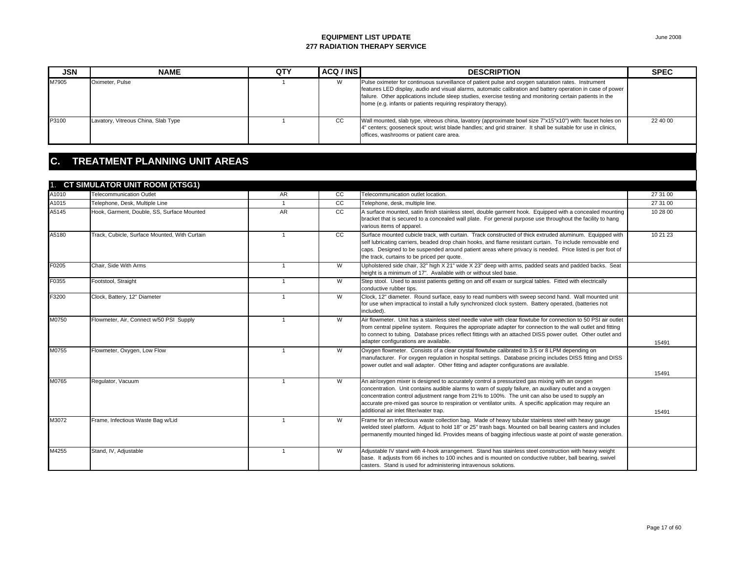**EQUIPMENT LIST UPDATE**
**277 RADIATION THERAPY SERVICE**

June 2008

| JSN | NAME | QTY | ACQ / INS | DESCRIPTION | SPEC |
|---|---|---|---|---|---|
| M7905 | Oximeter, Pulse | 1 | W | Pulse oximeter for continuous surveillance of patient pulse and oxygen saturation rates. Instrument features LED display, audio and visual alarms, automatic calibration and battery operation in case of power failure. Other applications include sleep studies, exercise testing and monitoring certain patients in the home (e.g. infants or patients requiring respiratory therapy). | |
| P3100 | Lavatory, Vitreous China, Slab Type | 1 | CC | Wall mounted, slab type, vitreous china, lavatory (approximate bowl size 7"x15"x10") with: faucet holes on 4" centers; gooseneck spout; wrist blade handles; and grid strainer. It shall be suitable for use in clinics, offices, washrooms or patient care area. | 22 40 00 |

## C. TREATMENT PLANNING UNIT AREAS

### 1. CT SIMULATOR UNIT ROOM (XTSG1)

| JSN | NAME | QTY | ACQ / INS | DESCRIPTION | SPEC |
|---|---|---|---|---|---|
| A1010 | Telecommunication Outlet | AR | CC | Telecommunication outlet location. | 27 31 00 |
| A1015 | Telephone, Desk, Multiple Line | 1 | CC | Telephone, desk, multiple line. | 27 31 00 |
| A5145 | Hook, Garment, Double, SS, Surface Mounted | AR | CC | A surface mounted, satin finish stainless steel, double garment hook. Equipped with a concealed mounting bracket that is secured to a concealed wall plate. For general purpose use throughout the facility to hang various items of apparel. | 10 28 00 |
| A5180 | Track, Cubicle, Surface Mounted, With Curtain | 1 | CC | Surface mounted cubicle track, with curtain. Track constructed of thick extruded aluminum. Equipped with self lubricating carriers, beaded drop chain hooks, and flame resistant curtain. To include removable end caps. Designed to be suspended around patient areas where privacy is needed. Price listed is per foot of the track, curtains to be priced per quote. | 10 21 23 |
| F0205 | Chair, Side With Arms | 1 | W | Upholstered side chair, 32" high X 21" wide X 23" deep with arms, padded seats and padded backs. Seat height is a minimum of 17". Available with or without sled base. | |
| F0355 | Footstool, Straight | 1 | W | Step stool. Used to assist patients getting on and off exam or surgical tables. Fitted with electrically conductive rubber tips. | |
| F3200 | Clock, Battery, 12" Diameter | 1 | W | Clock, 12" diameter. Round surface, easy to read numbers with sweep second hand. Wall mounted unit for use when impractical to install a fully synchronized clock system. Battery operated, (batteries not included). | |
| M0750 | Flowmeter, Air, Connect w/50 PSI Supply | 1 | W | Air flowmeter. Unit has a stainless steel needle valve with clear flowtube for connection to 50 PSI air outlet from central pipeline system. Requires the appropriate adapter for connection to the wall outlet and fitting to connect to tubing. Database prices reflect fittings with an attached DISS power outlet. Other outlet and adapter configurations are available. | 15491 |
| M0755 | Flowmeter, Oxygen, Low Flow | 1 | W | Oxygen flowmeter. Consists of a clear crystal flowtube calibrated to 3.5 or 8 LPM depending on manufacturer. For oxygen regulation in hospital settings. Database pricing includes DISS fitting and DISS power outlet and wall adapter. Other fitting and adapter configurations are available. | 15491 |
| M0765 | Regulator, Vacuum | 1 | W | An air/oxygen mixer is designed to accurately control a pressurized gas mixing with an oxygen concentration. Unit contains audible alarms to warn of supply failure, an auxiliary outlet and a oxygen concentration control adjustment range from 21% to 100%. The unit can also be used to supply an accurate pre-mixed gas source to respiration or ventilator units. A specific application may require an additional air inlet filter/water trap. | 15491 |
| M3072 | Frame, Infectious Waste Bag w/Lid | 1 | W | Frame for an infectious waste collection bag. Made of heavy tubular stainless steel with heavy gauge welded steel platform. Adjust to hold 18" or 25" trash bags. Mounted on ball bearing casters and includes permanently mounted hinged lid. Provides means of bagging infectious waste at point of waste generation. | |
| M4255 | Stand, IV, Adjustable | 1 | W | Adjustable IV stand with 4-hook arrangement. Stand has stainless steel construction with heavy weight base. It adjusts from 66 inches to 100 inches and is mounted on conductive rubber, ball bearing, swivel casters. Stand is used for administering intravenous solutions. | |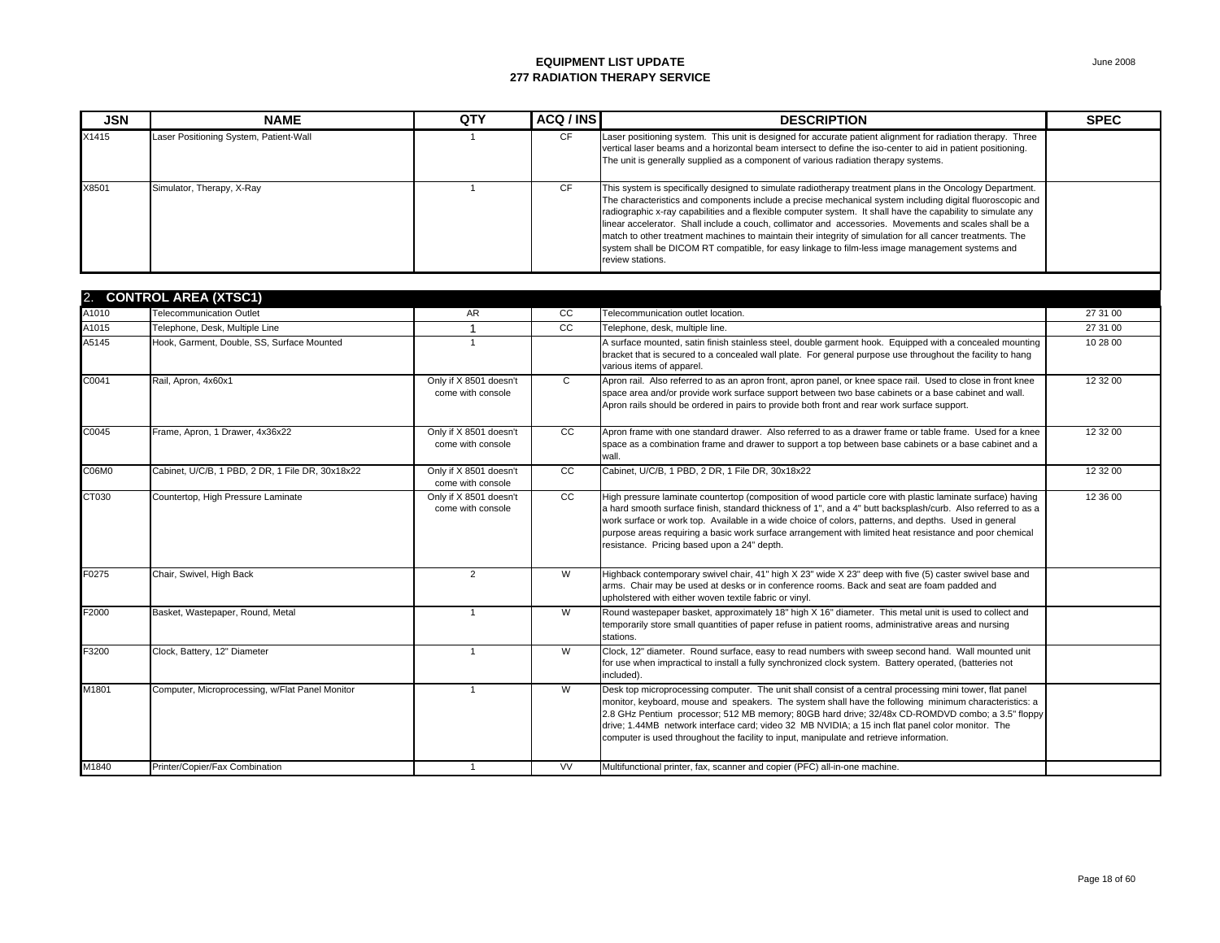# EQUIPMENT LIST UPDATE
## 277 RADIATION THERAPY SERVICE

June 2008

| JSN | NAME | QTY | ACQ / INS | DESCRIPTION | SPEC |
|---|---|---|---|---|---|
| X1415 | Laser Positioning System, Patient-Wall | 1 | CF | Laser positioning system. This unit is designed for accurate patient alignment for radiation therapy. Three vertical laser beams and a horizontal beam intersect to define the iso-center to aid in patient positioning. The unit is generally supplied as a component of various radiation therapy systems. | |
| X8501 | Simulator, Therapy, X-Ray | 1 | CF | This system is specifically designed to simulate radiotherapy treatment plans in the Oncology Department. The characteristics and components include a precise mechanical system including digital fluoroscopic and radiographic x-ray capabilities and a flexible computer system. It shall have the capability to simulate any linear accelerator. Shall include a couch, collimator and accessories. Movements and scales shall be a match to other treatment machines to maintain their integrity of simulation for all cancer treatments. The system shall be DICOM RT compatible, for easy linkage to film-less image management systems and review stations. | |
| **2. CONTROL AREA (XTSC1)** | | | | | |
| A1010 | Telecommunication Outlet | AR | CC | Telecommunication outlet location. | 27 31 00 |
| A1015 | Telephone, Desk, Multiple Line | 1 | CC | Telephone, desk, multiple line. | 27 31 00 |
| A5145 | Hook, Garment, Double, SS, Surface Mounted | 1 | | A surface mounted, satin finish stainless steel, double garment hook. Equipped with a concealed mounting bracket that is secured to a concealed wall plate. For general purpose use throughout the facility to hang various items of apparel. | 10 28 00 |
| C0041 | Rail, Apron, 4x60x1 | Only if X 8501 doesn't come with console | C | Apron rail. Also referred to as an apron front, apron panel, or knee space rail. Used to close in front knee space area and/or provide work surface support between two base cabinets or a base cabinet and wall. Apron rails should be ordered in pairs to provide both front and rear work surface support. | 12 32 00 |
| C0045 | Frame, Apron, 1 Drawer, 4x36x22 | Only if X 8501 doesn't come with console | CC | Apron frame with one standard drawer. Also referred to as a drawer frame or table frame. Used for a knee space as a combination frame and drawer to support a top between base cabinets or a base cabinet and a wall. | 12 32 00 |
| C06M0 | Cabinet, U/C/B, 1 PBD, 2 DR, 1 File DR, 30x18x22 | Only if X 8501 doesn't come with console | CC | Cabinet, U/C/B, 1 PBD, 2 DR, 1 File DR, 30x18x22 | 12 32 00 |
| CT030 | Countertop, High Pressure Laminate | Only if X 8501 doesn't come with console | CC | High pressure laminate countertop (composition of wood particle core with plastic laminate surface) having a hard smooth surface finish, standard thickness of 1", and a 4" butt backsplash/curb. Also referred to as a work surface or work top. Available in a wide choice of colors, patterns, and depths. Used in general purpose areas requiring a basic work surface arrangement with limited heat resistance and poor chemical resistance. Pricing based upon a 24" depth. | 12 36 00 |
| F0275 | Chair, Swivel, High Back | 2 | W | Highback contemporary swivel chair, 41" high X 23" wide X 23" deep with five (5) caster swivel base and arms. Chair may be used at desks or in conference rooms. Back and seat are foam padded and upholstered with either woven textile fabric or vinyl. | |
| F2000 | Basket, Wastepaper, Round, Metal | 1 | W | Round wastepaper basket, approximately 18" high X 16" diameter. This metal unit is used to collect and temporarily store small quantities of paper refuse in patient rooms, administrative areas and nursing stations. | |
| F3200 | Clock, Battery, 12" Diameter | 1 | W | Clock, 12" diameter. Round surface, easy to read numbers with sweep second hand. Wall mounted unit for use when impractical to install a fully synchronized clock system. Battery operated, (batteries not included). | |
| M1801 | Computer, Microprocessing, w/Flat Panel Monitor | 1 | W | Desk top microprocessing computer. The unit shall consist of a central processing mini tower, flat panel monitor, keyboard, mouse and speakers. The system shall have the following minimum characteristics: a 2.8 GHz Pentium processor; 512 MB memory; 80GB hard drive; 32/48x CD-ROMDVD combo; a 3.5" floppy drive; 1.44MB network interface card; video 32 MB NVIDIA; a 15 inch flat panel color monitor. The computer is used throughout the facility to input, manipulate and retrieve information. | |
| M1840 | Printer/Copier/Fax Combination | 1 | VV | Multifunctional printer, fax, scanner and copier (PFC) all-in-one machine. | |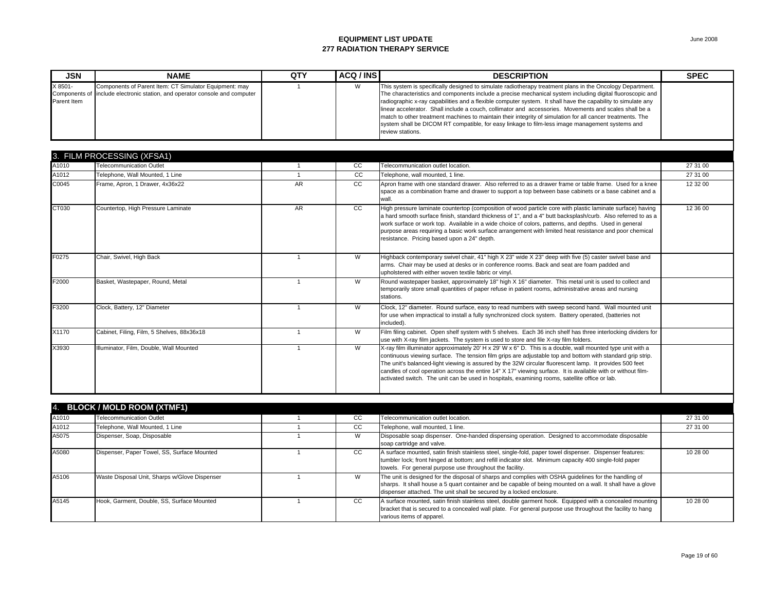**EQUIPMENT LIST UPDATE**
**277 RADIATION THERAPY SERVICE**

June 2008

| JSN | NAME | QTY | ACQ / INS | DESCRIPTION | SPEC |
|---|---|---|---|---|---|
| X 8501-Components of Parent Item | Components of Parent Item: CT Simulator Equipment: may include electronic station, and operator console and computer | 1 | W | This system is specifically designed to simulate radiotherapy treatment plans in the Oncology Department. The characteristics and components include a precise mechanical system including digital fluoroscopic and radiographic x-ray capabilities and a flexible computer system. It shall have the capability to simulate any linear accelerator. Shall include a couch, collimator and accessories. Movements and scales shall be a match to other treatment machines to maintain their integrity of simulation for all cancer treatments. The system shall be DICOM RT compatible, for easy linkage to film-less image management systems and review stations. | |
| **3. FILM PROCESSING (XFSA1)** | | | | | |
| A1010 | Telecommunication Outlet | 1 | CC | Telecommunication outlet location. | 27 31 00 |
| A1012 | Telephone, Wall Mounted, 1 Line | 1 | CC | Telephone, wall mounted, 1 line. | 27 31 00 |
| C0045 | Frame, Apron, 1 Drawer, 4x36x22 | AR | CC | Apron frame with one standard drawer. Also referred to as a drawer frame or table frame. Used for a knee space as a combination frame and drawer to support a top between base cabinets or a base cabinet and a wall. | 12 32 00 |
| CT030 | Countertop, High Pressure Laminate | AR | CC | High pressure laminate countertop (composition of wood particle core with plastic laminate surface) having a hard smooth surface finish, standard thickness of 1", and a 4" butt backsplash/curb. Also referred to as a work surface or work top. Available in a wide choice of colors, patterns, and depths. Used in general purpose areas requiring a basic work surface arrangement with limited heat resistance and poor chemical resistance. Pricing based upon a 24" depth. | 12 36 00 |
| F0275 | Chair, Swivel, High Back | 1 | W | Highback contemporary swivel chair, 41" high X 23" wide X 23" deep with five (5) caster swivel base and arms. Chair may be used at desks or in conference rooms. Back and seat are foam padded and upholstered with either woven textile fabric or vinyl. | |
| F2000 | Basket, Wastepaper, Round, Metal | 1 | W | Round wastepaper basket, approximately 18" high X 16" diameter. This metal unit is used to collect and temporarily store small quantities of paper refuse in patient rooms, administrative areas and nursing stations. | |
| F3200 | Clock, Battery, 12" Diameter | 1 | W | Clock, 12" diameter. Round surface, easy to read numbers with sweep second hand. Wall mounted unit for use when impractical to install a fully synchronized clock system. Battery operated, (batteries not included). | |
| X1170 | Cabinet, Filing, Film, 5 Shelves, 88x36x18 | 1 | W | Film filing cabinet. Open shelf system with 5 shelves. Each 36 inch shelf has three interlocking dividers for use with X-ray film jackets. The system is used to store and file X-ray film folders. | |
| X3930 | Illuminator, Film, Double, Wall Mounted | 1 | W | X-ray film illuminator approximately 20' H x 29' W x 6" D. This is a double, wall mounted type unit with a continuous viewing surface. The tension film grips are adjustable top and bottom with standard grip strip. The unit's balanced-light viewing is assured by the 32W circular fluorescent lamp. It provides 500 feet candles of cool operation across the entire 14" X 17" viewing surface. It is available with or without film-activated switch. The unit can be used in hospitals, examining rooms, satellite office or lab. | |
| **4. BLOCK / MOLD ROOM (XTMF1)** | | | | | |
| A1010 | Telecommunication Outlet | 1 | CC | Telecommunication outlet location. | 27 31 00 |
| A1012 | Telephone, Wall Mounted, 1 Line | 1 | CC | Telephone, wall mounted, 1 line. | 27 31 00 |
| A5075 | Dispenser, Soap, Disposable | 1 | W | Disposable soap dispenser. One-handed dispensing operation. Designed to accommodate disposable soap cartridge and valve. | |
| A5080 | Dispenser, Paper Towel, SS, Surface Mounted | 1 | CC | A surface mounted, satin finish stainless steel, single-fold, paper towel dispenser. Dispenser features: tumbler lock; front hinged at bottom; and refill indicator slot. Minimum capacity 400 single-fold paper towels. For general purpose use throughout the facility. | 10 28 00 |
| A5106 | Waste Disposal Unit, Sharps w/Glove Dispenser | 1 | W | The unit is designed for the disposal of sharps and complies with OSHA guidelines for the handling of sharps. It shall house a 5 quart container and be capable of being mounted on a wall. It shall have a glove dispenser attached. The unit shall be secured by a locked enclosure. | |
| A5145 | Hook, Garment, Double, SS, Surface Mounted | 1 | CC | A surface mounted, satin finish stainless steel, double garment hook. Equipped with a concealed mounting bracket that is secured to a concealed wall plate. For general purpose use throughout the facility to hang various items of apparel. | 10 28 00 |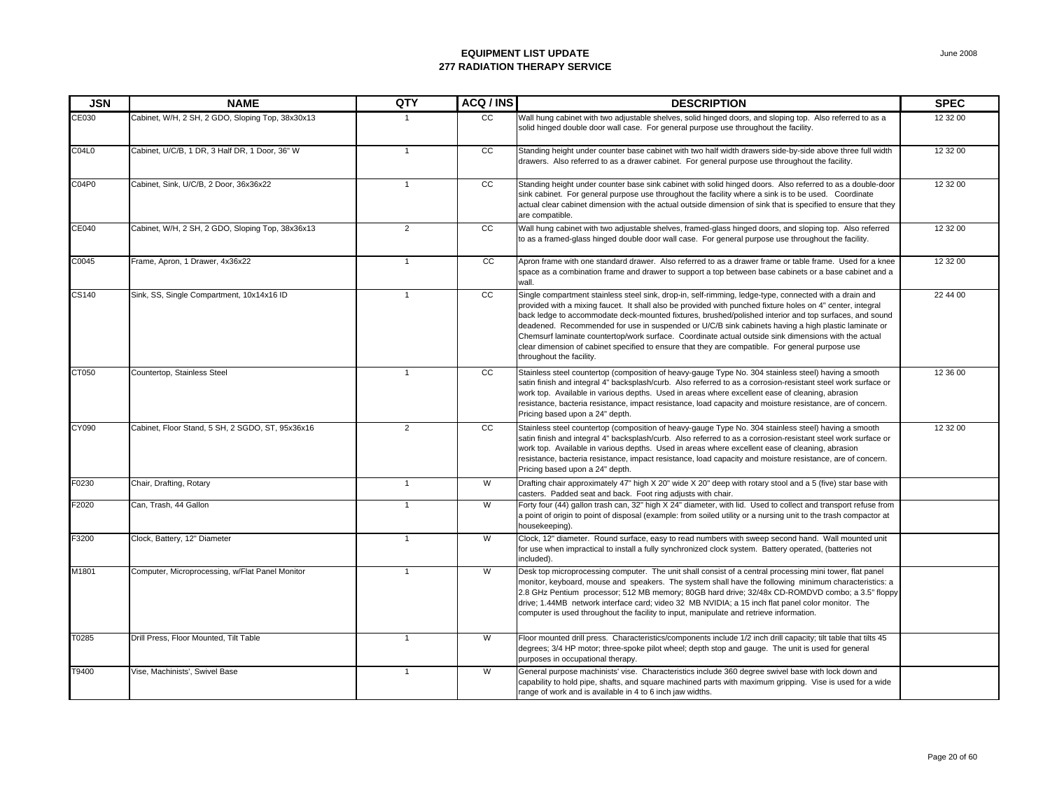# EQUIPMENT LIST UPDATE
## 277 RADIATION THERAPY SERVICE

June 2008

| JSN | NAME | QTY | ACQ / INS | DESCRIPTION | SPEC |
|---|---|---|---|---|---|
| CE030 | Cabinet, W/H, 2 SH, 2 GDO, Sloping Top, 38x30x13 | 1 | CC | Wall hung cabinet with two adjustable shelves, solid hinged doors, and sloping top. Also referred to as a solid hinged double door wall case. For general purpose use throughout the facility. | 12 32 00 |
| C04L0 | Cabinet, U/C/B, 1 DR, 3 Half DR, 1 Door, 36" W | 1 | CC | Standing height under counter base cabinet with two half width drawers side-by-side above three full width drawers. Also referred to as a drawer cabinet. For general purpose use throughout the facility. | 12 32 00 |
| C04P0 | Cabinet, Sink, U/C/B, 2 Door, 36x36x22 | 1 | CC | Standing height under counter base sink cabinet with solid hinged doors. Also referred to as a double-door sink cabinet. For general purpose use throughout the facility where a sink is to be used. Coordinate actual clear cabinet dimension with the actual outside dimension of sink that is specified to ensure that they are compatible. | 12 32 00 |
| CE040 | Cabinet, W/H, 2 SH, 2 GDO, Sloping Top, 38x36x13 | 2 | CC | Wall hung cabinet with two adjustable shelves, framed-glass hinged doors, and sloping top. Also referred to as a framed-glass hinged double door wall case. For general purpose use throughout the facility. | 12 32 00 |
| C0045 | Frame, Apron, 1 Drawer, 4x36x22 | 1 | CC | Apron frame with one standard drawer. Also referred to as a drawer frame or table frame. Used for a knee space as a combination frame and drawer to support a top between base cabinets or a base cabinet and a wall. | 12 32 00 |
| CS140 | Sink, SS, Single Compartment, 10x14x16 ID | 1 | CC | Single compartment stainless steel sink, drop-in, self-rimming, ledge-type, connected with a drain and provided with a mixing faucet. It shall also be provided with punched fixture holes on 4" center, integral back ledge to accommodate deck-mounted fixtures, brushed/polished interior and top surfaces, and sound deadened. Recommended for use in suspended or U/C/B sink cabinets having a high plastic laminate or Chemsurf laminate countertop/work surface. Coordinate actual outside sink dimensions with the actual clear dimension of cabinet specified to ensure that they are compatible. For general purpose use throughout the facility. | 22 44 00 |
| CT050 | Countertop, Stainless Steel | 1 | CC | Stainless steel countertop (composition of heavy-gauge Type No. 304 stainless steel) having a smooth satin finish and integral 4" backsplash/curb. Also referred to as a corrosion-resistant steel work surface or work top. Available in various depths. Used in areas where excellent ease of cleaning, abrasion resistance, bacteria resistance, impact resistance, load capacity and moisture resistance, are of concern. Pricing based upon a 24" depth. | 12 36 00 |
| CY090 | Cabinet, Floor Stand, 5 SH, 2 SGDO, ST, 95x36x16 | 2 | CC | Stainless steel countertop (composition of heavy-gauge Type No. 304 stainless steel) having a smooth satin finish and integral 4" backsplash/curb. Also referred to as a corrosion-resistant steel work surface or work top. Available in various depths. Used in areas where excellent ease of cleaning, abrasion resistance, bacteria resistance, impact resistance, load capacity and moisture resistance, are of concern. Pricing based upon a 24" depth. | 12 32 00 |
| F0230 | Chair, Drafting, Rotary | 1 | W | Drafting chair approximately 47" high X 20" wide X 20" deep with rotary stool and a 5 (five) star base with casters. Padded seat and back. Foot ring adjusts with chair. | |
| F2020 | Can, Trash, 44 Gallon | 1 | W | Forty four (44) gallon trash can, 32" high X 24" diameter, with lid. Used to collect and transport refuse from a point of origin to point of disposal (example: from soiled utility or a nursing unit to the trash compactor at housekeeping). | |
| F3200 | Clock, Battery, 12" Diameter | 1 | W | Clock, 12" diameter. Round surface, easy to read numbers with sweep second hand. Wall mounted unit for use when impractical to install a fully synchronized clock system. Battery operated, (batteries not included). | |
| M1801 | Computer, Microprocessing, w/Flat Panel Monitor | 1 | W | Desk top microprocessing computer. The unit shall consist of a central processing mini tower, flat panel monitor, keyboard, mouse and speakers. The system shall have the following minimum characteristics: a 2.8 GHz Pentium processor; 512 MB memory; 80GB hard drive; 32/48x CD-ROMDVD combo; a 3.5" floppy drive; 1.44MB network interface card; video 32 MB NVIDIA; a 15 inch flat panel color monitor. The computer is used throughout the facility to input, manipulate and retrieve information. | |
| T0285 | Drill Press, Floor Mounted, Tilt Table | 1 | W | Floor mounted drill press. Characteristics/components include 1/2 inch drill capacity; tilt table that tilts 45 degrees; 3/4 HP motor; three-spoke pilot wheel; depth stop and gauge. The unit is used for general purposes in occupational therapy. | |
| T9400 | Vise, Machinists', Swivel Base | 1 | W | General purpose machinists' vise. Characteristics include 360 degree swivel base with lock down and capability to hold pipe, shafts, and square machined parts with maximum gripping. Vise is used for a wide range of work and is available in 4 to 6 inch jaw widths. | |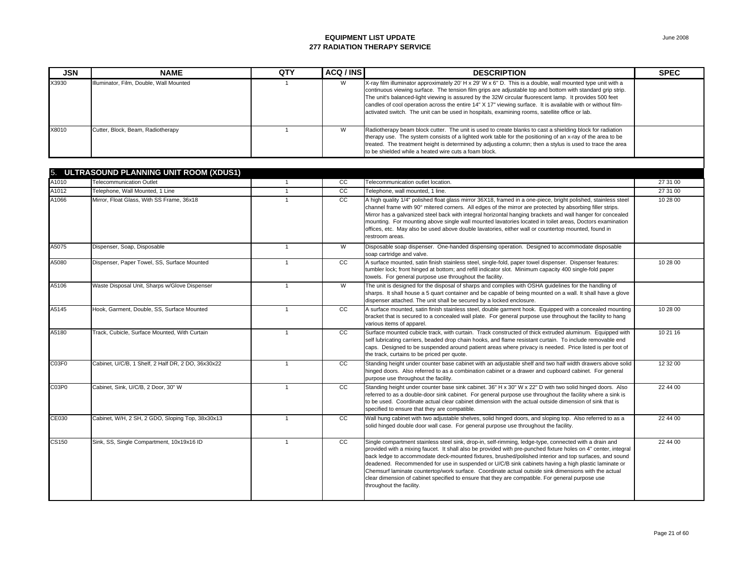# EQUIPMENT LIST UPDATE
## 277 RADIATION THERAPY SERVICE

June 2008

| JSN | NAME | QTY | ACQ / INS | DESCRIPTION | SPEC |
|---|---|---|---|---|---|
| X3930 | Illuminator, Film, Double, Wall Mounted | 1 | W | X-ray film illuminator approximately 20' H x 29' W x 6" D. This is a double, wall mounted type unit with a continuous viewing surface. The tension film grips are adjustable top and bottom with standard grip strip. The unit's balanced-light viewing is assured by the 32W circular fluorescent lamp. It provides 500 feet candles of cool operation across the entire 14" X 17" viewing surface. It is available with or without film-activated switch. The unit can be used in hospitals, examining rooms, satellite office or lab. | |
| X8010 | Cutter, Block, Beam, Radiotherapy | 1 | W | Radiotherapy beam block cutter. The unit is used to create blanks to cast a shielding block for radiation therapy use. The system consists of a lighted work table for the positioning of an x-ray of the area to be treated. The treatment height is determined by adjusting a column; then a stylus is used to trace the area to be shielded while a heated wire cuts a foam block. | |
| **5. ULTRASOUND PLANNING UNIT ROOM (XDUS1)** | | | | | |
| A1010 | Telecommunication Outlet | 1 | CC | Telecommunication outlet location. | 27 31 00 |
| A1012 | Telephone, Wall Mounted, 1 Line | 1 | CC | Telephone, wall mounted, 1 line. | 27 31 00 |
| A1066 | Mirror, Float Glass, With SS Frame, 36x18 | 1 | CC | A high quality 1/4" polished float glass mirror 36X18, framed in a one-piece, bright polished, stainless steel channel frame with 90° mitered corners. All edges of the mirror are protected by absorbing filler strips. Mirror has a galvanized steel back with integral horizontal hanging brackets and wall hanger for concealed mounting. For mounting above single wall mounted lavatories located in toilet areas, Doctors examination offices, etc. May also be used above double lavatories, either wall or countertop mounted, found in restroom areas. | 10 28 00 |
| A5075 | Dispenser, Soap, Disposable | 1 | W | Disposable soap dispenser. One-handed dispensing operation. Designed to accommodate disposable soap cartridge and valve. | |
| A5080 | Dispenser, Paper Towel, SS, Surface Mounted | 1 | CC | A surface mounted, satin finish stainless steel, single-fold, paper towel dispenser. Dispenser features: tumbler lock; front hinged at bottom; and refill indicator slot. Minimum capacity 400 single-fold paper towels. For general purpose use throughout the facility. | 10 28 00 |
| A5106 | Waste Disposal Unit, Sharps w/Glove Dispenser | 1 | W | The unit is designed for the disposal of sharps and complies with OSHA guidelines for the handling of sharps. It shall house a 5 quart container and be capable of being mounted on a wall. It shall have a glove dispenser attached. The unit shall be secured by a locked enclosure. | |
| A5145 | Hook, Garment, Double, SS, Surface Mounted | 1 | CC | A surface mounted, satin finish stainless steel, double garment hook. Equipped with a concealed mounting bracket that is secured to a concealed wall plate. For general purpose use throughout the facility to hang various items of apparel. | 10 28 00 |
| A5180 | Track, Cubicle, Surface Mounted, With Curtain | 1 | CC | Surface mounted cubicle track, with curtain. Track constructed of thick extruded aluminum. Equipped with self lubricating carriers, beaded drop chain hooks, and flame resistant curtain. To include removable end caps. Designed to be suspended around patient areas where privacy is needed. Price listed is per foot of the track, curtains to be priced per quote. | 10 21 16 |
| C03F0 | Cabinet, U/C/B, 1 Shelf, 2 Half DR, 2 DO, 36x30x22 | 1 | CC | Standing height under counter base cabinet with an adjustable shelf and two half width drawers above solid hinged doors. Also referred to as a combination cabinet or a drawer and cupboard cabinet. For general purpose use throughout the facility. | 12 32 00 |
| C03P0 | Cabinet, Sink, U/C/B, 2 Door, 30" W | 1 | CC | Standing height under counter base sink cabinet. 36" H x 30" W x 22" D with two solid hinged doors. Also referred to as a double-door sink cabinet. For general purpose use throughout the facility where a sink is to be used. Coordinate actual clear cabinet dimension with the actual outside dimension of sink that is specified to ensure that they are compatible. | 22 44 00 |
| CE030 | Cabinet, W/H, 2 SH, 2 GDO, Sloping Top, 38x30x13 | 1 | CC | Wall hung cabinet with two adjustable shelves, solid hinged doors, and sloping top. Also referred to as a solid hinged double door wall case. For general purpose use throughout the facility. | 22 44 00 |
| CS150 | Sink, SS, Single Compartment, 10x19x16 ID | 1 | CC | Single compartment stainless steel sink, drop-in, self-rimming, ledge-type, connected with a drain and provided with a mixing faucet. It shall also be provided with pre-punched fixture holes on 4" center, integral back ledge to accommodate deck-mounted fixtures, brushed/polished interior and top surfaces, and sound deadened. Recommended for use in suspended or U/C/B sink cabinets having a high plastic laminate or Chemsurf laminate countertop/work surface. Coordinate actual outside sink dimensions with the actual clear dimension of cabinet specified to ensure that they are compatible. For general purpose use throughout the facility. | 22 44 00 |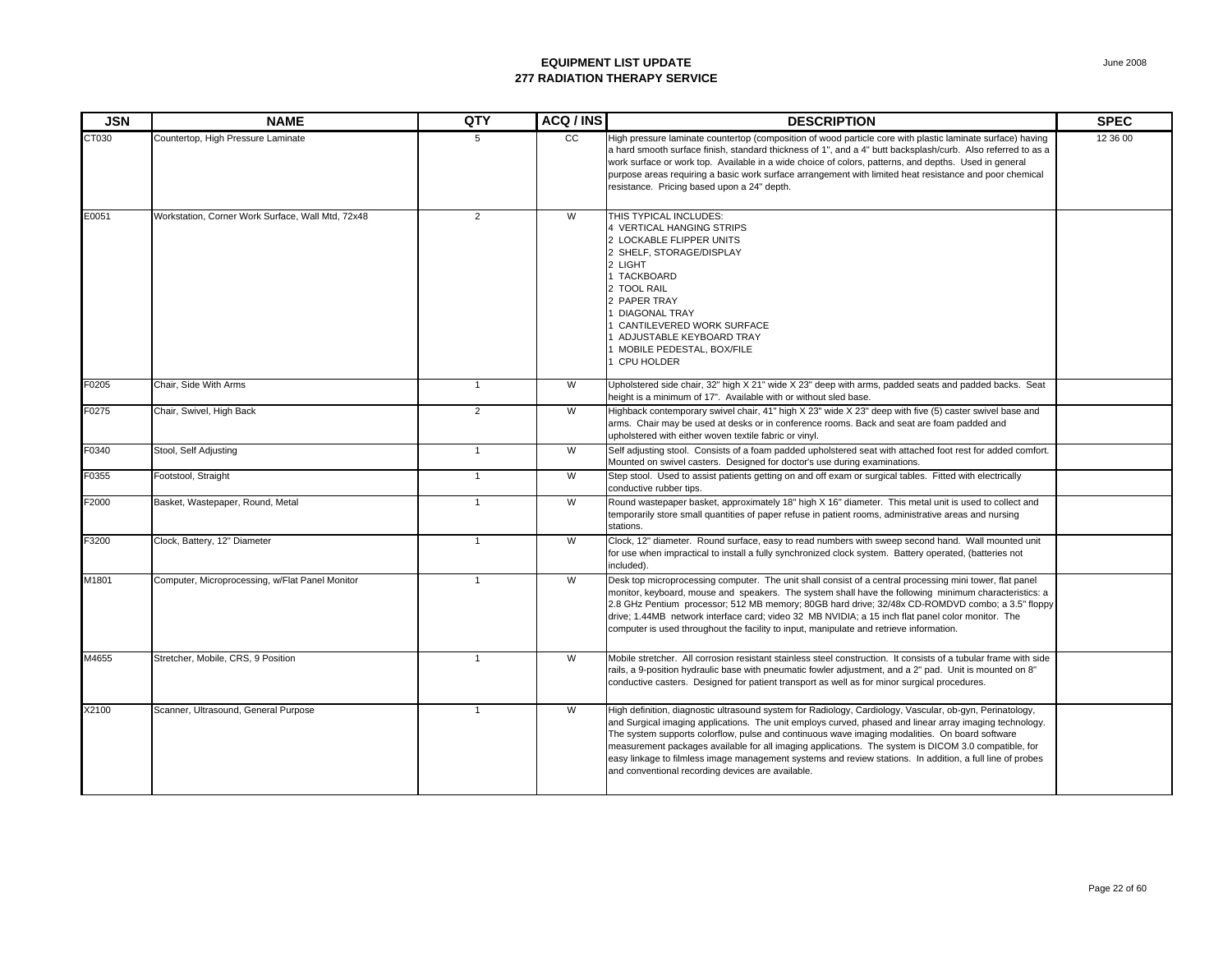**EQUIPMENT LIST UPDATE**
**277 RADIATION THERAPY SERVICE**

June 2008

| JSN | NAME | QTY | ACQ / INS | DESCRIPTION | SPEC |
|---|---|---|---|---|---|
| CT030 | Countertop, High Pressure Laminate | 5 | CC | High pressure laminate countertop (composition of wood particle core with plastic laminate surface) having a hard smooth surface finish, standard thickness of 1", and a 4" butt backsplash/curb. Also referred to as a work surface or work top. Available in a wide choice of colors, patterns, and depths. Used in general purpose areas requiring a basic work surface arrangement with limited heat resistance and poor chemical resistance. Pricing based upon a 24" depth. | 12 36 00 |
| E0051 | Workstation, Corner Work Surface, Wall Mtd, 72x48 | 2 | W | THIS TYPICAL INCLUDES:<br>4 VERTICAL HANGING STRIPS<br>2 LOCKABLE FLIPPER UNITS<br>2 SHELF, STORAGE/DISPLAY<br>2 LIGHT<br>1 TACKBOARD<br>2 TOOL RAIL<br>2 PAPER TRAY<br>1 DIAGONAL TRAY<br>1 CANTILEVERED WORK SURFACE<br>1 ADJUSTABLE KEYBOARD TRAY<br>1 MOBILE PEDESTAL, BOX/FILE<br>1 CPU HOLDER | |
| F0205 | Chair, Side With Arms | 1 | W | Upholstered side chair, 32" high X 21" wide X 23" deep with arms, padded seats and padded backs. Seat height is a minimum of 17". Available with or without sled base. | |
| F0275 | Chair, Swivel, High Back | 2 | W | Highback contemporary swivel chair, 41" high X 23" wide X 23" deep with five (5) caster swivel base and arms. Chair may be used at desks or in conference rooms. Back and seat are foam padded and upholstered with either woven textile fabric or vinyl. | |
| F0340 | Stool, Self Adjusting | 1 | W | Self adjusting stool. Consists of a foam padded upholstered seat with attached foot rest for added comfort. Mounted on swivel casters. Designed for doctor's use during examinations. | |
| F0355 | Footstool, Straight | 1 | W | Step stool. Used to assist patients getting on and off exam or surgical tables. Fitted with electrically conductive rubber tips. | |
| F2000 | Basket, Wastepaper, Round, Metal | 1 | W | Round wastepaper basket, approximately 18" high X 16" diameter. This metal unit is used to collect and temporarily store small quantities of paper refuse in patient rooms, administrative areas and nursing stations. | |
| F3200 | Clock, Battery, 12" Diameter | 1 | W | Clock, 12" diameter. Round surface, easy to read numbers with sweep second hand. Wall mounted unit for use when impractical to install a fully synchronized clock system. Battery operated, (batteries not included). | |
| M1801 | Computer, Microprocessing, w/Flat Panel Monitor | 1 | W | Desk top microprocessing computer. The unit shall consist of a central processing mini tower, flat panel monitor, keyboard, mouse and speakers. The system shall have the following minimum characteristics: a 2.8 GHz Pentium processor; 512 MB memory; 80GB hard drive; 32/48x CD-ROMDVD combo; a 3.5" floppy drive; 1.44MB network interface card; video 32 MB NVIDIA; a 15 inch flat panel color monitor. The computer is used throughout the facility to input, manipulate and retrieve information. | |
| M4655 | Stretcher, Mobile, CRS, 9 Position | 1 | W | Mobile stretcher. All corrosion resistant stainless steel construction. It consists of a tubular frame with side rails, a 9-position hydraulic base with pneumatic fowler adjustment, and a 2" pad. Unit is mounted on 8" conductive casters. Designed for patient transport as well as for minor surgical procedures. | |
| X2100 | Scanner, Ultrasound, General Purpose | 1 | W | High definition, diagnostic ultrasound system for Radiology, Cardiology, Vascular, ob-gyn, Perinatology, and Surgical imaging applications. The unit employs curved, phased and linear array imaging technology. The system supports colorflow, pulse and continuous wave imaging modalities. On board software measurement packages available for all imaging applications. The system is DICOM 3.0 compatible, for easy linkage to filmless image management systems and review stations. In addition, a full line of probes and conventional recording devices are available. | |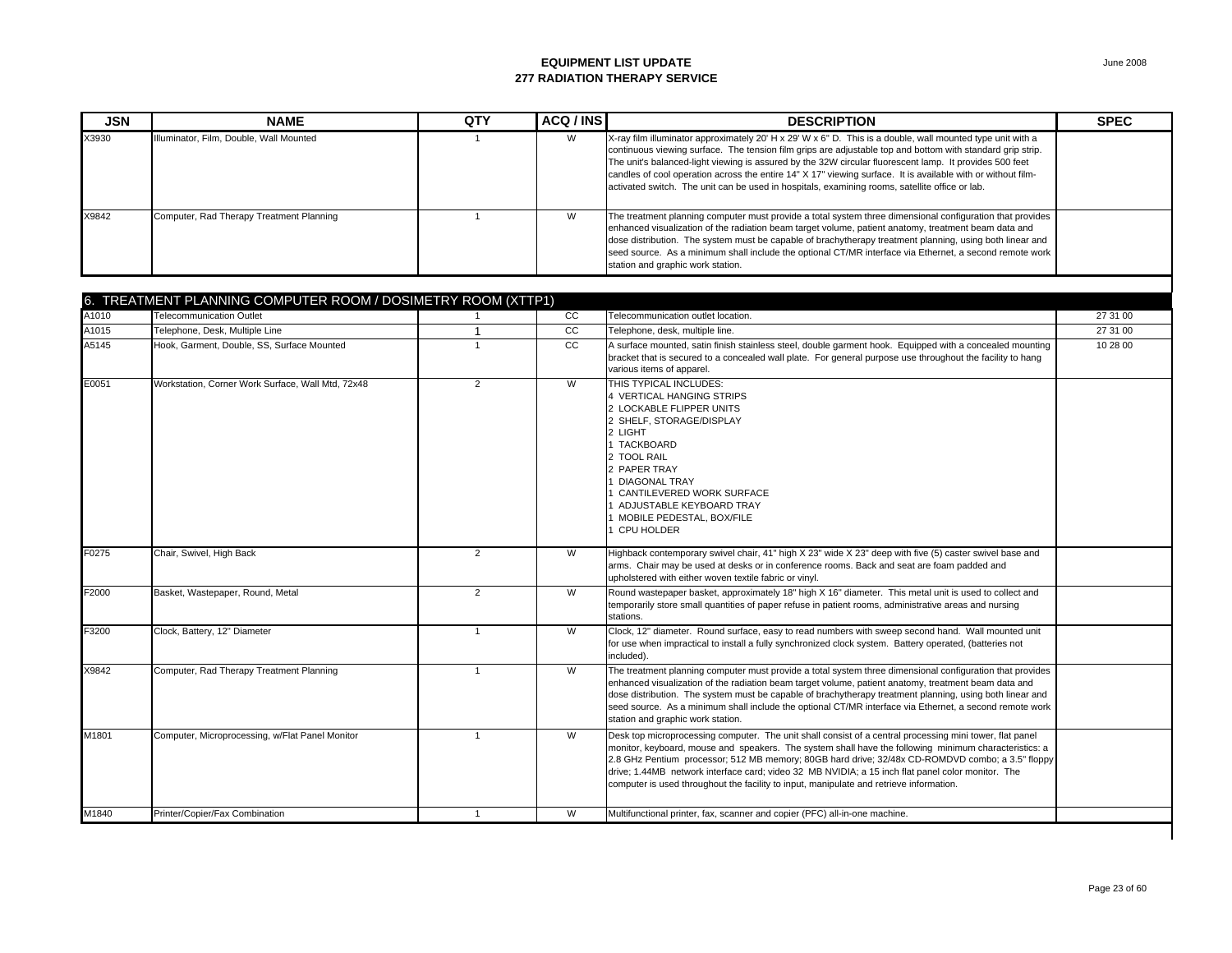# EQUIPMENT LIST UPDATE
## 277 RADIATION THERAPY SERVICE

June 2008

| JSN | NAME | QTY | ACQ / INS | DESCRIPTION | SPEC |
|---|---|---|---|---|---|
| X3930 | Illuminator, Film, Double, Wall Mounted | 1 | W | X-ray film illuminator approximately 20' H x 29' W x 6" D. This is a double, wall mounted type unit with a continuous viewing surface. The tension film grips are adjustable top and bottom with standard grip strip. The unit's balanced-light viewing is assured by the 32W circular fluorescent lamp. It provides 500 feet candles of cool operation across the entire 14" X 17" viewing surface. It is available with or without film-activated switch. The unit can be used in hospitals, examining rooms, satellite office or lab. | |
| X9842 | Computer, Rad Therapy Treatment Planning | 1 | W | The treatment planning computer must provide a total system three dimensional configuration that provides enhanced visualization of the radiation beam target volume, patient anatomy, treatment beam data and dose distribution. The system must be capable of brachytherapy treatment planning, using both linear and seed source. As a minimum shall include the optional CT/MR interface via Ethernet, a second remote work station and graphic work station. | |

## 6. TREATMENT PLANNING COMPUTER ROOM / DOSIMETRY ROOM (XTTP1)

| JSN | NAME | QTY | ACQ / INS | DESCRIPTION | SPEC |
|---|---|---|---|---|---|
| A1010 | Telecommunication Outlet | 1 | CC | Telecommunication outlet location. | 27 31 00 |
| A1015 | Telephone, Desk, Multiple Line | 1 | CC | Telephone, desk, multiple line. | 27 31 00 |
| A5145 | Hook, Garment, Double, SS, Surface Mounted | 1 | CC | A surface mounted, satin finish stainless steel, double garment hook. Equipped with a concealed mounting bracket that is secured to a concealed wall plate. For general purpose use throughout the facility to hang various items of apparel. | 10 28 00 |
| E0051 | Workstation, Corner Work Surface, Wall Mtd, 72x48 | 2 | W | THIS TYPICAL INCLUDES:<br>4 VERTICAL HANGING STRIPS<br>2 LOCKABLE FLIPPER UNITS<br>2 SHELF, STORAGE/DISPLAY<br>2 LIGHT<br>1 TACKBOARD<br>2 TOOL RAIL<br>2 PAPER TRAY<br>1 DIAGONAL TRAY<br>1 CANTILEVERED WORK SURFACE<br>1 ADJUSTABLE KEYBOARD TRAY<br>1 MOBILE PEDESTAL, BOX/FILE<br>1 CPU HOLDER | |
| F0275 | Chair, Swivel, High Back | 2 | W | Highback contemporary swivel chair, 41" high X 23" wide X 23" deep with five (5) caster swivel base and arms. Chair may be used at desks or in conference rooms. Back and seat are foam padded and upholstered with either woven textile fabric or vinyl. | |
| F2000 | Basket, Wastepaper, Round, Metal | 2 | W | Round wastepaper basket, approximately 18" high X 16" diameter. This metal unit is used to collect and temporarily store small quantities of paper refuse in patient rooms, administrative areas and nursing stations. | |
| F3200 | Clock, Battery, 12" Diameter | 1 | W | Clock, 12" diameter. Round surface, easy to read numbers with sweep second hand. Wall mounted unit for use when impractical to install a fully synchronized clock system. Battery operated, (batteries not included). | |
| X9842 | Computer, Rad Therapy Treatment Planning | 1 | W | The treatment planning computer must provide a total system three dimensional configuration that provides enhanced visualization of the radiation beam target volume, patient anatomy, treatment beam data and dose distribution. The system must be capable of brachytherapy treatment planning, using both linear and seed source. As a minimum shall include the optional CT/MR interface via Ethernet, a second remote work station and graphic work station. | |
| M1801 | Computer, Microprocessing, w/Flat Panel Monitor | 1 | W | Desk top microprocessing computer. The unit shall consist of a central processing mini tower, flat panel monitor, keyboard, mouse and speakers. The system shall have the following minimum characteristics: a 2.8 GHz Pentium processor; 512 MB memory; 80GB hard drive; 32/48x CD-ROMDVD combo; a 3.5" floppy drive; 1.44MB network interface card; video 32 MB NVIDIA; a 15 inch flat panel color monitor. The computer is used throughout the facility to input, manipulate and retrieve information. | |
| M1840 | Printer/Copier/Fax Combination | 1 | W | Multifunctional printer, fax, scanner and copier (PFC) all-in-one machine. | |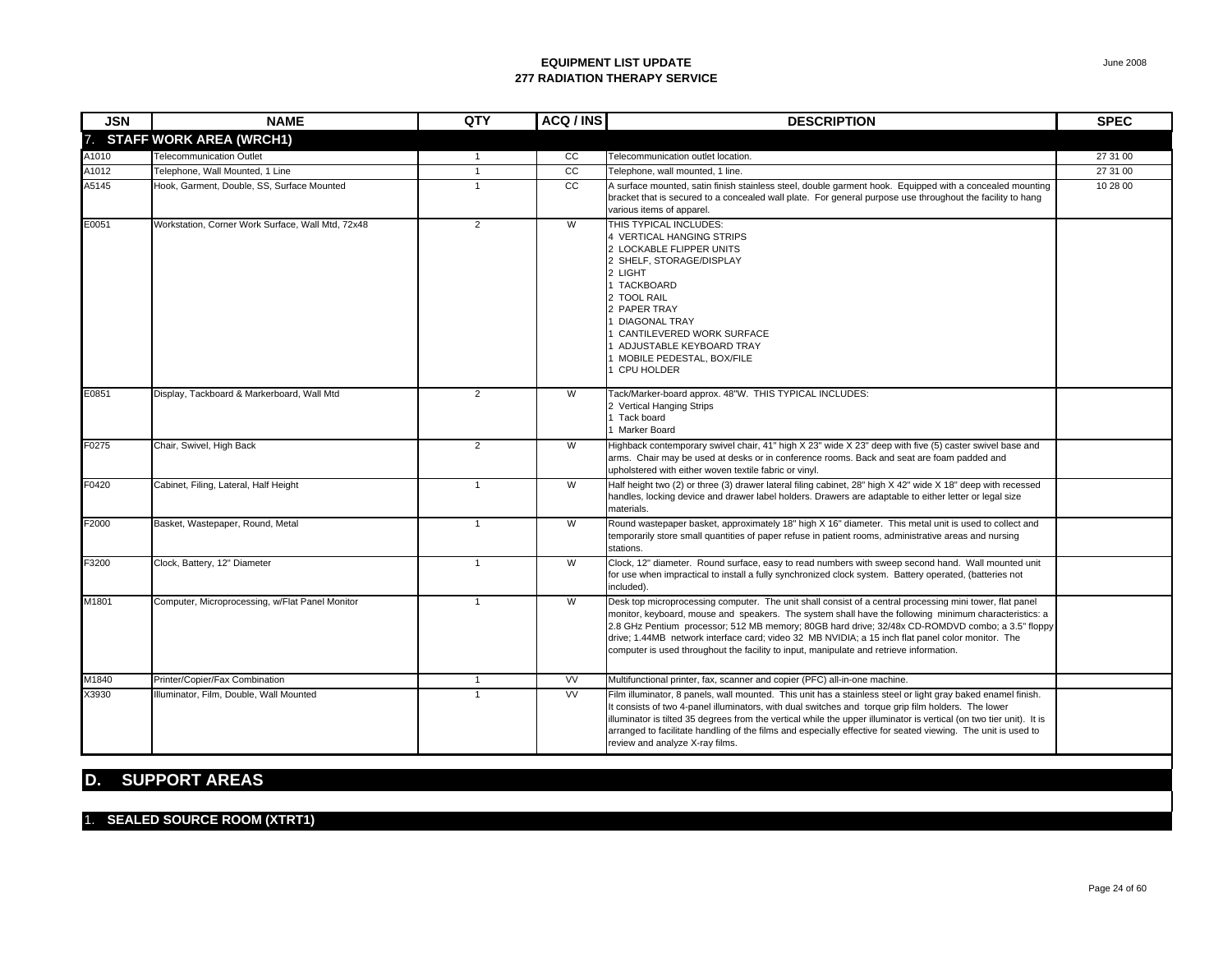**EQUIPMENT LIST UPDATE**
**277 RADIATION THERAPY SERVICE**

June 2008

| JSN | NAME | QTY | ACQ / INS | DESCRIPTION | SPEC |
|---|---|---|---|---|---|
| **7. STAFF WORK AREA (WRCH1)** | | | | | |
| A1010 | Telecommunication Outlet | 1 | CC | Telecommunication outlet location. | 27 31 00 |
| A1012 | Telephone, Wall Mounted, 1 Line | 1 | CC | Telephone, wall mounted, 1 line. | 27 31 00 |
| A5145 | Hook, Garment, Double, SS, Surface Mounted | 1 | CC | A surface mounted, satin finish stainless steel, double garment hook. Equipped with a concealed mounting bracket that is secured to a concealed wall plate. For general purpose use throughout the facility to hang various items of apparel. | 10 28 00 |
| E0051 | Workstation, Corner Work Surface, Wall Mtd, 72x48 | 2 | W | THIS TYPICAL INCLUDES:<br>4 VERTICAL HANGING STRIPS<br>2 LOCKABLE FLIPPER UNITS<br>2 SHELF, STORAGE/DISPLAY<br>2 LIGHT<br>1 TACKBOARD<br>2 TOOL RAIL<br>2 PAPER TRAY<br>1 DIAGONAL TRAY<br>1 CANTILEVERED WORK SURFACE<br>1 ADJUSTABLE KEYBOARD TRAY<br>1 MOBILE PEDESTAL, BOX/FILE<br>1 CPU HOLDER | |
| E0851 | Display, Tackboard & Markerboard, Wall Mtd | 2 | W | Tack/Marker-board approx. 48"W. THIS TYPICAL INCLUDES:<br>2 Vertical Hanging Strips<br>1 Tack board<br>1 Marker Board | |
| F0275 | Chair, Swivel, High Back | 2 | W | Highback contemporary swivel chair, 41" high X 23" wide X 23" deep with five (5) caster swivel base and arms. Chair may be used at desks or in conference rooms. Back and seat are foam padded and upholstered with either woven textile fabric or vinyl. | |
| F0420 | Cabinet, Filing, Lateral, Half Height | 1 | W | Half height two (2) or three (3) drawer lateral filing cabinet, 28" high X 42" wide X 18" deep with recessed handles, locking device and drawer label holders. Drawers are adaptable to either letter or legal size materials. | |
| F2000 | Basket, Wastepaper, Round, Metal | 1 | W | Round wastepaper basket, approximately 18" high X 16" diameter. This metal unit is used to collect and temporarily store small quantities of paper refuse in patient rooms, administrative areas and nursing stations. | |
| F3200 | Clock, Battery, 12" Diameter | 1 | W | Clock, 12" diameter. Round surface, easy to read numbers with sweep second hand. Wall mounted unit for use when impractical to install a fully synchronized clock system. Battery operated, (batteries not included). | |
| M1801 | Computer, Microprocessing, w/Flat Panel Monitor | 1 | W | Desk top microprocessing computer. The unit shall consist of a central processing mini tower, flat panel monitor, keyboard, mouse and speakers. The system shall have the following minimum characteristics: a 2.8 GHz Pentium processor; 512 MB memory; 80GB hard drive; 32/48x CD-ROMDVD combo; a 3.5" floppy drive; 1.44MB network interface card; video 32 MB NVIDIA; a 15 inch flat panel color monitor. The computer is used throughout the facility to input, manipulate and retrieve information. | |
| M1840 | Printer/Copier/Fax Combination | 1 | VV | Multifunctional printer, fax, scanner and copier (PFC) all-in-one machine. | |
| X3930 | Illuminator, Film, Double, Wall Mounted | 1 | VV | Film illuminator, 8 panels, wall mounted. This unit has a stainless steel or light gray baked enamel finish. It consists of two 4-panel illuminators, with dual switches and torque grip film holders. The lower illuminator is tilted 35 degrees from the vertical while the upper illuminator is vertical (on two tier unit). It is arranged to facilitate handling of the films and especially effective for seated viewing. The unit is used to review and analyze X-ray films. | |

## D. SUPPORT AREAS

### 1. SEALED SOURCE ROOM (XTRT1)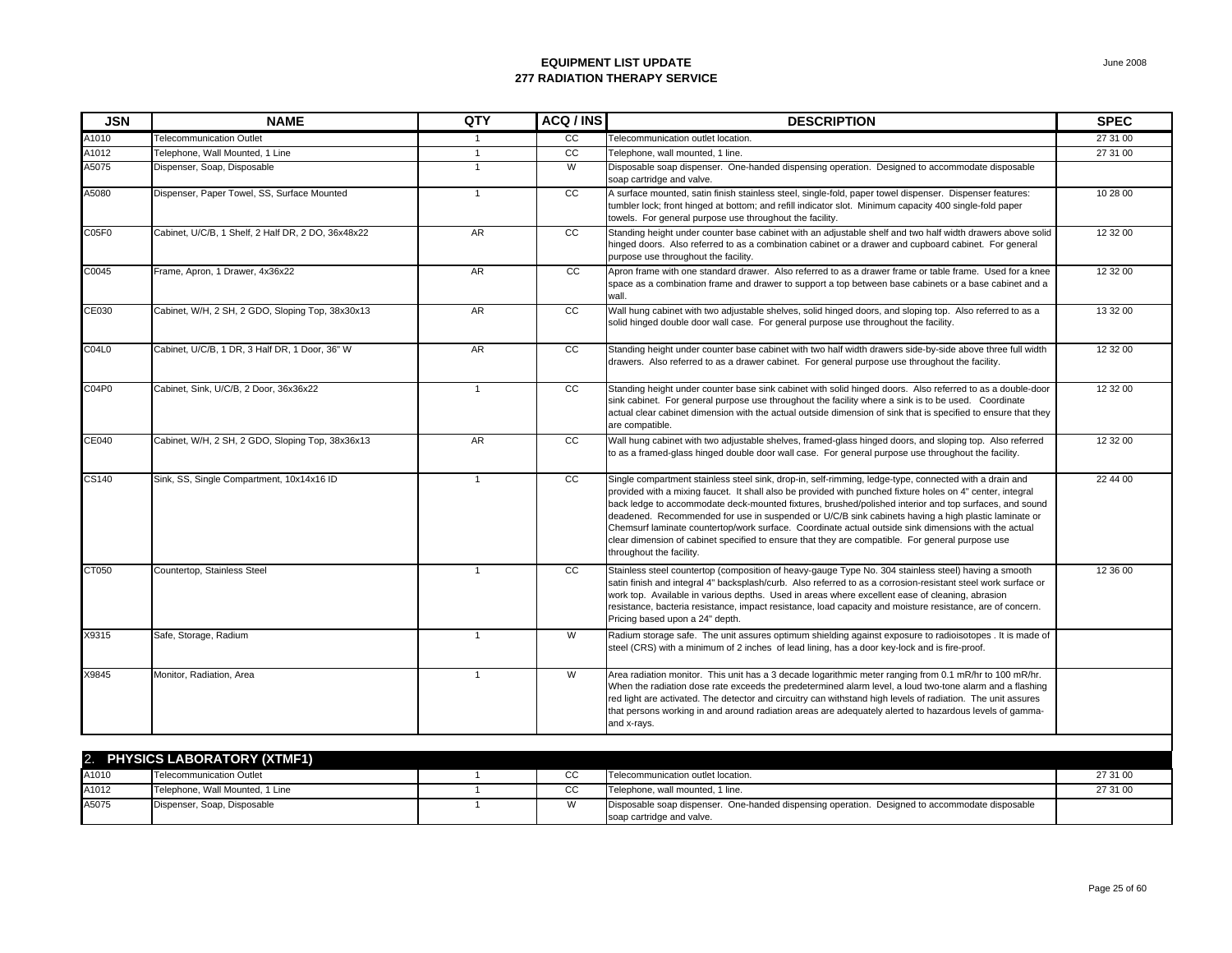# EQUIPMENT LIST UPDATE
## 277 RADIATION THERAPY SERVICE

June 2008

| JSN | NAME | QTY | ACQ / INS | DESCRIPTION | SPEC |
|---|---|---|---|---|---|
| A1010 | Telecommunication Outlet | 1 | CC | Telecommunication outlet location. | 27 31 00 |
| A1012 | Telephone, Wall Mounted, 1 Line | 1 | CC | Telephone, wall mounted, 1 line. | 27 31 00 |
| A5075 | Dispenser, Soap, Disposable | 1 | W | Disposable soap dispenser. One-handed dispensing operation. Designed to accommodate disposable soap cartridge and valve. | |
| A5080 | Dispenser, Paper Towel, SS, Surface Mounted | 1 | CC | A surface mounted, satin finish stainless steel, single-fold, paper towel dispenser. Dispenser features: tumbler lock; front hinged at bottom; and refill indicator slot. Minimum capacity 400 single-fold paper towels. For general purpose use throughout the facility. | 10 28 00 |
| C05F0 | Cabinet, U/C/B, 1 Shelf, 2 Half DR, 2 DO, 36x48x22 | AR | CC | Standing height under counter base cabinet with an adjustable shelf and two half width drawers above solid hinged doors. Also referred to as a combination cabinet or a drawer and cupboard cabinet. For general purpose use throughout the facility. | 12 32 00 |
| C0045 | Frame, Apron, 1 Drawer, 4x36x22 | AR | CC | Apron frame with one standard drawer. Also referred to as a drawer frame or table frame. Used for a knee space as a combination frame and drawer to support a top between base cabinets or a base cabinet and a wall. | 12 32 00 |
| CE030 | Cabinet, W/H, 2 SH, 2 GDO, Sloping Top, 38x30x13 | AR | CC | Wall hung cabinet with two adjustable shelves, solid hinged doors, and sloping top. Also referred to as a solid hinged double door wall case. For general purpose use throughout the facility. | 13 32 00 |
| C04L0 | Cabinet, U/C/B, 1 DR, 3 Half DR, 1 Door, 36" W | AR | CC | Standing height under counter base cabinet with two half width drawers side-by-side above three full width drawers. Also referred to as a drawer cabinet. For general purpose use throughout the facility. | 12 32 00 |
| C04P0 | Cabinet, Sink, U/C/B, 2 Door, 36x36x22 | 1 | CC | Standing height under counter base sink cabinet with solid hinged doors. Also referred to as a double-door sink cabinet. For general purpose use throughout the facility where a sink is to be used. Coordinate actual clear cabinet dimension with the actual outside dimension of sink that is specified to ensure that they are compatible. | 12 32 00 |
| CE040 | Cabinet, W/H, 2 SH, 2 GDO, Sloping Top, 38x36x13 | AR | CC | Wall hung cabinet with two adjustable shelves, framed-glass hinged doors, and sloping top. Also referred to as a framed-glass hinged double door wall case. For general purpose use throughout the facility. | 12 32 00 |
| CS140 | Sink, SS, Single Compartment, 10x14x16 ID | 1 | CC | Single compartment stainless steel sink, drop-in, self-rimming, ledge-type, connected with a drain and provided with a mixing faucet. It shall also be provided with punched fixture holes on 4" center, integral back ledge to accommodate deck-mounted fixtures, brushed/polished interior and top surfaces, and sound deadened. Recommended for use in suspended or U/C/B sink cabinets having a high plastic laminate or Chemsurf laminate countertop/work surface. Coordinate actual outside sink dimensions with the actual clear dimension of cabinet specified to ensure that they are compatible. For general purpose use throughout the facility. | 22 44 00 |
| CT050 | Countertop, Stainless Steel | 1 | CC | Stainless steel countertop (composition of heavy-gauge Type No. 304 stainless steel) having a smooth satin finish and integral 4" backsplash/curb. Also referred to as a corrosion-resistant steel work surface or work top. Available in various depths. Used in areas where excellent ease of cleaning, abrasion resistance, bacteria resistance, impact resistance, load capacity and moisture resistance, are of concern. Pricing based upon a 24" depth. | 12 36 00 |
| X9315 | Safe, Storage, Radium | 1 | W | Radium storage safe. The unit assures optimum shielding against exposure to radioisotopes . It is made of steel (CRS) with a minimum of 2 inches of lead lining, has a door key-lock and is fire-proof. | |
| X9845 | Monitor, Radiation, Area | 1 | W | Area radiation monitor. This unit has a 3 decade logarithmic meter ranging from 0.1 mR/hr to 100 mR/hr. When the radiation dose rate exceeds the predetermined alarm level, a loud two-tone alarm and a flashing red light are activated. The detector and circuitry can withstand high levels of radiation. The unit assures that persons working in and around radiation areas are adequately alerted to hazardous levels of gamma- and x-rays. | |

## 2. PHYSICS LABORATORY (XTMF1)

| JSN | NAME | QTY | ACQ / INS | DESCRIPTION | SPEC |
|---|---|---|---|---|---|
| A1010 | Telecommunication Outlet | 1 | CC | Telecommunication outlet location. | 27 31 00 |
| A1012 | Telephone, Wall Mounted, 1 Line | 1 | CC | Telephone, wall mounted, 1 line. | 27 31 00 |
| A5075 | Dispenser, Soap, Disposable | 1 | W | Disposable soap dispenser. One-handed dispensing operation. Designed to accommodate disposable soap cartridge and valve. | |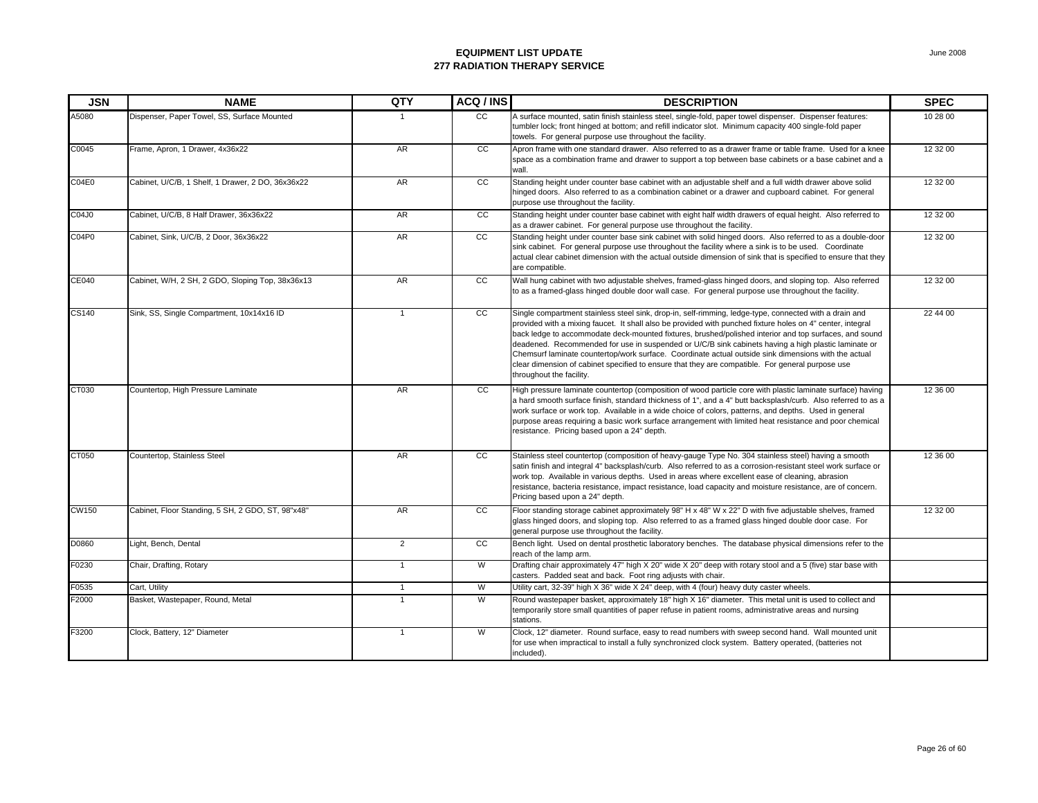**EQUIPMENT LIST UPDATE**
**277 RADIATION THERAPY SERVICE**

June 2008

| JSN | NAME | QTY | ACQ / INS | DESCRIPTION | SPEC |
|---|---|---|---|---|---|
| A5080 | Dispenser, Paper Towel, SS, Surface Mounted | 1 | CC | A surface mounted, satin finish stainless steel, single-fold, paper towel dispenser. Dispenser features: tumbler lock; front hinged at bottom; and refill indicator slot. Minimum capacity 400 single-fold paper towels. For general purpose use throughout the facility. | 10 28 00 |
| C0045 | Frame, Apron, 1 Drawer, 4x36x22 | AR | CC | Apron frame with one standard drawer. Also referred to as a drawer frame or table frame. Used for a knee space as a combination frame and drawer to support a top between base cabinets or a base cabinet and a wall. | 12 32 00 |
| C04E0 | Cabinet, U/C/B, 1 Shelf, 1 Drawer, 2 DO, 36x36x22 | AR | CC | Standing height under counter base cabinet with an adjustable shelf and a full width drawer above solid hinged doors. Also referred to as a combination cabinet or a drawer and cupboard cabinet. For general purpose use throughout the facility. | 12 32 00 |
| C04J0 | Cabinet, U/C/B, 8 Half Drawer, 36x36x22 | AR | CC | Standing height under counter base cabinet with eight half width drawers of equal height. Also referred to as a drawer cabinet. For general purpose use throughout the facility. | 12 32 00 |
| C04P0 | Cabinet, Sink, U/C/B, 2 Door, 36x36x22 | AR | CC | Standing height under counter base sink cabinet with solid hinged doors. Also referred to as a double-door sink cabinet. For general purpose use throughout the facility where a sink is to be used. Coordinate actual clear cabinet dimension with the actual outside dimension of sink that is specified to ensure that they are compatible. | 12 32 00 |
| CE040 | Cabinet, W/H, 2 SH, 2 GDO, Sloping Top, 38x36x13 | AR | CC | Wall hung cabinet with two adjustable shelves, framed-glass hinged doors, and sloping top. Also referred to as a framed-glass hinged double door wall case. For general purpose use throughout the facility. | 12 32 00 |
| CS140 | Sink, SS, Single Compartment, 10x14x16 ID | 1 | CC | Single compartment stainless steel sink, drop-in, self-rimming, ledge-type, connected with a drain and provided with a mixing faucet. It shall also be provided with punched fixture holes on 4" center, integral back ledge to accommodate deck-mounted fixtures, brushed/polished interior and top surfaces, and sound deadened. Recommended for use in suspended or U/C/B sink cabinets having a high plastic laminate or Chemsurf laminate countertop/work surface. Coordinate actual outside sink dimensions with the actual clear dimension of cabinet specified to ensure that they are compatible. For general purpose use throughout the facility. | 22 44 00 |
| CT030 | Countertop, High Pressure Laminate | AR | CC | High pressure laminate countertop (composition of wood particle core with plastic laminate surface) having a hard smooth surface finish, standard thickness of 1", and a 4" butt backsplash/curb. Also referred to as a work surface or work top. Available in a wide choice of colors, patterns, and depths. Used in general purpose areas requiring a basic work surface arrangement with limited heat resistance and poor chemical resistance. Pricing based upon a 24" depth. | 12 36 00 |
| CT050 | Countertop, Stainless Steel | AR | CC | Stainless steel countertop (composition of heavy-gauge Type No. 304 stainless steel) having a smooth satin finish and integral 4" backsplash/curb. Also referred to as a corrosion-resistant steel work surface or work top. Available in various depths. Used in areas where excellent ease of cleaning, abrasion resistance, bacteria resistance, impact resistance, load capacity and moisture resistance, are of concern. Pricing based upon a 24" depth. | 12 36 00 |
| CW150 | Cabinet, Floor Standing, 5 SH, 2 GDO, ST, 98"x48" | AR | CC | Floor standing storage cabinet approximately 98" H x 48" W x 22" D with five adjustable shelves, framed glass hinged doors, and sloping top. Also referred to as a framed glass hinged double door case. For general purpose use throughout the facility. | 12 32 00 |
| D0860 | Light, Bench, Dental | 2 | CC | Bench light. Used on dental prosthetic laboratory benches. The database physical dimensions refer to the reach of the lamp arm. | |
| F0230 | Chair, Drafting, Rotary | 1 | W | Drafting chair approximately 47" high X 20" wide X 20" deep with rotary stool and a 5 (five) star base with casters. Padded seat and back. Foot ring adjusts with chair. | |
| F0535 | Cart, Utility | 1 | W | Utility cart, 32-39" high X 36" wide X 24" deep, with 4 (four) heavy duty caster wheels. | |
| F2000 | Basket, Wastepaper, Round, Metal | 1 | W | Round wastepaper basket, approximately 18" high X 16" diameter. This metal unit is used to collect and temporarily store small quantities of paper refuse in patient rooms, administrative areas and nursing stations. | |
| F3200 | Clock, Battery, 12" Diameter | 1 | W | Clock, 12" diameter. Round surface, easy to read numbers with sweep second hand. Wall mounted unit for use when impractical to install a fully synchronized clock system. Battery operated, (batteries not included). | |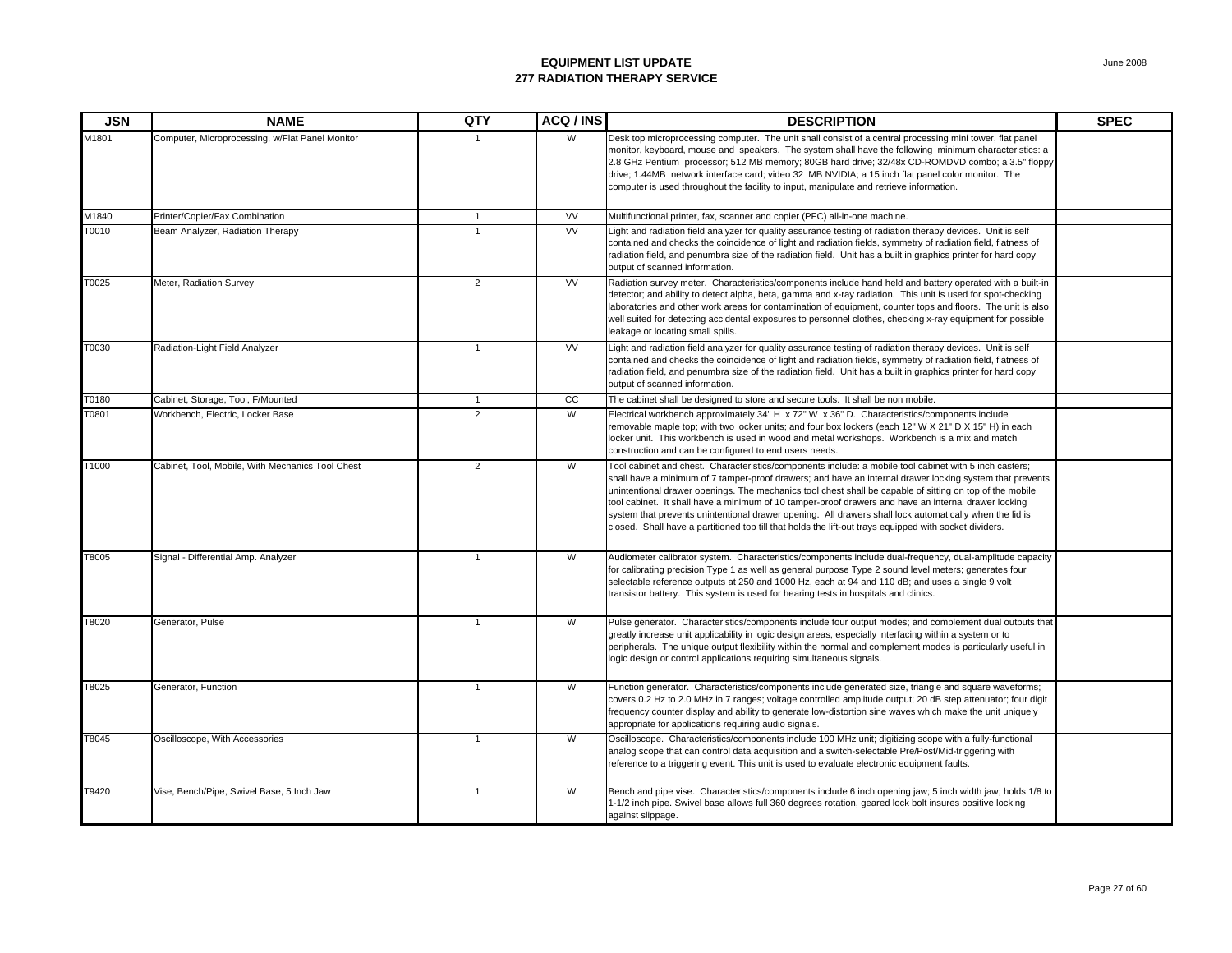# EQUIPMENT LIST UPDATE
## 277 RADIATION THERAPY SERVICE

| JSN | NAME | QTY | ACQ / INS | DESCRIPTION | SPEC |
|---|---|---|---|---|---|
| M1801 | Computer, Microprocessing, w/Flat Panel Monitor | 1 | W | Desk top microprocessing computer. The unit shall consist of a central processing mini tower, flat panel monitor, keyboard, mouse and speakers. The system shall have the following minimum characteristics: a 2.8 GHz Pentium processor; 512 MB memory; 80GB hard drive; 32/48x CD-ROMDVD combo; a 3.5" floppy drive; 1.44MB network interface card; video 32 MB NVIDIA; a 15 inch flat panel color monitor. The computer is used throughout the facility to input, manipulate and retrieve information. | |
| M1840 | Printer/Copier/Fax Combination | 1 | VV | Multifunctional printer, fax, scanner and copier (PFC) all-in-one machine. | |
| T0010 | Beam Analyzer, Radiation Therapy | 1 | VV | Light and radiation field analyzer for quality assurance testing of radiation therapy devices. Unit is self contained and checks the coincidence of light and radiation fields, symmetry of radiation field, flatness of radiation field, and penumbra size of the radiation field. Unit has a built in graphics printer for hard copy output of scanned information. | |
| T0025 | Meter, Radiation Survey | 2 | VV | Radiation survey meter. Characteristics/components include hand held and battery operated with a built-in detector; and ability to detect alpha, beta, gamma and x-ray radiation. This unit is used for spot-checking laboratories and other work areas for contamination of equipment, counter tops and floors. The unit is also well suited for detecting accidental exposures to personnel clothes, checking x-ray equipment for possible leakage or locating small spills. | |
| T0030 | Radiation-Light Field Analyzer | 1 | VV | Light and radiation field analyzer for quality assurance testing of radiation therapy devices. Unit is self contained and checks the coincidence of light and radiation fields, symmetry of radiation field, flatness of radiation field, and penumbra size of the radiation field. Unit has a built in graphics printer for hard copy output of scanned information. | |
| T0180 | Cabinet, Storage, Tool, F/Mounted | 1 | CC | The cabinet shall be designed to store and secure tools. It shall be non mobile. | |
| T0801 | Workbench, Electric, Locker Base | 2 | W | Electrical workbench approximately 34" H x 72" W x 36" D. Characteristics/components include removable maple top; with two locker units; and four box lockers (each 12" W X 21" D X 15" H) in each locker unit. This workbench is used in wood and metal workshops. Workbench is a mix and match construction and can be configured to end users needs. | |
| T1000 | Cabinet, Tool, Mobile, With Mechanics Tool Chest | 2 | W | Tool cabinet and chest. Characteristics/components include: a mobile tool cabinet with 5 inch casters; shall have a minimum of 7 tamper-proof drawers; and have an internal drawer locking system that prevents unintentional drawer openings. The mechanics tool chest shall be capable of sitting on top of the mobile tool cabinet. It shall have a minimum of 10 tamper-proof drawers and have an internal drawer locking system that prevents unintentional drawer opening. All drawers shall lock automatically when the lid is closed. Shall have a partitioned top till that holds the lift-out trays equipped with socket dividers. | |
| T8005 | Signal - Differential Amp. Analyzer | 1 | W | Audiometer calibrator system. Characteristics/components include dual-frequency, dual-amplitude capacity for calibrating precision Type 1 as well as general purpose Type 2 sound level meters; generates four selectable reference outputs at 250 and 1000 Hz, each at 94 and 110 dB; and uses a single 9 volt transistor battery. This system is used for hearing tests in hospitals and clinics. | |
| T8020 | Generator, Pulse | 1 | W | Pulse generator. Characteristics/components include four output modes; and complement dual outputs that greatly increase unit applicability in logic design areas, especially interfacing within a system or to peripherals. The unique output flexibility within the normal and complement modes is particularly useful in logic design or control applications requiring simultaneous signals. | |
| T8025 | Generator, Function | 1 | W | Function generator. Characteristics/components include generated size, triangle and square waveforms; covers 0.2 Hz to 2.0 MHz in 7 ranges; voltage controlled amplitude output; 20 dB step attenuator; four digit frequency counter display and ability to generate low-distortion sine waves which make the unit uniquely appropriate for applications requiring audio signals. | |
| T8045 | Oscilloscope, With Accessories | 1 | W | Oscilloscope. Characteristics/components include 100 MHz unit; digitizing scope with a fully-functional analog scope that can control data acquisition and a switch-selectable Pre/Post/Mid-triggering with reference to a triggering event. This unit is used to evaluate electronic equipment faults. | |
| T9420 | Vise, Bench/Pipe, Swivel Base, 5 Inch Jaw | 1 | W | Bench and pipe vise. Characteristics/components include 6 inch opening jaw; 5 inch width jaw; holds 1/8 to 1-1/2 inch pipe. Swivel base allows full 360 degrees rotation, geared lock bolt insures positive locking against slippage. | |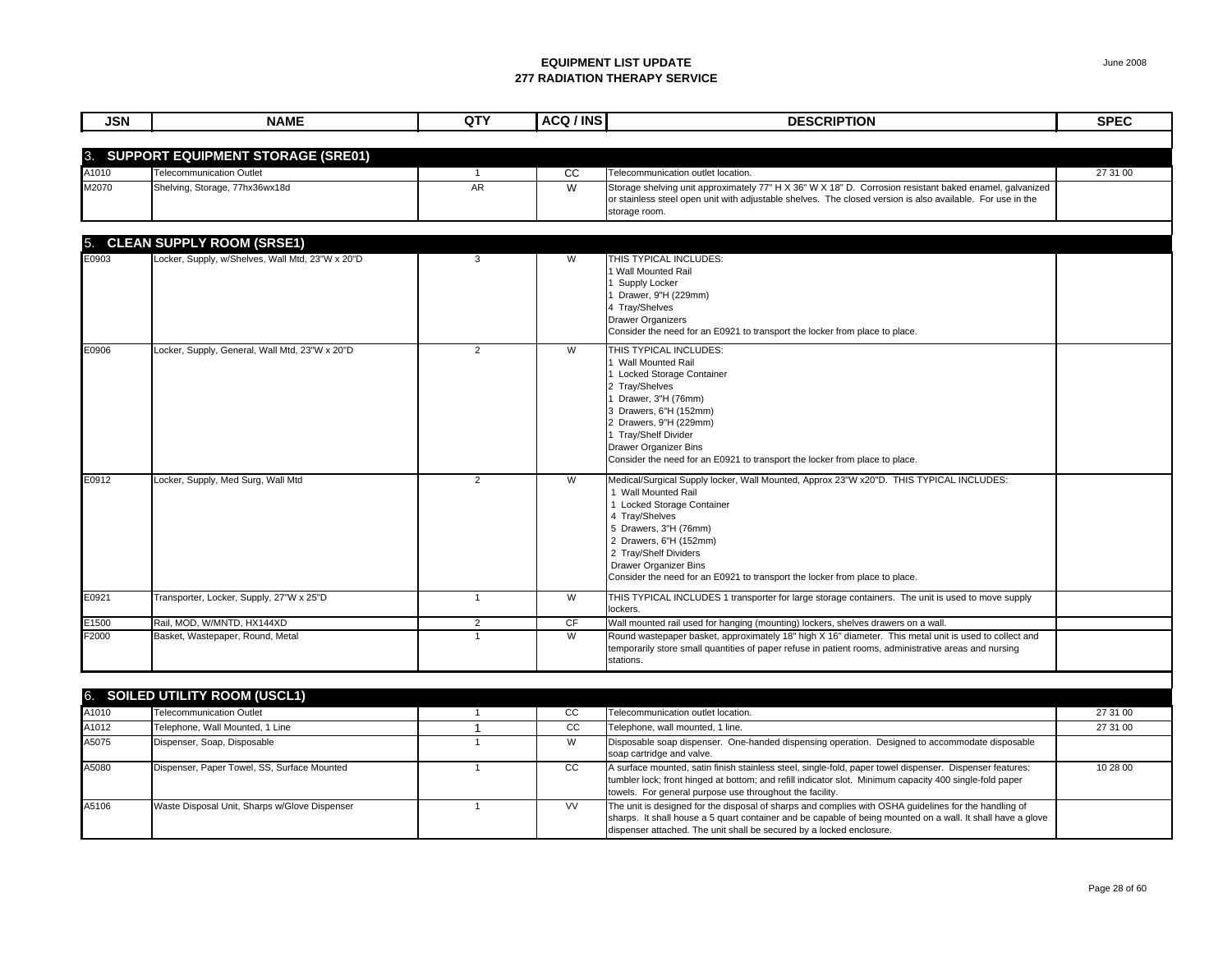# EQUIPMENT LIST UPDATE
## 277 RADIATION THERAPY SERVICE

June 2008

| JSN | NAME | QTY | ACQ / INS | DESCRIPTION | SPEC |
|---|---|---|---|---|---|
| **3. SUPPORT EQUIPMENT STORAGE (SRE01)** | | | | | |
| A1010 | Telecommunication Outlet | 1 | CC | Telecommunication outlet location. | 27 31 00 |
| M2070 | Shelving, Storage, 77hx36wx18d | AR | W | Storage shelving unit approximately 77" H X 36" W X 18" D. Corrosion resistant baked enamel, galvanized or stainless steel open unit with adjustable shelves. The closed version is also available. For use in the storage room. | |
| **5. CLEAN SUPPLY ROOM (SRSE1)** | | | | | |
| E0903 | Locker, Supply, w/Shelves, Wall Mtd, 23"W x 20"D | 3 | W | THIS TYPICAL INCLUDES:<br>1 Wall Mounted Rail<br>1 Supply Locker<br>1 Drawer, 9"H (229mm)<br>4 Tray/Shelves<br>Drawer Organizers<br>Consider the need for an E0921 to transport the locker from place to place. | |
| E0906 | Locker, Supply, General, Wall Mtd, 23"W x 20"D | 2 | W | THIS TYPICAL INCLUDES:<br>1 Wall Mounted Rail<br>1 Locked Storage Container<br>2 Tray/Shelves<br>1 Drawer, 3"H (76mm)<br>3 Drawers, 6"H (152mm)<br>2 Drawers, 9"H (229mm)<br>1 Tray/Shelf Divider<br>Drawer Organizer Bins<br>Consider the need for an E0921 to transport the locker from place to place. | |
| E0912 | Locker, Supply, Med Surg, Wall Mtd | 2 | W | Medical/Surgical Supply locker, Wall Mounted, Approx 23"W x20"D. THIS TYPICAL INCLUDES:<br>1 Wall Mounted Rail<br>1 Locked Storage Container<br>4 Tray/Shelves<br>5 Drawers, 3"H (76mm)<br>2 Drawers, 6"H (152mm)<br>2 Tray/Shelf Dividers<br>Drawer Organizer Bins<br>Consider the need for an E0921 to transport the locker from place to place. | |
| E0921 | Transporter, Locker, Supply, 27"W x 25"D | 1 | W | THIS TYPICAL INCLUDES 1 transporter for large storage containers. The unit is used to move supply lockers. | |
| E1500 | Rail, MOD, W/MNTD, HX144XD | 2 | CF | Wall mounted rail used for hanging (mounting) lockers, shelves drawers on a wall. | |
| F2000 | Basket, Wastepaper, Round, Metal | 1 | W | Round wastepaper basket, approximately 18" high X 16" diameter. This metal unit is used to collect and temporarily store small quantities of paper refuse in patient rooms, administrative areas and nursing stations. | |
| **6. SOILED UTILITY ROOM (USCL1)** | | | | | |
| A1010 | Telecommunication Outlet | 1 | CC | Telecommunication outlet location. | 27 31 00 |
| A1012 | Telephone, Wall Mounted, 1 Line | 1 | CC | Telephone, wall mounted, 1 line. | 27 31 00 |
| A5075 | Dispenser, Soap, Disposable | 1 | W | Disposable soap dispenser. One-handed dispensing operation. Designed to accommodate disposable soap cartridge and valve. | |
| A5080 | Dispenser, Paper Towel, SS, Surface Mounted | 1 | CC | A surface mounted, satin finish stainless steel, single-fold, paper towel dispenser. Dispenser features: tumbler lock; front hinged at bottom; and refill indicator slot. Minimum capacity 400 single-fold paper towels. For general purpose use throughout the facility. | 10 28 00 |
| A5106 | Waste Disposal Unit, Sharps w/Glove Dispenser | 1 | VV | The unit is designed for the disposal of sharps and complies with OSHA guidelines for the handling of sharps. It shall house a 5 quart container and be capable of being mounted on a wall. It shall have a glove dispenser attached. The unit shall be secured by a locked enclosure. | |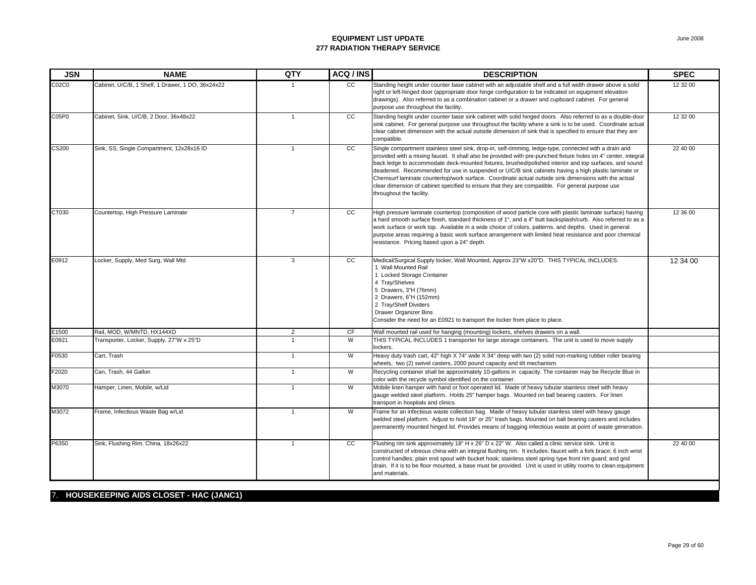**EQUIPMENT LIST UPDATE**
**277 RADIATION THERAPY SERVICE**

| JSN | NAME | QTY | ACQ / INS | DESCRIPTION | SPEC |
|---|---|---|---|---|---|
| C02C0 | Cabinet, U/C/B, 1 Shelf, 1 Drawer, 1 DO, 36x24x22 | 1 | CC | Standing height under counter base cabinet with an adjustable shelf and a full width drawer above a solid right or left-hinged door (appropriate door hinge configuration to be indicated on equipment elevation drawings). Also referred to as a combination cabinet or a drawer and cupboard cabinet. For general purpose use throughout the facility. | 12 32 00 |
| C05P0 | Cabinet, Sink, U/C/B, 2 Door, 36x48x22 | 1 | CC | Standing height under counter base sink cabinet with solid hinged doors. Also referred to as a double-door sink cabinet. For general purpose use throughout the facility where a sink is to be used. Coordinate actual clear cabinet dimension with the actual outside dimension of sink that is specified to ensure that they are compatible. | 12 32 00 |
| CS200 | Sink, SS, Single Compartment, 12x28x16 ID | 1 | CC | Single compartment stainless steel sink, drop-in, self-rimming, ledge-type, connected with a drain and provided with a mixing faucet. It shall also be provided with pre-punched fixture holes on 4" center, integral back ledge to accommodate deck-mounted fixtures, brushed/polished interior and top surfaces, and sound deadened. Recommended for use in suspended or U/C/B sink cabinets having a high plastic laminate or Chemsurf laminate countertop/work surface. Coordinate actual outside sink dimensions with the actual clear dimension of cabinet specified to ensure that they are compatible. For general purpose use throughout the facility. | 22 40 00 |
| CT030 | Countertop, High Pressure Laminate | 7 | CC | High pressure laminate countertop (composition of wood particle core with plastic laminate surface) having a hard smooth surface finish, standard thickness of 1", and a 4" butt backsplash/curb. Also referred to as a work surface or work top. Available in a wide choice of colors, patterns, and depths. Used in general purpose areas requiring a basic work surface arrangement with limited heat resistance and poor chemical resistance. Pricing based upon a 24" depth. | 12 36 00 |
| E0912 | Locker, Supply, Med Surg, Wall Mtd | 3 | CC | Medical/Surgical Supply locker, Wall Mounted, Approx 23"W x20"D. THIS TYPICAL INCLUDES:<br>1 Wall Mounted Rail<br>1 Locked Storage Container<br>4 Tray/Shelves<br>5 Drawers, 3"H (76mm)<br>2 Drawers, 6"H (152mm)<br>2 Tray/Shelf Dividers<br>Drawer Organizer Bins<br>Consider the need for an E0921 to transport the locker from place to place. | 12 34 00 |
| E1500 | Rail, MOD, W/MNTD, HX144XD | 2 | CF | Wall mounted rail used for hanging (mounting) lockers, shelves drawers on a wall. | |
| E0921 | Transporter, Locker, Supply, 27"W x 25"D | 1 | W | THIS TYPICAL INCLUDES 1 transporter for large storage containers. The unit is used to move supply lockers. | |
| F0530 | Cart, Trash | 1 | W | Heavy duty trash cart, 42" high X 74" wide X 34" deep with two (2) solid non-marking rubber roller bearing wheels, two (2) swivel casters, 2000 pound capacity and tilt mechanism. | |
| F2020 | Can, Trash, 44 Gallon | 1 | W | Recycling container shall be approximately 10-gallons in capacity. The container may be Recycle Blue in color with the recycle symbol identified on the container. | |
| M3070 | Hamper, Linen, Mobile, w/Lid | 1 | W | Mobile linen hamper with hand or foot operated lid. Made of heavy tubular stainless steel with heavy gauge welded steel platform. Holds 25" hamper bags. Mounted on ball bearing casters. For linen transport in hospitals and clinics. | |
| M3072 | Frame, Infectious Waste Bag w/Lid | 1 | W | Frame for an infectious waste collection bag. Made of heavy tubular stainless steel with heavy gauge welded steel platform. Adjust to hold 18" or 25" trash bags. Mounted on ball bearing casters and includes permanently mounted hinged lid. Provides means of bagging infectious waste at point of waste generation. | |
| P6350 | Sink, Flushing Rim, China, 18x26x22 | 1 | CC | Flushing rim sink approximately 18" H x 26" D x 22" W. Also called a clinic service sink. Unit is constructed of vitreous china with an integral flushing rim. It includes: faucet with a fork brace; 6 inch wrist control handles; plain end spout with bucket hook; stainless steel spring type front rim guard; and grid drain. If it is to be floor mounted, a base must be provided. Unit is used in utility rooms to clean equipment and materials. | 22 40 00 |

## 7. HOUSEKEEPING AIDS CLOSET - HAC (JANC1)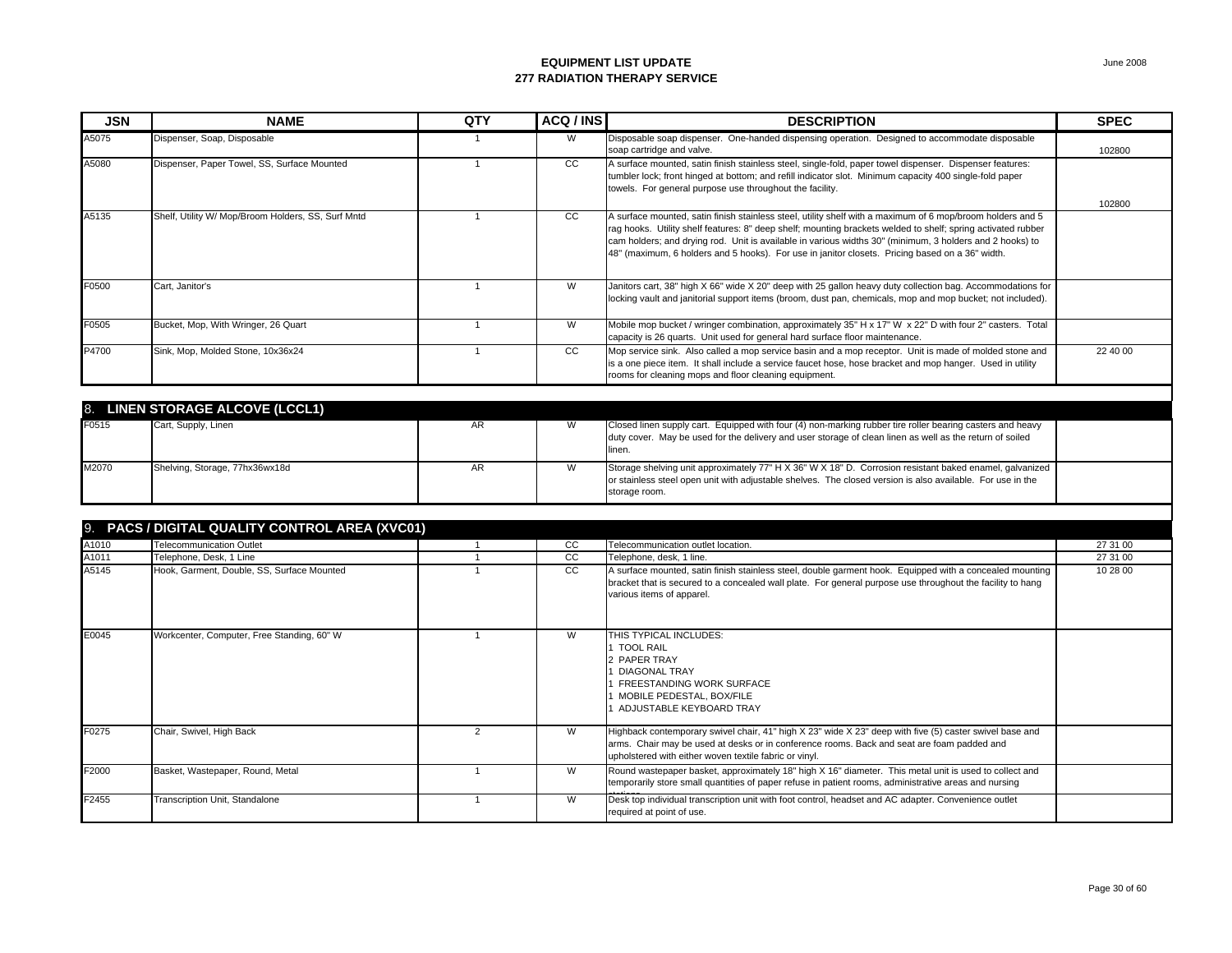**EQUIPMENT LIST UPDATE**
**277 RADIATION THERAPY SERVICE**

June 2008

| JSN | NAME | QTY | ACQ / INS | DESCRIPTION | SPEC |
|---|---|---|---|---|---|
| A5075 | Dispenser, Soap, Disposable | 1 | W | Disposable soap dispenser. One-handed dispensing operation. Designed to accommodate disposable soap cartridge and valve. | 102800 |
| A5080 | Dispenser, Paper Towel, SS, Surface Mounted | 1 | CC | A surface mounted, satin finish stainless steel, single-fold, paper towel dispenser. Dispenser features: tumbler lock; front hinged at bottom; and refill indicator slot. Minimum capacity 400 single-fold paper towels. For general purpose use throughout the facility. | 102800 |
| A5135 | Shelf, Utility W/ Mop/Broom Holders, SS, Surf Mntd | 1 | CC | A surface mounted, satin finish stainless steel, utility shelf with a maximum of 6 mop/broom holders and 5 rag hooks. Utility shelf features: 8" deep shelf; mounting brackets welded to shelf; spring activated rubber cam holders; and drying rod. Unit is available in various widths 30" (minimum, 3 holders and 2 hooks) to 48" (maximum, 6 holders and 5 hooks). For use in janitor closets. Pricing based on a 36" width. | |
| F0500 | Cart, Janitor's | 1 | W | Janitors cart, 38" high X 66" wide X 20" deep with 25 gallon heavy duty collection bag. Accommodations for locking vault and janitorial support items (broom, dust pan, chemicals, mop and mop bucket; not included). | |
| F0505 | Bucket, Mop, With Wringer, 26 Quart | 1 | W | Mobile mop bucket / wringer combination, approximately 35" H x 17" W x 22" D with four 2" casters. Total capacity is 26 quarts. Unit used for general hard surface floor maintenance. | |
| P4700 | Sink, Mop, Molded Stone, 10x36x24 | 1 | CC | Mop service sink. Also called a mop service basin and a mop receptor. Unit is made of molded stone and is a one piece item. It shall include a service faucet hose, hose bracket and mop hanger. Used in utility rooms for cleaning mops and floor cleaning equipment. | 22 40 00 |
| **8. LINEN STORAGE ALCOVE (LCCL1)** | | | | | |
| F0515 | Cart, Supply, Linen | AR | W | Closed linen supply cart. Equipped with four (4) non-marking rubber tire roller bearing casters and heavy duty cover. May be used for the delivery and user storage of clean linen as well as the return of soiled linen. | |
| M2070 | Shelving, Storage, 77hx36wx18d | AR | W | Storage shelving unit approximately 77" H X 36" W X 18" D. Corrosion resistant baked enamel, galvanized or stainless steel open unit with adjustable shelves. The closed version is also available. For use in the storage room. | |
| **9. PACS / DIGITAL QUALITY CONTROL AREA (XVC01)** | | | | | |
| A1010 | Telecommunication Outlet | 1 | CC | Telecommunication outlet location. | 27 31 00 |
| A1011 | Telephone, Desk, 1 Line | 1 | CC | Telephone, desk, 1 line. | 27 31 00 |
| A5145 | Hook, Garment, Double, SS, Surface Mounted | 1 | CC | A surface mounted, satin finish stainless steel, double garment hook. Equipped with a concealed mounting bracket that is secured to a concealed wall plate. For general purpose use throughout the facility to hang various items of apparel. | 10 28 00 |
| E0045 | Workcenter, Computer, Free Standing, 60" W | 1 | W | THIS TYPICAL INCLUDES:<br>1 TOOL RAIL<br>2 PAPER TRAY<br>1 DIAGONAL TRAY<br>1 FREESTANDING WORK SURFACE<br>1 MOBILE PEDESTAL, BOX/FILE<br>1 ADJUSTABLE KEYBOARD TRAY | |
| F0275 | Chair, Swivel, High Back | 2 | W | Highback contemporary swivel chair, 41" high X 23" wide X 23" deep with five (5) caster swivel base and arms. Chair may be used at desks or in conference rooms. Back and seat are foam padded and upholstered with either woven textile fabric or vinyl. | |
| F2000 | Basket, Wastepaper, Round, Metal | 1 | W | Round wastepaper basket, approximately 18" high X 16" diameter. This metal unit is used to collect and temporarily store small quantities of paper refuse in patient rooms, administrative areas and nursing stations. | |
| F2455 | Transcription Unit, Standalone | 1 | W | Desk top individual transcription unit with foot control, headset and AC adapter. Convenience outlet required at point of use. | |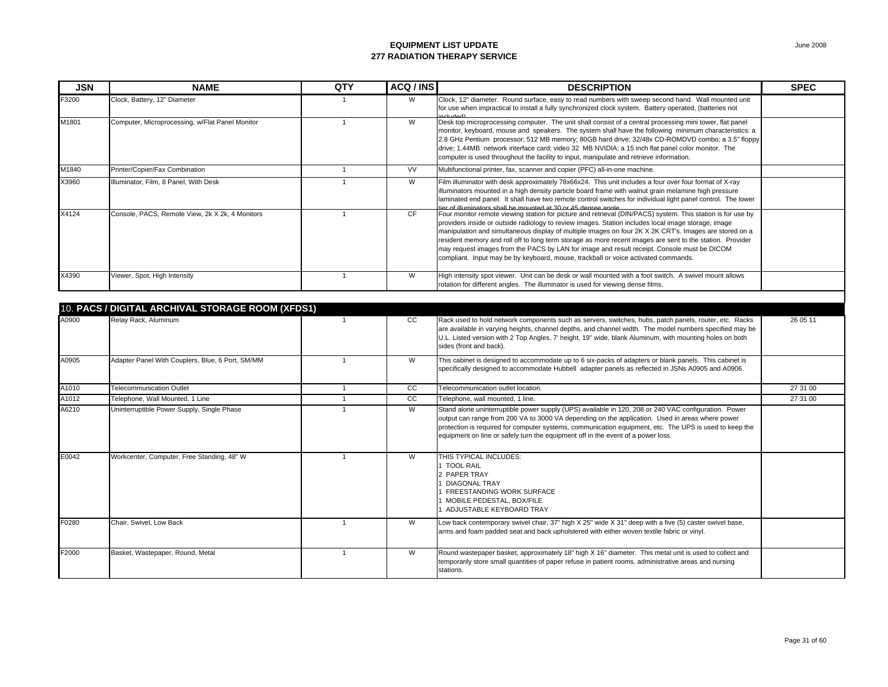# EQUIPMENT LIST UPDATE
## 277 RADIATION THERAPY SERVICE

| JSN | NAME | QTY | ACQ / INS | DESCRIPTION | SPEC |
|---|---|---|---|---|---|
| F3200 | Clock, Battery, 12" Diameter | 1 | W | Clock, 12" diameter. Round surface, easy to read numbers with sweep second hand. Wall mounted unit for use when impractical to install a fully synchronized clock system. Battery operated, (batteries not included) | |
| M1801 | Computer, Microprocessing, w/Flat Panel Monitor | 1 | W | Desk top microprocessing computer. The unit shall consist of a central processing mini tower, flat panel monitor, keyboard, mouse and speakers. The system shall have the following minimum characteristics: a 2.8 GHz Pentium processor; 512 MB memory; 80GB hard drive; 32/48x CD-ROMDVD combo; a 3.5" floppy drive; 1.44MB network interface card; video 32 MB NVIDIA; a 15 inch flat panel color monitor. The computer is used throughout the facility to input, manipulate and retrieve information. | |
| M1840 | Printer/Copier/Fax Combination | 1 | VV | Multifunctional printer, fax, scanner and copier (PFC) all-in-one machine. | |
| X3960 | Illuminator, Film, 8 Panel, With Desk | 1 | W | Film illuminator with desk approximately 78x66x24. This unit includes a four over four format of X-ray illuminators mounted in a high density particle board frame with walnut grain melamine high pressure laminated end panel. It shall have two remote control switches for individual light panel control. The lower tier of illuminators shall be mounted at 30 or 45 degree angle. | |
| X4124 | Console, PACS, Remote View, 2k X 2k, 4 Monitors | 1 | CF | Four monitor remote viewing station for picture and retrieval (DIN/PACS) system. This station is for use by providers inside or outside radiology to review images. Station includes local image storage, image manipulation and simultaneous display of multiple images on four 2K X 2K CRT's. Images are stored on a resident memory and roll off to long term storage as more recent images are sent to the station. Provider may request images from the PACS by LAN for image and result receipt. Console must be DICOM compliant. Input may be by keyboard, mouse, trackball or voice activated commands. | |
| X4390 | Viewer, Spot, High Intensity | 1 | W | High intensity spot viewer. Unit can be desk or wall mounted with a foot switch. A swivel mount allows rotation for different angles. The illuminator is used for viewing dense films. | |

## 10. PACS / DIGITAL ARCHIVAL STORAGE ROOM (XFDS1)

| JSN | NAME | QTY | ACQ / INS | DESCRIPTION | SPEC |
|---|---|---|---|---|---|
| A0900 | Relay Rack, Aluminum | 1 | CC | Rack used to hold network components such as servers, switches, hubs, patch panels, router, etc. Racks are available in varying heights, channel depths, and channel width. The model numbers specified may be U.L. Listed version with 2 Top Angles, 7' height, 19" wide, blank Aluminum, with mounting holes on both sides (front and back). | 26 05 11 |
| A0905 | Adapter Panel With Couplers, Blue, 6 Port, SM/MM | 1 | W | This cabinet is designed to accommodate up to 6 six-packs of adapters or blank panels. This cabinet is specifically designed to accommodate Hubbell adapter panels as reflected in JSNs A0905 and A0906. | |
| A1010 | Telecommunication Outlet | 1 | CC | Telecommunication outlet location. | 27 31 00 |
| A1012 | Telephone, Wall Mounted, 1 Line | 1 | CC | Telephone, wall mounted, 1 line. | 27 31 00 |
| A6210 | Uninterruptible Power Supply, Single Phase | 1 | W | Stand alone uninterruptible power supply (UPS) available in 120, 208 or 240 VAC configuration. Power output can range from 200 VA to 3000 VA depending on the application. Used in areas where power protection is required for computer systems, communication equipment, etc. The UPS is used to keep the equipment on line or safely turn the equipment off in the event of a power loss. | |
| E0042 | Workcenter, Computer, Free Standing, 48" W | 1 | W | THIS TYPICAL INCLUDES:<br>1 TOOL RAIL<br>2 PAPER TRAY<br>1 DIAGONAL TRAY<br>1 FREESTANDING WORK SURFACE<br>1 MOBILE PEDESTAL, BOX/FILE<br>1 ADJUSTABLE KEYBOARD TRAY | |
| F0280 | Chair, Swivel, Low Back | 1 | W | Low back contemporary swivel chair, 37" high X 25" wide X 31" deep with a five (5) caster swivel base, arms and foam padded seat and back upholstered with either woven textile fabric or vinyl. | |
| F2000 | Basket, Wastepaper, Round, Metal | 1 | W | Round wastepaper basket, approximately 18" high X 16" diameter. This metal unit is used to collect and temporarily store small quantities of paper refuse in patient rooms, administrative areas and nursing stations. | |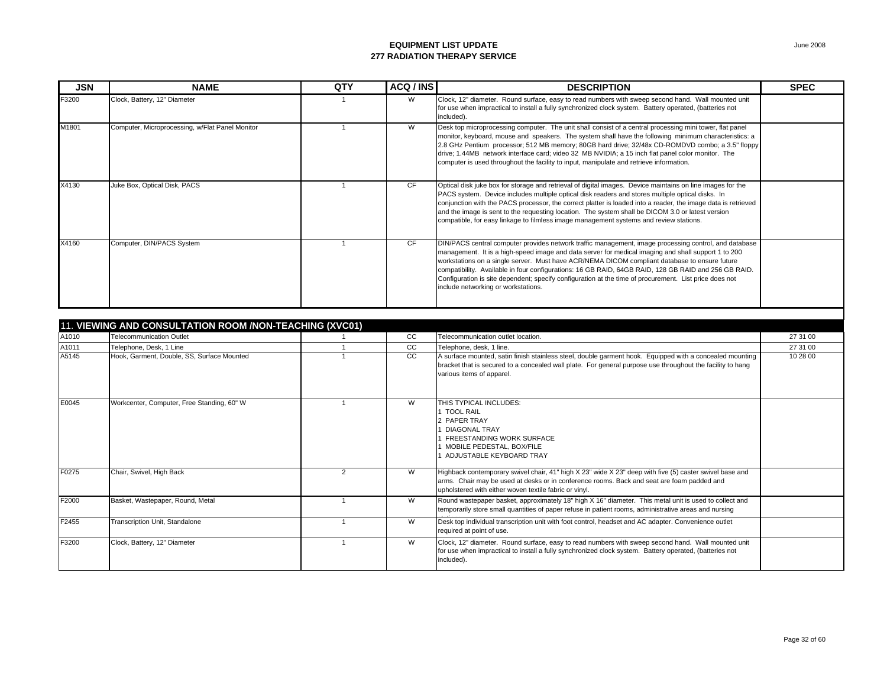# EQUIPMENT LIST UPDATE
## 277 RADIATION THERAPY SERVICE

June 2008

| JSN | NAME | QTY | ACQ / INS | DESCRIPTION | SPEC |
|---|---|---|---|---|---|
| F3200 | Clock, Battery, 12" Diameter | 1 | W | Clock, 12" diameter. Round surface, easy to read numbers with sweep second hand. Wall mounted unit for use when impractical to install a fully synchronized clock system. Battery operated, (batteries not included). | |
| M1801 | Computer, Microprocessing, w/Flat Panel Monitor | 1 | W | Desk top microprocessing computer. The unit shall consist of a central processing mini tower, flat panel monitor, keyboard, mouse and speakers. The system shall have the following minimum characteristics: a 2.8 GHz Pentium processor; 512 MB memory; 80GB hard drive; 32/48x CD-ROMDVD combo; a 3.5" floppy drive; 1.44MB network interface card; video 32 MB NVIDIA; a 15 inch flat panel color monitor. The computer is used throughout the facility to input, manipulate and retrieve information. | |
| X4130 | Juke Box, Optical Disk, PACS | 1 | CF | Optical disk juke box for storage and retrieval of digital images. Device maintains on line images for the PACS system. Device includes multiple optical disk readers and stores multiple optical disks. In conjunction with the PACS processor, the correct platter is loaded into a reader, the image data is retrieved and the image is sent to the requesting location. The system shall be DICOM 3.0 or latest version compatible, for easy linkage to filmless image management systems and review stations. | |
| X4160 | Computer, DIN/PACS System | 1 | CF | DIN/PACS central computer provides network traffic management, image processing control, and database management. It is a high-speed image and data server for medical imaging and shall support 1 to 200 workstations on a single server. Must have ACR/NEMA DICOM compliant database to ensure future compatibility. Available in four configurations: 16 GB RAID, 64GB RAID, 128 GB RAID and 256 GB RAID. Configuration is site dependent; specify configuration at the time of procurement. List price does not include networking or workstations. | |

## 11. VIEWING AND CONSULTATION ROOM /NON-TEACHING (XVC01)

| JSN | NAME | QTY | ACQ / INS | DESCRIPTION | SPEC |
|---|---|---|---|---|---|
| A1010 | Telecommunication Outlet | 1 | CC | Telecommunication outlet location. | 27 31 00 |
| A1011 | Telephone, Desk, 1 Line | 1 | CC | Telephone, desk, 1 line. | 27 31 00 |
| A5145 | Hook, Garment, Double, SS, Surface Mounted | 1 | CC | A surface mounted, satin finish stainless steel, double garment hook. Equipped with a concealed mounting bracket that is secured to a concealed wall plate. For general purpose use throughout the facility to hang various items of apparel. | 10 28 00 |
| E0045 | Workcenter, Computer, Free Standing, 60" W | 1 | W | THIS TYPICAL INCLUDES:<br>1 TOOL RAIL<br>2 PAPER TRAY<br>1 DIAGONAL TRAY<br>1 FREESTANDING WORK SURFACE<br>1 MOBILE PEDESTAL, BOX/FILE<br>1 ADJUSTABLE KEYBOARD TRAY | |
| F0275 | Chair, Swivel, High Back | 2 | W | Highback contemporary swivel chair, 41" high X 23" wide X 23" deep with five (5) caster swivel base and arms. Chair may be used at desks or in conference rooms. Back and seat are foam padded and upholstered with either woven textile fabric or vinyl. | |
| F2000 | Basket, Wastepaper, Round, Metal | 1 | W | Round wastepaper basket, approximately 18" high X 16" diameter. This metal unit is used to collect and temporarily store small quantities of paper refuse in patient rooms, administrative areas and nursing stations. | |
| F2455 | Transcription Unit, Standalone | 1 | W | Desk top individual transcription unit with foot control, headset and AC adapter. Convenience outlet required at point of use. | |
| F3200 | Clock, Battery, 12" Diameter | 1 | W | Clock, 12" diameter. Round surface, easy to read numbers with sweep second hand. Wall mounted unit for use when impractical to install a fully synchronized clock system. Battery operated, (batteries not included). | |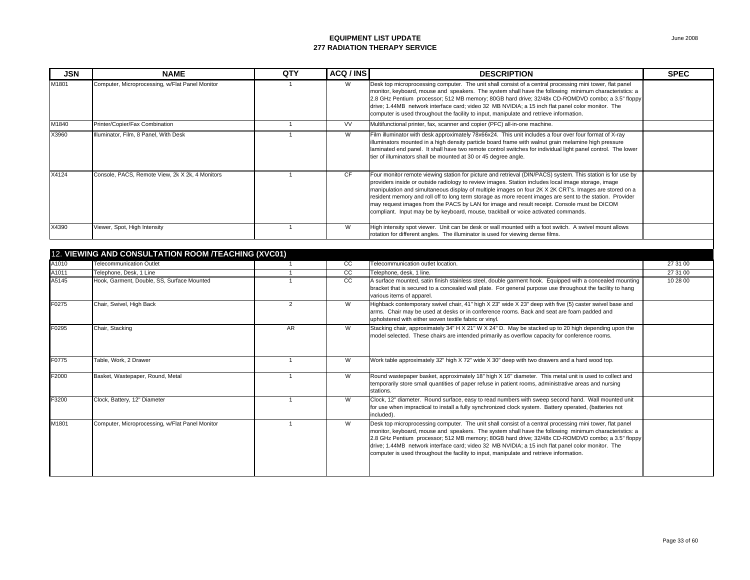**EQUIPMENT LIST UPDATE**
**277 RADIATION THERAPY SERVICE**

June 2008

| JSN | NAME | QTY | ACQ / INS | DESCRIPTION | SPEC |
|---|---|---|---|---|---|
| M1801 | Computer, Microprocessing, w/Flat Panel Monitor | 1 | W | Desk top microprocessing computer. The unit shall consist of a central processing mini tower, flat panel monitor, keyboard, mouse and speakers. The system shall have the following minimum characteristics: a 2.8 GHz Pentium processor; 512 MB memory; 80GB hard drive; 32/48x CD-ROMDVD combo; a 3.5" floppy drive; 1.44MB network interface card; video 32 MB NVIDIA; a 15 inch flat panel color monitor. The computer is used throughout the facility to input, manipulate and retrieve information. | |
| M1840 | Printer/Copier/Fax Combination | 1 | VV | Multifunctional printer, fax, scanner and copier (PFC) all-in-one machine. | |
| X3960 | Illuminator, Film, 8 Panel, With Desk | 1 | W | Film illuminator with desk approximately 78x66x24. This unit includes a four over four format of X-ray illuminators mounted in a high density particle board frame with walnut grain melamine high pressure laminated end panel. It shall have two remote control switches for individual light panel control. The lower tier of illuminators shall be mounted at 30 or 45 degree angle. | |
| X4124 | Console, PACS, Remote View, 2k X 2k, 4 Monitors | 1 | CF | Four monitor remote viewing station for picture and retrieval (DIN/PACS) system. This station is for use by providers inside or outside radiology to review images. Station includes local image storage, image manipulation and simultaneous display of multiple images on four 2K X 2K CRT's. Images are stored on a resident memory and roll off to long term storage as more recent images are sent to the station. Provider may request images from the PACS by LAN for image and result receipt. Console must be DICOM compliant. Input may be by keyboard, mouse, trackball or voice activated commands. | |
| X4390 | Viewer, Spot, High Intensity | 1 | W | High intensity spot viewer. Unit can be desk or wall mounted with a foot switch. A swivel mount allows rotation for different angles. The illuminator is used for viewing dense films. | |
| **12. VIEWING AND CONSULTATION ROOM /TEACHING (XVC01)** | | | | | |
| A1010 | Telecommunication Outlet | 1 | CC | Telecommunication outlet location. | 27 31 00 |
| A1011 | Telephone, Desk, 1 Line | 1 | CC | Telephone, desk, 1 line. | 27 31 00 |
| A5145 | Hook, Garment, Double, SS, Surface Mounted | 1 | CC | A surface mounted, satin finish stainless steel, double garment hook. Equipped with a concealed mounting bracket that is secured to a concealed wall plate. For general purpose use throughout the facility to hang various items of apparel. | 10 28 00 |
| F0275 | Chair, Swivel, High Back | 2 | W | Highback contemporary swivel chair, 41" high X 23" wide X 23" deep with five (5) caster swivel base and arms. Chair may be used at desks or in conference rooms. Back and seat are foam padded and upholstered with either woven textile fabric or vinyl. | |
| F0295 | Chair, Stacking | AR | W | Stacking chair, approximately 34" H X 21" W X 24" D. May be stacked up to 20 high depending upon the model selected. These chairs are intended primarily as overflow capacity for conference rooms. | |
| F0775 | Table, Work, 2 Drawer | 1 | W | Work table approximately 32" high X 72" wide X 30" deep with two drawers and a hard wood top. | |
| F2000 | Basket, Wastepaper, Round, Metal | 1 | W | Round wastepaper basket, approximately 18" high X 16" diameter. This metal unit is used to collect and temporarily store small quantities of paper refuse in patient rooms, administrative areas and nursing stations. | |
| F3200 | Clock, Battery, 12" Diameter | 1 | W | Clock, 12" diameter. Round surface, easy to read numbers with sweep second hand. Wall mounted unit for use when impractical to install a fully synchronized clock system. Battery operated, (batteries not included). | |
| M1801 | Computer, Microprocessing, w/Flat Panel Monitor | 1 | W | Desk top microprocessing computer. The unit shall consist of a central processing mini tower, flat panel monitor, keyboard, mouse and speakers. The system shall have the following minimum characteristics: a 2.8 GHz Pentium processor; 512 MB memory; 80GB hard drive; 32/48x CD-ROMDVD combo; a 3.5" floppy drive; 1.44MB network interface card; video 32 MB NVIDIA; a 15 inch flat panel color monitor. The computer is used throughout the facility to input, manipulate and retrieve information. | |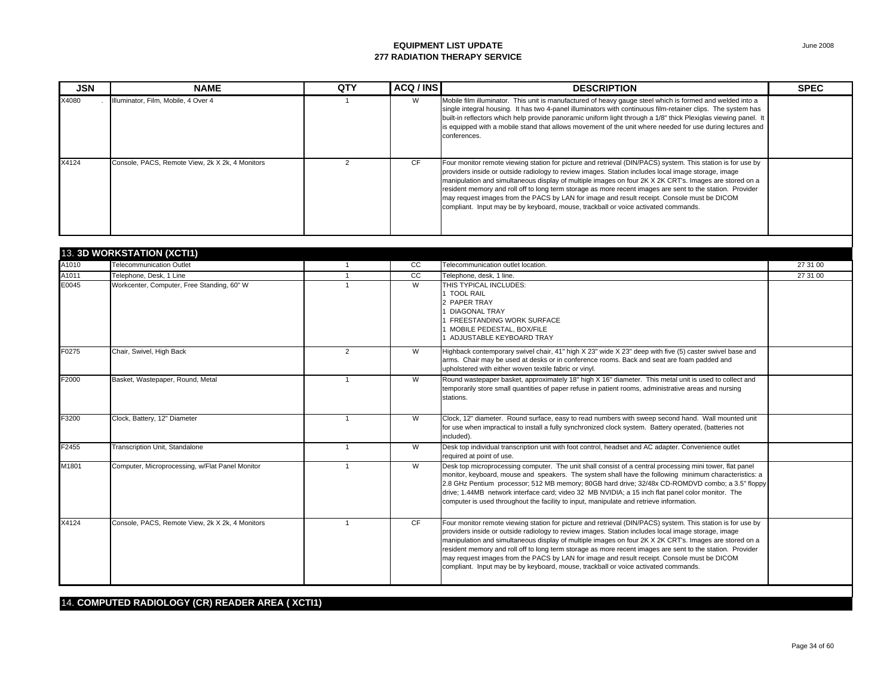**EQUIPMENT LIST UPDATE**
**277 RADIATION THERAPY SERVICE**

June 2008

| JSN | NAME | QTY | ACQ / INS | DESCRIPTION | SPEC |
|---|---|---|---|---|---|
| X4080 | Illuminator, Film, Mobile, 4 Over 4 | 1 | W | Mobile film illuminator. This unit is manufactured of heavy gauge steel which is formed and welded into a single integral housing. It has two 4-panel illuminators with continuous film-retainer clips. The system has built-in reflectors which help provide panoramic uniform light through a 1/8" thick Plexiglas viewing panel. It is equipped with a mobile stand that allows movement of the unit where needed for use during lectures and conferences. | |
| X4124 | Console, PACS, Remote View, 2k X 2k, 4 Monitors | 2 | CF | Four monitor remote viewing station for picture and retrieval (DIN/PACS) system. This station is for use by providers inside or outside radiology to review images. Station includes local image storage, image manipulation and simultaneous display of multiple images on four 2K X 2K CRT's. Images are stored on a resident memory and roll off to long term storage as more recent images are sent to the station. Provider may request images from the PACS by LAN for image and result receipt. Console must be DICOM compliant. Input may be by keyboard, mouse, trackball or voice activated commands. | |
| **13. 3D WORKSTATION (XCTI1)** | | | | | |
| A1010 | Telecommunication Outlet | 1 | CC | Telecommunication outlet location. | 27 31 00 |
| A1011 | Telephone, Desk, 1 Line | 1 | CC | Telephone, desk, 1 line. | 27 31 00 |
| E0045 | Workcenter, Computer, Free Standing, 60" W | 1 | W | THIS TYPICAL INCLUDES:<br>1 TOOL RAIL<br>2 PAPER TRAY<br>1 DIAGONAL TRAY<br>1 FREESTANDING WORK SURFACE<br>1 MOBILE PEDESTAL, BOX/FILE<br>1 ADJUSTABLE KEYBOARD TRAY | |
| F0275 | Chair, Swivel, High Back | 2 | W | Highback contemporary swivel chair, 41" high X 23" wide X 23" deep with five (5) caster swivel base and arms. Chair may be used at desks or in conference rooms. Back and seat are foam padded and upholstered with either woven textile fabric or vinyl. | |
| F2000 | Basket, Wastepaper, Round, Metal | 1 | W | Round wastepaper basket, approximately 18" high X 16" diameter. This metal unit is used to collect and temporarily store small quantities of paper refuse in patient rooms, administrative areas and nursing stations. | |
| F3200 | Clock, Battery, 12" Diameter | 1 | W | Clock, 12" diameter. Round surface, easy to read numbers with sweep second hand. Wall mounted unit for use when impractical to install a fully synchronized clock system. Battery operated, (batteries not included). | |
| F2455 | Transcription Unit, Standalone | 1 | W | Desk top individual transcription unit with foot control, headset and AC adapter. Convenience outlet required at point of use. | |
| M1801 | Computer, Microprocessing, w/Flat Panel Monitor | 1 | W | Desk top microprocessing computer. The unit shall consist of a central processing mini tower, flat panel monitor, keyboard, mouse and speakers. The system shall have the following minimum characteristics: a 2.8 GHz Pentium processor; 512 MB memory; 80GB hard drive; 32/48x CD-ROMDVD combo; a 3.5" floppy drive; 1.44MB network interface card; video 32 MB NVIDIA; a 15 inch flat panel color monitor. The computer is used throughout the facility to input, manipulate and retrieve information. | |
| X4124 | Console, PACS, Remote View, 2k X 2k, 4 Monitors | 1 | CF | Four monitor remote viewing station for picture and retrieval (DIN/PACS) system. This station is for use by providers inside or outside radiology to review images. Station includes local image storage, image manipulation and simultaneous display of multiple images on four 2K X 2K CRT's. Images are stored on a resident memory and roll off to long term storage as more recent images are sent to the station. Provider may request images from the PACS by LAN for image and result receipt. Console must be DICOM compliant. Input may be by keyboard, mouse, trackball or voice activated commands. | |

**14. COMPUTED RADIOLOGY (CR) READER AREA ( XCTI1)**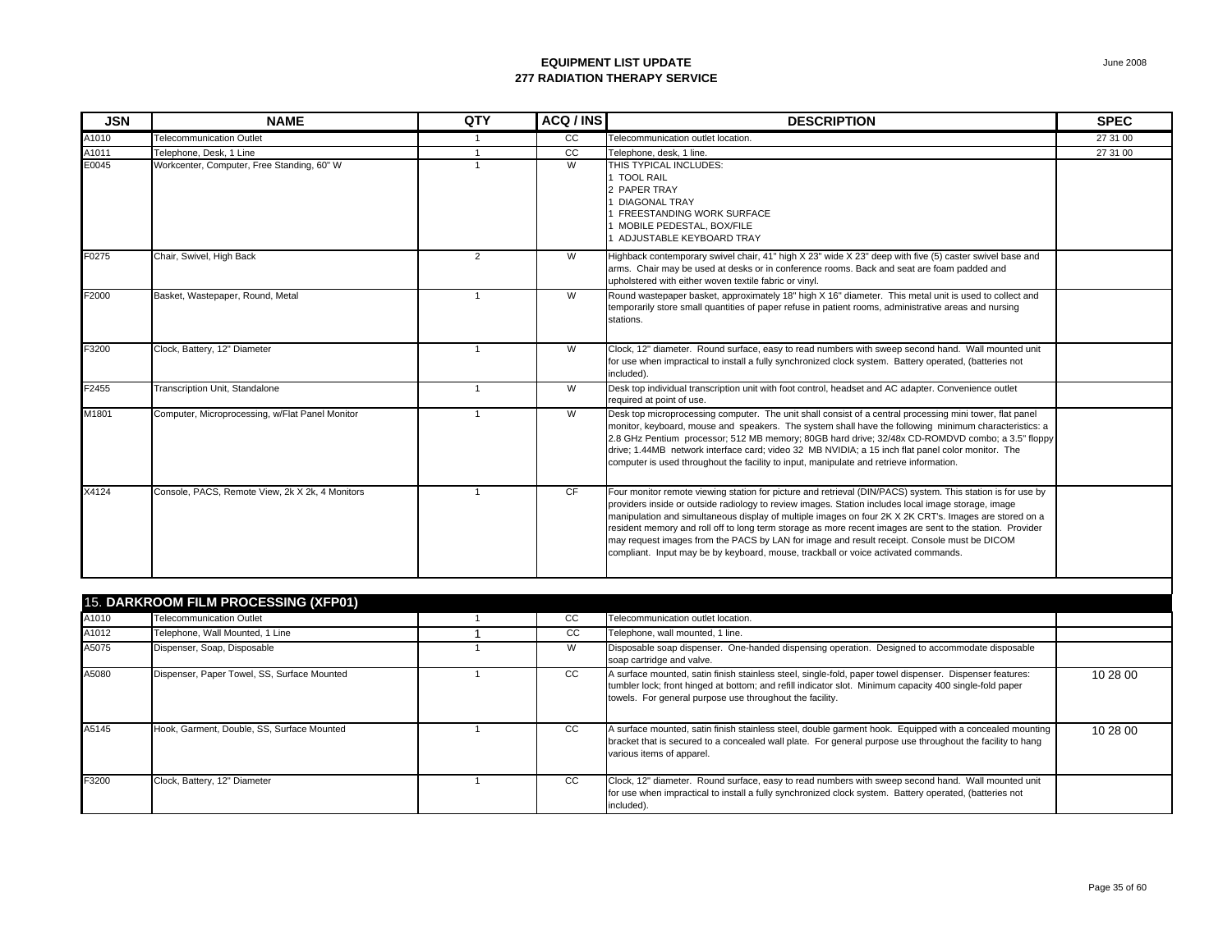**EQUIPMENT LIST UPDATE**
**277 RADIATION THERAPY SERVICE**

June 2008

| JSN | NAME | QTY | ACQ / INS | DESCRIPTION | SPEC |
|---|---|---|---|---|---|
| A1010 | Telecommunication Outlet | 1 | CC | Telecommunication outlet location. | 27 31 00 |
| A1011 | Telephone, Desk, 1 Line | 1 | CC | Telephone, desk, 1 line. | 27 31 00 |
| E0045 | Workcenter, Computer, Free Standing, 60" W | 1 | W | THIS TYPICAL INCLUDES:<br>1 TOOL RAIL<br>2 PAPER TRAY<br>1 DIAGONAL TRAY<br>1 FREESTANDING WORK SURFACE<br>1 MOBILE PEDESTAL, BOX/FILE<br>1 ADJUSTABLE KEYBOARD TRAY | |
| F0275 | Chair, Swivel, High Back | 2 | W | Highback contemporary swivel chair, 41" high X 23" wide X 23" deep with five (5) caster swivel base and arms. Chair may be used at desks or in conference rooms. Back and seat are foam padded and upholstered with either woven textile fabric or vinyl. | |
| F2000 | Basket, Wastepaper, Round, Metal | 1 | W | Round wastepaper basket, approximately 18" high X 16" diameter. This metal unit is used to collect and temporarily store small quantities of paper refuse in patient rooms, administrative areas and nursing stations. | |
| F3200 | Clock, Battery, 12" Diameter | 1 | W | Clock, 12" diameter. Round surface, easy to read numbers with sweep second hand. Wall mounted unit for use when impractical to install a fully synchronized clock system. Battery operated, (batteries not included). | |
| F2455 | Transcription Unit, Standalone | 1 | W | Desk top individual transcription unit with foot control, headset and AC adapter. Convenience outlet required at point of use. | |
| M1801 | Computer, Microprocessing, w/Flat Panel Monitor | 1 | W | Desk top microprocessing computer. The unit shall consist of a central processing mini tower, flat panel monitor, keyboard, mouse and speakers. The system shall have the following minimum characteristics: a 2.8 GHz Pentium processor; 512 MB memory; 80GB hard drive; 32/48x CD-ROMDVD combo; a 3.5" floppy drive; 1.44MB network interface card; video 32 MB NVIDIA; a 15 inch flat panel color monitor. The computer is used throughout the facility to input, manipulate and retrieve information. | |
| X4124 | Console, PACS, Remote View, 2k X 2k, 4 Monitors | 1 | CF | Four monitor remote viewing station for picture and retrieval (DIN/PACS) system. This station is for use by providers inside or outside radiology to review images. Station includes local image storage, image manipulation and simultaneous display of multiple images on four 2K X 2K CRT's. Images are stored on a resident memory and roll off to long term storage as more recent images are sent to the station. Provider may request images from the PACS by LAN for image and result receipt. Console must be DICOM compliant. Input may be by keyboard, mouse, trackball or voice activated commands. | |

## 15. DARKROOM FILM PROCESSING (XFP01)

| JSN | NAME | QTY | ACQ / INS | DESCRIPTION | SPEC |
|---|---|---|---|---|---|
| A1010 | Telecommunication Outlet | 1 | CC | Telecommunication outlet location. | |
| A1012 | Telephone, Wall Mounted, 1 Line | 1 | CC | Telephone, wall mounted, 1 line. | |
| A5075 | Dispenser, Soap, Disposable | 1 | W | Disposable soap dispenser. One-handed dispensing operation. Designed to accommodate disposable soap cartridge and valve. | |
| A5080 | Dispenser, Paper Towel, SS, Surface Mounted | 1 | CC | A surface mounted, satin finish stainless steel, single-fold, paper towel dispenser. Dispenser features: tumbler lock; front hinged at bottom; and refill indicator slot. Minimum capacity 400 single-fold paper towels. For general purpose use throughout the facility. | 10 28 00 |
| A5145 | Hook, Garment, Double, SS, Surface Mounted | 1 | CC | A surface mounted, satin finish stainless steel, double garment hook. Equipped with a concealed mounting bracket that is secured to a concealed wall plate. For general purpose use throughout the facility to hang various items of apparel. | 10 28 00 |
| F3200 | Clock, Battery, 12" Diameter | 1 | CC | Clock, 12" diameter. Round surface, easy to read numbers with sweep second hand. Wall mounted unit for use when impractical to install a fully synchronized clock system. Battery operated, (batteries not included). | |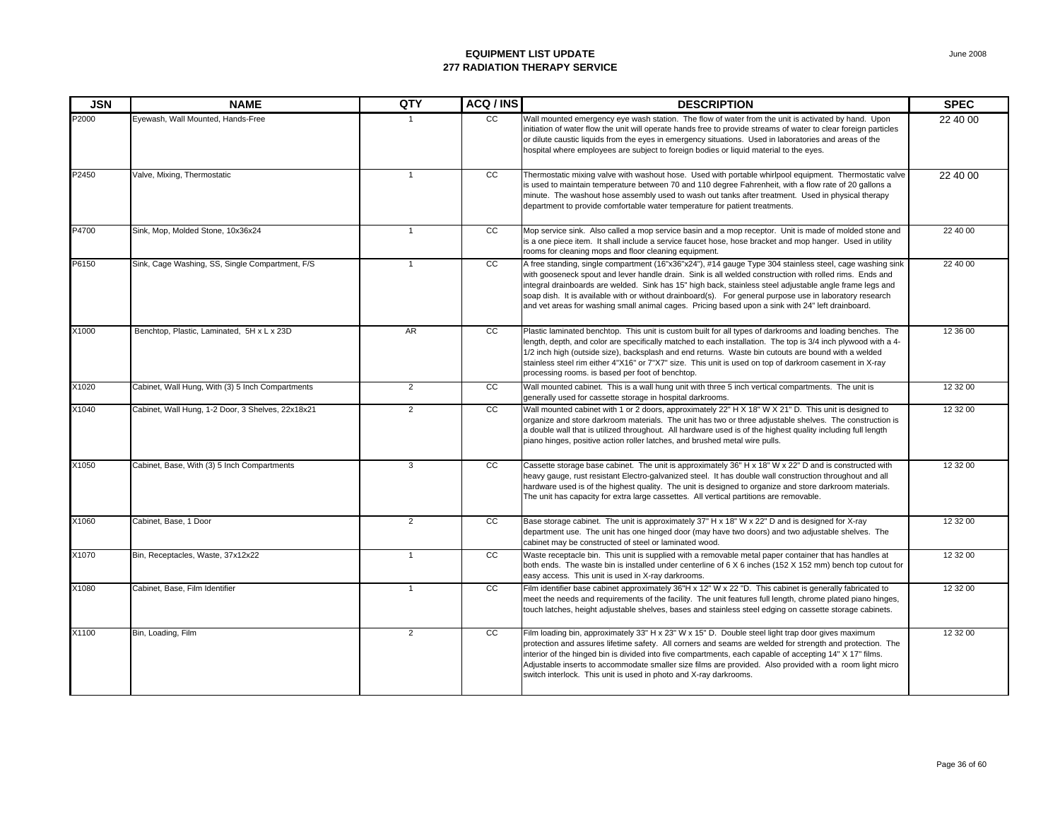**EQUIPMENT LIST UPDATE**
**277 RADIATION THERAPY SERVICE**

June 2008

| JSN | NAME | QTY | ACQ / INS | DESCRIPTION | SPEC |
|---|---|---|---|---|---|
| P2000 | Eyewash, Wall Mounted, Hands-Free | 1 | CC | Wall mounted emergency eye wash station. The flow of water from the unit is activated by hand. Upon initiation of water flow the unit will operate hands free to provide streams of water to clear foreign particles or dilute caustic liquids from the eyes in emergency situations. Used in laboratories and areas of the hospital where employees are subject to foreign bodies or liquid material to the eyes. | 22 40 00 |
| P2450 | Valve, Mixing, Thermostatic | 1 | CC | Thermostatic mixing valve with washout hose. Used with portable whirlpool equipment. Thermostatic valve is used to maintain temperature between 70 and 110 degree Fahrenheit, with a flow rate of 20 gallons a minute. The washout hose assembly used to wash out tanks after treatment. Used in physical therapy department to provide comfortable water temperature for patient treatments. | 22 40 00 |
| P4700 | Sink, Mop, Molded Stone, 10x36x24 | 1 | CC | Mop service sink. Also called a mop service basin and a mop receptor. Unit is made of molded stone and is a one piece item. It shall include a service faucet hose, hose bracket and mop hanger. Used in utility rooms for cleaning mops and floor cleaning equipment. | 22 40 00 |
| P6150 | Sink, Cage Washing, SS, Single Compartment, F/S | 1 | CC | A free standing, single compartment (16"x36"x24"), #14 gauge Type 304 stainless steel, cage washing sink with gooseneck spout and lever handle drain. Sink is all welded construction with rolled rims. Ends and integral drainboards are welded. Sink has 15" high back, stainless steel adjustable angle frame legs and soap dish. It is available with or without drainboard(s). For general purpose use in laboratory research and vet areas for washing small animal cages. Pricing based upon a sink with 24" left drainboard. | 22 40 00 |
| X1000 | Benchtop, Plastic, Laminated, 5H x L x 23D | AR | CC | Plastic laminated benchtop. This unit is custom built for all types of darkrooms and loading benches. The length, depth, and color are specifically matched to each installation. The top is 3/4 inch plywood with a 4-1/2 inch high (outside size), backsplash and end returns. Waste bin cutouts are bound with a welded stainless steel rim either 4"X16" or 7"X7" size. This unit is used on top of darkroom casement in X-ray processing rooms. is based per foot of benchtop. | 12 36 00 |
| X1020 | Cabinet, Wall Hung, With (3) 5 Inch Compartments | 2 | CC | Wall mounted cabinet. This is a wall hung unit with three 5 inch vertical compartments. The unit is generally used for cassette storage in hospital darkrooms. | 12 32 00 |
| X1040 | Cabinet, Wall Hung, 1-2 Door, 3 Shelves, 22x18x21 | 2 | CC | Wall mounted cabinet with 1 or 2 doors, approximately 22" H X 18" W X 21" D. This unit is designed to organize and store darkroom materials. The unit has two or three adjustable shelves. The construction is a double wall that is utilized throughout. All hardware used is of the highest quality including full length piano hinges, positive action roller latches, and brushed metal wire pulls. | 12 32 00 |
| X1050 | Cabinet, Base, With (3) 5 Inch Compartments | 3 | CC | Cassette storage base cabinet. The unit is approximately 36" H x 18" W x 22" D and is constructed with heavy gauge, rust resistant Electro-galvanized steel. It has double wall construction throughout and all hardware used is of the highest quality. The unit is designed to organize and store darkroom materials. The unit has capacity for extra large cassettes. All vertical partitions are removable. | 12 32 00 |
| X1060 | Cabinet, Base, 1 Door | 2 | CC | Base storage cabinet. The unit is approximately 37" H x 18" W x 22" D and is designed for X-ray department use. The unit has one hinged door (may have two doors) and two adjustable shelves. The cabinet may be constructed of steel or laminated wood. | 12 32 00 |
| X1070 | Bin, Receptacles, Waste, 37x12x22 | 1 | CC | Waste receptacle bin. This unit is supplied with a removable metal paper container that has handles at both ends. The waste bin is installed under centerline of 6 X 6 inches (152 X 152 mm) bench top cutout for easy access. This unit is used in X-ray darkrooms. | 12 32 00 |
| X1080 | Cabinet, Base, Film Identifier | 1 | CC | Film identifier base cabinet approximately 36"H x 12" W x 22 "D. This cabinet is generally fabricated to meet the needs and requirements of the facility. The unit features full length, chrome plated piano hinges, touch latches, height adjustable shelves, bases and stainless steel edging on cassette storage cabinets. | 12 32 00 |
| X1100 | Bin, Loading, Film | 2 | CC | Film loading bin, approximately 33" H x 23" W x 15" D. Double steel light trap door gives maximum protection and assures lifetime safety. All corners and seams are welded for strength and protection. The interior of the hinged bin is divided into five compartments, each capable of accepting 14" X 17" films. Adjustable inserts to accommodate smaller size films are provided. Also provided with a room light micro switch interlock. This unit is used in photo and X-ray darkrooms. | 12 32 00 |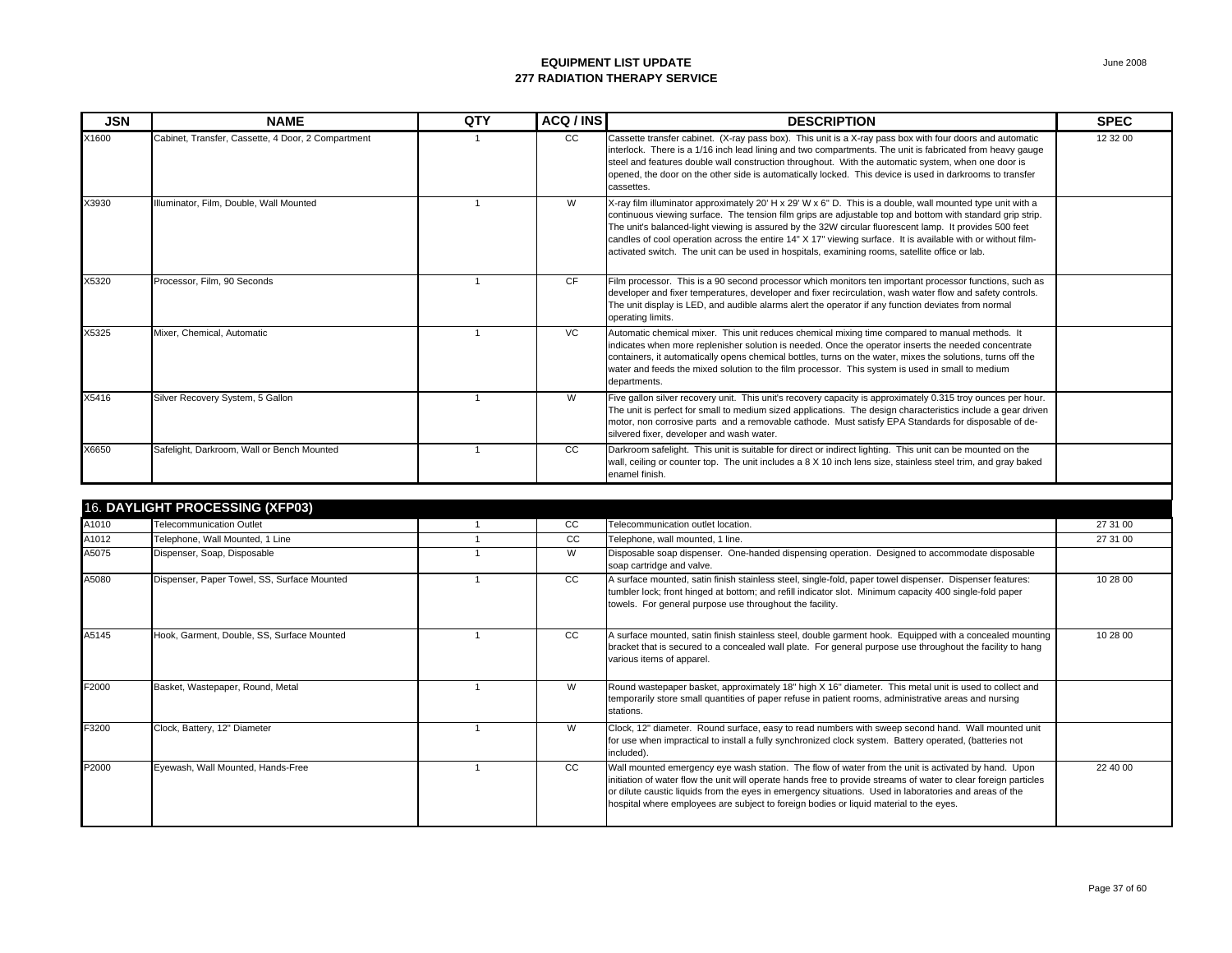# EQUIPMENT LIST UPDATE
## 277 RADIATION THERAPY SERVICE

| JSN | NAME | QTY | ACQ / INS | DESCRIPTION | SPEC |
|---|---|---|---|---|---|
| X1600 | Cabinet, Transfer, Cassette, 4 Door, 2 Compartment | 1 | CC | Cassette transfer cabinet. (X-ray pass box). This unit is a X-ray pass box with four doors and automatic interlock. There is a 1/16 inch lead lining and two compartments. The unit is fabricated from heavy gauge steel and features double wall construction throughout. With the automatic system, when one door is opened, the door on the other side is automatically locked. This device is used in darkrooms to transfer cassettes. | 12 32 00 |
| X3930 | Illuminator, Film, Double, Wall Mounted | 1 | W | X-ray film illuminator approximately 20' H x 29' W x 6" D. This is a double, wall mounted type unit with a continuous viewing surface. The tension film grips are adjustable top and bottom with standard grip strip. The unit's balanced-light viewing is assured by the 32W circular fluorescent lamp. It provides 500 feet candles of cool operation across the entire 14" X 17" viewing surface. It is available with or without film-activated switch. The unit can be used in hospitals, examining rooms, satellite office or lab. | |
| X5320 | Processor, Film, 90 Seconds | 1 | CF | Film processor. This is a 90 second processor which monitors ten important processor functions, such as developer and fixer temperatures, developer and fixer recirculation, wash water flow and safety controls. The unit display is LED, and audible alarms alert the operator if any function deviates from normal operating limits. | |
| X5325 | Mixer, Chemical, Automatic | 1 | VC | Automatic chemical mixer. This unit reduces chemical mixing time compared to manual methods. It indicates when more replenisher solution is needed. Once the operator inserts the needed concentrate containers, it automatically opens chemical bottles, turns on the water, mixes the solutions, turns off the water and feeds the mixed solution to the film processor. This system is used in small to medium departments. | |
| X5416 | Silver Recovery System, 5 Gallon | 1 | W | Five gallon silver recovery unit. This unit's recovery capacity is approximately 0.315 troy ounces per hour. The unit is perfect for small to medium sized applications. The design characteristics include a gear driven motor, non corrosive parts and a removable cathode. Must satisfy EPA Standards for disposable of de-silvered fixer, developer and wash water. | |
| X6650 | Safelight, Darkroom, Wall or Bench Mounted | 1 | CC | Darkroom safelight. This unit is suitable for direct or indirect lighting. This unit can be mounted on the wall, ceiling or counter top. The unit includes a 8 X 10 inch lens size, stainless steel trim, and gray baked enamel finish. | |

## 16. DAYLIGHT PROCESSING (XFP03)

| JSN | NAME | QTY | ACQ / INS | DESCRIPTION | SPEC |
|---|---|---|---|---|---|
| A1010 | Telecommunication Outlet | 1 | CC | Telecommunication outlet location. | 27 31 00 |
| A1012 | Telephone, Wall Mounted, 1 Line | 1 | CC | Telephone, wall mounted, 1 line. | 27 31 00 |
| A5075 | Dispenser, Soap, Disposable | 1 | W | Disposable soap dispenser. One-handed dispensing operation. Designed to accommodate disposable soap cartridge and valve. | |
| A5080 | Dispenser, Paper Towel, SS, Surface Mounted | 1 | CC | A surface mounted, satin finish stainless steel, single-fold, paper towel dispenser. Dispenser features: tumbler lock; front hinged at bottom; and refill indicator slot. Minimum capacity 400 single-fold paper towels. For general purpose use throughout the facility. | 10 28 00 |
| A5145 | Hook, Garment, Double, SS, Surface Mounted | 1 | CC | A surface mounted, satin finish stainless steel, double garment hook. Equipped with a concealed mounting bracket that is secured to a concealed wall plate. For general purpose use throughout the facility to hang various items of apparel. | 10 28 00 |
| F2000 | Basket, Wastepaper, Round, Metal | 1 | W | Round wastepaper basket, approximately 18" high X 16" diameter. This metal unit is used to collect and temporarily store small quantities of paper refuse in patient rooms, administrative areas and nursing stations. | |
| F3200 | Clock, Battery, 12" Diameter | 1 | W | Clock, 12" diameter. Round surface, easy to read numbers with sweep second hand. Wall mounted unit for use when impractical to install a fully synchronized clock system. Battery operated, (batteries not included). | |
| P2000 | Eyewash, Wall Mounted, Hands-Free | 1 | CC | Wall mounted emergency eye wash station. The flow of water from the unit is activated by hand. Upon initiation of water flow the unit will operate hands free to provide streams of water to clear foreign particles or dilute caustic liquids from the eyes in emergency situations. Used in laboratories and areas of the hospital where employees are subject to foreign bodies or liquid material to the eyes. | 22 40 00 |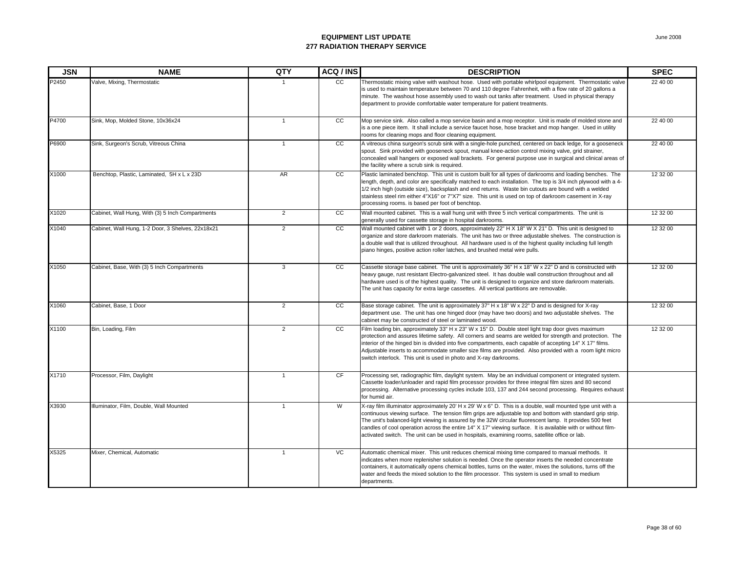# EQUIPMENT LIST UPDATE
## 277 RADIATION THERAPY SERVICE

June 2008

| JSN | NAME | QTY | ACQ / INS | DESCRIPTION | SPEC |
|---|---|---|---|---|---|
| P2450 | Valve, Mixing, Thermostatic | 1 | CC | Thermostatic mixing valve with washout hose. Used with portable whirlpool equipment. Thermostatic valve is used to maintain temperature between 70 and 110 degree Fahrenheit, with a flow rate of 20 gallons a minute. The washout hose assembly used to wash out tanks after treatment. Used in physical therapy department to provide comfortable water temperature for patient treatments. | 22 40 00 |
| P4700 | Sink, Mop, Molded Stone, 10x36x24 | 1 | CC | Mop service sink. Also called a mop service basin and a mop receptor. Unit is made of molded stone and is a one piece item. It shall include a service faucet hose, hose bracket and mop hanger. Used in utility rooms for cleaning mops and floor cleaning equipment. | 22 40 00 |
| P6900 | Sink, Surgeon's Scrub, Vitreous China | 1 | CC | A vitreous china surgeon's scrub sink with a single-hole punched, centered on back ledge, for a gooseneck spout. Sink provided with gooseneck spout, manual knee-action control mixing valve, grid strainer, concealed wall hangers or exposed wall brackets. For general purpose use in surgical and clinical areas of the facility where a scrub sink is required. | 22 40 00 |
| X1000 | Benchtop, Plastic, Laminated, 5H x L x 23D | AR | CC | Plastic laminated benchtop. This unit is custom built for all types of darkrooms and loading benches. The length, depth, and color are specifically matched to each installation. The top is 3/4 inch plywood with a 4-1/2 inch high (outside size), backsplash and end returns. Waste bin cutouts are bound with a welded stainless steel rim either 4"X16" or 7"X7" size. This unit is used on top of darkroom casement in X-ray processing rooms. is based per foot of benchtop. | 12 32 00 |
| X1020 | Cabinet, Wall Hung, With (3) 5 Inch Compartments | 2 | CC | Wall mounted cabinet. This is a wall hung unit with three 5 inch vertical compartments. The unit is generally used for cassette storage in hospital darkrooms. | 12 32 00 |
| X1040 | Cabinet, Wall Hung, 1-2 Door, 3 Shelves, 22x18x21 | 2 | CC | Wall mounted cabinet with 1 or 2 doors, approximately 22" H X 18" W X 21" D. This unit is designed to organize and store darkroom materials. The unit has two or three adjustable shelves. The construction is a double wall that is utilized throughout. All hardware used is of the highest quality including full length piano hinges, positive action roller latches, and brushed metal wire pulls. | 12 32 00 |
| X1050 | Cabinet, Base, With (3) 5 Inch Compartments | 3 | CC | Cassette storage base cabinet. The unit is approximately 36" H x 18" W x 22" D and is constructed with heavy gauge, rust resistant Electro-galvanized steel. It has double wall construction throughout and all hardware used is of the highest quality. The unit is designed to organize and store darkroom materials. The unit has capacity for extra large cassettes. All vertical partitions are removable. | 12 32 00 |
| X1060 | Cabinet, Base, 1 Door | 2 | CC | Base storage cabinet. The unit is approximately 37" H x 18" W x 22" D and is designed for X-ray department use. The unit has one hinged door (may have two doors) and two adjustable shelves. The cabinet may be constructed of steel or laminated wood. | 12 32 00 |
| X1100 | Bin, Loading, Film | 2 | CC | Film loading bin, approximately 33" H x 23" W x 15" D. Double steel light trap door gives maximum protection and assures lifetime safety. All corners and seams are welded for strength and protection. The interior of the hinged bin is divided into five compartments, each capable of accepting 14" X 17" films. Adjustable inserts to accommodate smaller size films are provided. Also provided with a room light micro switch interlock. This unit is used in photo and X-ray darkrooms. | 12 32 00 |
| X1710 | Processor, Film, Daylight | 1 | CF | Processing set, radiographic film, daylight system. May be an individual component or integrated system. Cassette loader/unloader and rapid film processor provides for three integral film sizes and 80 second processing. Alternative processing cycles include 103, 137 and 244 second processing. Requires exhaust for humid air. | |
| X3930 | Illuminator, Film, Double, Wall Mounted | 1 | W | X-ray film illuminator approximately 20' H x 29' W x 6" D. This is a double, wall mounted type unit with a continuous viewing surface. The tension film grips are adjustable top and bottom with standard grip strip. The unit's balanced-light viewing is assured by the 32W circular fluorescent lamp. It provides 500 feet candles of cool operation across the entire 14" X 17" viewing surface. It is available with or without film-activated switch. The unit can be used in hospitals, examining rooms, satellite office or lab. | |
| X5325 | Mixer, Chemical, Automatic | 1 | VC | Automatic chemical mixer. This unit reduces chemical mixing time compared to manual methods. It indicates when more replenisher solution is needed. Once the operator inserts the needed concentrate containers, it automatically opens chemical bottles, turns on the water, mixes the solutions, turns off the water and feeds the mixed solution to the film processor. This system is used in small to medium departments. | |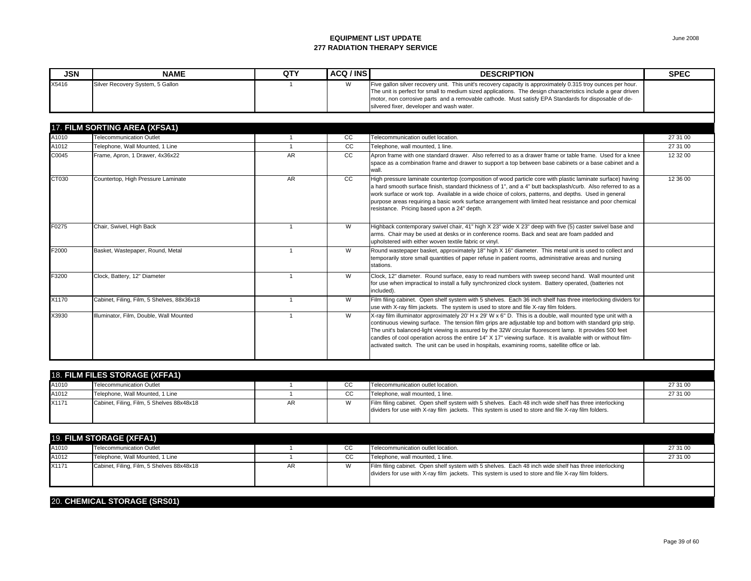**EQUIPMENT LIST UPDATE**
**277 RADIATION THERAPY SERVICE**

| JSN | NAME | QTY | ACQ / INS | DESCRIPTION | SPEC |
|---|---|---|---|---|---|
| X5416 | Silver Recovery System, 5 Gallon | 1 | W | Five gallon silver recovery unit. This unit's recovery capacity is approximately 0.315 troy ounces per hour. The unit is perfect for small to medium sized applications. The design characteristics include a gear driven motor, non corrosive parts and a removable cathode. Must satisfy EPA Standards for disposable of de-silvered fixer, developer and wash water. | |
| **17. FILM SORTING AREA (XFSA1)** | | | | | |
| A1010 | Telecommunication Outlet | 1 | CC | Telecommunication outlet location. | 27 31 00 |
| A1012 | Telephone, Wall Mounted, 1 Line | 1 | CC | Telephone, wall mounted, 1 line. | 27 31 00 |
| C0045 | Frame, Apron, 1 Drawer, 4x36x22 | AR | CC | Apron frame with one standard drawer. Also referred to as a drawer frame or table frame. Used for a knee space as a combination frame and drawer to support a top between base cabinets or a base cabinet and a wall. | 12 32 00 |
| CT030 | Countertop, High Pressure Laminate | AR | CC | High pressure laminate countertop (composition of wood particle core with plastic laminate surface) having a hard smooth surface finish, standard thickness of 1", and a 4" butt backsplash/curb. Also referred to as a work surface or work top. Available in a wide choice of colors, patterns, and depths. Used in general purpose areas requiring a basic work surface arrangement with limited heat resistance and poor chemical resistance. Pricing based upon a 24" depth. | 12 36 00 |
| F0275 | Chair, Swivel, High Back | 1 | W | Highback contemporary swivel chair, 41" high X 23" wide X 23" deep with five (5) caster swivel base and arms. Chair may be used at desks or in conference rooms. Back and seat are foam padded and upholstered with either woven textile fabric or vinyl. | |
| F2000 | Basket, Wastepaper, Round, Metal | 1 | W | Round wastepaper basket, approximately 18" high X 16" diameter. This metal unit is used to collect and temporarily store small quantities of paper refuse in patient rooms, administrative areas and nursing stations. | |
| F3200 | Clock, Battery, 12" Diameter | 1 | W | Clock, 12" diameter. Round surface, easy to read numbers with sweep second hand. Wall mounted unit for use when impractical to install a fully synchronized clock system. Battery operated, (batteries not included). | |
| X1170 | Cabinet, Filing, Film, 5 Shelves, 88x36x18 | 1 | W | Film filing cabinet. Open shelf system with 5 shelves. Each 36 inch shelf has three interlocking dividers for use with X-ray film jackets. The system is used to store and file X-ray film folders. | |
| X3930 | Illuminator, Film, Double, Wall Mounted | 1 | W | X-ray film illuminator approximately 20' H x 29' W x 6" D. This is a double, wall mounted type unit with a continuous viewing surface. The tension film grips are adjustable top and bottom with standard grip strip. The unit's balanced-light viewing is assured by the 32W circular fluorescent lamp. It provides 500 feet candles of cool operation across the entire 14" X 17" viewing surface. It is available with or without film-activated switch. The unit can be used in hospitals, examining rooms, satellite office or lab. | |
| **18. FILM FILES STORAGE (XFFA1)** | | | | | |
| A1010 | Telecommunication Outlet | 1 | CC | Telecommunication outlet location. | 27 31 00 |
| A1012 | Telephone, Wall Mounted, 1 Line | 1 | CC | Telephone, wall mounted, 1 line. | 27 31 00 |
| X1171 | Cabinet, Filing, Film, 5 Shelves 88x48x18 | AR | W | Film filing cabinet. Open shelf system with 5 shelves. Each 48 inch wide shelf has three interlocking dividers for use with X-ray film jackets. This system is used to store and file X-ray film folders. | |
| **19. FILM STORAGE (XFFA1)** | | | | | |
| A1010 | Telecommunication Outlet | 1 | CC | Telecommunication outlet location. | 27 31 00 |
| A1012 | Telephone, Wall Mounted, 1 Line | 1 | CC | Telephone, wall mounted, 1 line. | 27 31 00 |
| X1171 | Cabinet, Filing, Film, 5 Shelves 88x48x18 | AR | W | Film filing cabinet. Open shelf system with 5 shelves. Each 48 inch wide shelf has three interlocking dividers for use with X-ray film jackets. This system is used to store and file X-ray film folders. | |
| **20. CHEMICAL STORAGE (SRS01)** | | | | | |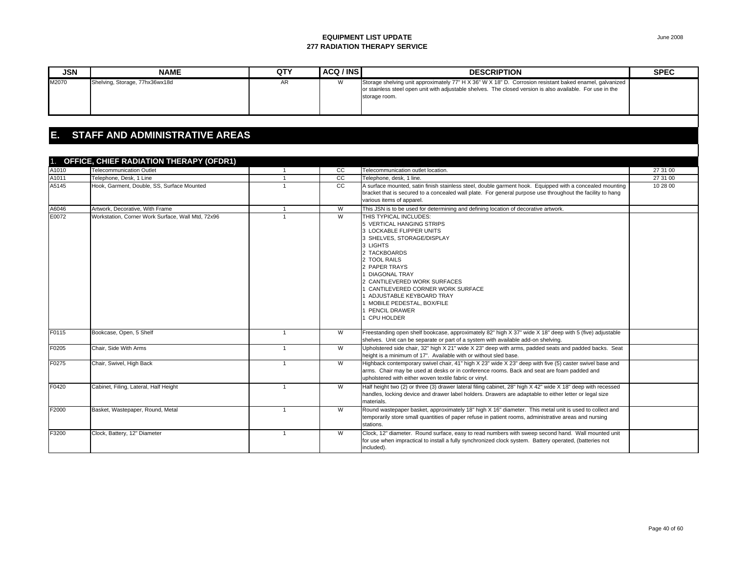| JSN | NAME | QTY | ACQ / INS | DESCRIPTION | SPEC |
|---|---|---|---|---|---|
| M2070 | Shelving, Storage, 77hx36wx18d | AR | W | Storage shelving unit approximately 77" H X 36" W X 18" D. Corrosion resistant baked enamel, galvanized or stainless steel open unit with adjustable shelves. The closed version is also available. For use in the storage room. | |

# E. STAFF AND ADMINISTRATIVE AREAS

## 1. OFFICE, CHIEF RADIATION THERAPY (OFDR1)

| JSN | NAME | QTY | ACQ / INS | DESCRIPTION | SPEC |
|---|---|---|---|---|---|
| A1010 | Telecommunication Outlet | 1 | CC | Telecommunication outlet location. | 27 31 00 |
| A1011 | Telephone, Desk, 1 Line | 1 | CC | Telephone, desk, 1 line. | 27 31 00 |
| A5145 | Hook, Garment, Double, SS, Surface Mounted | 1 | CC | A surface mounted, satin finish stainless steel, double garment hook. Equipped with a concealed mounting bracket that is secured to a concealed wall plate. For general purpose use throughout the facility to hang various items of apparel. | 10 28 00 |
| A6046 | Artwork, Decorative, With Frame | 1 | W | This JSN is to be used for determining and defining location of decorative artwork. | |
| E0072 | Workstation, Corner Work Surface, Wall Mtd, 72x96 | 1 | W | THIS TYPICAL INCLUDES:<br>5 VERTICAL HANGING STRIPS<br>3 LOCKABLE FLIPPER UNITS<br>3 SHELVES, STORAGE/DISPLAY<br>3 LIGHTS<br>2 TACKBOARDS<br>2 TOOL RAILS<br>2 PAPER TRAYS<br>1 DIAGONAL TRAY<br>2 CANTILEVERED WORK SURFACES<br>1 CANTILEVERED CORNER WORK SURFACE<br>1 ADJUSTABLE KEYBOARD TRAY<br>1 MOBILE PEDESTAL, BOX/FILE<br>1 PENCIL DRAWER<br>1 CPU HOLDER | |
| F0115 | Bookcase, Open, 5 Shelf | 1 | W | Freestanding open shelf bookcase, approximately 82" high X 37" wide X 18" deep with 5 (five) adjustable shelves. Unit can be separate or part of a system with available add-on shelving. | |
| F0205 | Chair, Side With Arms | 1 | W | Upholstered side chair, 32" high X 21" wide X 23" deep with arms, padded seats and padded backs. Seat height is a minimum of 17". Available with or without sled base. | |
| F0275 | Chair, Swivel, High Back | 1 | W | Highback contemporary swivel chair, 41" high X 23" wide X 23" deep with five (5) caster swivel base and arms. Chair may be used at desks or in conference rooms. Back and seat are foam padded and upholstered with either woven textile fabric or vinyl. | |
| F0420 | Cabinet, Filing, Lateral, Half Height | 1 | W | Half height two (2) or three (3) drawer lateral filing cabinet, 28" high X 42" wide X 18" deep with recessed handles, locking device and drawer label holders. Drawers are adaptable to either letter or legal size materials. | |
| F2000 | Basket, Wastepaper, Round, Metal | 1 | W | Round wastepaper basket, approximately 18" high X 16" diameter. This metal unit is used to collect and temporarily store small quantities of paper refuse in patient rooms, administrative areas and nursing stations. | |
| F3200 | Clock, Battery, 12" Diameter | 1 | W | Clock, 12" diameter. Round surface, easy to read numbers with sweep second hand. Wall mounted unit for use when impractical to install a fully synchronized clock system. Battery operated, (batteries not included). | |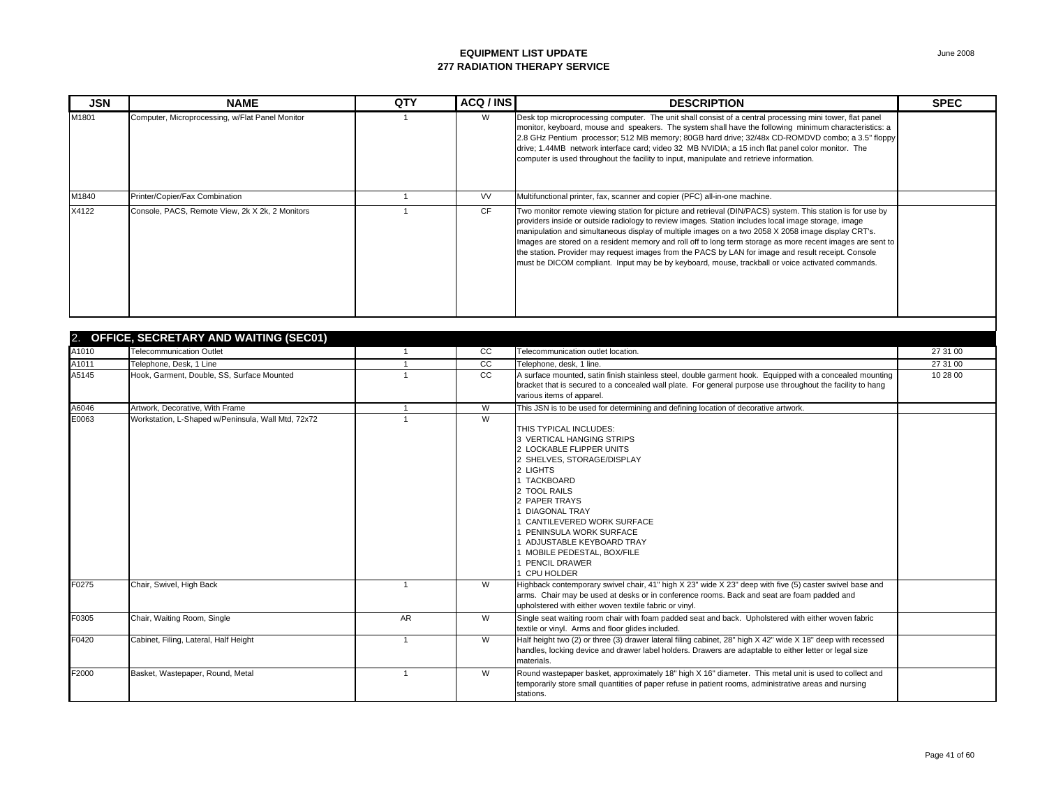# EQUIPMENT LIST UPDATE
## 277 RADIATION THERAPY SERVICE

| JSN | NAME | QTY | ACQ / INS | DESCRIPTION | SPEC |
|---|---|---|---|---|---|
| M1801 | Computer, Microprocessing, w/Flat Panel Monitor | 1 | W | Desk top microprocessing computer. The unit shall consist of a central processing mini tower, flat panel monitor, keyboard, mouse and speakers. The system shall have the following minimum characteristics: a 2.8 GHz Pentium processor; 512 MB memory; 80GB hard drive; 32/48x CD-ROMDVD combo; a 3.5" floppy drive; 1.44MB network interface card; video 32 MB NVIDIA; a 15 inch flat panel color monitor. The computer is used throughout the facility to input, manipulate and retrieve information. | |
| M1840 | Printer/Copier/Fax Combination | 1 | VV | Multifunctional printer, fax, scanner and copier (PFC) all-in-one machine. | |
| X4122 | Console, PACS, Remote View, 2k X 2k, 2 Monitors | 1 | CF | Two monitor remote viewing station for picture and retrieval (DIN/PACS) system. This station is for use by providers inside or outside radiology to review images. Station includes local image storage, image manipulation and simultaneous display of multiple images on a two 2058 X 2058 image display CRT's. Images are stored on a resident memory and roll off to long term storage as more recent images are sent to the station. Provider may request images from the PACS by LAN for image and result receipt. Console must be DICOM compliant. Input may be by keyboard, mouse, trackball or voice activated commands. | |
| **2. OFFICE, SECRETARY AND WAITING (SEC01)** | | | | | |
| A1010 | Telecommunication Outlet | 1 | CC | Telecommunication outlet location. | 27 31 00 |
| A1011 | Telephone, Desk, 1 Line | 1 | CC | Telephone, desk, 1 line. | 27 31 00 |
| A5145 | Hook, Garment, Double, SS, Surface Mounted | 1 | CC | A surface mounted, satin finish stainless steel, double garment hook. Equipped with a concealed mounting bracket that is secured to a concealed wall plate. For general purpose use throughout the facility to hang various items of apparel. | 10 28 00 |
| A6046 | Artwork, Decorative, With Frame | 1 | W | This JSN is to be used for determining and defining location of decorative artwork. | |
| E0063 | Workstation, L-Shaped w/Peninsula, Wall Mtd, 72x72 | 1 | W | THIS TYPICAL INCLUDES:<br>3 VERTICAL HANGING STRIPS<br>2 LOCKABLE FLIPPER UNITS<br>2 SHELVES, STORAGE/DISPLAY<br>2 LIGHTS<br>1 TACKBOARD<br>2 TOOL RAILS<br>2 PAPER TRAYS<br>1 DIAGONAL TRAY<br>1 CANTILEVERED WORK SURFACE<br>1 PENINSULA WORK SURFACE<br>1 ADJUSTABLE KEYBOARD TRAY<br>1 MOBILE PEDESTAL, BOX/FILE<br>1 PENCIL DRAWER<br>1 CPU HOLDER | |
| F0275 | Chair, Swivel, High Back | 1 | W | Highback contemporary swivel chair, 41" high X 23" wide X 23" deep with five (5) caster swivel base and arms. Chair may be used at desks or in conference rooms. Back and seat are foam padded and upholstered with either woven textile fabric or vinyl. | |
| F0305 | Chair, Waiting Room, Single | AR | W | Single seat waiting room chair with foam padded seat and back. Upholstered with either woven fabric textile or vinyl. Arms and floor glides included. | |
| F0420 | Cabinet, Filing, Lateral, Half Height | 1 | W | Half height two (2) or three (3) drawer lateral filing cabinet, 28" high X 42" wide X 18" deep with recessed handles, locking device and drawer label holders. Drawers are adaptable to either letter or legal size materials. | |
| F2000 | Basket, Wastepaper, Round, Metal | 1 | W | Round wastepaper basket, approximately 18" high X 16" diameter. This metal unit is used to collect and temporarily store small quantities of paper refuse in patient rooms, administrative areas and nursing stations. | |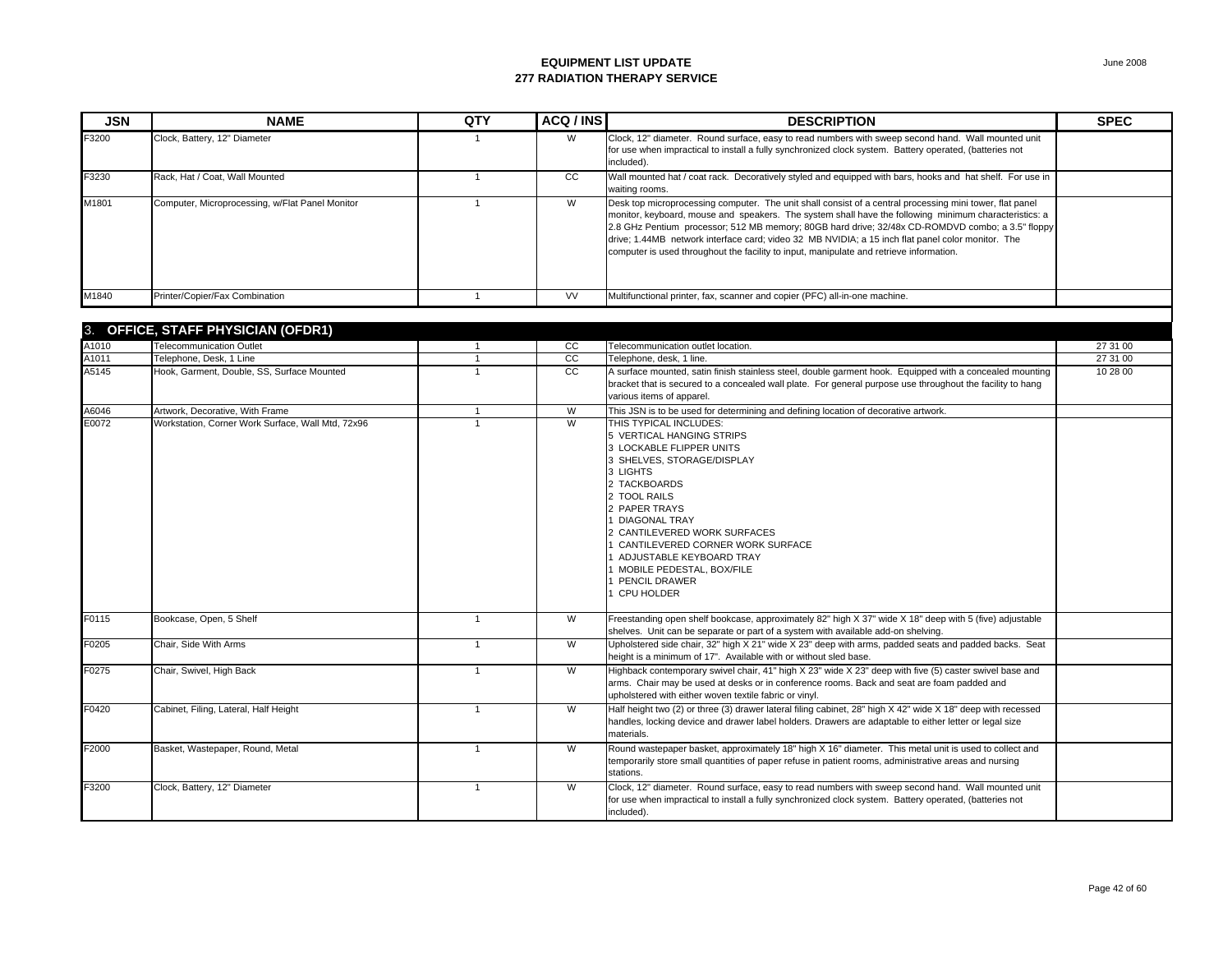**EQUIPMENT LIST UPDATE**
**277 RADIATION THERAPY SERVICE**

June 2008

| JSN | NAME | QTY | ACQ / INS | DESCRIPTION | SPEC |
|---|---|---|---|---|---|
| F3200 | Clock, Battery, 12" Diameter | 1 | W | Clock, 12" diameter. Round surface, easy to read numbers with sweep second hand. Wall mounted unit for use when impractical to install a fully synchronized clock system. Battery operated, (batteries not included). | |
| F3230 | Rack, Hat / Coat, Wall Mounted | 1 | CC | Wall mounted hat / coat rack. Decoratively styled and equipped with bars, hooks and hat shelf. For use in waiting rooms. | |
| M1801 | Computer, Microprocessing, w/Flat Panel Monitor | 1 | W | Desk top microprocessing computer. The unit shall consist of a central processing mini tower, flat panel monitor, keyboard, mouse and speakers. The system shall have the following minimum characteristics: a 2.8 GHz Pentium processor; 512 MB memory; 80GB hard drive; 32/48x CD-ROMDVD combo; a 3.5" floppy drive; 1.44MB network interface card; video 32 MB NVIDIA; a 15 inch flat panel color monitor. The computer is used throughout the facility to input, manipulate and retrieve information. | |
| M1840 | Printer/Copier/Fax Combination | 1 | VV | Multifunctional printer, fax, scanner and copier (PFC) all-in-one machine. | |

## 3. OFFICE, STAFF PHYSICIAN (OFDR1)

| JSN | NAME | QTY | ACQ / INS | DESCRIPTION | SPEC |
|---|---|---|---|---|---|
| A1010 | Telecommunication Outlet | 1 | CC | Telecommunication outlet location. | 27 31 00 |
| A1011 | Telephone, Desk, 1 Line | 1 | CC | Telephone, desk, 1 line. | 27 31 00 |
| A5145 | Hook, Garment, Double, SS, Surface Mounted | 1 | CC | A surface mounted, satin finish stainless steel, double garment hook. Equipped with a concealed mounting bracket that is secured to a concealed wall plate. For general purpose use throughout the facility to hang various items of apparel. | 10 28 00 |
| A6046 | Artwork, Decorative, With Frame | 1 | W | This JSN is to be used for determining and defining location of decorative artwork. | |
| E0072 | Workstation, Corner Work Surface, Wall Mtd, 72x96 | 1 | W | THIS TYPICAL INCLUDES:<br>5 VERTICAL HANGING STRIPS<br>3 LOCKABLE FLIPPER UNITS<br>3 SHELVES, STORAGE/DISPLAY<br>3 LIGHTS<br>2 TACKBOARDS<br>2 TOOL RAILS<br>2 PAPER TRAYS<br>1 DIAGONAL TRAY<br>2 CANTILEVERED WORK SURFACES<br>1 CANTILEVERED CORNER WORK SURFACE<br>1 ADJUSTABLE KEYBOARD TRAY<br>1 MOBILE PEDESTAL, BOX/FILE<br>1 PENCIL DRAWER<br>1 CPU HOLDER | |
| F0115 | Bookcase, Open, 5 Shelf | 1 | W | Freestanding open shelf bookcase, approximately 82" high X 37" wide X 18" deep with 5 (five) adjustable shelves. Unit can be separate or part of a system with available add-on shelving. | |
| F0205 | Chair, Side With Arms | 1 | W | Upholstered side chair, 32" high X 21" wide X 23" deep with arms, padded seats and padded backs. Seat height is a minimum of 17". Available with or without sled base. | |
| F0275 | Chair, Swivel, High Back | 1 | W | Highback contemporary swivel chair, 41" high X 23" wide X 23" deep with five (5) caster swivel base and arms. Chair may be used at desks or in conference rooms. Back and seat are foam padded and upholstered with either woven textile fabric or vinyl. | |
| F0420 | Cabinet, Filing, Lateral, Half Height | 1 | W | Half height two (2) or three (3) drawer lateral filing cabinet, 28" high X 42" wide X 18" deep with recessed handles, locking device and drawer label holders. Drawers are adaptable to either letter or legal size materials. | |
| F2000 | Basket, Wastepaper, Round, Metal | 1 | W | Round wastepaper basket, approximately 18" high X 16" diameter. This metal unit is used to collect and temporarily store small quantities of paper refuse in patient rooms, administrative areas and nursing stations. | |
| F3200 | Clock, Battery, 12" Diameter | 1 | W | Clock, 12" diameter. Round surface, easy to read numbers with sweep second hand. Wall mounted unit for use when impractical to install a fully synchronized clock system. Battery operated, (batteries not included). | |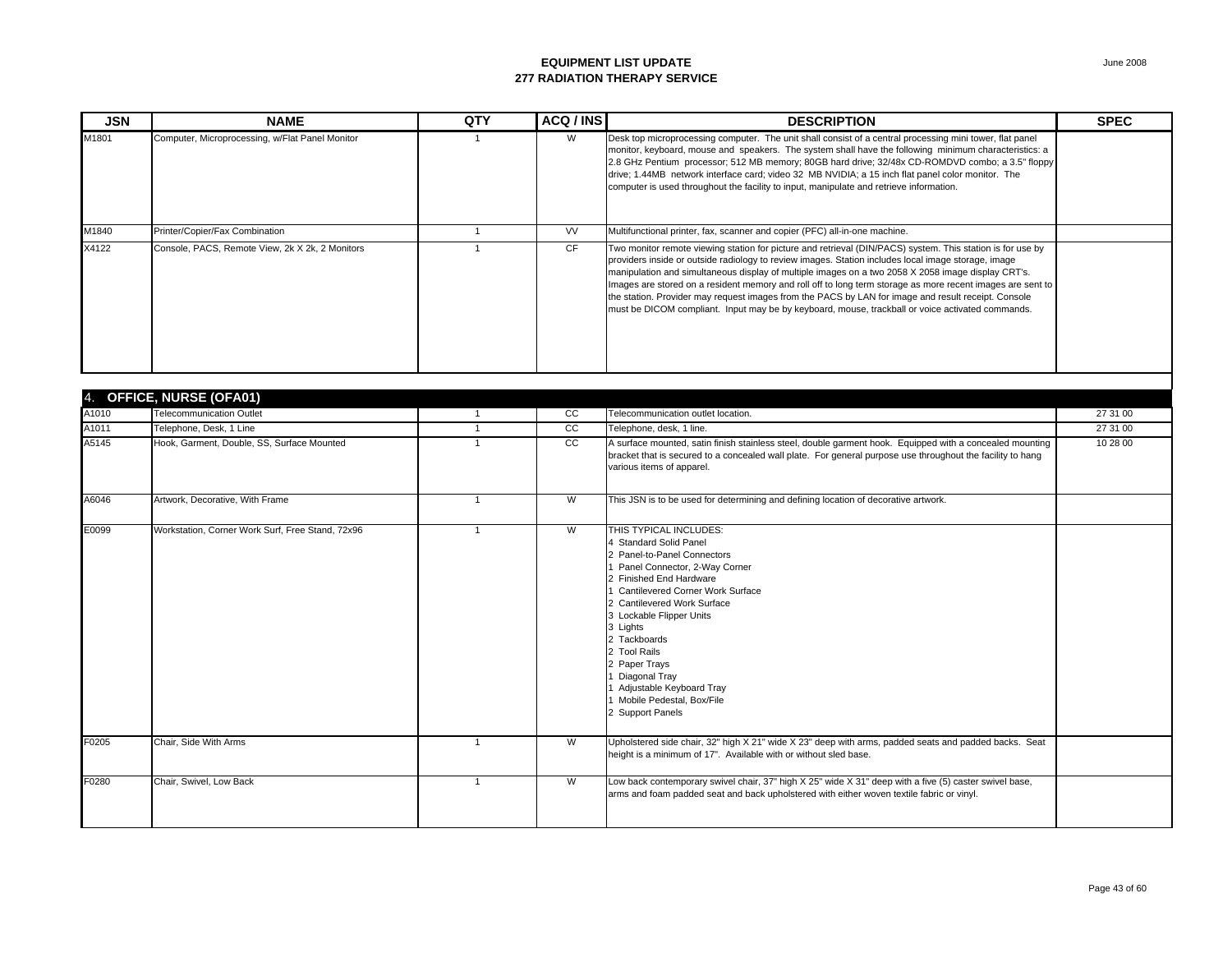# EQUIPMENT LIST UPDATE
## 277 RADIATION THERAPY SERVICE

June 2008

| JSN | NAME | QTY | ACQ / INS | DESCRIPTION | SPEC |
|---|---|---|---|---|---|
| M1801 | Computer, Microprocessing, w/Flat Panel Monitor | 1 | W | Desk top microprocessing computer. The unit shall consist of a central processing mini tower, flat panel monitor, keyboard, mouse and speakers. The system shall have the following minimum characteristics: a 2.8 GHz Pentium processor; 512 MB memory; 80GB hard drive; 32/48x CD-ROMDVD combo; a 3.5" floppy drive; 1.44MB network interface card; video 32 MB NVIDIA; a 15 inch flat panel color monitor. The computer is used throughout the facility to input, manipulate and retrieve information. | |
| M1840 | Printer/Copier/Fax Combination | 1 | VV | Multifunctional printer, fax, scanner and copier (PFC) all-in-one machine. | |
| X4122 | Console, PACS, Remote View, 2k X 2k, 2 Monitors | 1 | CF | Two monitor remote viewing station for picture and retrieval (DIN/PACS) system. This station is for use by providers inside or outside radiology to review images. Station includes local image storage, image manipulation and simultaneous display of multiple images on a two 2058 X 2058 image display CRT's. Images are stored on a resident memory and roll off to long term storage as more recent images are sent to the station. Provider may request images from the PACS by LAN for image and result receipt. Console must be DICOM compliant. Input may be by keyboard, mouse, trackball or voice activated commands. | |
| **4. OFFICE, NURSE (OFA01)** | | | | | |
| A1010 | Telecommunication Outlet | 1 | CC | Telecommunication outlet location. | 27 31 00 |
| A1011 | Telephone, Desk, 1 Line | 1 | CC | Telephone, desk, 1 line. | 27 31 00 |
| A5145 | Hook, Garment, Double, SS, Surface Mounted | 1 | CC | A surface mounted, satin finish stainless steel, double garment hook. Equipped with a concealed mounting bracket that is secured to a concealed wall plate. For general purpose use throughout the facility to hang various items of apparel. | 10 28 00 |
| A6046 | Artwork, Decorative, With Frame | 1 | W | This JSN is to be used for determining and defining location of decorative artwork. | |
| E0099 | Workstation, Corner Work Surf, Free Stand, 72x96 | 1 | W | THIS TYPICAL INCLUDES:<br>4 Standard Solid Panel<br>2 Panel-to-Panel Connectors<br>1 Panel Connector, 2-Way Corner<br>2 Finished End Hardware<br>1 Cantilevered Corner Work Surface<br>2 Cantilevered Work Surface<br>3 Lockable Flipper Units<br>3 Lights<br>2 Tackboards<br>2 Tool Rails<br>2 Paper Trays<br>1 Diagonal Tray<br>1 Adjustable Keyboard Tray<br>1 Mobile Pedestal, Box/File<br>2 Support Panels | |
| F0205 | Chair, Side With Arms | 1 | W | Upholstered side chair, 32" high X 21" wide X 23" deep with arms, padded seats and padded backs. Seat height is a minimum of 17". Available with or without sled base. | |
| F0280 | Chair, Swivel, Low Back | 1 | W | Low back contemporary swivel chair, 37" high X 25" wide X 31" deep with a five (5) caster swivel base, arms and foam padded seat and back upholstered with either woven textile fabric or vinyl. | |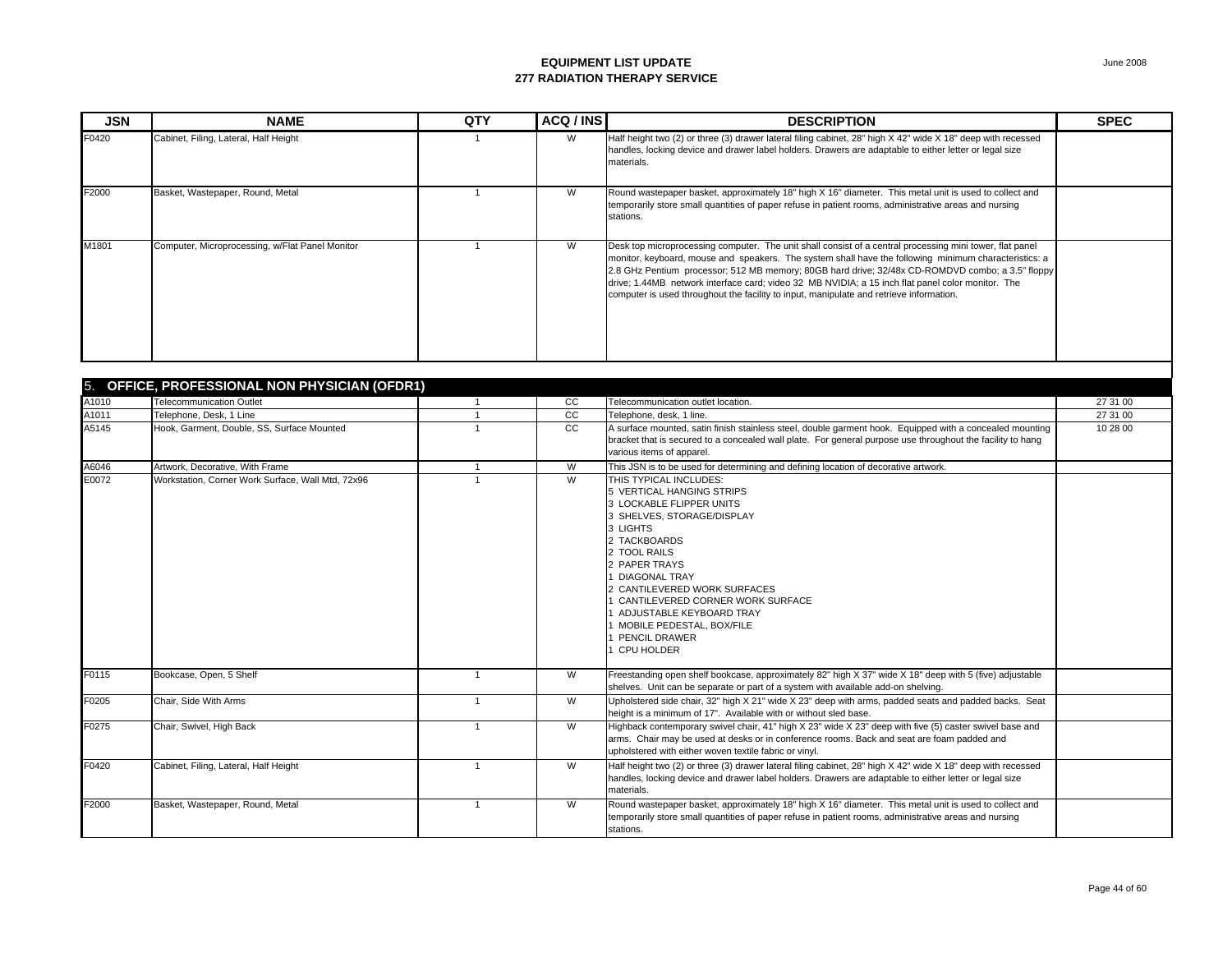# EQUIPMENT LIST UPDATE
## 277 RADIATION THERAPY SERVICE

| JSN | NAME | QTY | ACQ / INS | DESCRIPTION | SPEC |
|---|---|---|---|---|---|
| F0420 | Cabinet, Filing, Lateral, Half Height | 1 | W | Half height two (2) or three (3) drawer lateral filing cabinet, 28" high X 42" wide X 18" deep with recessed handles, locking device and drawer label holders. Drawers are adaptable to either letter or legal size materials. | |
| F2000 | Basket, Wastepaper, Round, Metal | 1 | W | Round wastepaper basket, approximately 18" high X 16" diameter. This metal unit is used to collect and temporarily store small quantities of paper refuse in patient rooms, administrative areas and nursing stations. | |
| M1801 | Computer, Microprocessing, w/Flat Panel Monitor | 1 | W | Desk top microprocessing computer. The unit shall consist of a central processing mini tower, flat panel monitor, keyboard, mouse and speakers. The system shall have the following minimum characteristics: a 2.8 GHz Pentium processor; 512 MB memory; 80GB hard drive; 32/48x CD-ROMDVD combo; a 3.5" floppy drive; 1.44MB network interface card; video 32 MB NVIDIA; a 15 inch flat panel color monitor. The computer is used throughout the facility to input, manipulate and retrieve information. | |
| **5. OFFICE, PROFESSIONAL NON PHYSICIAN (OFDR1)** | | | | | |
| A1010 | Telecommunication Outlet | 1 | CC | Telecommunication outlet location. | 27 31 00 |
| A1011 | Telephone, Desk, 1 Line | 1 | CC | Telephone, desk, 1 line. | 27 31 00 |
| A5145 | Hook, Garment, Double, SS, Surface Mounted | 1 | CC | A surface mounted, satin finish stainless steel, double garment hook. Equipped with a concealed mounting bracket that is secured to a concealed wall plate. For general purpose use throughout the facility to hang various items of apparel. | 10 28 00 |
| A6046 | Artwork, Decorative, With Frame | 1 | W | This JSN is to be used for determining and defining location of decorative artwork. | |
| E0072 | Workstation, Corner Work Surface, Wall Mtd, 72x96 | 1 | W | THIS TYPICAL INCLUDES:<br>5 VERTICAL HANGING STRIPS<br>3 LOCKABLE FLIPPER UNITS<br>3 SHELVES, STORAGE/DISPLAY<br>3 LIGHTS<br>2 TACKBOARDS<br>2 TOOL RAILS<br>2 PAPER TRAYS<br>1 DIAGONAL TRAY<br>2 CANTILEVERED WORK SURFACES<br>1 CANTILEVERED CORNER WORK SURFACE<br>1 ADJUSTABLE KEYBOARD TRAY<br>1 MOBILE PEDESTAL, BOX/FILE<br>1 PENCIL DRAWER<br>1 CPU HOLDER | |
| F0115 | Bookcase, Open, 5 Shelf | 1 | W | Freestanding open shelf bookcase, approximately 82" high X 37" wide X 18" deep with 5 (five) adjustable shelves. Unit can be separate or part of a system with available add-on shelving. | |
| F0205 | Chair, Side With Arms | 1 | W | Upholstered side chair, 32" high X 21" wide X 23" deep with arms, padded seats and padded backs. Seat height is a minimum of 17". Available with or without sled base. | |
| F0275 | Chair, Swivel, High Back | 1 | W | Highback contemporary swivel chair, 41" high X 23" wide X 23" deep with five (5) caster swivel base and arms. Chair may be used at desks or in conference rooms. Back and seat are foam padded and upholstered with either woven textile fabric or vinyl. | |
| F0420 | Cabinet, Filing, Lateral, Half Height | 1 | W | Half height two (2) or three (3) drawer lateral filing cabinet, 28" high X 42" wide X 18" deep with recessed handles, locking device and drawer label holders. Drawers are adaptable to either letter or legal size materials. | |
| F2000 | Basket, Wastepaper, Round, Metal | 1 | W | Round wastepaper basket, approximately 18" high X 16" diameter. This metal unit is used to collect and temporarily store small quantities of paper refuse in patient rooms, administrative areas and nursing stations. | |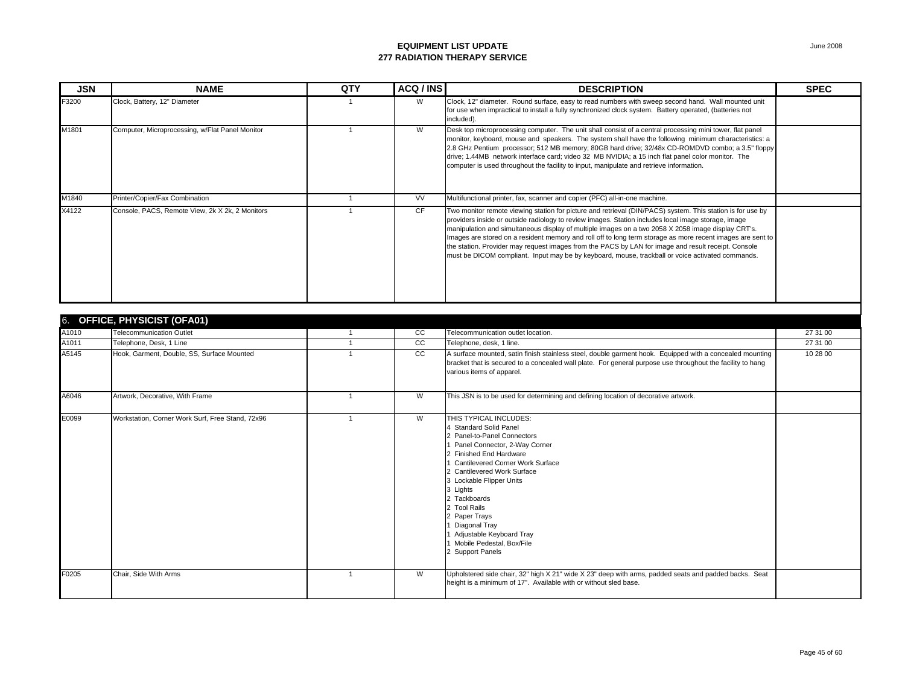# EQUIPMENT LIST UPDATE
## 277 RADIATION THERAPY SERVICE

June 2008

| JSN | NAME | QTY | ACQ / INS | DESCRIPTION | SPEC |
|---|---|---|---|---|---|
| F3200 | Clock, Battery, 12" Diameter | 1 | W | Clock, 12" diameter. Round surface, easy to read numbers with sweep second hand. Wall mounted unit for use when impractical to install a fully synchronized clock system. Battery operated, (batteries not included). | |
| M1801 | Computer, Microprocessing, w/Flat Panel Monitor | 1 | W | Desk top microprocessing computer. The unit shall consist of a central processing mini tower, flat panel monitor, keyboard, mouse and speakers. The system shall have the following minimum characteristics: a 2.8 GHz Pentium processor; 512 MB memory; 80GB hard drive; 32/48x CD-ROMDVD combo; a 3.5" floppy drive; 1.44MB network interface card; video 32 MB NVIDIA; a 15 inch flat panel color monitor. The computer is used throughout the facility to input, manipulate and retrieve information. | |
| M1840 | Printer/Copier/Fax Combination | 1 | VV | Multifunctional printer, fax, scanner and copier (PFC) all-in-one machine. | |
| X4122 | Console, PACS, Remote View, 2k X 2k, 2 Monitors | 1 | CF | Two monitor remote viewing station for picture and retrieval (DIN/PACS) system. This station is for use by providers inside or outside radiology to review images. Station includes local image storage, image manipulation and simultaneous display of multiple images on a two 2058 X 2058 image display CRT's. Images are stored on a resident memory and roll off to long term storage as more recent images are sent to the station. Provider may request images from the PACS by LAN for image and result receipt. Console must be DICOM compliant. Input may be by keyboard, mouse, trackball or voice activated commands. | |

### 6. OFFICE, PHYSICIST (OFA01)

| JSN | NAME | QTY | ACQ / INS | DESCRIPTION | SPEC |
|---|---|---|---|---|---|
| A1010 | Telecommunication Outlet | 1 | CC | Telecommunication outlet location. | 27 31 00 |
| A1011 | Telephone, Desk, 1 Line | 1 | CC | Telephone, desk, 1 line. | 27 31 00 |
| A5145 | Hook, Garment, Double, SS, Surface Mounted | 1 | CC | A surface mounted, satin finish stainless steel, double garment hook. Equipped with a concealed mounting bracket that is secured to a concealed wall plate. For general purpose use throughout the facility to hang various items of apparel. | 10 28 00 |
| A6046 | Artwork, Decorative, With Frame | 1 | W | This JSN is to be used for determining and defining location of decorative artwork. | |
| E0099 | Workstation, Corner Work Surf, Free Stand, 72x96 | 1 | W | THIS TYPICAL INCLUDES:<br>4 Standard Solid Panel<br>2 Panel-to-Panel Connectors<br>1 Panel Connector, 2-Way Corner<br>2 Finished End Hardware<br>1 Cantilevered Corner Work Surface<br>2 Cantilevered Work Surface<br>3 Lockable Flipper Units<br>3 Lights<br>2 Tackboards<br>2 Tool Rails<br>2 Paper Trays<br>1 Diagonal Tray<br>1 Adjustable Keyboard Tray<br>1 Mobile Pedestal, Box/File<br>2 Support Panels | |
| F0205 | Chair, Side With Arms | 1 | W | Upholstered side chair, 32" high X 21" wide X 23" deep with arms, padded seats and padded backs. Seat height is a minimum of 17". Available with or without sled base. | |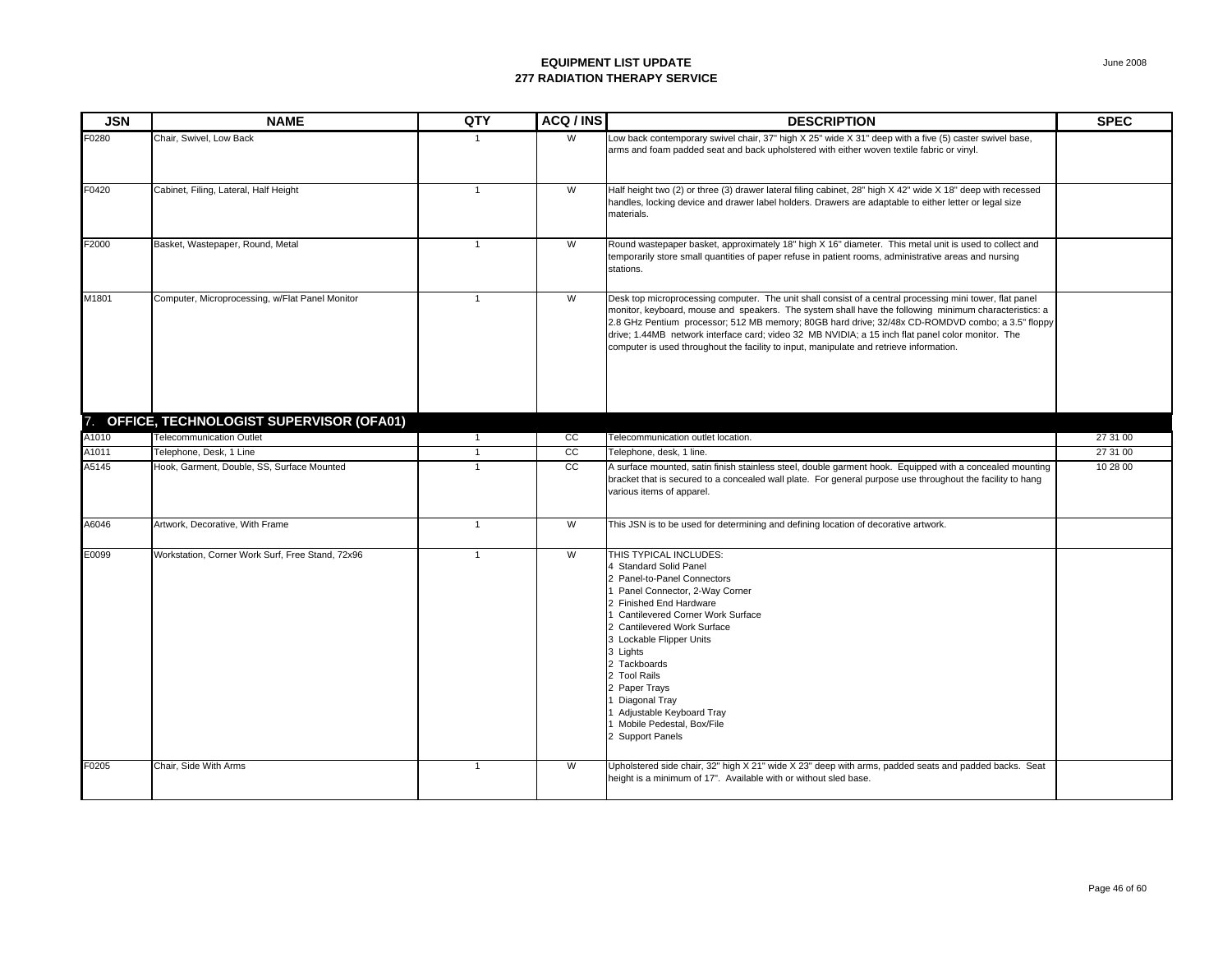# EQUIPMENT LIST UPDATE
## 277 RADIATION THERAPY SERVICE

June 2008

| JSN | NAME | QTY | ACQ / INS | DESCRIPTION | SPEC |
|---|---|---|---|---|---|
| F0280 | Chair, Swivel, Low Back | 1 | W | Low back contemporary swivel chair, 37" high X 25" wide X 31" deep with a five (5) caster swivel base, arms and foam padded seat and back upholstered with either woven textile fabric or vinyl. | |
| F0420 | Cabinet, Filing, Lateral, Half Height | 1 | W | Half height two (2) or three (3) drawer lateral filing cabinet, 28" high X 42" wide X 18" deep with recessed handles, locking device and drawer label holders. Drawers are adaptable to either letter or legal size materials. | |
| F2000 | Basket, Wastepaper, Round, Metal | 1 | W | Round wastepaper basket, approximately 18" high X 16" diameter. This metal unit is used to collect and temporarily store small quantities of paper refuse in patient rooms, administrative areas and nursing stations. | |
| M1801 | Computer, Microprocessing, w/Flat Panel Monitor | 1 | W | Desk top microprocessing computer. The unit shall consist of a central processing mini tower, flat panel monitor, keyboard, mouse and speakers. The system shall have the following minimum characteristics: a 2.8 GHz Pentium processor; 512 MB memory; 80GB hard drive; 32/48x CD-ROMDVD combo; a 3.5" floppy drive; 1.44MB network interface card; video 32 MB NVIDIA; a 15 inch flat panel color monitor. The computer is used throughout the facility to input, manipulate and retrieve information. | |
| **7. OFFICE, TECHNOLOGIST SUPERVISOR (OFA01)** | | | | | |
| A1010 | Telecommunication Outlet | 1 | CC | Telecommunication outlet location. | 27 31 00 |
| A1011 | Telephone, Desk, 1 Line | 1 | CC | Telephone, desk, 1 line. | 27 31 00 |
| A5145 | Hook, Garment, Double, SS, Surface Mounted | 1 | CC | A surface mounted, satin finish stainless steel, double garment hook. Equipped with a concealed mounting bracket that is secured to a concealed wall plate. For general purpose use throughout the facility to hang various items of apparel. | 10 28 00 |
| A6046 | Artwork, Decorative, With Frame | 1 | W | This JSN is to be used for determining and defining location of decorative artwork. | |
| E0099 | Workstation, Corner Work Surf, Free Stand, 72x96 | 1 | W | THIS TYPICAL INCLUDES:<br>4 Standard Solid Panel<br>2 Panel-to-Panel Connectors<br>1 Panel Connector, 2-Way Corner<br>2 Finished End Hardware<br>1 Cantilevered Corner Work Surface<br>2 Cantilevered Work Surface<br>3 Lockable Flipper Units<br>3 Lights<br>2 Tackboards<br>2 Tool Rails<br>2 Paper Trays<br>1 Diagonal Tray<br>1 Adjustable Keyboard Tray<br>1 Mobile Pedestal, Box/File<br>2 Support Panels | |
| F0205 | Chair, Side With Arms | 1 | W | Upholstered side chair, 32" high X 21" wide X 23" deep with arms, padded seats and padded backs. Seat height is a minimum of 17". Available with or without sled base. | |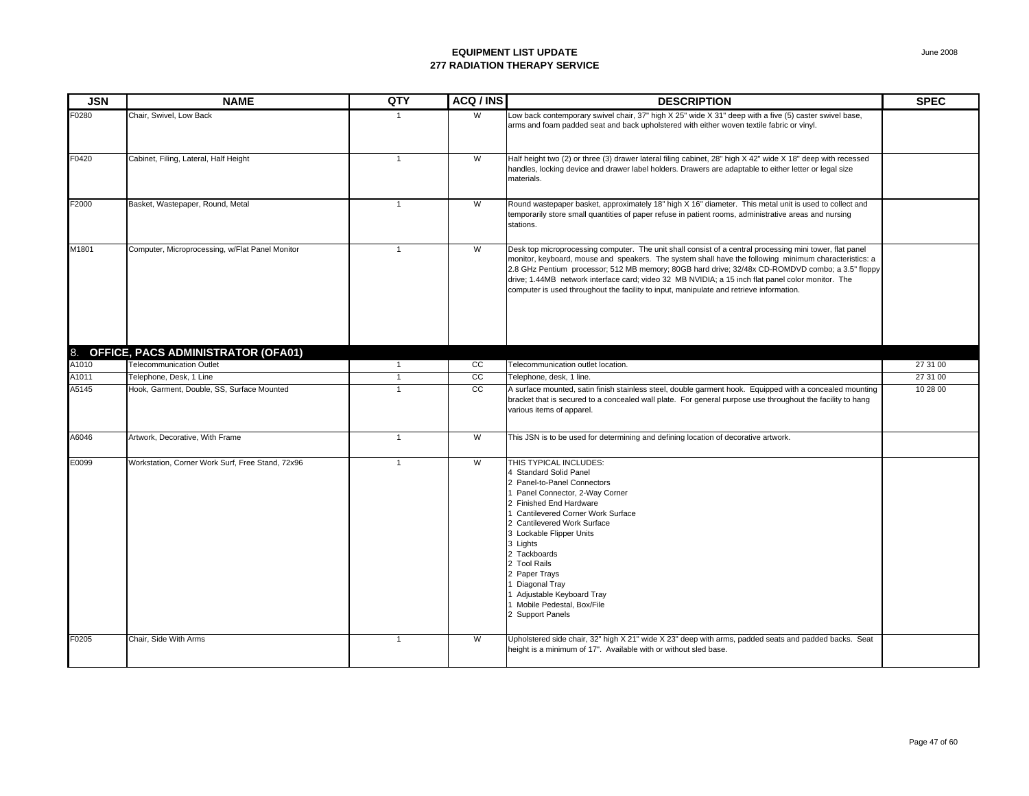# EQUIPMENT LIST UPDATE
## 277 RADIATION THERAPY SERVICE

June 2008

| JSN | NAME | QTY | ACQ / INS | DESCRIPTION | SPEC |
|---|---|---|---|---|---|
| F0280 | Chair, Swivel, Low Back | 1 | W | Low back contemporary swivel chair, 37" high X 25" wide X 31" deep with a five (5) caster swivel base, arms and foam padded seat and back upholstered with either woven textile fabric or vinyl. | |
| F0420 | Cabinet, Filing, Lateral, Half Height | 1 | W | Half height two (2) or three (3) drawer lateral filing cabinet, 28" high X 42" wide X 18" deep with recessed handles, locking device and drawer label holders. Drawers are adaptable to either letter or legal size materials. | |
| F2000 | Basket, Wastepaper, Round, Metal | 1 | W | Round wastepaper basket, approximately 18" high X 16" diameter. This metal unit is used to collect and temporarily store small quantities of paper refuse in patient rooms, administrative areas and nursing stations. | |
| M1801 | Computer, Microprocessing, w/Flat Panel Monitor | 1 | W | Desk top microprocessing computer. The unit shall consist of a central processing mini tower, flat panel monitor, keyboard, mouse and speakers. The system shall have the following minimum characteristics: a 2.8 GHz Pentium processor; 512 MB memory; 80GB hard drive; 32/48x CD-ROMDVD combo; a 3.5" floppy drive; 1.44MB network interface card; video 32 MB NVIDIA; a 15 inch flat panel color monitor. The computer is used throughout the facility to input, manipulate and retrieve information. | |
| **8. OFFICE, PACS ADMINISTRATOR (OFA01)** | | | | | |
| A1010 | Telecommunication Outlet | 1 | CC | Telecommunication outlet location. | 27 31 00 |
| A1011 | Telephone, Desk, 1 Line | 1 | CC | Telephone, desk, 1 line. | 27 31 00 |
| A5145 | Hook, Garment, Double, SS, Surface Mounted | 1 | CC | A surface mounted, satin finish stainless steel, double garment hook. Equipped with a concealed mounting bracket that is secured to a concealed wall plate. For general purpose use throughout the facility to hang various items of apparel. | 10 28 00 |
| A6046 | Artwork, Decorative, With Frame | 1 | W | This JSN is to be used for determining and defining location of decorative artwork. | |
| E0099 | Workstation, Corner Work Surf, Free Stand, 72x96 | 1 | W | THIS TYPICAL INCLUDES:<br>4 Standard Solid Panel<br>2 Panel-to-Panel Connectors<br>1 Panel Connector, 2-Way Corner<br>2 Finished End Hardware<br>1 Cantilevered Corner Work Surface<br>2 Cantilevered Work Surface<br>3 Lockable Flipper Units<br>3 Lights<br>2 Tackboards<br>2 Tool Rails<br>2 Paper Trays<br>1 Diagonal Tray<br>1 Adjustable Keyboard Tray<br>1 Mobile Pedestal, Box/File<br>2 Support Panels | |
| F0205 | Chair, Side With Arms | 1 | W | Upholstered side chair, 32" high X 21" wide X 23" deep with arms, padded seats and padded backs. Seat height is a minimum of 17". Available with or without sled base. | |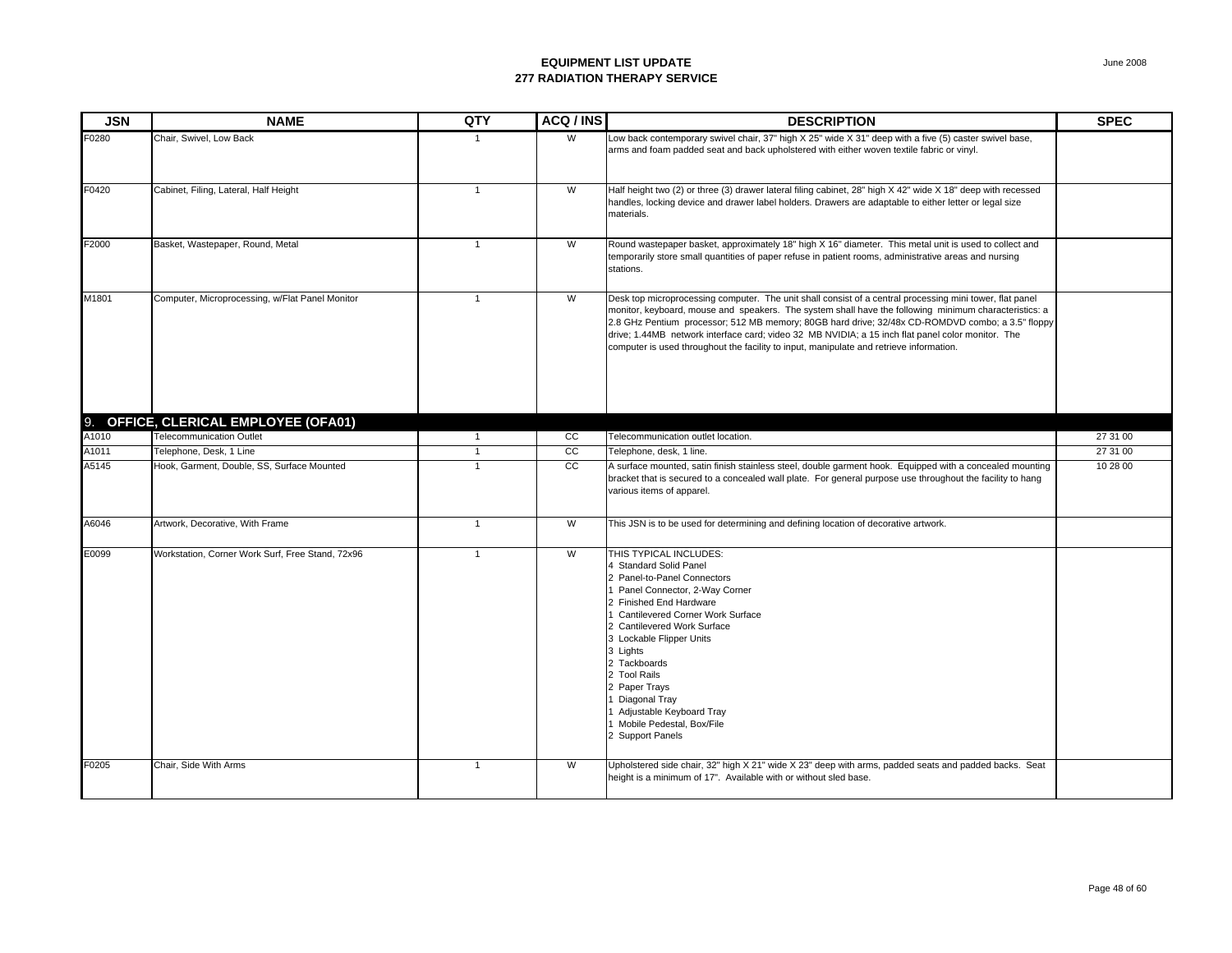**EQUIPMENT LIST UPDATE**
**277 RADIATION THERAPY SERVICE**

| JSN | NAME | QTY | ACQ / INS | DESCRIPTION | SPEC |
|---|---|---|---|---|---|
| F0280 | Chair, Swivel, Low Back | 1 | W | Low back contemporary swivel chair, 37" high X 25" wide X 31" deep with a five (5) caster swivel base, arms and foam padded seat and back upholstered with either woven textile fabric or vinyl. | |
| F0420 | Cabinet, Filing, Lateral, Half Height | 1 | W | Half height two (2) or three (3) drawer lateral filing cabinet, 28" high X 42" wide X 18" deep with recessed handles, locking device and drawer label holders. Drawers are adaptable to either letter or legal size materials. | |
| F2000 | Basket, Wastepaper, Round, Metal | 1 | W | Round wastepaper basket, approximately 18" high X 16" diameter. This metal unit is used to collect and temporarily store small quantities of paper refuse in patient rooms, administrative areas and nursing stations. | |
| M1801 | Computer, Microprocessing, w/Flat Panel Monitor | 1 | W | Desk top microprocessing computer. The unit shall consist of a central processing mini tower, flat panel monitor, keyboard, mouse and speakers. The system shall have the following minimum characteristics: a 2.8 GHz Pentium processor; 512 MB memory; 80GB hard drive; 32/48x CD-ROMDVD combo; a 3.5" floppy drive; 1.44MB network interface card; video 32 MB NVIDIA; a 15 inch flat panel color monitor. The computer is used throughout the facility to input, manipulate and retrieve information. | |
| **9. OFFICE, CLERICAL EMPLOYEE (OFA01)** | | | | | |
| A1010 | Telecommunication Outlet | 1 | CC | Telecommunication outlet location. | 27 31 00 |
| A1011 | Telephone, Desk, 1 Line | 1 | CC | Telephone, desk, 1 line. | 27 31 00 |
| A5145 | Hook, Garment, Double, SS, Surface Mounted | 1 | CC | A surface mounted, satin finish stainless steel, double garment hook. Equipped with a concealed mounting bracket that is secured to a concealed wall plate. For general purpose use throughout the facility to hang various items of apparel. | 10 28 00 |
| A6046 | Artwork, Decorative, With Frame | 1 | W | This JSN is to be used for determining and defining location of decorative artwork. | |
| E0099 | Workstation, Corner Work Surf, Free Stand, 72x96 | 1 | W | THIS TYPICAL INCLUDES:<br>4 Standard Solid Panel<br>2 Panel-to-Panel Connectors<br>1 Panel Connector, 2-Way Corner<br>2 Finished End Hardware<br>1 Cantilevered Corner Work Surface<br>2 Cantilevered Work Surface<br>3 Lockable Flipper Units<br>3 Lights<br>2 Tackboards<br>2 Tool Rails<br>2 Paper Trays<br>1 Diagonal Tray<br>1 Adjustable Keyboard Tray<br>1 Mobile Pedestal, Box/File<br>2 Support Panels | |
| F0205 | Chair, Side With Arms | 1 | W | Upholstered side chair, 32" high X 21" wide X 23" deep with arms, padded seats and padded backs. Seat height is a minimum of 17". Available with or without sled base. | |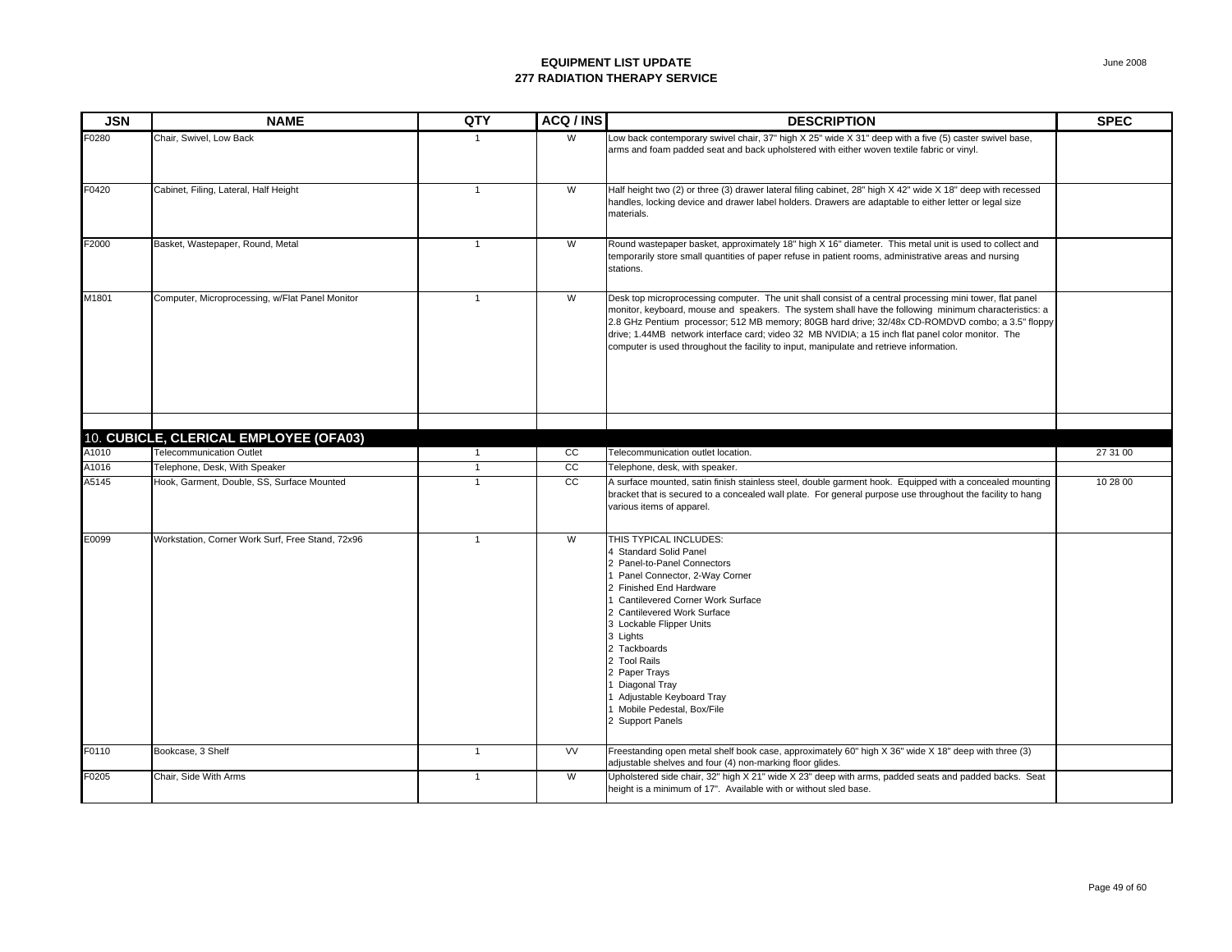# EQUIPMENT LIST UPDATE
## 277 RADIATION THERAPY SERVICE

June 2008

| JSN | NAME | QTY | ACQ / INS | DESCRIPTION | SPEC |
|---|---|---|---|---|---|
| F0280 | Chair, Swivel, Low Back | 1 | W | Low back contemporary swivel chair, 37" high X 25" wide X 31" deep with a five (5) caster swivel base, arms and foam padded seat and back upholstered with either woven textile fabric or vinyl. | |
| F0420 | Cabinet, Filing, Lateral, Half Height | 1 | W | Half height two (2) or three (3) drawer lateral filing cabinet, 28" high X 42" wide X 18" deep with recessed handles, locking device and drawer label holders. Drawers are adaptable to either letter or legal size materials. | |
| F2000 | Basket, Wastepaper, Round, Metal | 1 | W | Round wastepaper basket, approximately 18" high X 16" diameter. This metal unit is used to collect and temporarily store small quantities of paper refuse in patient rooms, administrative areas and nursing stations. | |
| M1801 | Computer, Microprocessing, w/Flat Panel Monitor | 1 | W | Desk top microprocessing computer. The unit shall consist of a central processing mini tower, flat panel monitor, keyboard, mouse and speakers. The system shall have the following minimum characteristics: a 2.8 GHz Pentium processor; 512 MB memory; 80GB hard drive; 32/48x CD-ROMDVD combo; a 3.5" floppy drive; 1.44MB network interface card; video 32 MB NVIDIA; a 15 inch flat panel color monitor. The computer is used throughout the facility to input, manipulate and retrieve information. | |
| | | | | | |
| **10. CUBICLE, CLERICAL EMPLOYEE (OFA03)** | | | | | |
| A1010 | Telecommunication Outlet | 1 | CC | Telecommunication outlet location. | 27 31 00 |
| A1016 | Telephone, Desk, With Speaker | 1 | CC | Telephone, desk, with speaker. | |
| A5145 | Hook, Garment, Double, SS, Surface Mounted | 1 | CC | A surface mounted, satin finish stainless steel, double garment hook. Equipped with a concealed mounting bracket that is secured to a concealed wall plate. For general purpose use throughout the facility to hang various items of apparel. | 10 28 00 |
| E0099 | Workstation, Corner Work Surf, Free Stand, 72x96 | 1 | W | THIS TYPICAL INCLUDES:<br>4 Standard Solid Panel<br>2 Panel-to-Panel Connectors<br>1 Panel Connector, 2-Way Corner<br>2 Finished End Hardware<br>1 Cantilevered Corner Work Surface<br>2 Cantilevered Work Surface<br>3 Lockable Flipper Units<br>3 Lights<br>2 Tackboards<br>2 Tool Rails<br>2 Paper Trays<br>1 Diagonal Tray<br>1 Adjustable Keyboard Tray<br>1 Mobile Pedestal, Box/File<br>2 Support Panels | |
| F0110 | Bookcase, 3 Shelf | 1 | VV | Freestanding open metal shelf book case, approximately 60" high X 36" wide X 18" deep with three (3) adjustable shelves and four (4) non-marking floor glides. | |
| F0205 | Chair, Side With Arms | 1 | W | Upholstered side chair, 32" high X 21" wide X 23" deep with arms, padded seats and padded backs. Seat height is a minimum of 17". Available with or without sled base. | |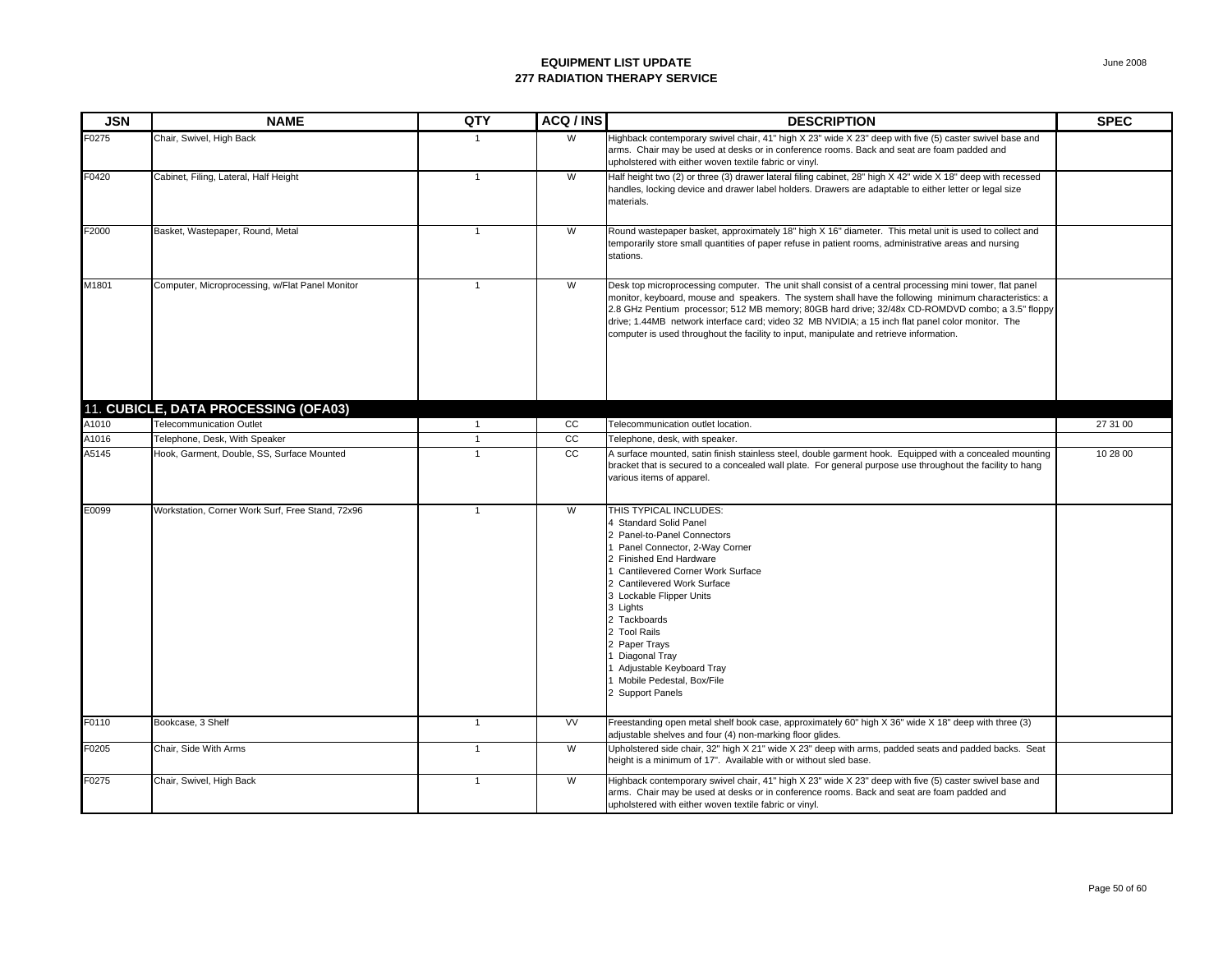**EQUIPMENT LIST UPDATE**
**277 RADIATION THERAPY SERVICE**

June 2008

| JSN | NAME | QTY | ACQ / INS | DESCRIPTION | SPEC |
|---|---|---|---|---|---|
| F0275 | Chair, Swivel, High Back | 1 | W | Highback contemporary swivel chair, 41" high X 23" wide X 23" deep with five (5) caster swivel base and arms. Chair may be used at desks or in conference rooms. Back and seat are foam padded and upholstered with either woven textile fabric or vinyl. | |
| F0420 | Cabinet, Filing, Lateral, Half Height | 1 | W | Half height two (2) or three (3) drawer lateral filing cabinet, 28" high X 42" wide X 18" deep with recessed handles, locking device and drawer label holders. Drawers are adaptable to either letter or legal size materials. | |
| F2000 | Basket, Wastepaper, Round, Metal | 1 | W | Round wastepaper basket, approximately 18" high X 16" diameter. This metal unit is used to collect and temporarily store small quantities of paper refuse in patient rooms, administrative areas and nursing stations. | |
| M1801 | Computer, Microprocessing, w/Flat Panel Monitor | 1 | W | Desk top microprocessing computer. The unit shall consist of a central processing mini tower, flat panel monitor, keyboard, mouse and speakers. The system shall have the following minimum characteristics: a 2.8 GHz Pentium processor; 512 MB memory; 80GB hard drive; 32/48x CD-ROMDVD combo; a 3.5" floppy drive; 1.44MB network interface card; video 32 MB NVIDIA; a 15 inch flat panel color monitor. The computer is used throughout the facility to input, manipulate and retrieve information. | |
| **11. CUBICLE, DATA PROCESSING (OFA03)** | | | | | |
| A1010 | Telecommunication Outlet | 1 | CC | Telecommunication outlet location. | 27 31 00 |
| A1016 | Telephone, Desk, With Speaker | 1 | CC | Telephone, desk, with speaker. | |
| A5145 | Hook, Garment, Double, SS, Surface Mounted | 1 | CC | A surface mounted, satin finish stainless steel, double garment hook. Equipped with a concealed mounting bracket that is secured to a concealed wall plate. For general purpose use throughout the facility to hang various items of apparel. | 10 28 00 |
| E0099 | Workstation, Corner Work Surf, Free Stand, 72x96 | 1 | W | THIS TYPICAL INCLUDES:<br>4 Standard Solid Panel<br>2 Panel-to-Panel Connectors<br>1 Panel Connector, 2-Way Corner<br>2 Finished End Hardware<br>1 Cantilevered Corner Work Surface<br>2 Cantilevered Work Surface<br>3 Lockable Flipper Units<br>3 Lights<br>2 Tackboards<br>2 Tool Rails<br>2 Paper Trays<br>1 Diagonal Tray<br>1 Adjustable Keyboard Tray<br>1 Mobile Pedestal, Box/File<br>2 Support Panels | |
| F0110 | Bookcase, 3 Shelf | 1 | VV | Freestanding open metal shelf book case, approximately 60" high X 36" wide X 18" deep with three (3) adjustable shelves and four (4) non-marking floor glides. | |
| F0205 | Chair, Side With Arms | 1 | W | Upholstered side chair, 32" high X 21" wide X 23" deep with arms, padded seats and padded backs. Seat height is a minimum of 17". Available with or without sled base. | |
| F0275 | Chair, Swivel, High Back | 1 | W | Highback contemporary swivel chair, 41" high X 23" wide X 23" deep with five (5) caster swivel base and arms. Chair may be used at desks or in conference rooms. Back and seat are foam padded and upholstered with either woven textile fabric or vinyl. | |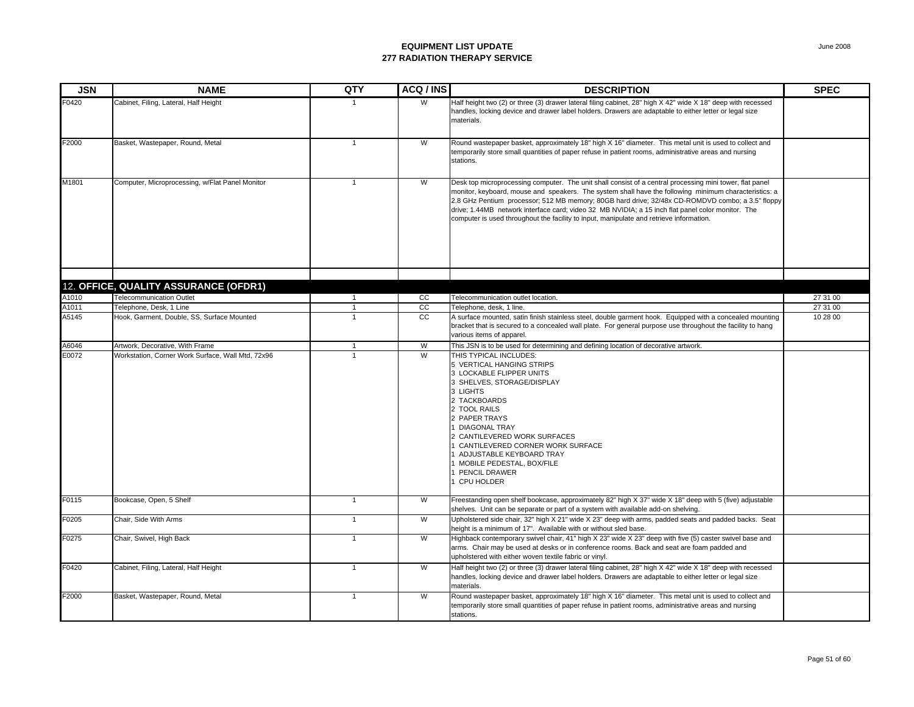**EQUIPMENT LIST UPDATE**
**277 RADIATION THERAPY SERVICE**

June 2008

| JSN | NAME | QTY | ACQ / INS | DESCRIPTION | SPEC |
|---|---|---|---|---|---|
| F0420 | Cabinet, Filing, Lateral, Half Height | 1 | W | Half height two (2) or three (3) drawer lateral filing cabinet, 28" high X 42" wide X 18" deep with recessed handles, locking device and drawer label holders. Drawers are adaptable to either letter or legal size materials. | |
| F2000 | Basket, Wastepaper, Round, Metal | 1 | W | Round wastepaper basket, approximately 18" high X 16" diameter. This metal unit is used to collect and temporarily store small quantities of paper refuse in patient rooms, administrative areas and nursing stations. | |
| M1801 | Computer, Microprocessing, w/Flat Panel Monitor | 1 | W | Desk top microprocessing computer. The unit shall consist of a central processing mini tower, flat panel monitor, keyboard, mouse and speakers. The system shall have the following minimum characteristics: a 2.8 GHz Pentium processor; 512 MB memory; 80GB hard drive; 32/48x CD-ROMDVD combo; a 3.5" floppy drive; 1.44MB network interface card; video 32 MB NVIDIA; a 15 inch flat panel color monitor. The computer is used throughout the facility to input, manipulate and retrieve information. | |
| | | | | | |
| **12. OFFICE, QUALITY ASSURANCE (OFDR1)** | | | | | |
| A1010 | Telecommunication Outlet | 1 | CC | Telecommunication outlet location. | 27 31 00 |
| A1011 | Telephone, Desk, 1 Line | 1 | CC | Telephone, desk, 1 line. | 27 31 00 |
| A5145 | Hook, Garment, Double, SS, Surface Mounted | 1 | CC | A surface mounted, satin finish stainless steel, double garment hook. Equipped with a concealed mounting bracket that is secured to a concealed wall plate. For general purpose use throughout the facility to hang various items of apparel. | 10 28 00 |
| A6046 | Artwork, Decorative, With Frame | 1 | W | This JSN is to be used for determining and defining location of decorative artwork. | |
| E0072 | Workstation, Corner Work Surface, Wall Mtd, 72x96 | 1 | W | THIS TYPICAL INCLUDES:<br>5 VERTICAL HANGING STRIPS<br>3 LOCKABLE FLIPPER UNITS<br>3 SHELVES, STORAGE/DISPLAY<br>3 LIGHTS<br>2 TACKBOARDS<br>2 TOOL RAILS<br>2 PAPER TRAYS<br>1 DIAGONAL TRAY<br>2 CANTILEVERED WORK SURFACES<br>1 CANTILEVERED CORNER WORK SURFACE<br>1 ADJUSTABLE KEYBOARD TRAY<br>1 MOBILE PEDESTAL, BOX/FILE<br>1 PENCIL DRAWER<br>1 CPU HOLDER | |
| F0115 | Bookcase, Open, 5 Shelf | 1 | W | Freestanding open shelf bookcase, approximately 82" high X 37" wide X 18" deep with 5 (five) adjustable shelves. Unit can be separate or part of a system with available add-on shelving. | |
| F0205 | Chair, Side With Arms | 1 | W | Upholstered side chair, 32" high X 21" wide X 23" deep with arms, padded seats and padded backs. Seat height is a minimum of 17". Available with or without sled base. | |
| F0275 | Chair, Swivel, High Back | 1 | W | Highback contemporary swivel chair, 41" high X 23" wide X 23" deep with five (5) caster swivel base and arms. Chair may be used at desks or in conference rooms. Back and seat are foam padded and upholstered with either woven textile fabric or vinyl. | |
| F0420 | Cabinet, Filing, Lateral, Half Height | 1 | W | Half height two (2) or three (3) drawer lateral filing cabinet, 28" high X 42" wide X 18" deep with recessed handles, locking device and drawer label holders. Drawers are adaptable to either letter or legal size materials. | |
| F2000 | Basket, Wastepaper, Round, Metal | 1 | W | Round wastepaper basket, approximately 18" high X 16" diameter. This metal unit is used to collect and temporarily store small quantities of paper refuse in patient rooms, administrative areas and nursing stations. | |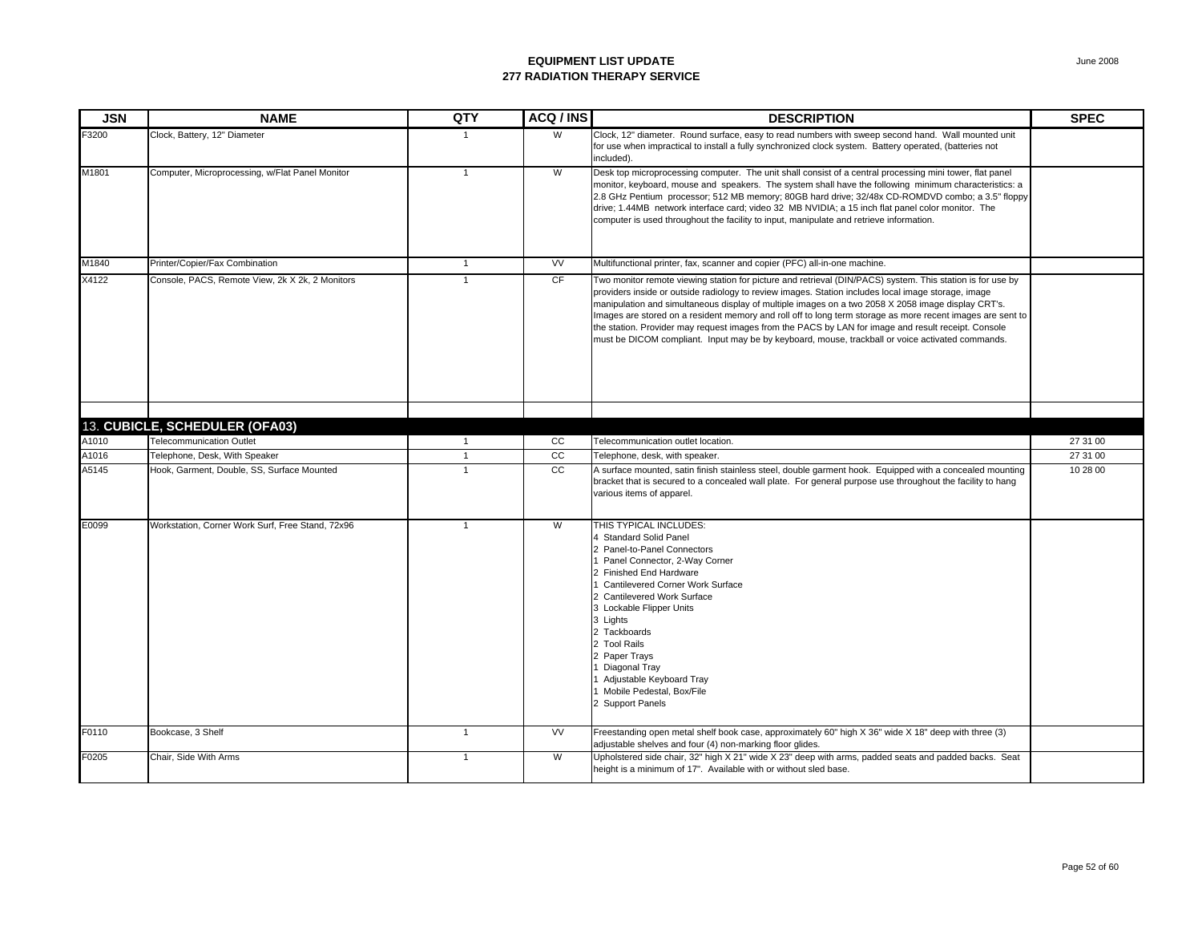# EQUIPMENT LIST UPDATE
## 277 RADIATION THERAPY SERVICE

June 2008

| JSN | NAME | QTY | ACQ / INS | DESCRIPTION | SPEC |
|---|---|---|---|---|---|
| F3200 | Clock, Battery, 12" Diameter | 1 | W | Clock, 12" diameter. Round surface, easy to read numbers with sweep second hand. Wall mounted unit for use when impractical to install a fully synchronized clock system. Battery operated, (batteries not included). | |
| M1801 | Computer, Microprocessing, w/Flat Panel Monitor | 1 | W | Desk top microprocessing computer. The unit shall consist of a central processing mini tower, flat panel monitor, keyboard, mouse and speakers. The system shall have the following minimum characteristics: a 2.8 GHz Pentium processor; 512 MB memory; 80GB hard drive; 32/48x CD-ROMDVD combo; a 3.5" floppy drive; 1.44MB network interface card; video 32 MB NVIDIA; a 15 inch flat panel color monitor. The computer is used throughout the facility to input, manipulate and retrieve information. | |
| M1840 | Printer/Copier/Fax Combination | 1 | VV | Multifunctional printer, fax, scanner and copier (PFC) all-in-one machine. | |
| X4122 | Console, PACS, Remote View, 2k X 2k, 2 Monitors | 1 | CF | Two monitor remote viewing station for picture and retrieval (DIN/PACS) system. This station is for use by providers inside or outside radiology to review images. Station includes local image storage, image manipulation and simultaneous display of multiple images on a two 2058 X 2058 image display CRT's. Images are stored on a resident memory and roll off to long term storage as more recent images are sent to the station. Provider may request images from the PACS by LAN for image and result receipt. Console must be DICOM compliant. Input may be by keyboard, mouse, trackball or voice activated commands. | |
| | | | | | |
| **13. CUBICLE, SCHEDULER (OFA03)** | | | | | |
| A1010 | Telecommunication Outlet | 1 | CC | Telecommunication outlet location. | 27 31 00 |
| A1016 | Telephone, Desk, With Speaker | 1 | CC | Telephone, desk, with speaker. | 27 31 00 |
| A5145 | Hook, Garment, Double, SS, Surface Mounted | 1 | CC | A surface mounted, satin finish stainless steel, double garment hook. Equipped with a concealed mounting bracket that is secured to a concealed wall plate. For general purpose use throughout the facility to hang various items of apparel. | 10 28 00 |
| E0099 | Workstation, Corner Work Surf, Free Stand, 72x96 | 1 | W | THIS TYPICAL INCLUDES:<br>4 Standard Solid Panel<br>2 Panel-to-Panel Connectors<br>1 Panel Connector, 2-Way Corner<br>2 Finished End Hardware<br>1 Cantilevered Corner Work Surface<br>2 Cantilevered Work Surface<br>3 Lockable Flipper Units<br>3 Lights<br>2 Tackboards<br>2 Tool Rails<br>2 Paper Trays<br>1 Diagonal Tray<br>1 Adjustable Keyboard Tray<br>1 Mobile Pedestal, Box/File<br>2 Support Panels | |
| F0110 | Bookcase, 3 Shelf | 1 | VV | Freestanding open metal shelf book case, approximately 60" high X 36" wide X 18" deep with three (3) adjustable shelves and four (4) non-marking floor glides. | |
| F0205 | Chair, Side With Arms | 1 | W | Upholstered side chair, 32" high X 21" wide X 23" deep with arms, padded seats and padded backs. Seat height is a minimum of 17". Available with or without sled base. | |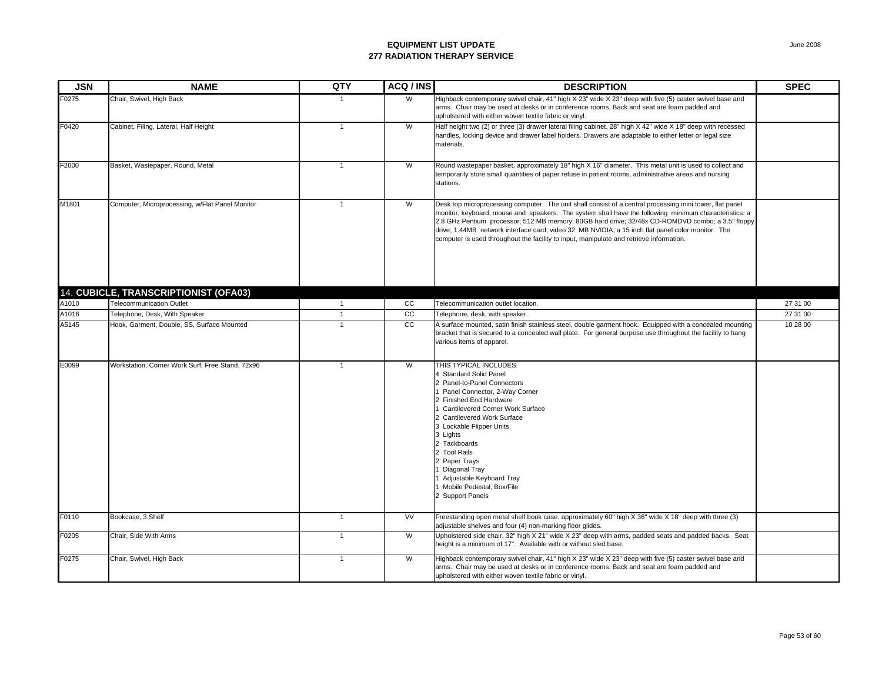**EQUIPMENT LIST UPDATE**
**277 RADIATION THERAPY SERVICE**

June 2008

| JSN | NAME | QTY | ACQ / INS | DESCRIPTION | SPEC |
|---|---|---|---|---|---|
| F0275 | Chair, Swivel, High Back | 1 | W | Highback contemporary swivel chair, 41" high X 23" wide X 23" deep with five (5) caster swivel base and arms. Chair may be used at desks or in conference rooms. Back and seat are foam padded and upholstered with either woven textile fabric or vinyl. | |
| F0420 | Cabinet, Filing, Lateral, Half Height | 1 | W | Half height two (2) or three (3) drawer lateral filing cabinet, 28" high X 42" wide X 18" deep with recessed handles, locking device and drawer label holders. Drawers are adaptable to either letter or legal size materials. | |
| F2000 | Basket, Wastepaper, Round, Metal | 1 | W | Round wastepaper basket, approximately 18" high X 16" diameter. This metal unit is used to collect and temporarily store small quantities of paper refuse in patient rooms, administrative areas and nursing stations. | |
| M1801 | Computer, Microprocessing, w/Flat Panel Monitor | 1 | W | Desk top microprocessing computer. The unit shall consist of a central processing mini tower, flat panel monitor, keyboard, mouse and speakers. The system shall have the following minimum characteristics: a 2.8 GHz Pentium processor; 512 MB memory; 80GB hard drive; 32/48x CD-ROMDVD combo; a 3.5" floppy drive; 1.44MB network interface card; video 32 MB NVIDIA; a 15 inch flat panel color monitor. The computer is used throughout the facility to input, manipulate and retrieve information. | |
| **14. CUBICLE, TRANSCRIPTIONIST (OFA03)** | | | | | |
| A1010 | Telecommunication Outlet | 1 | CC | Telecommunication outlet location. | 27 31 00 |
| A1016 | Telephone, Desk, With Speaker | 1 | CC | Telephone, desk, with speaker. | 27 31 00 |
| A5145 | Hook, Garment, Double, SS, Surface Mounted | 1 | CC | A surface mounted, satin finish stainless steel, double garment hook. Equipped with a concealed mounting bracket that is secured to a concealed wall plate. For general purpose use throughout the facility to hang various items of apparel. | 10 28 00 |
| E0099 | Workstation, Corner Work Surf, Free Stand, 72x96 | 1 | W | THIS TYPICAL INCLUDES:<br>4 Standard Solid Panel<br>2 Panel-to-Panel Connectors<br>1 Panel Connector, 2-Way Corner<br>2 Finished End Hardware<br>1 Cantilevered Corner Work Surface<br>2 Cantilevered Work Surface<br>3 Lockable Flipper Units<br>3 Lights<br>2 Tackboards<br>2 Tool Rails<br>2 Paper Trays<br>1 Diagonal Tray<br>1 Adjustable Keyboard Tray<br>1 Mobile Pedestal, Box/File<br>2 Support Panels | |
| F0110 | Bookcase, 3 Shelf | 1 | VV | Freestanding open metal shelf book case, approximately 60" high X 36" wide X 18" deep with three (3) adjustable shelves and four (4) non-marking floor glides. | |
| F0205 | Chair, Side With Arms | 1 | W | Upholstered side chair, 32" high X 21" wide X 23" deep with arms, padded seats and padded backs. Seat height is a minimum of 17". Available with or without sled base. | |
| F0275 | Chair, Swivel, High Back | 1 | W | Highback contemporary swivel chair, 41" high X 23" wide X 23" deep with five (5) caster swivel base and arms. Chair may be used at desks or in conference rooms. Back and seat are foam padded and upholstered with either woven textile fabric or vinyl. | |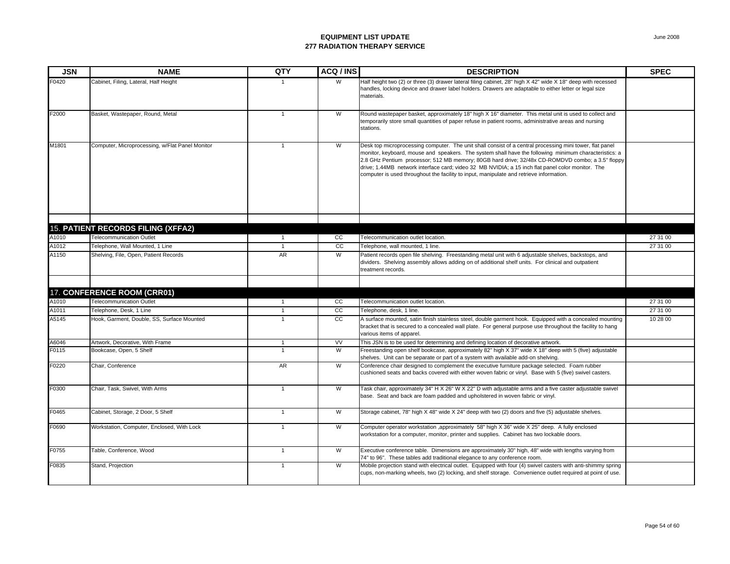**EQUIPMENT LIST UPDATE**
**277 RADIATION THERAPY SERVICE**

June 2008

| JSN | NAME | QTY | ACQ / INS | DESCRIPTION | SPEC |
|---|---|---|---|---|---|
| F0420 | Cabinet, Filing, Lateral, Half Height | 1 | W | Half height two (2) or three (3) drawer lateral filing cabinet, 28" high X 42" wide X 18" deep with recessed handles, locking device and drawer label holders. Drawers are adaptable to either letter or legal size materials. | |
| F2000 | Basket, Wastepaper, Round, Metal | 1 | W | Round wastepaper basket, approximately 18" high X 16" diameter. This metal unit is used to collect and temporarily store small quantities of paper refuse in patient rooms, administrative areas and nursing stations. | |
| M1801 | Computer, Microprocessing, w/Flat Panel Monitor | 1 | W | Desk top microprocessing computer. The unit shall consist of a central processing mini tower, flat panel monitor, keyboard, mouse and speakers. The system shall have the following minimum characteristics: a 2.8 GHz Pentium processor; 512 MB memory; 80GB hard drive; 32/48x CD-ROMDVD combo; a 3.5" floppy drive; 1.44MB network interface card; video 32 MB NVIDIA; a 15 inch flat panel color monitor. The computer is used throughout the facility to input, manipulate and retrieve information. | |
| | | | | | |
| **15. PATIENT RECORDS FILING (XFFA2)** | | | | | |
| A1010 | Telecommunication Outlet | 1 | CC | Telecommunication outlet location. | 27 31 00 |
| A1012 | Telephone, Wall Mounted, 1 Line | 1 | CC | Telephone, wall mounted, 1 line. | 27 31 00 |
| A1150 | Shelving, File, Open, Patient Records | AR | W | Patient records open file shelving. Freestanding metal unit with 6 adjustable shelves, backstops, and dividers. Shelving assembly allows adding on of additional shelf units. For clinical and outpatient treatment records. | |
| | | | | | |
| **17. CONFERENCE ROOM (CRR01)** | | | | | |
| A1010 | Telecommunication Outlet | 1 | CC | Telecommunication outlet location. | 27 31 00 |
| A1011 | Telephone, Desk, 1 Line | 1 | CC | Telephone, desk, 1 line. | 27 31 00 |
| A5145 | Hook, Garment, Double, SS, Surface Mounted | 1 | CC | A surface mounted, satin finish stainless steel, double garment hook. Equipped with a concealed mounting bracket that is secured to a concealed wall plate. For general purpose use throughout the facility to hang various items of apparel. | 10 28 00 |
| A6046 | Artwork, Decorative, With Frame | 1 | VV | This JSN is to be used for determining and defining location of decorative artwork. | |
| F0115 | Bookcase, Open, 5 Shelf | 1 | W | Freestanding open shelf bookcase, approximately 82" high X 37" wide X 18" deep with 5 (five) adjustable shelves. Unit can be separate or part of a system with available add-on shelving. | |
| F0220 | Chair, Conference | AR | W | Conference chair designed to complement the executive furniture package selected. Foam rubber cushioned seats and backs covered with either woven fabric or vinyl. Base with 5 (five) swivel casters. | |
| F0300 | Chair, Task, Swivel, With Arms | 1 | W | Task chair, approximately 34" H X 26" W X 22" D with adjustable arms and a five caster adjustable swivel base. Seat and back are foam padded and upholstered in woven fabric or vinyl. | |
| F0465 | Cabinet, Storage, 2 Door, 5 Shelf | 1 | W | Storage cabinet, 78" high X 48" wide X 24" deep with two (2) doors and five (5) adjustable shelves. | |
| F0690 | Workstation, Computer, Enclosed, With Lock | 1 | W | Computer operator workstation ,approximately 58" high X 36" wide X 25" deep. A fully enclosed workstation for a computer, monitor, printer and supplies. Cabinet has two lockable doors. | |
| F0755 | Table, Conference, Wood | 1 | W | Executive conference table. Dimensions are approximately 30" high, 48" wide with lengths varying from 74" to 96". These tables add traditional elegance to any conference room. | |
| F0835 | Stand, Projection | 1 | W | Mobile projection stand with electrical outlet. Equipped with four (4) swivel casters with anti-shimmy spring cups, non-marking wheels, two (2) locking, and shelf storage. Convenience outlet required at point of use. | |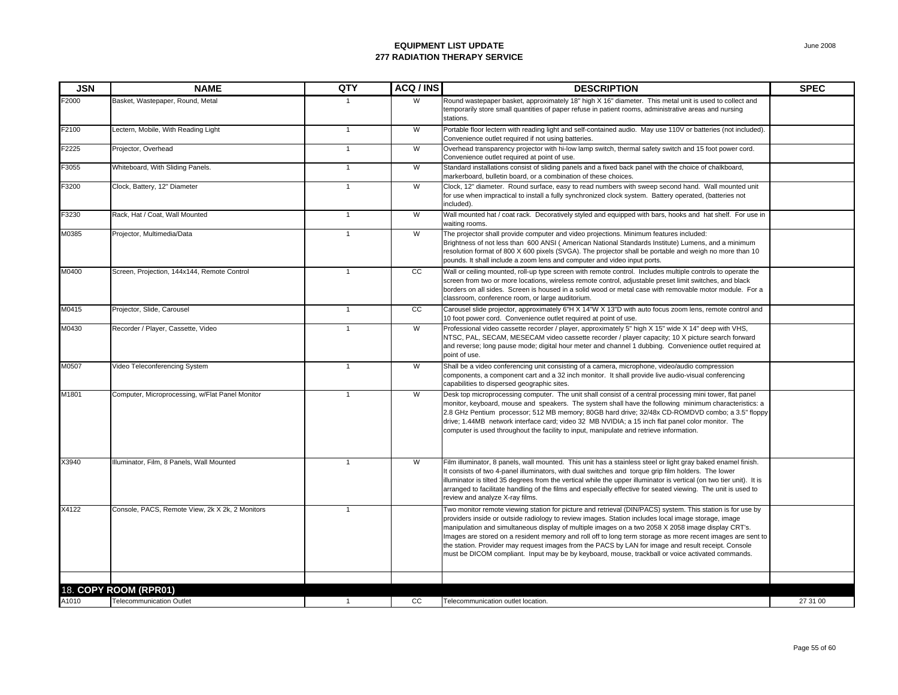# EQUIPMENT LIST UPDATE
## 277 RADIATION THERAPY SERVICE

| JSN | NAME | QTY | ACQ / INS | DESCRIPTION | SPEC |
|---|---|---|---|---|---|
| F2000 | Basket, Wastepaper, Round, Metal | 1 | W | Round wastepaper basket, approximately 18" high X 16" diameter. This metal unit is used to collect and temporarily store small quantities of paper refuse in patient rooms, administrative areas and nursing stations. | |
| F2100 | Lectern, Mobile, With Reading Light | 1 | W | Portable floor lectern with reading light and self-contained audio. May use 110V or batteries (not included). Convenience outlet required if not using batteries. | |
| F2225 | Projector, Overhead | 1 | W | Overhead transparency projector with hi-low lamp switch, thermal safety switch and 15 foot power cord. Convenience outlet required at point of use. | |
| F3055 | Whiteboard, With Sliding Panels. | 1 | W | Standard installations consist of sliding panels and a fixed back panel with the choice of chalkboard, markerboard, bulletin board, or a combination of these choices. | |
| F3200 | Clock, Battery, 12" Diameter | 1 | W | Clock, 12" diameter. Round surface, easy to read numbers with sweep second hand. Wall mounted unit for use when impractical to install a fully synchronized clock system. Battery operated, (batteries not included). | |
| F3230 | Rack, Hat / Coat, Wall Mounted | 1 | W | Wall mounted hat / coat rack. Decoratively styled and equipped with bars, hooks and hat shelf. For use in waiting rooms. | |
| M0385 | Projector, Multimedia/Data | 1 | W | The projector shall provide computer and video projections. Minimum features included: Brightness of not less than 600 ANSI ( American National Standards Institute) Lumens, and a minimum resolution format of 800 X 600 pixels (SVGA). The projector shall be portable and weigh no more than 10 pounds. It shall include a zoom lens and computer and video input ports. | |
| M0400 | Screen, Projection, 144x144, Remote Control | 1 | CC | Wall or ceiling mounted, roll-up type screen with remote control. Includes multiple controls to operate the screen from two or more locations, wireless remote control, adjustable preset limit switches, and black borders on all sides. Screen is housed in a solid wood or metal case with removable motor module. For a classroom, conference room, or large auditorium. | |
| M0415 | Projector, Slide, Carousel | 1 | CC | Carousel slide projector, approximately 6"H X 14"W X 13"D with auto focus zoom lens, remote control and 10 foot power cord. Convenience outlet required at point of use. | |
| M0430 | Recorder / Player, Cassette, Video | 1 | W | Professional video cassette recorder / player, approximately 5" high X 15" wide X 14" deep with VHS, NTSC, PAL, SECAM, MESECAM video cassette recorder / player capacity; 10 X picture search forward and reverse; long pause mode; digital hour meter and channel 1 dubbing. Convenience outlet required at point of use. | |
| M0507 | Video Teleconferencing System | 1 | W | Shall be a video conferencing unit consisting of a camera, microphone, video/audio compression components, a component cart and a 32 inch monitor. It shall provide live audio-visual conferencing capabilities to dispersed geographic sites. | |
| M1801 | Computer, Microprocessing, w/Flat Panel Monitor | 1 | W | Desk top microprocessing computer. The unit shall consist of a central processing mini tower, flat panel monitor, keyboard, mouse and speakers. The system shall have the following minimum characteristics: a 2.8 GHz Pentium processor; 512 MB memory; 80GB hard drive; 32/48x CD-ROMDVD combo; a 3.5" floppy drive; 1.44MB network interface card; video 32 MB NVIDIA; a 15 inch flat panel color monitor. The computer is used throughout the facility to input, manipulate and retrieve information. | |
| X3940 | Illuminator, Film, 8 Panels, Wall Mounted | 1 | W | Film illuminator, 8 panels, wall mounted. This unit has a stainless steel or light gray baked enamel finish. It consists of two 4-panel illuminators, with dual switches and torque grip film holders. The lower illuminator is tilted 35 degrees from the vertical while the upper illuminator is vertical (on two tier unit). It is arranged to facilitate handling of the films and especially effective for seated viewing. The unit is used to review and analyze X-ray films. | |
| X4122 | Console, PACS, Remote View, 2k X 2k, 2 Monitors | 1 | | Two monitor remote viewing station for picture and retrieval (DIN/PACS) system. This station is for use by providers inside or outside radiology to review images. Station includes local image storage, image manipulation and simultaneous display of multiple images on a two 2058 X 2058 image display CRT's. Images are stored on a resident memory and roll off to long term storage as more recent images are sent to the station. Provider may request images from the PACS by LAN for image and result receipt. Console must be DICOM compliant. Input may be by keyboard, mouse, trackball or voice activated commands. | |
| | | | | | |
| **18. COPY ROOM (RPR01)** | | | | | |
| A1010 | Telecommunication Outlet | 1 | CC | Telecommunication outlet location. | 27 31 00 |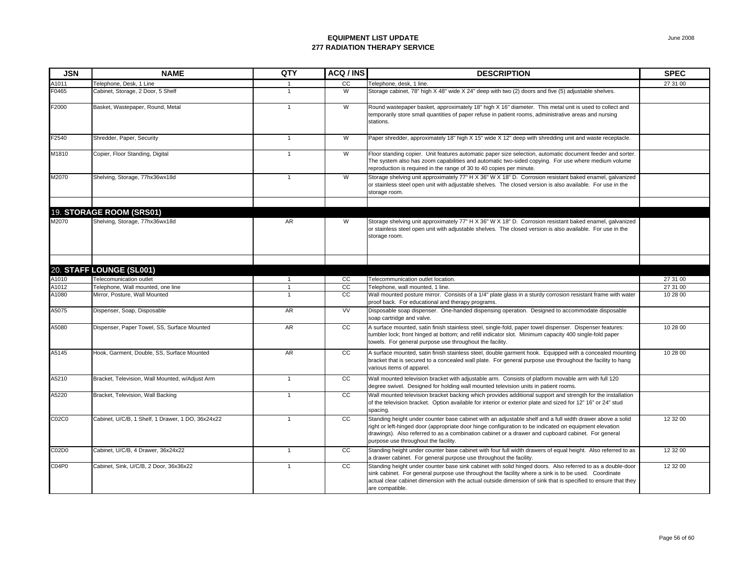# EQUIPMENT LIST UPDATE
## 277 RADIATION THERAPY SERVICE

June 2008

| JSN | NAME | QTY | ACQ / INS | DESCRIPTION | SPEC |
|---|---|---|---|---|---|
| A1011 | Telephone, Desk, 1 Line | 1 | CC | Telephone, desk, 1 line. | 27 31 00 |
| F0465 | Cabinet, Storage, 2 Door, 5 Shelf | 1 | W | Storage cabinet, 78" high X 48" wide X 24" deep with two (2) doors and five (5) adjustable shelves. | |
| F2000 | Basket, Wastepaper, Round, Metal | 1 | W | Round wastepaper basket, approximately 18" high X 16" diameter. This metal unit is used to collect and temporarily store small quantities of paper refuse in patient rooms, administrative areas and nursing stations. | |
| F2540 | Shredder, Paper, Security | 1 | W | Paper shredder, approximately 18" high X 15" wide X 12" deep with shredding unit and waste receptacle. | |
| M1810 | Copier, Floor Standing, Digital | 1 | W | Floor standing copier. Unit features automatic paper size selection, automatic document feeder and sorter. The system also has zoom capabilities and automatic two-sided copying. For use where medium volume reproduction is required in the range of 30 to 40 copies per minute. | |
| M2070 | Shelving, Storage, 77hx36wx18d | 1 | W | Storage shelving unit approximately 77" H X 36" W X 18" D. Corrosion resistant baked enamel, galvanized or stainless steel open unit with adjustable shelves. The closed version is also available. For use in the storage room. | |
| | | | | | |
| 19. **STORAGE ROOM (SRS01)** | | | | | |
| M2070 | Shelving, Storage, 77hx36wx18d | AR | W | Storage shelving unit approximately 77" H X 36" W X 18" D. Corrosion resistant baked enamel, galvanized or stainless steel open unit with adjustable shelves. The closed version is also available. For use in the storage room. | |
| | | | | | |
| 20. **STAFF LOUNGE (SL001)** | | | | | |
| A1010 | Telecomunication outlet | 1 | CC | Telecommunication outlet location. | 27 31 00 |
| A1012 | Telephone, Wall mounted, one line | 1 | CC | Telephone, wall mounted, 1 line. | 27 31 00 |
| A1080 | Mirror, Posture, Wall Mounted | 1 | CC | Wall mounted posture mirror. Consists of a 1/4" plate glass in a sturdy corrosion resistant frame with water proof back. For educational and therapy programs. | 10 28 00 |
| A5075 | Dispenser, Soap, Disposable | AR | VV | Disposable soap dispenser. One-handed dispensing operation. Designed to accommodate disposable soap cartridge and valve. | |
| A5080 | Dispenser, Paper Towel, SS, Surface Mounted | AR | CC | A surface mounted, satin finish stainless steel, single-fold, paper towel dispenser. Dispenser features: tumbler lock; front hinged at bottom; and refill indicator slot. Minimum capacity 400 single-fold paper towels. For general purpose use throughout the facility. | 10 28 00 |
| A5145 | Hook, Garment, Double, SS, Surface Mounted | AR | CC | A surface mounted, satin finish stainless steel, double garment hook. Equipped with a concealed mounting bracket that is secured to a concealed wall plate. For general purpose use throughout the facility to hang various items of apparel. | 10 28 00 |
| A5210 | Bracket, Television, Wall Mounted, w/Adjust Arm | 1 | CC | Wall mounted television bracket with adjustable arm. Consists of platform movable arm with full 120 degree swivel. Designed for holding wall mounted television units in patient rooms. | |
| A5220 | Bracket, Television, Wall Backing | 1 | CC | Wall mounted television bracket backing which provides additional support and strength for the installation of the television bracket. Option available for interior or exterior plate and sized for 12" 16" or 24" stud spacing. | |
| C02C0 | Cabinet, U/C/B, 1 Shelf, 1 Drawer, 1 DO, 36x24x22 | 1 | CC | Standing height under counter base cabinet with an adjustable shelf and a full width drawer above a solid right or left-hinged door (appropriate door hinge configuration to be indicated on equipment elevation drawings). Also referred to as a combination cabinet or a drawer and cupboard cabinet. For general purpose use throughout the facility. | 12 32 00 |
| C02D0 | Cabinet, U/C/B, 4 Drawer, 36x24x22 | 1 | CC | Standing height under counter base cabinet with four full width drawers of equal height. Also referred to as a drawer cabinet. For general purpose use throughout the facility. | 12 32 00 |
| C04P0 | Cabinet, Sink, U/C/B, 2 Door, 36x36x22 | 1 | CC | Standing height under counter base sink cabinet with solid hinged doors. Also referred to as a double-door sink cabinet. For general purpose use throughout the facility where a sink is to be used. Coordinate actual clear cabinet dimension with the actual outside dimension of sink that is specified to ensure that they are compatible. | 12 32 00 |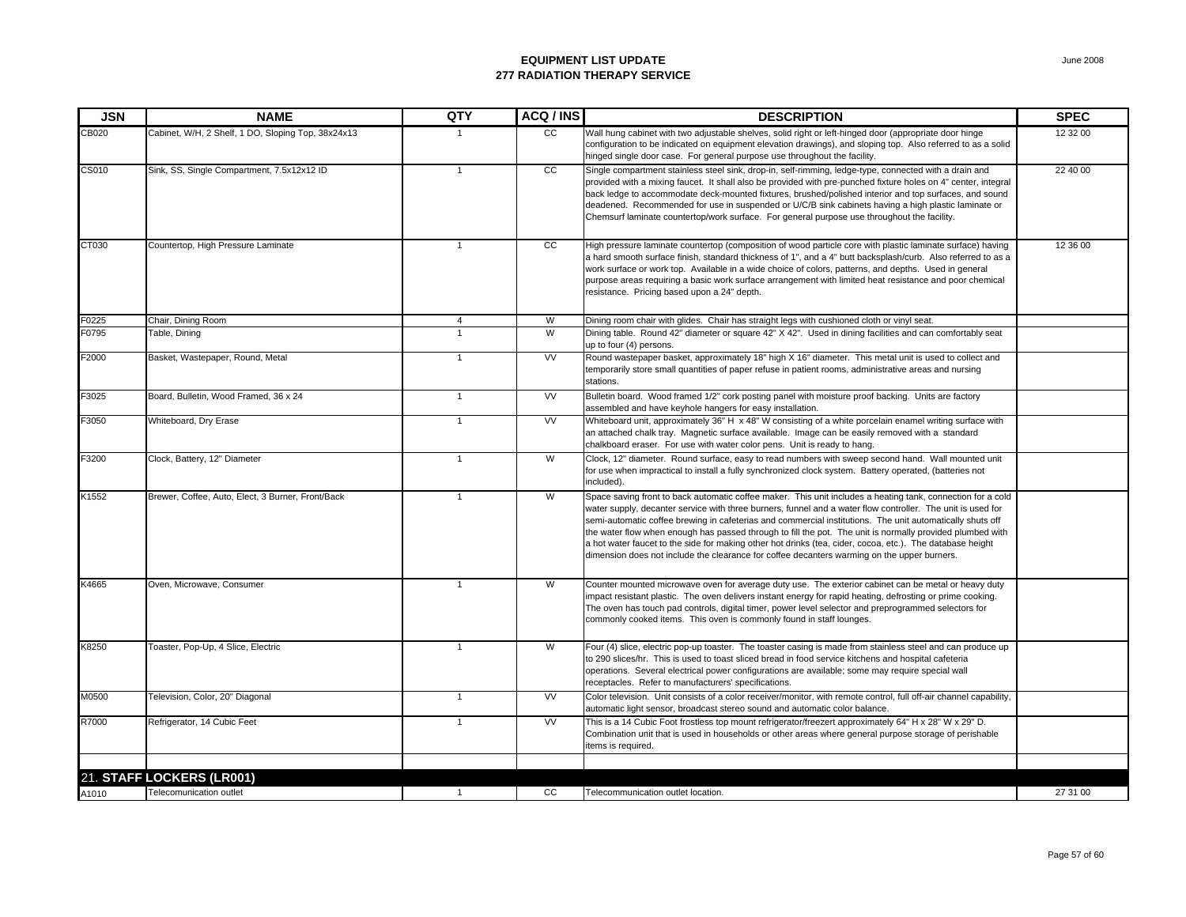# EQUIPMENT LIST UPDATE
## 277 RADIATION THERAPY SERVICE

June 2008

| JSN | NAME | QTY | ACQ / INS | DESCRIPTION | SPEC |
|---|---|---|---|---|---|
| CB020 | Cabinet, W/H, 2 Shelf, 1 DO, Sloping Top, 38x24x13 | 1 | CC | Wall hung cabinet with two adjustable shelves, solid right or left-hinged door (appropriate door hinge configuration to be indicated on equipment elevation drawings), and sloping top. Also referred to as a solid hinged single door case. For general purpose use throughout the facility. | 12 32 00 |
| CS010 | Sink, SS, Single Compartment, 7.5x12x12 ID | 1 | CC | Single compartment stainless steel sink, drop-in, self-rimming, ledge-type, connected with a drain and provided with a mixing faucet. It shall also be provided with pre-punched fixture holes on 4" center, integral back ledge to accommodate deck-mounted fixtures, brushed/polished interior and top surfaces, and sound deadened. Recommended for use in suspended or U/C/B sink cabinets having a high plastic laminate or Chemsurf laminate countertop/work surface. For general purpose use throughout the facility. | 22 40 00 |
| CT030 | Countertop, High Pressure Laminate | 1 | CC | High pressure laminate countertop (composition of wood particle core with plastic laminate surface) having a hard smooth surface finish, standard thickness of 1", and a 4" butt backsplash/curb. Also referred to as a work surface or work top. Available in a wide choice of colors, patterns, and depths. Used in general purpose areas requiring a basic work surface arrangement with limited heat resistance and poor chemical resistance. Pricing based upon a 24" depth. | 12 36 00 |
| F0225 | Chair, Dining Room | 4 | W | Dining room chair with glides. Chair has straight legs with cushioned cloth or vinyl seat. | |
| F0795 | Table, Dining | 1 | W | Dining table. Round 42" diameter or square 42" X 42". Used in dining facilities and can comfortably seat up to four (4) persons. | |
| F2000 | Basket, Wastepaper, Round, Metal | 1 | VV | Round wastepaper basket, approximately 18" high X 16" diameter. This metal unit is used to collect and temporarily store small quantities of paper refuse in patient rooms, administrative areas and nursing stations. | |
| F3025 | Board, Bulletin, Wood Framed, 36 x 24 | 1 | VV | Bulletin board. Wood framed 1/2" cork posting panel with moisture proof backing. Units are factory assembled and have keyhole hangers for easy installation. | |
| F3050 | Whiteboard, Dry Erase | 1 | VV | Whiteboard unit, approximately 36" H x 48" W consisting of a white porcelain enamel writing surface with an attached chalk tray. Magnetic surface available. Image can be easily removed with a standard chalkboard eraser. For use with water color pens. Unit is ready to hang. | |
| F3200 | Clock, Battery, 12" Diameter | 1 | W | Clock, 12" diameter. Round surface, easy to read numbers with sweep second hand. Wall mounted unit for use when impractical to install a fully synchronized clock system. Battery operated, (batteries not included). | |
| K1552 | Brewer, Coffee, Auto, Elect, 3 Burner, Front/Back | 1 | W | Space saving front to back automatic coffee maker. This unit includes a heating tank, connection for a cold water supply, decanter service with three burners, funnel and a water flow controller. The unit is used for semi-automatic coffee brewing in cafeterias and commercial institutions. The unit automatically shuts off the water flow when enough has passed through to fill the pot. The unit is normally provided plumbed with a hot water faucet to the side for making other hot drinks (tea, cider, cocoa, etc.). The database height dimension does not include the clearance for coffee decanters warming on the upper burners. | |
| K4665 | Oven, Microwave, Consumer | 1 | W | Counter mounted microwave oven for average duty use. The exterior cabinet can be metal or heavy duty impact resistant plastic. The oven delivers instant energy for rapid heating, defrosting or prime cooking. The oven has touch pad controls, digital timer, power level selector and preprogrammed selectors for commonly cooked items. This oven is commonly found in staff lounges. | |
| K8250 | Toaster, Pop-Up, 4 Slice, Electric | 1 | W | Four (4) slice, electric pop-up toaster. The toaster casing is made from stainless steel and can produce up to 290 slices/hr. This is used to toast sliced bread in food service kitchens and hospital cafeteria operations. Several electrical power configurations are available; some may require special wall receptacles. Refer to manufacturers' specifications. | |
| M0500 | Television, Color, 20" Diagonal | 1 | VV | Color television. Unit consists of a color receiver/monitor, with remote control, full off-air channel capability, automatic light sensor, broadcast stereo sound and automatic color balance. | |
| R7000 | Refrigerator, 14 Cubic Feet | 1 | VV | This is a 14 Cubic Foot frostless top mount refrigerator/freezert approximately 64" H x 28" W x 29" D. Combination unit that is used in households or other areas where general purpose storage of perishable items is required. | |
| | | | | | |
| **21. STAFF LOCKERS (LR001)** | | | | | |
| A1010 | Telecomunication outlet | 1 | CC | Telecommunication outlet location. | 27 31 00 |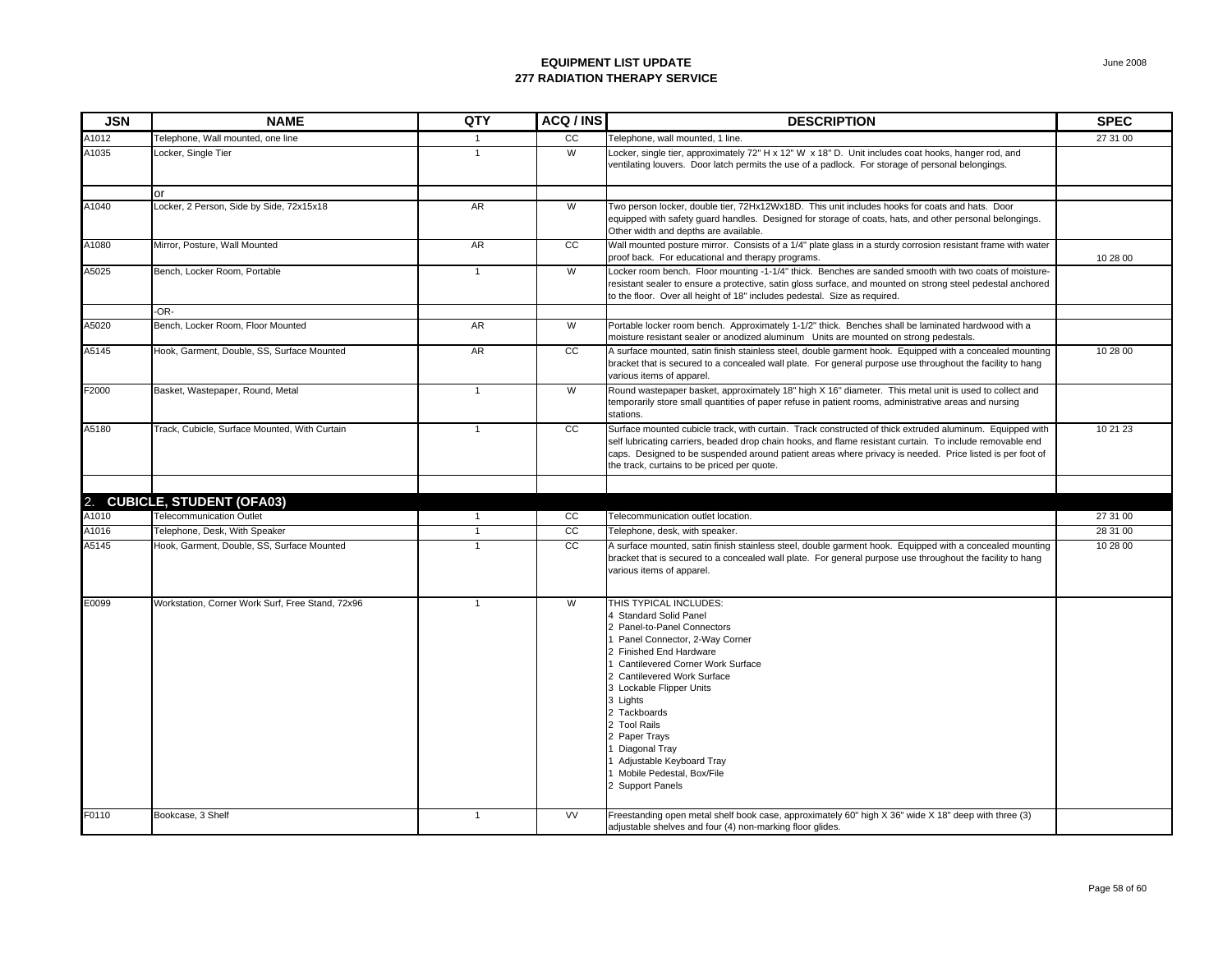# EQUIPMENT LIST UPDATE
## 277 RADIATION THERAPY SERVICE

June 2008

| JSN | NAME | QTY | ACQ / INS | DESCRIPTION | SPEC |
|---|---|---|---|---|---|
| A1012 | Telephone, Wall mounted, one line | 1 | CC | Telephone, wall mounted, 1 line. | 27 31 00 |
| A1035 | Locker, Single Tier | 1 | W | Locker, single tier, approximately 72" H x 12" W x 18" D. Unit includes coat hooks, hanger rod, and ventilating louvers. Door latch permits the use of a padlock. For storage of personal belongings. | |
| | or | | | | |
| A1040 | Locker, 2 Person, Side by Side, 72x15x18 | AR | W | Two person locker, double tier, 72Hx12Wx18D. This unit includes hooks for coats and hats. Door equipped with safety guard handles. Designed for storage of coats, hats, and other personal belongings. Other width and depths are available. | |
| A1080 | Mirror, Posture, Wall Mounted | AR | CC | Wall mounted posture mirror. Consists of a 1/4" plate glass in a sturdy corrosion resistant frame with water proof back. For educational and therapy programs. | 10 28 00 |
| A5025 | Bench, Locker Room, Portable | 1 | W | Locker room bench. Floor mounting -1-1/4" thick. Benches are sanded smooth with two coats of moisture-resistant sealer to ensure a protective, satin gloss surface, and mounted on strong steel pedestal anchored to the floor. Over all height of 18" includes pedestal. Size as required. | |
| | -OR- | | | | |
| A5020 | Bench, Locker Room, Floor Mounted | AR | W | Portable locker room bench. Approximately 1-1/2" thick. Benches shall be laminated hardwood with a moisture resistant sealer or anodized aluminum Units are mounted on strong pedestals. | |
| A5145 | Hook, Garment, Double, SS, Surface Mounted | AR | CC | A surface mounted, satin finish stainless steel, double garment hook. Equipped with a concealed mounting bracket that is secured to a concealed wall plate. For general purpose use throughout the facility to hang various items of apparel. | 10 28 00 |
| F2000 | Basket, Wastepaper, Round, Metal | 1 | W | Round wastepaper basket, approximately 18" high X 16" diameter. This metal unit is used to collect and temporarily store small quantities of paper refuse in patient rooms, administrative areas and nursing stations. | |
| A5180 | Track, Cubicle, Surface Mounted, With Curtain | 1 | CC | Surface mounted cubicle track, with curtain. Track constructed of thick extruded aluminum. Equipped with self lubricating carriers, beaded drop chain hooks, and flame resistant curtain. To include removable end caps. Designed to be suspended around patient areas where privacy is needed. Price listed is per foot of the track, curtains to be priced per quote. | 10 21 23 |
| | | | | | |
| **2. CUBICLE, STUDENT (OFA03)** | | | | | |
| A1010 | Telecommunication Outlet | 1 | CC | Telecommunication outlet location. | 27 31 00 |
| A1016 | Telephone, Desk, With Speaker | 1 | CC | Telephone, desk, with speaker. | 28 31 00 |
| A5145 | Hook, Garment, Double, SS, Surface Mounted | 1 | CC | A surface mounted, satin finish stainless steel, double garment hook. Equipped with a concealed mounting bracket that is secured to a concealed wall plate. For general purpose use throughout the facility to hang various items of apparel. | 10 28 00 |
| E0099 | Workstation, Corner Work Surf, Free Stand, 72x96 | 1 | W | THIS TYPICAL INCLUDES:<br>4 Standard Solid Panel<br>2 Panel-to-Panel Connectors<br>1 Panel Connector, 2-Way Corner<br>2 Finished End Hardware<br>1 Cantilevered Corner Work Surface<br>2 Cantilevered Work Surface<br>3 Lockable Flipper Units<br>3 Lights<br>2 Tackboards<br>2 Tool Rails<br>2 Paper Trays<br>1 Diagonal Tray<br>1 Adjustable Keyboard Tray<br>1 Mobile Pedestal, Box/File<br>2 Support Panels | |
| F0110 | Bookcase, 3 Shelf | 1 | VV | Freestanding open metal shelf book case, approximately 60" high X 36" wide X 18" deep with three (3) adjustable shelves and four (4) non-marking floor glides. | |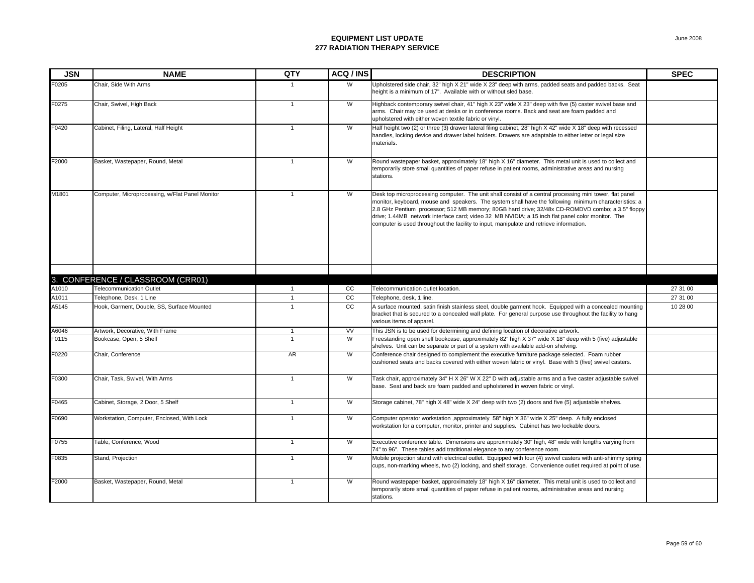# EQUIPMENT LIST UPDATE
## 277 RADIATION THERAPY SERVICE

June 2008

| JSN | NAME | QTY | ACQ / INS | DESCRIPTION | SPEC |
|---|---|---|---|---|---|
| F0205 | Chair, Side With Arms | 1 | W | Upholstered side chair, 32" high X 21" wide X 23" deep with arms, padded seats and padded backs. Seat height is a minimum of 17". Available with or without sled base. | |
| F0275 | Chair, Swivel, High Back | 1 | W | Highback contemporary swivel chair, 41" high X 23" wide X 23" deep with five (5) caster swivel base and arms. Chair may be used at desks or in conference rooms. Back and seat are foam padded and upholstered with either woven textile fabric or vinyl. | |
| F0420 | Cabinet, Filing, Lateral, Half Height | 1 | W | Half height two (2) or three (3) drawer lateral filing cabinet, 28" high X 42" wide X 18" deep with recessed handles, locking device and drawer label holders. Drawers are adaptable to either letter or legal size materials. | |
| F2000 | Basket, Wastepaper, Round, Metal | 1 | W | Round wastepaper basket, approximately 18" high X 16" diameter. This metal unit is used to collect and temporarily store small quantities of paper refuse in patient rooms, administrative areas and nursing stations. | |
| M1801 | Computer, Microprocessing, w/Flat Panel Monitor | 1 | W | Desk top microprocessing computer. The unit shall consist of a central processing mini tower, flat panel monitor, keyboard, mouse and speakers. The system shall have the following minimum characteristics: a 2.8 GHz Pentium processor; 512 MB memory; 80GB hard drive; 32/48x CD-ROMDVD combo; a 3.5" floppy drive; 1.44MB network interface card; video 32 MB NVIDIA; a 15 inch flat panel color monitor. The computer is used throughout the facility to input, manipulate and retrieve information. | |
| | | | | | |
| **3. CONFERENCE / CLASSROOM (CRR01)** | | | | | |
| A1010 | Telecommunication Outlet | 1 | CC | Telecommunication outlet location. | 27 31 00 |
| A1011 | Telephone, Desk, 1 Line | 1 | CC | Telephone, desk, 1 line. | 27 31 00 |
| A5145 | Hook, Garment, Double, SS, Surface Mounted | 1 | CC | A surface mounted, satin finish stainless steel, double garment hook. Equipped with a concealed mounting bracket that is secured to a concealed wall plate. For general purpose use throughout the facility to hang various items of apparel. | 10 28 00 |
| A6046 | Artwork, Decorative, With Frame | 1 | VV | This JSN is to be used for determining and defining location of decorative artwork. | |
| F0115 | Bookcase, Open, 5 Shelf | 1 | W | Freestanding open shelf bookcase, approximately 82" high X 37" wide X 18" deep with 5 (five) adjustable shelves. Unit can be separate or part of a system with available add-on shelving. | |
| F0220 | Chair, Conference | AR | W | Conference chair designed to complement the executive furniture package selected. Foam rubber cushioned seats and backs covered with either woven fabric or vinyl. Base with 5 (five) swivel casters. | |
| F0300 | Chair, Task, Swivel, With Arms | 1 | W | Task chair, approximately 34" H X 26" W X 22" D with adjustable arms and a five caster adjustable swivel base. Seat and back are foam padded and upholstered in woven fabric or vinyl. | |
| F0465 | Cabinet, Storage, 2 Door, 5 Shelf | 1 | W | Storage cabinet, 78" high X 48" wide X 24" deep with two (2) doors and five (5) adjustable shelves. | |
| F0690 | Workstation, Computer, Enclosed, With Lock | 1 | W | Computer operator workstation ,approximately 58" high X 36" wide X 25" deep. A fully enclosed workstation for a computer, monitor, printer and supplies. Cabinet has two lockable doors. | |
| F0755 | Table, Conference, Wood | 1 | W | Executive conference table. Dimensions are approximately 30" high, 48" wide with lengths varying from 74" to 96". These tables add traditional elegance to any conference room. | |
| F0835 | Stand, Projection | 1 | W | Mobile projection stand with electrical outlet. Equipped with four (4) swivel casters with anti-shimmy spring cups, non-marking wheels, two (2) locking, and shelf storage. Convenience outlet required at point of use. | |
| F2000 | Basket, Wastepaper, Round, Metal | 1 | W | Round wastepaper basket, approximately 18" high X 16" diameter. This metal unit is used to collect and temporarily store small quantities of paper refuse in patient rooms, administrative areas and nursing stations. | |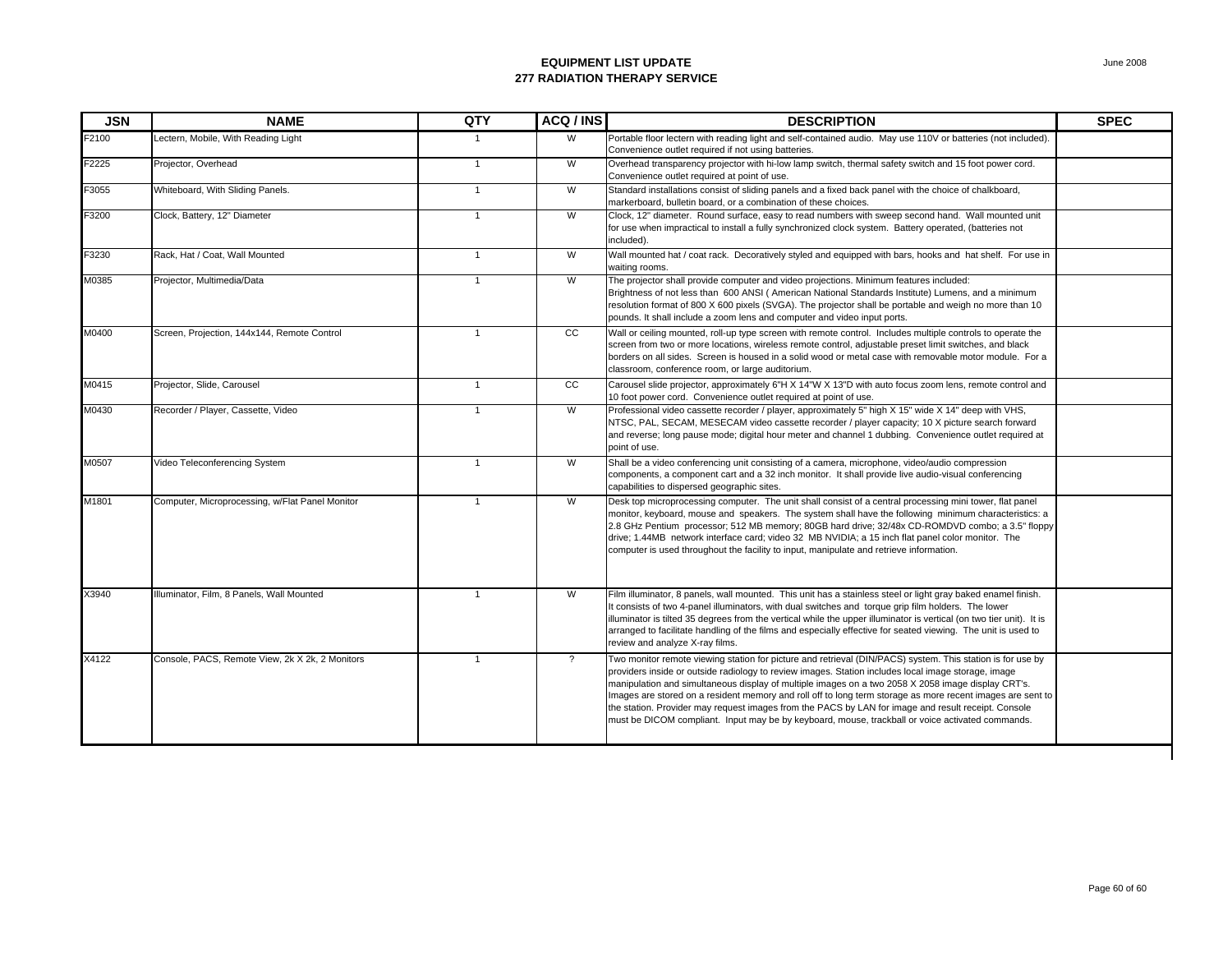**EQUIPMENT LIST UPDATE**
**277 RADIATION THERAPY SERVICE**

June 2008

| JSN | NAME | QTY | ACQ / INS | DESCRIPTION | SPEC |
|---|---|---|---|---|---|
| F2100 | Lectern, Mobile, With Reading Light | 1 | W | Portable floor lectern with reading light and self-contained audio. May use 110V or batteries (not included). Convenience outlet required if not using batteries. | |
| F2225 | Projector, Overhead | 1 | W | Overhead transparency projector with hi-low lamp switch, thermal safety switch and 15 foot power cord. Convenience outlet required at point of use. | |
| F3055 | Whiteboard, With Sliding Panels. | 1 | W | Standard installations consist of sliding panels and a fixed back panel with the choice of chalkboard, markerboard, bulletin board, or a combination of these choices. | |
| F3200 | Clock, Battery, 12" Diameter | 1 | W | Clock, 12" diameter. Round surface, easy to read numbers with sweep second hand. Wall mounted unit for use when impractical to install a fully synchronized clock system. Battery operated, (batteries not included). | |
| F3230 | Rack, Hat / Coat, Wall Mounted | 1 | W | Wall mounted hat / coat rack. Decoratively styled and equipped with bars, hooks and hat shelf. For use in waiting rooms. | |
| M0385 | Projector, Multimedia/Data | 1 | W | The projector shall provide computer and video projections. Minimum features included: Brightness of not less than 600 ANSI ( American National Standards Institute) Lumens, and a minimum resolution format of 800 X 600 pixels (SVGA). The projector shall be portable and weigh no more than 10 pounds. It shall include a zoom lens and computer and video input ports. | |
| M0400 | Screen, Projection, 144x144, Remote Control | 1 | CC | Wall or ceiling mounted, roll-up type screen with remote control. Includes multiple controls to operate the screen from two or more locations, wireless remote control, adjustable preset limit switches, and black borders on all sides. Screen is housed in a solid wood or metal case with removable motor module. For a classroom, conference room, or large auditorium. | |
| M0415 | Projector, Slide, Carousel | 1 | CC | Carousel slide projector, approximately 6"H X 14"W X 13"D with auto focus zoom lens, remote control and 10 foot power cord. Convenience outlet required at point of use. | |
| M0430 | Recorder / Player, Cassette, Video | 1 | W | Professional video cassette recorder / player, approximately 5" high X 15" wide X 14" deep with VHS, NTSC, PAL, SECAM, MESECAM video cassette recorder / player capacity; 10 X picture search forward and reverse; long pause mode; digital hour meter and channel 1 dubbing. Convenience outlet required at point of use. | |
| M0507 | Video Teleconferencing System | 1 | W | Shall be a video conferencing unit consisting of a camera, microphone, video/audio compression components, a component cart and a 32 inch monitor. It shall provide live audio-visual conferencing capabilities to dispersed geographic sites. | |
| M1801 | Computer, Microprocessing, w/Flat Panel Monitor | 1 | W | Desk top microprocessing computer. The unit shall consist of a central processing mini tower, flat panel monitor, keyboard, mouse and speakers. The system shall have the following minimum characteristics: a 2.8 GHz Pentium processor; 512 MB memory; 80GB hard drive; 32/48x CD-ROMDVD combo; a 3.5" floppy drive; 1.44MB network interface card; video 32 MB NVIDIA; a 15 inch flat panel color monitor. The computer is used throughout the facility to input, manipulate and retrieve information. | |
| X3940 | Illuminator, Film, 8 Panels, Wall Mounted | 1 | W | Film illuminator, 8 panels, wall mounted. This unit has a stainless steel or light gray baked enamel finish. It consists of two 4-panel illuminators, with dual switches and torque grip film holders. The lower illuminator is tilted 35 degrees from the vertical while the upper illuminator is vertical (on two tier unit). It is arranged to facilitate handling of the films and especially effective for seated viewing. The unit is used to review and analyze X-ray films. | |
| X4122 | Console, PACS, Remote View, 2k X 2k, 2 Monitors | 1 | ? | Two monitor remote viewing station for picture and retrieval (DIN/PACS) system. This station is for use by providers inside or outside radiology to review images. Station includes local image storage, image manipulation and simultaneous display of multiple images on a two 2058 X 2058 image display CRT's. Images are stored on a resident memory and roll off to long term storage as more recent images are sent to the station. Provider may request images from the PACS by LAN for image and result receipt. Console must be DICOM compliant. Input may be by keyboard, mouse, trackball or voice activated commands. | |